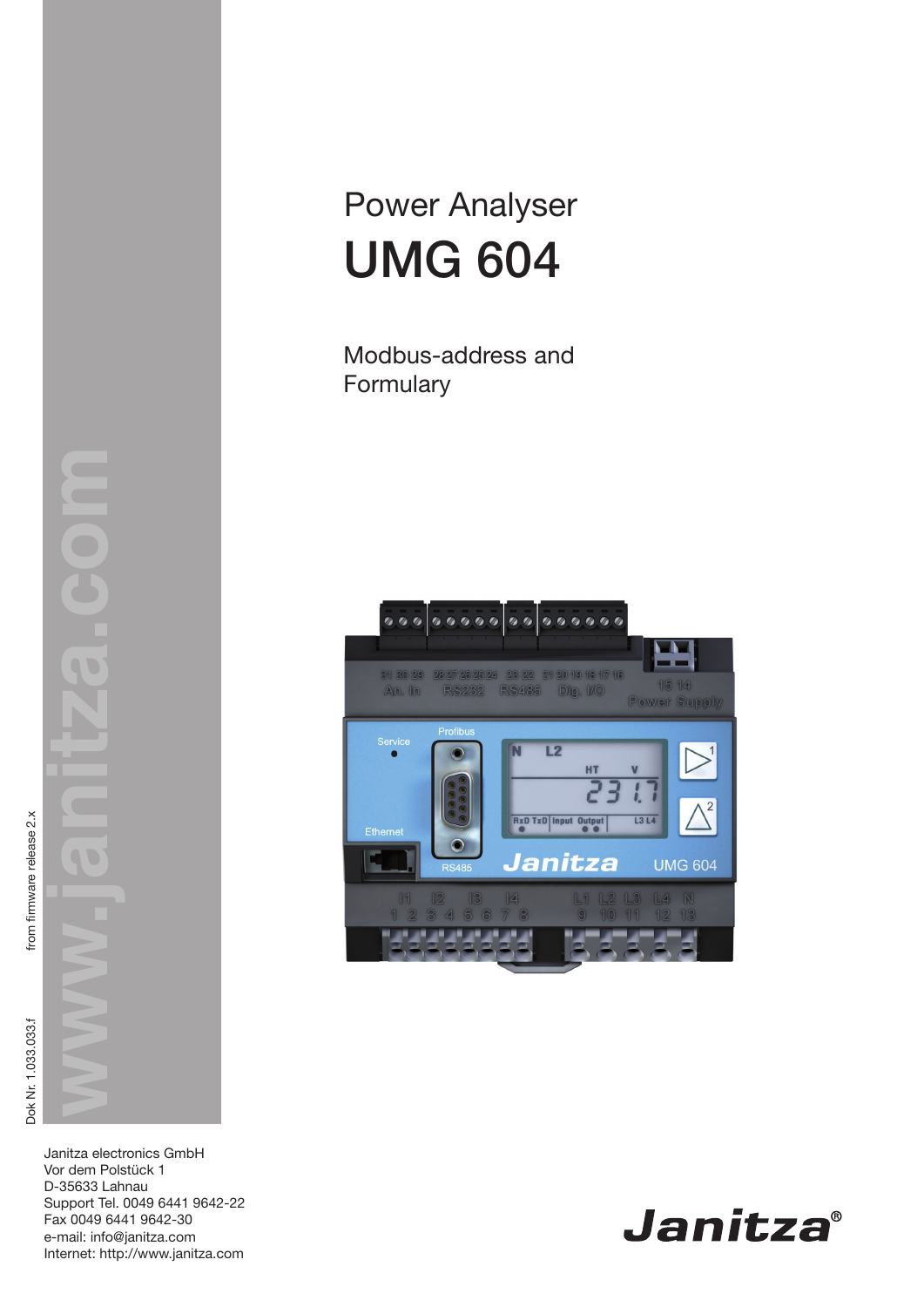# Power Analyser

# UMG 604

## Modbus-address and Formulary

from firmware release 2.x

Dok Nr. 1.033.033.f

www.janitza.com

Janitza electronics GmbH
Vor dem Polstück 1
D-35633 Lahnau
Support Tel. 0049 6441 9642-22
Fax 0049 6441 9642-30
e-mail: info@janitza.com
Internet: http://www.janitza.com

Janitza®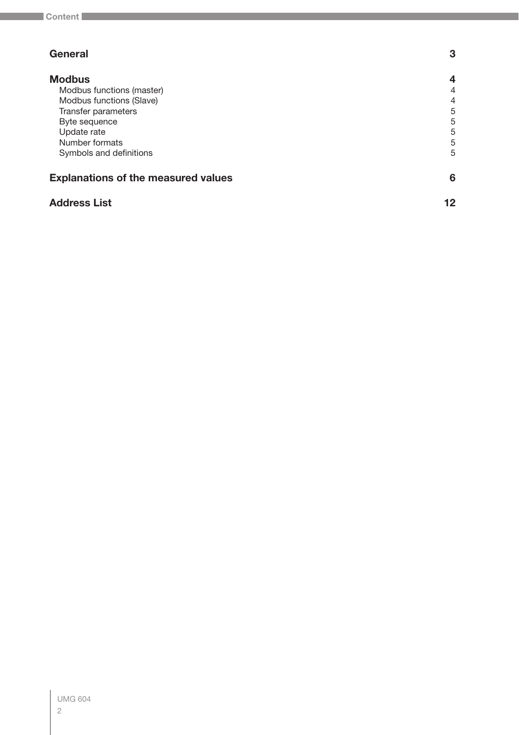# Content

| | |
|---|---|
| **General** | **3** |
| **Modbus** | **4** |
| Modbus functions (master) | 4 |
| Modbus functions (Slave) | 4 |
| Transfer parameters | 5 |
| Byte sequence | 5 |
| Update rate | 5 |
| Number formats | 5 |
| Symbols and definitions | 5 |
| **Explanations of the measured values** | **6** |
| **Address List** | **12** |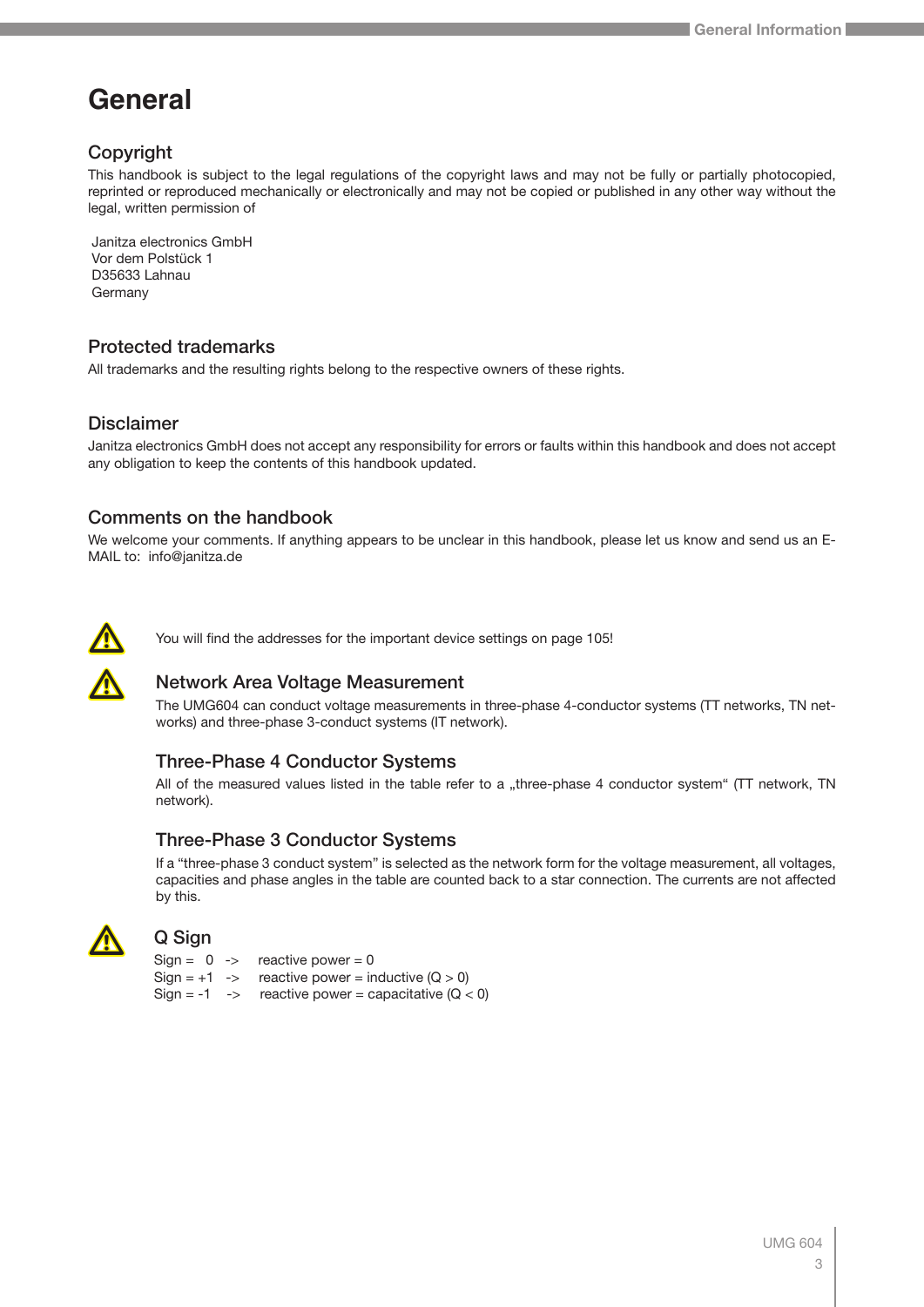# General

## Copyright

This handbook is subject to the legal regulations of the copyright laws and may not be fully or partially photocopied, reprinted or reproduced mechanically or electronically and may not be copied or published in any other way without the legal, written permission of

Janitza electronics GmbH
Vor dem Polstück 1
D35633 Lahnau
Germany

## Protected trademarks

All trademarks and the resulting rights belong to the respective owners of these rights.

## Disclaimer

Janitza electronics GmbH does not accept any responsibility for errors or faults within this handbook and does not accept any obligation to keep the contents of this handbook updated.

## Comments on the handbook

We welcome your comments. If anything appears to be unclear in this handbook, please let us know and send us an E-MAIL to: info@janitza.de

You will find the addresses for the important device settings on page 105!

## Network Area Voltage Measurement

The UMG604 can conduct voltage measurements in three-phase 4-conductor systems (TT networks, TN networks) and three-phase 3-conduct systems (IT network).

## Three-Phase 4 Conductor Systems

All of the measured values listed in the table refer to a „three-phase 4 conductor system“ (TT network, TN network).

## Three-Phase 3 Conductor Systems

If a “three-phase 3 conduct system” is selected as the network form for the voltage measurement, all voltages, capacities and phase angles in the table are counted back to a star connection. The currents are not affected by this.

## Q Sign

Sign = 0 -> reactive power = 0
Sign = +1 -> reactive power = inductive (Q > 0)
Sign = -1 -> reactive power = capacitative (Q < 0)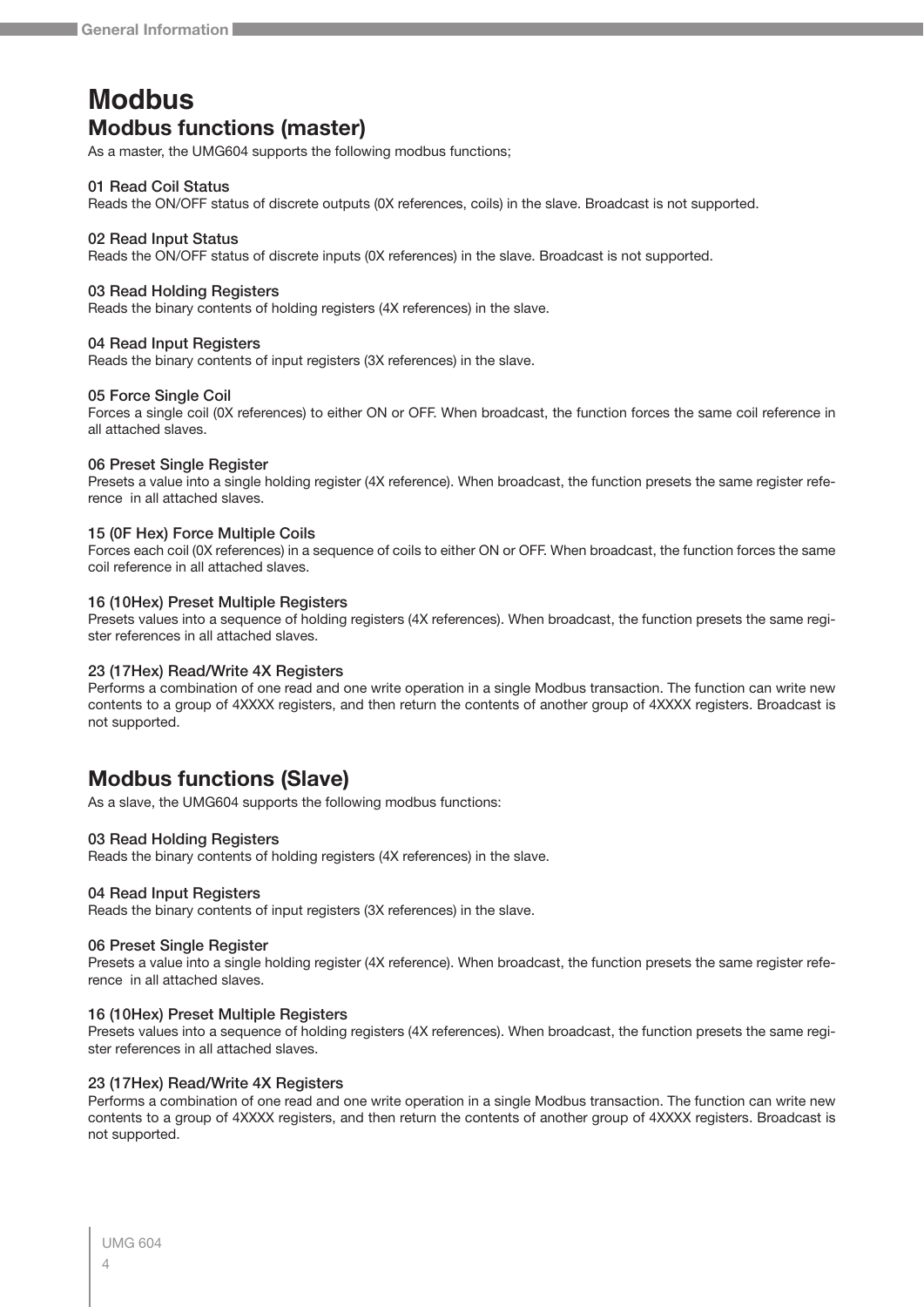# Modbus

## Modbus functions (master)

As a master, the UMG604 supports the following modbus functions;

**01 Read Coil Status**
Reads the ON/OFF status of discrete outputs (0X references, coils) in the slave. Broadcast is not supported.

**02 Read Input Status**
Reads the ON/OFF status of discrete inputs (0X references) in the slave. Broadcast is not supported.

**03 Read Holding Registers**
Reads the binary contents of holding registers (4X references) in the slave.

**04 Read Input Registers**
Reads the binary contents of input registers (3X references) in the slave.

**05 Force Single Coil**
Forces a single coil (0X references) to either ON or OFF. When broadcast, the function forces the same coil reference in all attached slaves.

**06 Preset Single Register**
Presets a value into a single holding register (4X reference). When broadcast, the function presets the same register reference in all attached slaves.

**15 (0F Hex) Force Multiple Coils**
Forces each coil (0X references) in a sequence of coils to either ON or OFF. When broadcast, the function forces the same coil reference in all attached slaves.

**16 (10Hex) Preset Multiple Registers**
Presets values into a sequence of holding registers (4X references). When broadcast, the function presets the same register references in all attached slaves.

**23 (17Hex) Read/Write 4X Registers**
Performs a combination of one read and one write operation in a single Modbus transaction. The function can write new contents to a group of 4XXXX registers, and then return the contents of another group of 4XXXX registers. Broadcast is not supported.

## Modbus functions (Slave)

As a slave, the UMG604 supports the following modbus functions:

**03 Read Holding Registers**
Reads the binary contents of holding registers (4X references) in the slave.

**04 Read Input Registers**
Reads the binary contents of input registers (3X references) in the slave.

**06 Preset Single Register**
Presets a value into a single holding register (4X reference). When broadcast, the function presets the same register reference in all attached slaves.

**16 (10Hex) Preset Multiple Registers**
Presets values into a sequence of holding registers (4X references). When broadcast, the function presets the same register references in all attached slaves.

**23 (17Hex) Read/Write 4X Registers**
Performs a combination of one read and one write operation in a single Modbus transaction. The function can write new contents to a group of 4XXXX registers, and then return the contents of another group of 4XXXX registers. Broadcast is not supported.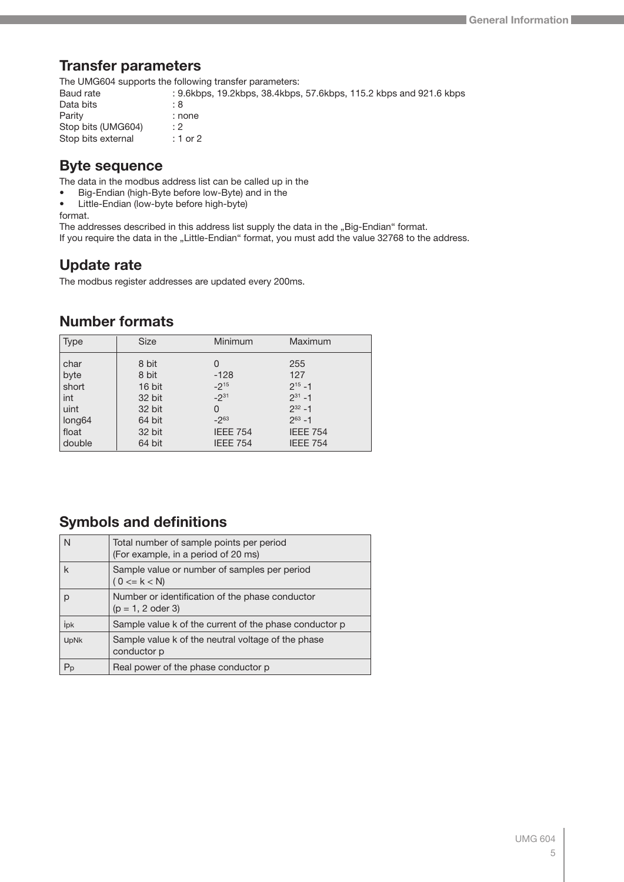## Transfer parameters

The UMG604 supports the following transfer parameters:

| | |
|---|---|
| Baud rate | : 9.6kbps, 19.2kbps, 38.4kbps, 57.6kbps, 115.2 kbps and 921.6 kbps |
| Data bits | : 8 |
| Parity | : none |
| Stop bits (UMG604) | : 2 |
| Stop bits external | : 1 or 2 |

## Byte sequence

The data in the modbus address list can be called up in the

- Big-Endian (high-Byte before low-Byte) and in the
- Little-Endian (low-byte before high-byte)

format.

The addresses described in this address list supply the data in the „Big-Endian“ format.
If you require the data in the „Little-Endian“ format, you must add the value 32768 to the address.

## Update rate

The modbus register addresses are updated every 200ms.

## Number formats

| Type | Size | Minimum | Maximum |
|---|---|---|---|
| char | 8 bit | 0 | 255 |
| byte | 8 bit | -128 | 127 |
| short | 16 bit | $-2^{15}$ | $2^{15}-1$ |
| int | 32 bit | $-2^{31}$ | $2^{31}-1$ |
| uint | 32 bit | 0 | $2^{32}-1$ |
| long64 | 64 bit | $-2^{63}$ | $2^{63}-1$ |
| float | 32 bit | IEEE 754 | IEEE 754 |
| double | 64 bit | IEEE 754 | IEEE 754 |

## Symbols and definitions

| | |
|---|---|
| N | Total number of sample points per period (For example, in a period of 20 ms) |
| k | Sample value or number of samples per period ( 0 <= k < N) |
| p | Number or identification of the phase conductor (p = 1, 2 oder 3) |
| $i_{pk}$ | Sample value k of the current of the phase conductor p |
| $u_{pNk}$ | Sample value k of the neutral voltage of the phase conductor p |
| $P_p$ | Real power of the phase conductor p |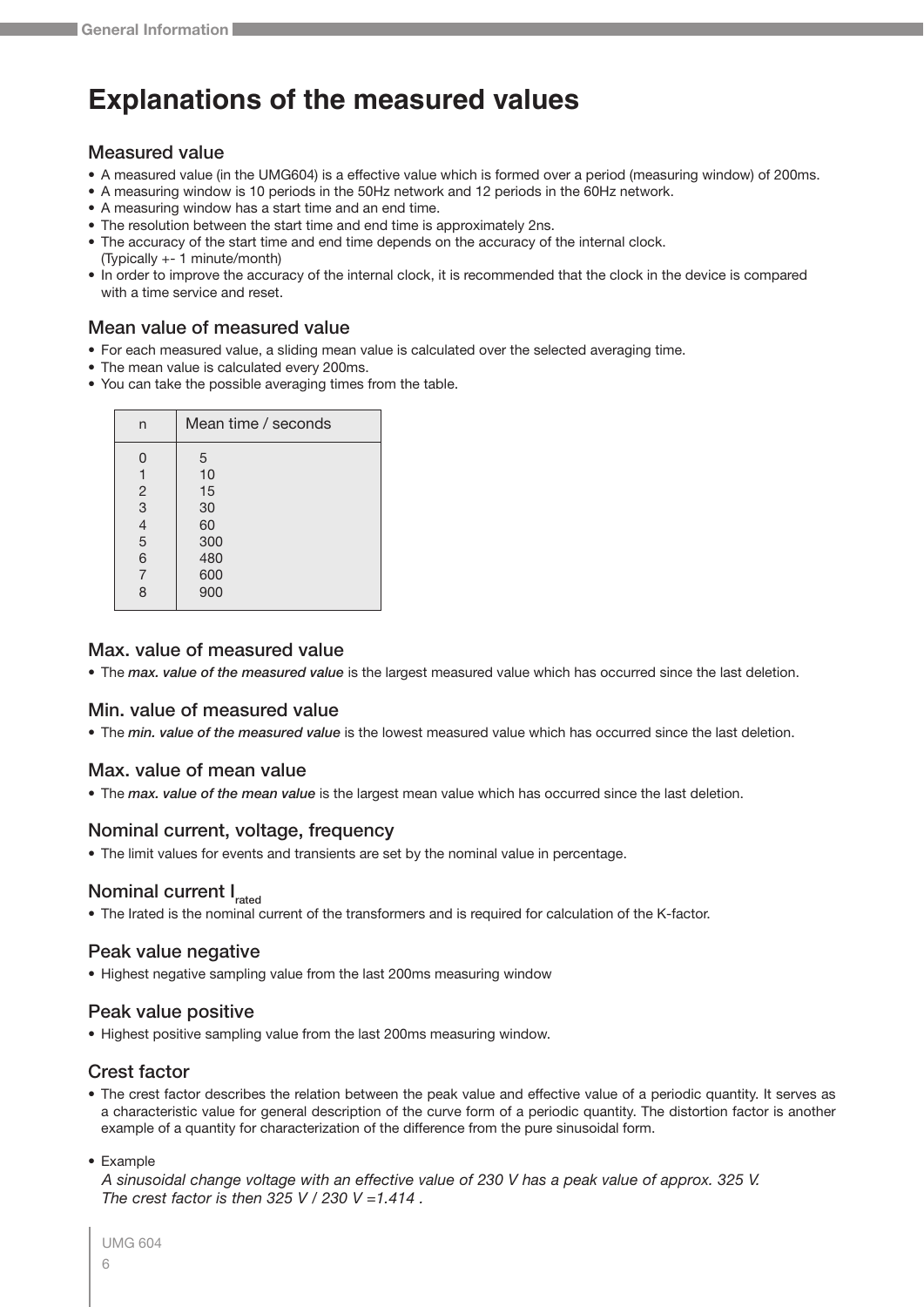# Explanations of the measured values

## Measured value

- A measured value (in the UMG604) is a effective value which is formed over a period (measuring window) of 200ms.
- A measuring window is 10 periods in the 50Hz network and 12 periods in the 60Hz network.
- A measuring window has a start time and an end time.
- The resolution between the start time and end time is approximately 2ns.
- The accuracy of the start time and end time depends on the accuracy of the internal clock. (Typically +- 1 minute/month)
- In order to improve the accuracy of the internal clock, it is recommended that the clock in the device is compared with a time service and reset.

## Mean value of measured value

- For each measured value, a sliding mean value is calculated over the selected averaging time.
- The mean value is calculated every 200ms.
- You can take the possible averaging times from the table.

| n | Mean time / seconds |
|---|---|
| 0 | 5 |
| 1 | 10 |
| 2 | 15 |
| 3 | 30 |
| 4 | 60 |
| 5 | 300 |
| 6 | 480 |
| 7 | 600 |
| 8 | 900 |

## Max. value of measured value

- The ***max. value of the measured value*** is the largest measured value which has occurred since the last deletion.

## Min. value of measured value

- The ***min. value of the measured value*** is the lowest measured value which has occurred since the last deletion.

## Max. value of mean value

- The ***max. value of the mean value*** is the largest mean value which has occurred since the last deletion.

## Nominal current, voltage, frequency

- The limit values for events and transients are set by the nominal value in percentage.

## Nominal current $I_{rated}$

- The Irated is the nominal current of the transformers and is required for calculation of the K-factor.

## Peak value negative

- Highest negative sampling value from the last 200ms measuring window

## Peak value positive

- Highest positive sampling value from the last 200ms measuring window.

## Crest factor

- The crest factor describes the relation between the peak value and effective value of a periodic quantity. It serves as a characteristic value for general description of the curve form of a periodic quantity. The distortion factor is another example of a quantity for characterization of the difference from the pure sinusoidal form.
- Example
  *A sinusoidal change voltage with an effective value of 230 V has a peak value of approx. 325 V. The crest factor is then 325 V / 230 V =1.414 .*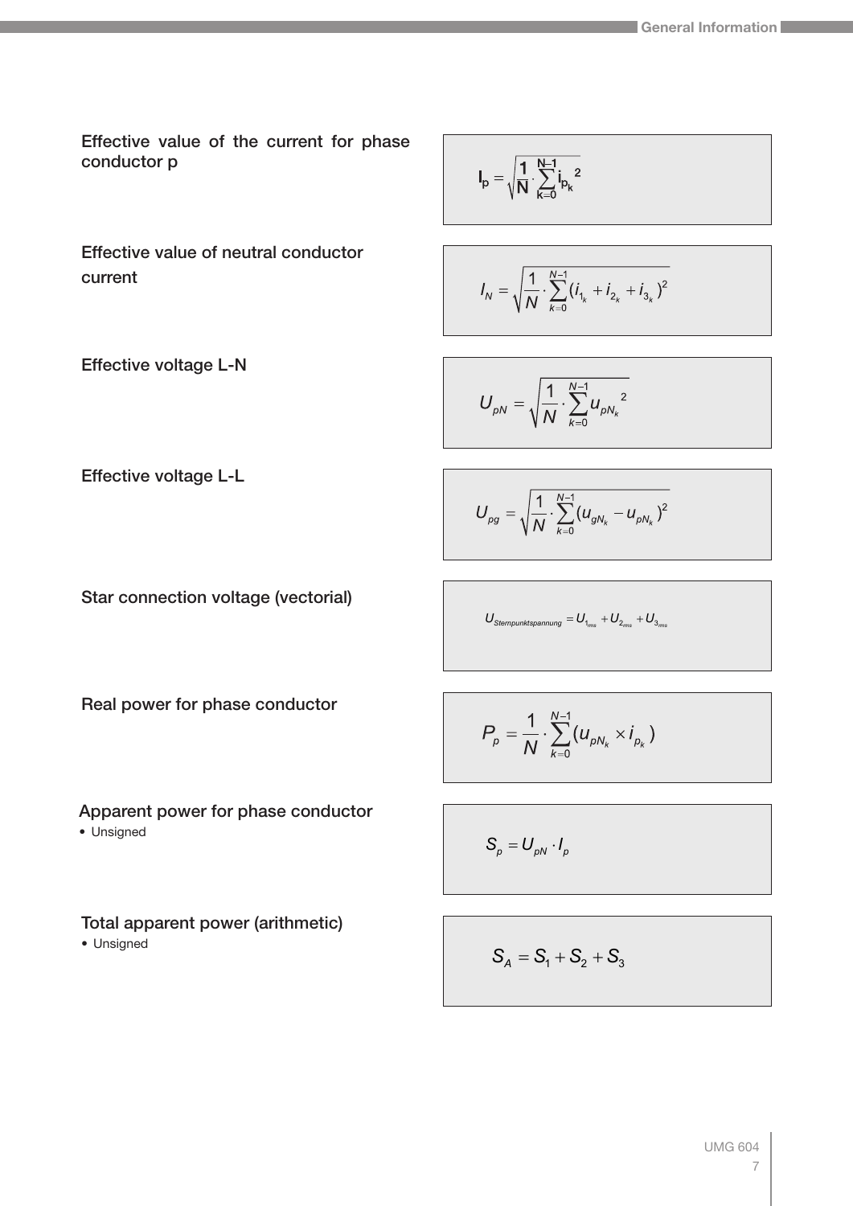**Effective value of the current for phase conductor p**

$$I_p = \sqrt{\frac{1}{N} \cdot \sum_{k=0}^{N-1} i_{p_k}{}^2}$$

**Effective value of neutral conductor current**

$$I_N = \sqrt{\frac{1}{N} \cdot \sum_{k=0}^{N-1} (i_{1_k} + i_{2_k} + i_{3_k})^2}$$

**Effective voltage L-N**

$$U_{pN} = \sqrt{\frac{1}{N} \cdot \sum_{k=0}^{N-1} u_{pN_k}{}^2}$$

**Effective voltage L-L**

$$U_{pg} = \sqrt{\frac{1}{N} \cdot \sum_{k=0}^{N-1} (u_{gN_k} - u_{pN_k})^2}$$

**Star connection voltage (vectorial)**

$$U_{Sternpunktspannung} = U_{1_{rms}} + U_{2_{rms}} + U_{3_{rms}}$$

**Real power for phase conductor**

$$P_p = \frac{1}{N} \cdot \sum_{k=0}^{N-1} (u_{pN_k} \times i_{p_k})$$

**Apparent power for phase conductor**

- Unsigned

$$S_p = U_{pN} \cdot I_p$$

**Total apparent power (arithmetic)**

- Unsigned

$$S_A = S_1 + S_2 + S_3$$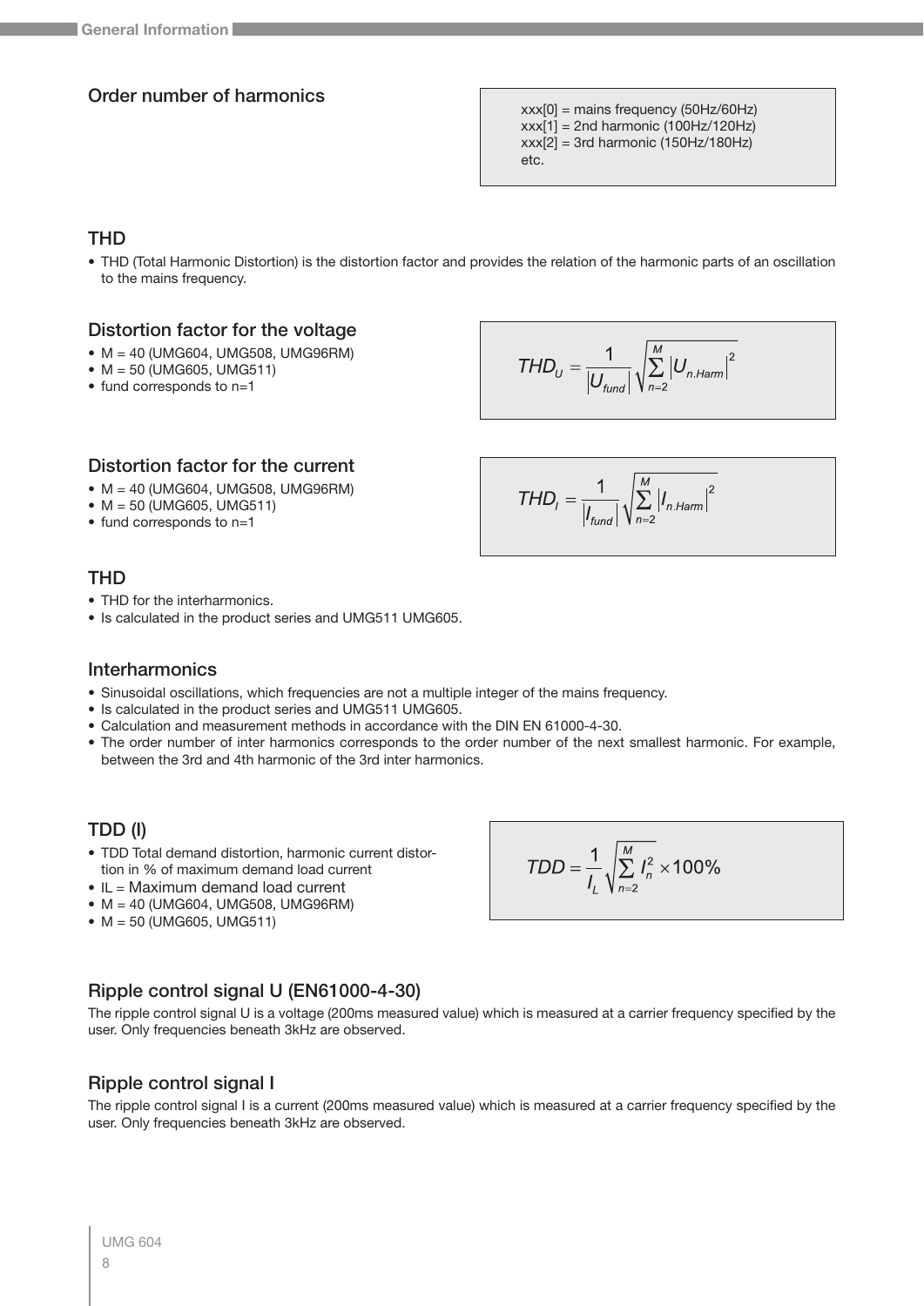## Order number of harmonics

```
xxx[0] = mains frequency (50Hz/60Hz)
xxx[1] = 2nd harmonic (100Hz/120Hz)
xxx[2] = 3rd harmonic (150Hz/180Hz)
etc.
```

## THD

- THD (Total Harmonic Distortion) is the distortion factor and provides the relation of the harmonic parts of an oscillation to the mains frequency.

## Distortion factor for the voltage

- M = 40 (UMG604, UMG508, UMG96RM)
- M = 50 (UMG605, UMG511)
- fund corresponds to n=1

$$THD_U = \frac{1}{\left|U_{fund}\right|} \sqrt{\sum_{n=2}^{M} \left|U_{n.Harm}\right|^2}$$

## Distortion factor for the current

- M = 40 (UMG604, UMG508, UMG96RM)
- M = 50 (UMG605, UMG511)
- fund corresponds to n=1

$$THD_I = \frac{1}{\left|I_{fund}\right|} \sqrt{\sum_{n=2}^{M} \left|I_{n.Harm}\right|^2}$$

## THD

- THD for the interharmonics.
- Is calculated in the product series and UMG511 UMG605.

## Interharmonics

- Sinusoidal oscillations, which frequencies are not a multiple integer of the mains frequency.
- Is calculated in the product series and UMG511 UMG605.
- Calculation and measurement methods in accordance with the DIN EN 61000-4-30.
- The order number of inter harmonics corresponds to the order number of the next smallest harmonic. For example, between the 3rd and 4th harmonic of the 3rd inter harmonics.

## TDD (I)

- TDD Total demand distortion, harmonic current distortion in % of maximum demand load current
- IL = Maximum demand load current
- M = 40 (UMG604, UMG508, UMG96RM)
- M = 50 (UMG605, UMG511)

$$TDD = \frac{1}{I_L} \sqrt{\sum_{n=2}^{M} I_n^2} \times 100\%$$

## Ripple control signal U (EN61000-4-30)

The ripple control signal U is a voltage (200ms measured value) which is measured at a carrier frequency specified by the user. Only frequencies beneath 3kHz are observed.

## Ripple control signal I

The ripple control signal I is a current (200ms measured value) which is measured at a carrier frequency specified by the user. Only frequencies beneath 3kHz are observed.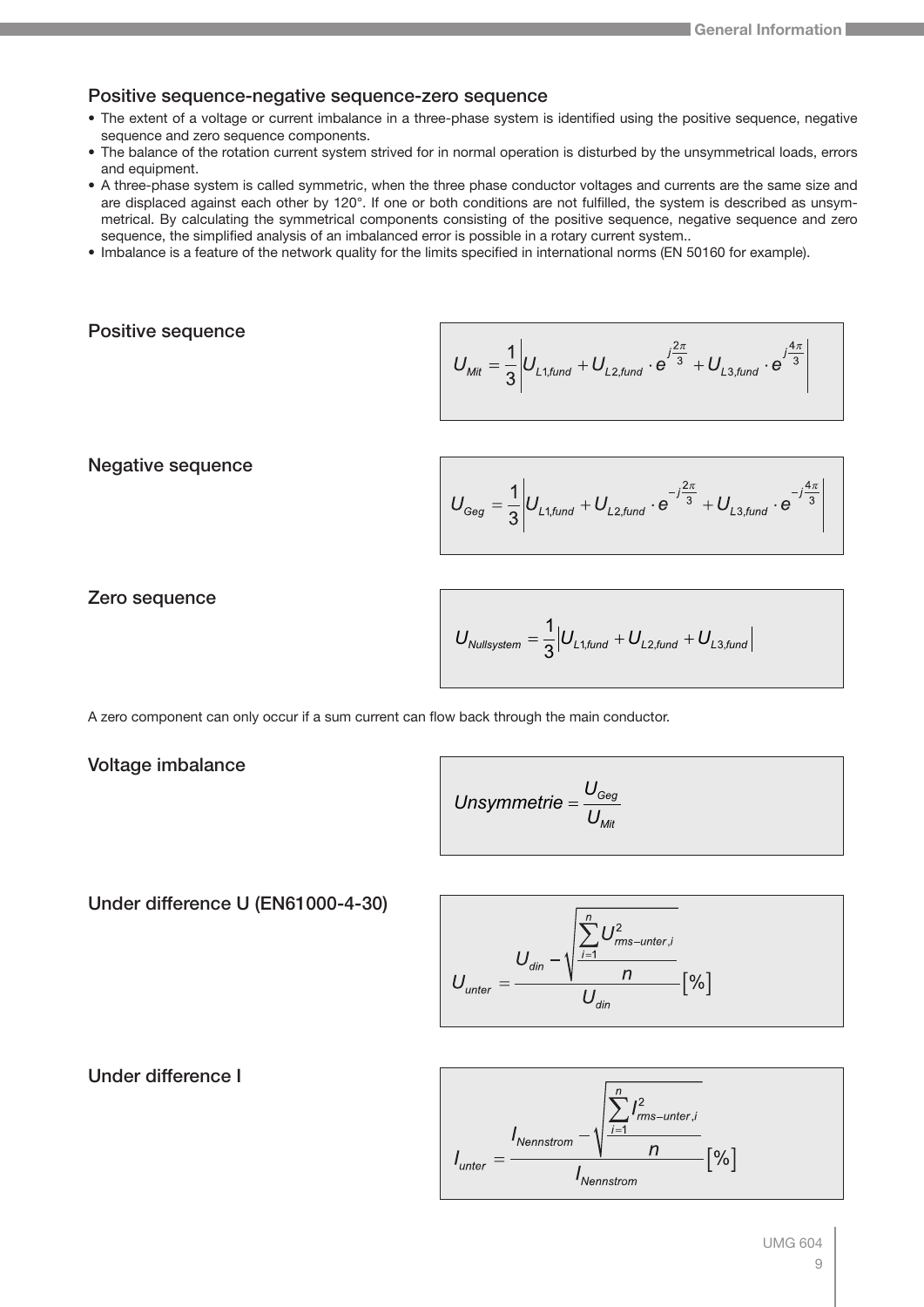## Positive sequence-negative sequence-zero sequence

- The extent of a voltage or current imbalance in a three-phase system is identified using the positive sequence, negative sequence and zero sequence components.
- The balance of the rotation current system strived for in normal operation is disturbed by the unsymmetrical loads, errors and equipment.
- A three-phase system is called symmetric, when the three phase conductor voltages and currents are the same size and are displaced against each other by 120°. If one or both conditions are not fulfilled, the system is described as unsymmetrical. By calculating the symmetrical components consisting of the positive sequence, negative sequence and zero sequence, the simplified analysis of an imbalanced error is possible in a rotary current system..
- Imbalance is a feature of the network quality for the limits specified in international norms (EN 50160 for example).

### Positive sequence

$$U_{Mit} = \frac{1}{3}\left| U_{L1,fund} + U_{L2,fund} \cdot e^{j\frac{2\pi}{3}} + U_{L3,fund} \cdot e^{j\frac{4\pi}{3}} \right|$$

### Negative sequence

$$U_{Geg} = \frac{1}{3}\left| U_{L1,fund} + U_{L2,fund} \cdot e^{-j\frac{2\pi}{3}} + U_{L3,fund} \cdot e^{-j\frac{4\pi}{3}} \right|$$

### Zero sequence

$$U_{Nullsystem} = \frac{1}{3}\left| U_{L1,fund} + U_{L2,fund} + U_{L3,fund} \right|$$

A zero component can only occur if a sum current can flow back through the main conductor.

### Voltage imbalance

$$Unsymmetrie = \frac{U_{Geg}}{U_{Mit}}$$

### Under difference U (EN61000-4-30)

$$U_{unter} = \frac{U_{din} - \sqrt{\frac{\sum_{i=1}^{n} U^2_{rms-unter,i}}{n}}}{U_{din}} [\%]$$

### Under difference I

$$I_{unter} = \frac{I_{Nennstrom} - \sqrt{\frac{\sum_{i=1}^{n} I^2_{rms-unter,i}}{n}}}{I_{Nennstrom}} [\%]$$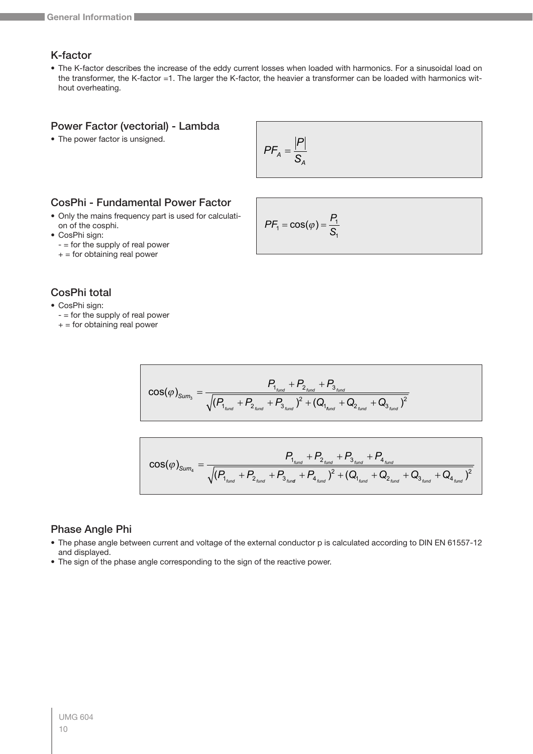## K-factor

- The K-factor describes the increase of the eddy current losses when loaded with harmonics. For a sinusoidal load on the transformer, the K-factor =1. The larger the K-factor, the heavier a transformer can be loaded with harmonics without overheating.

## Power Factor (vectorial) - Lambda

- The power factor is unsigned.

$$PF_A = \frac{|P|}{S_A}$$

## CosPhi - Fundamental Power Factor

- Only the mains frequency part is used for calculation of the cosphi.
- CosPhi sign:
  - = for the supply of real power
  + = for obtaining real power

$$PF_1 = \cos(\varphi) = \frac{P_1}{S_1}$$

## CosPhi total

- CosPhi sign:
  - = for the supply of real power
  + = for obtaining real power

$$\cos(\varphi)_{Sum_3} = \frac{P_{1_{fund}} + P_{2_{fund}} + P_{3_{fund}}}{\sqrt{(P_{1_{fund}} + P_{2_{fund}} + P_{3_{fund}})^2 + (Q_{1_{fund}} + Q_{2_{fund}} + Q_{3_{fund}})^2}}$$

$$\cos(\varphi)_{Sum_4} = \frac{P_{1_{fund}} + P_{2_{fund}} + P_{3_{fund}} + P_{4_{fund}}}{\sqrt{(P_{1_{fund}} + P_{2_{fund}} + P_{3_{fund}} + P_{4_{fund}})^2 + (Q_{1_{fund}} + Q_{2_{fund}} + Q_{3_{fund}} + Q_{4_{fund}})^2}}$$

## Phase Angle Phi

- The phase angle between current and voltage of the external conductor p is calculated according to DIN EN 61557-12 and displayed.
- The sign of the phase angle corresponding to the sign of the reactive power.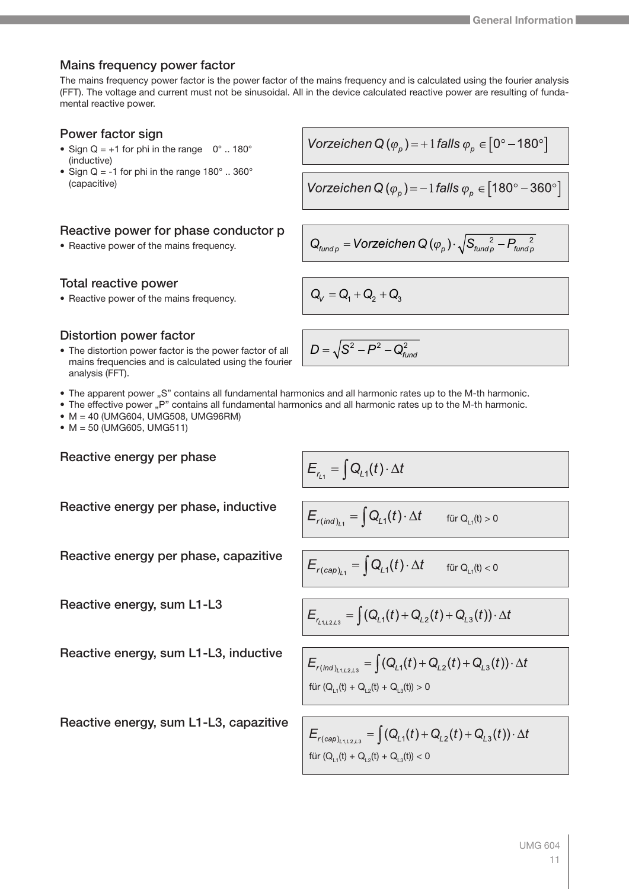## Mains frequency power factor

The mains frequency power factor is the power factor of the mains frequency and is calculated using the fourier analysis (FFT). The voltage and current must not be sinusoidal. All in the device calculated reactive power are resulting of fundamental reactive power.

## Power factor sign

- Sign Q = +1 for phi in the range 0° .. 180° (inductive)
- Sign Q = -1 for phi in the range 180° .. 360° (capacitive)

$$Vorzeichen\,Q\,(\varphi_p) = +1\,falls\,\varphi_p \in [0° - 180°]$$

$$Vorzeichen\,Q\,(\varphi_p) = -1\,falls\,\varphi_p \in [180° - 360°]$$

## Reactive power for phase conductor p

- Reactive power of the mains frequency.

$$Q_{fund\,p} = Vorzeichen\,Q\,(\varphi_p) \cdot \sqrt{S_{fund\,p}^{\;2} - P_{fund\,p}^{\;2}}$$

## Total reactive power

- Reactive power of the mains frequency.

$$Q_V = Q_1 + Q_2 + Q_3$$

## Distortion power factor

- The distortion power factor is the power factor of all mains frequencies and is calculated using the fourier analysis (FFT).

$$D = \sqrt{S^2 - P^2 - Q_{fund}^2}$$

- The apparent power „S" contains all fundamental harmonics and all harmonic rates up to the M-th harmonic.
- The effective power „P" contains all fundamental harmonics and all harmonic rates up to the M-th harmonic.
- M = 40 (UMG604, UMG508, UMG96RM)
- M = 50 (UMG605, UMG511)

## Reactive energy per phase

$$E_{r_{L1}} = \int Q_{L1}(t) \cdot \Delta t$$

## Reactive energy per phase, inductive

$$E_{r(ind)_{L1}} = \int Q_{L1}(t) \cdot \Delta t \qquad \text{für } Q_{L1}(t) > 0$$

## Reactive energy per phase, capazitive

$$E_{r(cap)_{L1}} = \int Q_{L1}(t) \cdot \Delta t \qquad \text{für } Q_{L1}(t) < 0$$

## Reactive energy, sum L1-L3

$$E_{r_{L1,L2,L3}} = \int (Q_{L1}(t) + Q_{L2}(t) + Q_{L3}(t)) \cdot \Delta t$$

## Reactive energy, sum L1-L3, inductive

$$E_{r(ind)_{L1,L2,L3}} = \int (Q_{L1}(t) + Q_{L2}(t) + Q_{L3}(t)) \cdot \Delta t$$

für $(Q_{L1}(t) + Q_{L2}(t) + Q_{L3}(t)) > 0$

## Reactive energy, sum L1-L3, capazitive

$$E_{r(cap)_{L1,L2,L3}} = \int (Q_{L1}(t) + Q_{L2}(t) + Q_{L3}(t)) \cdot \Delta t$$

für $(Q_{L1}(t) + Q_{L2}(t) + Q_{L3}(t)) < 0$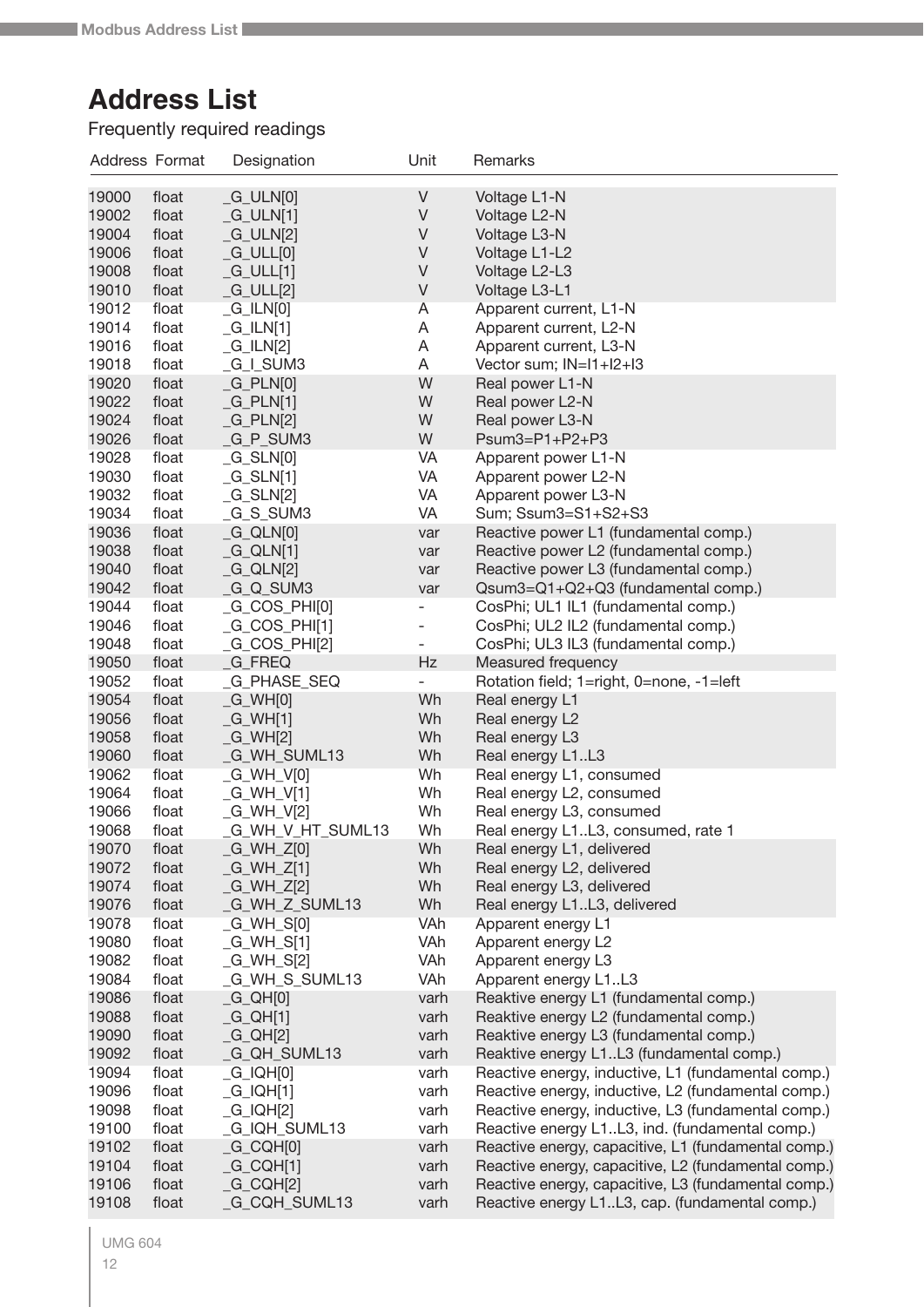# Address List

Frequently required readings

| Address | Format | Designation | Unit | Remarks |
|---|---|---|---|---|
| 19000 | float | _G_ULN[0] | V | Voltage L1-N |
| 19002 | float | _G_ULN[1] | V | Voltage L2-N |
| 19004 | float | _G_ULN[2] | V | Voltage L3-N |
| 19006 | float | _G_ULL[0] | V | Voltage L1-L2 |
| 19008 | float | _G_ULL[1] | V | Voltage L2-L3 |
| 19010 | float | _G_ULL[2] | V | Voltage L3-L1 |
| 19012 | float | _G_ILN[0] | A | Apparent current, L1-N |
| 19014 | float | _G_ILN[1] | A | Apparent current, L2-N |
| 19016 | float | _G_ILN[2] | A | Apparent current, L3-N |
| 19018 | float | _G_I_SUM3 | A | Vector sum; IN=I1+I2+I3 |
| 19020 | float | _G_PLN[0] | W | Real power L1-N |
| 19022 | float | _G_PLN[1] | W | Real power L2-N |
| 19024 | float | _G_PLN[2] | W | Real power L3-N |
| 19026 | float | _G_P_SUM3 | W | Psum3=P1+P2+P3 |
| 19028 | float | _G_SLN[0] | VA | Apparent power L1-N |
| 19030 | float | _G_SLN[1] | VA | Apparent power L2-N |
| 19032 | float | _G_SLN[2] | VA | Apparent power L3-N |
| 19034 | float | _G_S_SUM3 | VA | Sum; Ssum3=S1+S2+S3 |
| 19036 | float | _G_QLN[0] | var | Reactive power L1 (fundamental comp.) |
| 19038 | float | _G_QLN[1] | var | Reactive power L2 (fundamental comp.) |
| 19040 | float | _G_QLN[2] | var | Reactive power L3 (fundamental comp.) |
| 19042 | float | _G_Q_SUM3 | var | Qsum3=Q1+Q2+Q3 (fundamental comp.) |
| 19044 | float | _G_COS_PHI[0] | - | CosPhi; UL1 IL1 (fundamental comp.) |
| 19046 | float | _G_COS_PHI[1] | - | CosPhi; UL2 IL2 (fundamental comp.) |
| 19048 | float | _G_COS_PHI[2] | - | CosPhi; UL3 IL3 (fundamental comp.) |
| 19050 | float | _G_FREQ | Hz | Measured frequency |
| 19052 | float | _G_PHASE_SEQ | - | Rotation field; 1=right, 0=none, -1=left |
| 19054 | float | _G_WH[0] | Wh | Real energy L1 |
| 19056 | float | _G_WH[1] | Wh | Real energy L2 |
| 19058 | float | _G_WH[2] | Wh | Real energy L3 |
| 19060 | float | _G_WH_SUML13 | Wh | Real energy L1..L3 |
| 19062 | float | _G_WH_V[0] | Wh | Real energy L1, consumed |
| 19064 | float | _G_WH_V[1] | Wh | Real energy L2, consumed |
| 19066 | float | _G_WH_V[2] | Wh | Real energy L3, consumed |
| 19068 | float | _G_WH_V_HT_SUML13 | Wh | Real energy L1..L3, consumed, rate 1 |
| 19070 | float | _G_WH_Z[0] | Wh | Real energy L1, delivered |
| 19072 | float | _G_WH_Z[1] | Wh | Real energy L2, delivered |
| 19074 | float | _G_WH_Z[2] | Wh | Real energy L3, delivered |
| 19076 | float | _G_WH_Z_SUML13 | Wh | Real energy L1..L3, delivered |
| 19078 | float | _G_WH_S[0] | VAh | Apparent energy L1 |
| 19080 | float | _G_WH_S[1] | VAh | Apparent energy L2 |
| 19082 | float | _G_WH_S[2] | VAh | Apparent energy L3 |
| 19084 | float | _G_WH_S_SUML13 | VAh | Apparent energy L1..L3 |
| 19086 | float | _G_QH[0] | varh | Reaktive energy L1 (fundamental comp.) |
| 19088 | float | _G_QH[1] | varh | Reaktive energy L2 (fundamental comp.) |
| 19090 | float | _G_QH[2] | varh | Reaktive energy L3 (fundamental comp.) |
| 19092 | float | _G_QH_SUML13 | varh | Reaktive energy L1..L3 (fundamental comp.) |
| 19094 | float | _G_IQH[0] | varh | Reactive energy, inductive, L1 (fundamental comp.) |
| 19096 | float | _G_IQH[1] | varh | Reactive energy, inductive, L2 (fundamental comp.) |
| 19098 | float | _G_IQH[2] | varh | Reactive energy, inductive, L3 (fundamental comp.) |
| 19100 | float | _G_IQH_SUML13 | varh | Reactive energy L1..L3, ind. (fundamental comp.) |
| 19102 | float | _G_CQH[0] | varh | Reactive energy, capacitive, L1 (fundamental comp.) |
| 19104 | float | _G_CQH[1] | varh | Reactive energy, capacitive, L2 (fundamental comp.) |
| 19106 | float | _G_CQH[2] | varh | Reactive energy, capacitive, L3 (fundamental comp.) |
| 19108 | float | _G_CQH_SUML13 | varh | Reactive energy L1..L3, cap. (fundamental comp.) |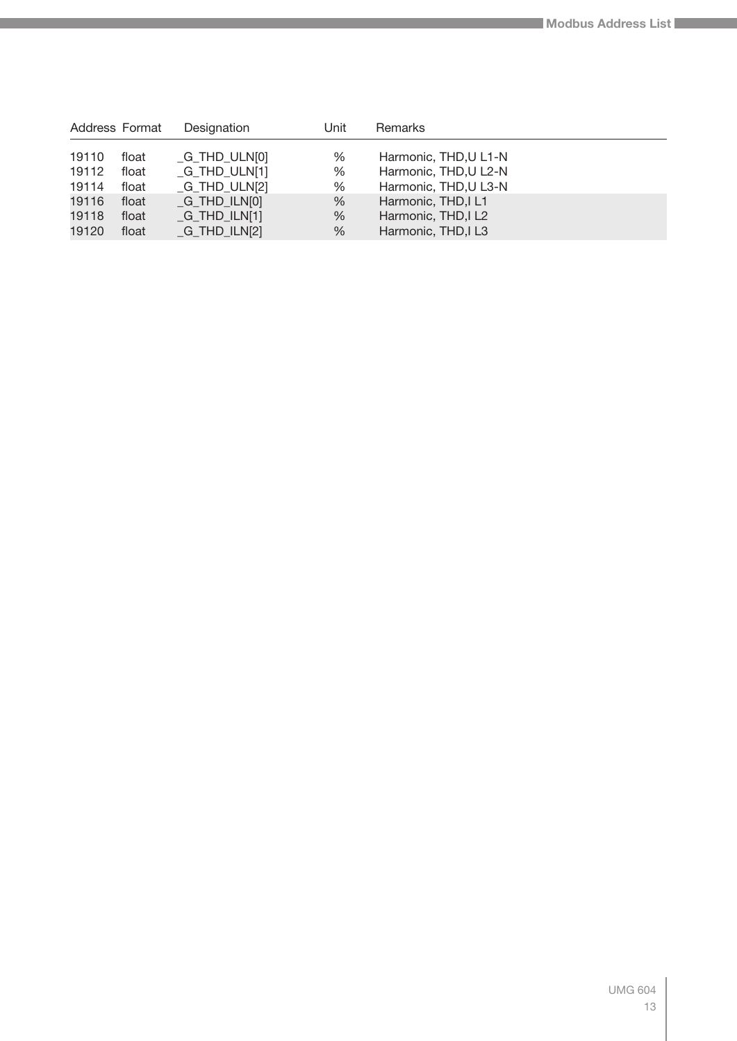| Address | Format | Designation | Unit | Remarks |
|---|---|---|---|---|
| 19110 | float | _G_THD_ULN[0] | % | Harmonic, THD,U L1-N |
| 19112 | float | _G_THD_ULN[1] | % | Harmonic, THD,U L2-N |
| 19114 | float | _G_THD_ULN[2] | % | Harmonic, THD,U L3-N |
| 19116 | float | _G_THD_ILN[0] | % | Harmonic, THD,I L1 |
| 19118 | float | _G_THD_ILN[1] | % | Harmonic, THD,I L2 |
| 19120 | float | _G_THD_ILN[2] | % | Harmonic, THD,I L3 |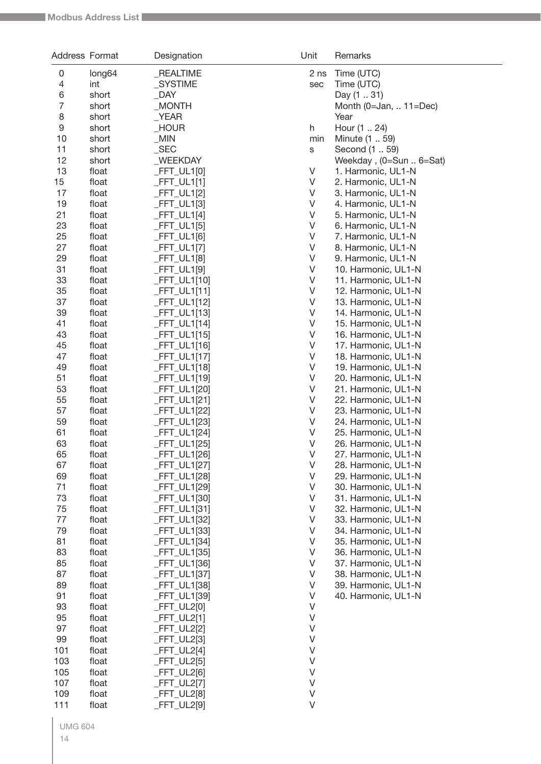| Address | Format | Designation | Unit | Remarks |
|---|---|---|---|---|
| 0 | long64 | _REALTIME | 2 ns | Time (UTC) |
| 4 | int | _SYSTIME | sec | Time (UTC) |
| 6 | short | _DAY | | Day (1 .. 31) |
| 7 | short | _MONTH | | Month (0=Jan, .. 11=Dec) |
| 8 | short | _YEAR | | Year |
| 9 | short | _HOUR | h | Hour (1 .. 24) |
| 10 | short | _MIN | min | Minute (1 .. 59) |
| 11 | short | _SEC | s | Second (1 .. 59) |
| 12 | short | _WEEKDAY | | Weekday , (0=Sun .. 6=Sat) |
| 13 | float | _FFT_UL1[0] | V | 1. Harmonic, UL1-N |
| 15 | float | _FFT_UL1[1] | V | 2. Harmonic, UL1-N |
| 17 | float | _FFT_UL1[2] | V | 3. Harmonic, UL1-N |
| 19 | float | _FFT_UL1[3] | V | 4. Harmonic, UL1-N |
| 21 | float | _FFT_UL1[4] | V | 5. Harmonic, UL1-N |
| 23 | float | _FFT_UL1[5] | V | 6. Harmonic, UL1-N |
| 25 | float | _FFT_UL1[6] | V | 7. Harmonic, UL1-N |
| 27 | float | _FFT_UL1[7] | V | 8. Harmonic, UL1-N |
| 29 | float | _FFT_UL1[8] | V | 9. Harmonic, UL1-N |
| 31 | float | _FFT_UL1[9] | V | 10. Harmonic, UL1-N |
| 33 | float | _FFT_UL1[10] | V | 11. Harmonic, UL1-N |
| 35 | float | _FFT_UL1[11] | V | 12. Harmonic, UL1-N |
| 37 | float | _FFT_UL1[12] | V | 13. Harmonic, UL1-N |
| 39 | float | _FFT_UL1[13] | V | 14. Harmonic, UL1-N |
| 41 | float | _FFT_UL1[14] | V | 15. Harmonic, UL1-N |
| 43 | float | _FFT_UL1[15] | V | 16. Harmonic, UL1-N |
| 45 | float | _FFT_UL1[16] | V | 17. Harmonic, UL1-N |
| 47 | float | _FFT_UL1[17] | V | 18. Harmonic, UL1-N |
| 49 | float | _FFT_UL1[18] | V | 19. Harmonic, UL1-N |
| 51 | float | _FFT_UL1[19] | V | 20. Harmonic, UL1-N |
| 53 | float | _FFT_UL1[20] | V | 21. Harmonic, UL1-N |
| 55 | float | _FFT_UL1[21] | V | 22. Harmonic, UL1-N |
| 57 | float | _FFT_UL1[22] | V | 23. Harmonic, UL1-N |
| 59 | float | _FFT_UL1[23] | V | 24. Harmonic, UL1-N |
| 61 | float | _FFT_UL1[24] | V | 25. Harmonic, UL1-N |
| 63 | float | _FFT_UL1[25] | V | 26. Harmonic, UL1-N |
| 65 | float | _FFT_UL1[26] | V | 27. Harmonic, UL1-N |
| 67 | float | _FFT_UL1[27] | V | 28. Harmonic, UL1-N |
| 69 | float | _FFT_UL1[28] | V | 29. Harmonic, UL1-N |
| 71 | float | _FFT_UL1[29] | V | 30. Harmonic, UL1-N |
| 73 | float | _FFT_UL1[30] | V | 31. Harmonic, UL1-N |
| 75 | float | _FFT_UL1[31] | V | 32. Harmonic, UL1-N |
| 77 | float | _FFT_UL1[32] | V | 33. Harmonic, UL1-N |
| 79 | float | _FFT_UL1[33] | V | 34. Harmonic, UL1-N |
| 81 | float | _FFT_UL1[34] | V | 35. Harmonic, UL1-N |
| 83 | float | _FFT_UL1[35] | V | 36. Harmonic, UL1-N |
| 85 | float | _FFT_UL1[36] | V | 37. Harmonic, UL1-N |
| 87 | float | _FFT_UL1[37] | V | 38. Harmonic, UL1-N |
| 89 | float | _FFT_UL1[38] | V | 39. Harmonic, UL1-N |
| 91 | float | _FFT_UL1[39] | V | 40. Harmonic, UL1-N |
| 93 | float | _FFT_UL2[0] | V | |
| 95 | float | _FFT_UL2[1] | V | |
| 97 | float | _FFT_UL2[2] | V | |
| 99 | float | _FFT_UL2[3] | V | |
| 101 | float | _FFT_UL2[4] | V | |
| 103 | float | _FFT_UL2[5] | V | |
| 105 | float | _FFT_UL2[6] | V | |
| 107 | float | _FFT_UL2[7] | V | |
| 109 | float | _FFT_UL2[8] | V | |
| 111 | float | _FFT_UL2[9] | V | |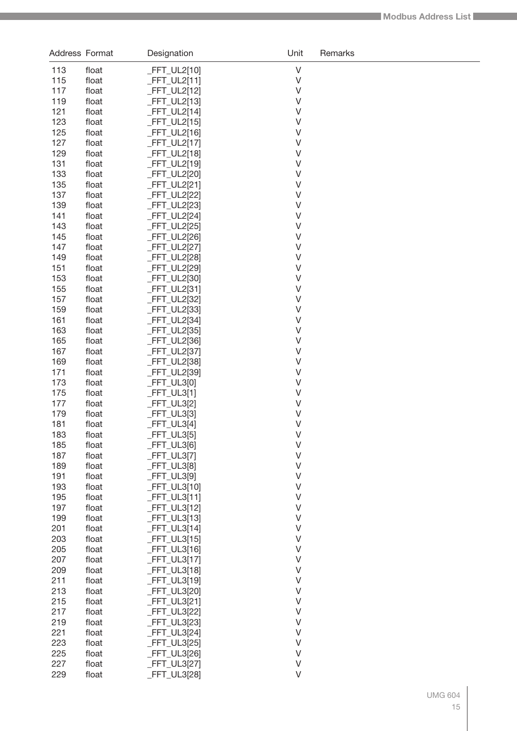| Address | Format | Designation | Unit | Remarks |
|---|---|---|---|---|
| 113 | float | _FFT_UL2[10] | V | |
| 115 | float | _FFT_UL2[11] | V | |
| 117 | float | _FFT_UL2[12] | V | |
| 119 | float | _FFT_UL2[13] | V | |
| 121 | float | _FFT_UL2[14] | V | |
| 123 | float | _FFT_UL2[15] | V | |
| 125 | float | _FFT_UL2[16] | V | |
| 127 | float | _FFT_UL2[17] | V | |
| 129 | float | _FFT_UL2[18] | V | |
| 131 | float | _FFT_UL2[19] | V | |
| 133 | float | _FFT_UL2[20] | V | |
| 135 | float | _FFT_UL2[21] | V | |
| 137 | float | _FFT_UL2[22] | V | |
| 139 | float | _FFT_UL2[23] | V | |
| 141 | float | _FFT_UL2[24] | V | |
| 143 | float | _FFT_UL2[25] | V | |
| 145 | float | _FFT_UL2[26] | V | |
| 147 | float | _FFT_UL2[27] | V | |
| 149 | float | _FFT_UL2[28] | V | |
| 151 | float | _FFT_UL2[29] | V | |
| 153 | float | _FFT_UL2[30] | V | |
| 155 | float | _FFT_UL2[31] | V | |
| 157 | float | _FFT_UL2[32] | V | |
| 159 | float | _FFT_UL2[33] | V | |
| 161 | float | _FFT_UL2[34] | V | |
| 163 | float | _FFT_UL2[35] | V | |
| 165 | float | _FFT_UL2[36] | V | |
| 167 | float | _FFT_UL2[37] | V | |
| 169 | float | _FFT_UL2[38] | V | |
| 171 | float | _FFT_UL2[39] | V | |
| 173 | float | _FFT_UL3[0] | V | |
| 175 | float | _FFT_UL3[1] | V | |
| 177 | float | _FFT_UL3[2] | V | |
| 179 | float | _FFT_UL3[3] | V | |
| 181 | float | _FFT_UL3[4] | V | |
| 183 | float | _FFT_UL3[5] | V | |
| 185 | float | _FFT_UL3[6] | V | |
| 187 | float | _FFT_UL3[7] | V | |
| 189 | float | _FFT_UL3[8] | V | |
| 191 | float | _FFT_UL3[9] | V | |
| 193 | float | _FFT_UL3[10] | V | |
| 195 | float | _FFT_UL3[11] | V | |
| 197 | float | _FFT_UL3[12] | V | |
| 199 | float | _FFT_UL3[13] | V | |
| 201 | float | _FFT_UL3[14] | V | |
| 203 | float | _FFT_UL3[15] | V | |
| 205 | float | _FFT_UL3[16] | V | |
| 207 | float | _FFT_UL3[17] | V | |
| 209 | float | _FFT_UL3[18] | V | |
| 211 | float | _FFT_UL3[19] | V | |
| 213 | float | _FFT_UL3[20] | V | |
| 215 | float | _FFT_UL3[21] | V | |
| 217 | float | _FFT_UL3[22] | V | |
| 219 | float | _FFT_UL3[23] | V | |
| 221 | float | _FFT_UL3[24] | V | |
| 223 | float | _FFT_UL3[25] | V | |
| 225 | float | _FFT_UL3[26] | V | |
| 227 | float | _FFT_UL3[27] | V | |
| 229 | float | _FFT_UL3[28] | V | |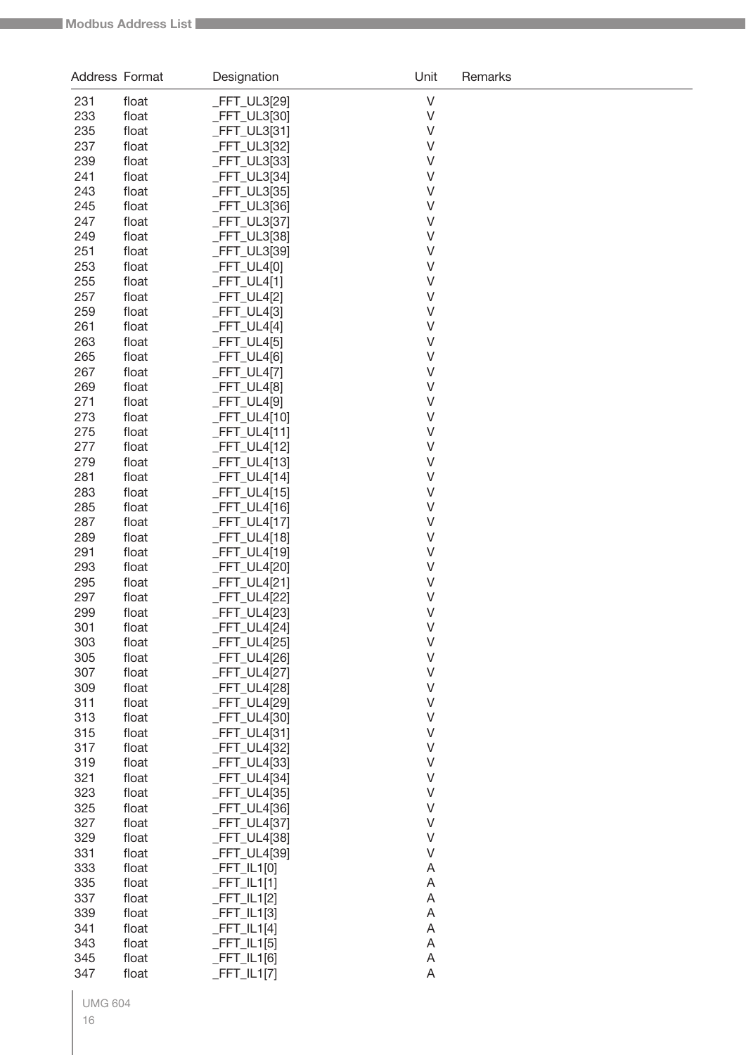| Address | Format | Designation | Unit | Remarks |
|---|---|---|---|---|
| 231 | float | _FFT_UL3[29] | V | |
| 233 | float | _FFT_UL3[30] | V | |
| 235 | float | _FFT_UL3[31] | V | |
| 237 | float | _FFT_UL3[32] | V | |
| 239 | float | _FFT_UL3[33] | V | |
| 241 | float | _FFT_UL3[34] | V | |
| 243 | float | _FFT_UL3[35] | V | |
| 245 | float | _FFT_UL3[36] | V | |
| 247 | float | _FFT_UL3[37] | V | |
| 249 | float | _FFT_UL3[38] | V | |
| 251 | float | _FFT_UL3[39] | V | |
| 253 | float | _FFT_UL4[0] | V | |
| 255 | float | _FFT_UL4[1] | V | |
| 257 | float | _FFT_UL4[2] | V | |
| 259 | float | _FFT_UL4[3] | V | |
| 261 | float | _FFT_UL4[4] | V | |
| 263 | float | _FFT_UL4[5] | V | |
| 265 | float | _FFT_UL4[6] | V | |
| 267 | float | _FFT_UL4[7] | V | |
| 269 | float | _FFT_UL4[8] | V | |
| 271 | float | _FFT_UL4[9] | V | |
| 273 | float | _FFT_UL4[10] | V | |
| 275 | float | _FFT_UL4[11] | V | |
| 277 | float | _FFT_UL4[12] | V | |
| 279 | float | _FFT_UL4[13] | V | |
| 281 | float | _FFT_UL4[14] | V | |
| 283 | float | _FFT_UL4[15] | V | |
| 285 | float | _FFT_UL4[16] | V | |
| 287 | float | _FFT_UL4[17] | V | |
| 289 | float | _FFT_UL4[18] | V | |
| 291 | float | _FFT_UL4[19] | V | |
| 293 | float | _FFT_UL4[20] | V | |
| 295 | float | _FFT_UL4[21] | V | |
| 297 | float | _FFT_UL4[22] | V | |
| 299 | float | _FFT_UL4[23] | V | |
| 301 | float | _FFT_UL4[24] | V | |
| 303 | float | _FFT_UL4[25] | V | |
| 305 | float | _FFT_UL4[26] | V | |
| 307 | float | _FFT_UL4[27] | V | |
| 309 | float | _FFT_UL4[28] | V | |
| 311 | float | _FFT_UL4[29] | V | |
| 313 | float | _FFT_UL4[30] | V | |
| 315 | float | _FFT_UL4[31] | V | |
| 317 | float | _FFT_UL4[32] | V | |
| 319 | float | _FFT_UL4[33] | V | |
| 321 | float | _FFT_UL4[34] | V | |
| 323 | float | _FFT_UL4[35] | V | |
| 325 | float | _FFT_UL4[36] | V | |
| 327 | float | _FFT_UL4[37] | V | |
| 329 | float | _FFT_UL4[38] | V | |
| 331 | float | _FFT_UL4[39] | V | |
| 333 | float | _FFT_IL1[0] | A | |
| 335 | float | _FFT_IL1[1] | A | |
| 337 | float | _FFT_IL1[2] | A | |
| 339 | float | _FFT_IL1[3] | A | |
| 341 | float | _FFT_IL1[4] | A | |
| 343 | float | _FFT_IL1[5] | A | |
| 345 | float | _FFT_IL1[6] | A | |
| 347 | float | _FFT_IL1[7] | A | |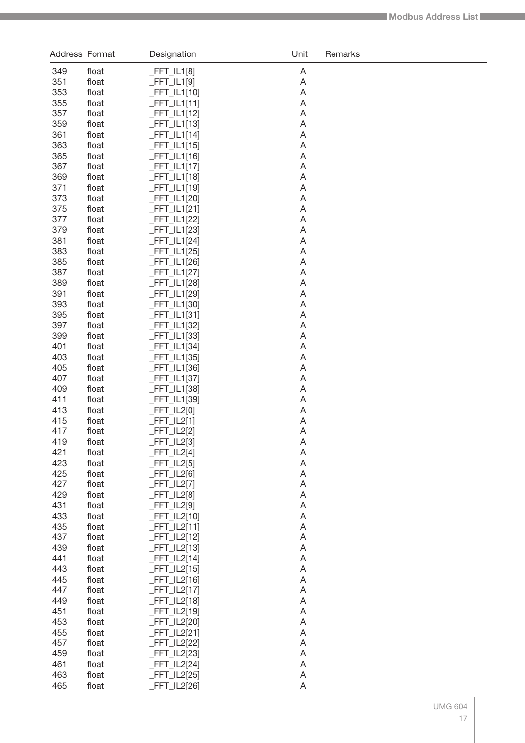| Address | Format | Designation | Unit | Remarks |
|---|---|---|---|---|
| 349 | float | _FFT_IL1[8] | A | |
| 351 | float | _FFT_IL1[9] | A | |
| 353 | float | _FFT_IL1[10] | A | |
| 355 | float | _FFT_IL1[11] | A | |
| 357 | float | _FFT_IL1[12] | A | |
| 359 | float | _FFT_IL1[13] | A | |
| 361 | float | _FFT_IL1[14] | A | |
| 363 | float | _FFT_IL1[15] | A | |
| 365 | float | _FFT_IL1[16] | A | |
| 367 | float | _FFT_IL1[17] | A | |
| 369 | float | _FFT_IL1[18] | A | |
| 371 | float | _FFT_IL1[19] | A | |
| 373 | float | _FFT_IL1[20] | A | |
| 375 | float | _FFT_IL1[21] | A | |
| 377 | float | _FFT_IL1[22] | A | |
| 379 | float | _FFT_IL1[23] | A | |
| 381 | float | _FFT_IL1[24] | A | |
| 383 | float | _FFT_IL1[25] | A | |
| 385 | float | _FFT_IL1[26] | A | |
| 387 | float | _FFT_IL1[27] | A | |
| 389 | float | _FFT_IL1[28] | A | |
| 391 | float | _FFT_IL1[29] | A | |
| 393 | float | _FFT_IL1[30] | A | |
| 395 | float | _FFT_IL1[31] | A | |
| 397 | float | _FFT_IL1[32] | A | |
| 399 | float | _FFT_IL1[33] | A | |
| 401 | float | _FFT_IL1[34] | A | |
| 403 | float | _FFT_IL1[35] | A | |
| 405 | float | _FFT_IL1[36] | A | |
| 407 | float | _FFT_IL1[37] | A | |
| 409 | float | _FFT_IL1[38] | A | |
| 411 | float | _FFT_IL1[39] | A | |
| 413 | float | _FFT_IL2[0] | A | |
| 415 | float | _FFT_IL2[1] | A | |
| 417 | float | _FFT_IL2[2] | A | |
| 419 | float | _FFT_IL2[3] | A | |
| 421 | float | _FFT_IL2[4] | A | |
| 423 | float | _FFT_IL2[5] | A | |
| 425 | float | _FFT_IL2[6] | A | |
| 427 | float | _FFT_IL2[7] | A | |
| 429 | float | _FFT_IL2[8] | A | |
| 431 | float | _FFT_IL2[9] | A | |
| 433 | float | _FFT_IL2[10] | A | |
| 435 | float | _FFT_IL2[11] | A | |
| 437 | float | _FFT_IL2[12] | A | |
| 439 | float | _FFT_IL2[13] | A | |
| 441 | float | _FFT_IL2[14] | A | |
| 443 | float | _FFT_IL2[15] | A | |
| 445 | float | _FFT_IL2[16] | A | |
| 447 | float | _FFT_IL2[17] | A | |
| 449 | float | _FFT_IL2[18] | A | |
| 451 | float | _FFT_IL2[19] | A | |
| 453 | float | _FFT_IL2[20] | A | |
| 455 | float | _FFT_IL2[21] | A | |
| 457 | float | _FFT_IL2[22] | A | |
| 459 | float | _FFT_IL2[23] | A | |
| 461 | float | _FFT_IL2[24] | A | |
| 463 | float | _FFT_IL2[25] | A | |
| 465 | float | _FFT_IL2[26] | A | |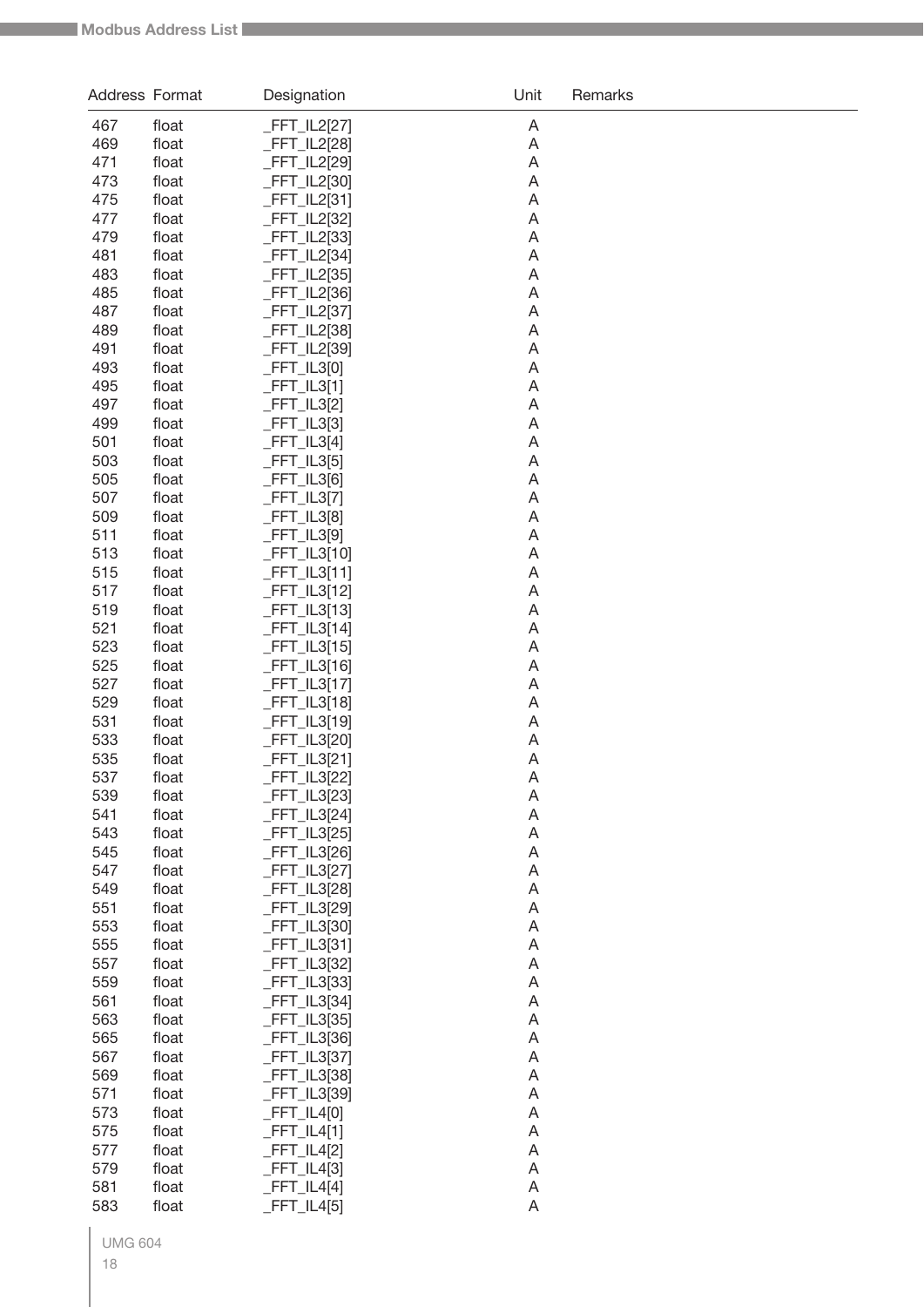| Address | Format | Designation | Unit | Remarks |
|---|---|---|---|---|
| 467 | float | _FFT_IL2[27] | A | |
| 469 | float | _FFT_IL2[28] | A | |
| 471 | float | _FFT_IL2[29] | A | |
| 473 | float | _FFT_IL2[30] | A | |
| 475 | float | _FFT_IL2[31] | A | |
| 477 | float | _FFT_IL2[32] | A | |
| 479 | float | _FFT_IL2[33] | A | |
| 481 | float | _FFT_IL2[34] | A | |
| 483 | float | _FFT_IL2[35] | A | |
| 485 | float | _FFT_IL2[36] | A | |
| 487 | float | _FFT_IL2[37] | A | |
| 489 | float | _FFT_IL2[38] | A | |
| 491 | float | _FFT_IL2[39] | A | |
| 493 | float | _FFT_IL3[0] | A | |
| 495 | float | _FFT_IL3[1] | A | |
| 497 | float | _FFT_IL3[2] | A | |
| 499 | float | _FFT_IL3[3] | A | |
| 501 | float | _FFT_IL3[4] | A | |
| 503 | float | _FFT_IL3[5] | A | |
| 505 | float | _FFT_IL3[6] | A | |
| 507 | float | _FFT_IL3[7] | A | |
| 509 | float | _FFT_IL3[8] | A | |
| 511 | float | _FFT_IL3[9] | A | |
| 513 | float | _FFT_IL3[10] | A | |
| 515 | float | _FFT_IL3[11] | A | |
| 517 | float | _FFT_IL3[12] | A | |
| 519 | float | _FFT_IL3[13] | A | |
| 521 | float | _FFT_IL3[14] | A | |
| 523 | float | _FFT_IL3[15] | A | |
| 525 | float | _FFT_IL3[16] | A | |
| 527 | float | _FFT_IL3[17] | A | |
| 529 | float | _FFT_IL3[18] | A | |
| 531 | float | _FFT_IL3[19] | A | |
| 533 | float | _FFT_IL3[20] | A | |
| 535 | float | _FFT_IL3[21] | A | |
| 537 | float | _FFT_IL3[22] | A | |
| 539 | float | _FFT_IL3[23] | A | |
| 541 | float | _FFT_IL3[24] | A | |
| 543 | float | _FFT_IL3[25] | A | |
| 545 | float | _FFT_IL3[26] | A | |
| 547 | float | _FFT_IL3[27] | A | |
| 549 | float | _FFT_IL3[28] | A | |
| 551 | float | _FFT_IL3[29] | A | |
| 553 | float | _FFT_IL3[30] | A | |
| 555 | float | _FFT_IL3[31] | A | |
| 557 | float | _FFT_IL3[32] | A | |
| 559 | float | _FFT_IL3[33] | A | |
| 561 | float | _FFT_IL3[34] | A | |
| 563 | float | _FFT_IL3[35] | A | |
| 565 | float | _FFT_IL3[36] | A | |
| 567 | float | _FFT_IL3[37] | A | |
| 569 | float | _FFT_IL3[38] | A | |
| 571 | float | _FFT_IL3[39] | A | |
| 573 | float | _FFT_IL4[0] | A | |
| 575 | float | _FFT_IL4[1] | A | |
| 577 | float | _FFT_IL4[2] | A | |
| 579 | float | _FFT_IL4[3] | A | |
| 581 | float | _FFT_IL4[4] | A | |
| 583 | float | _FFT_IL4[5] | A | |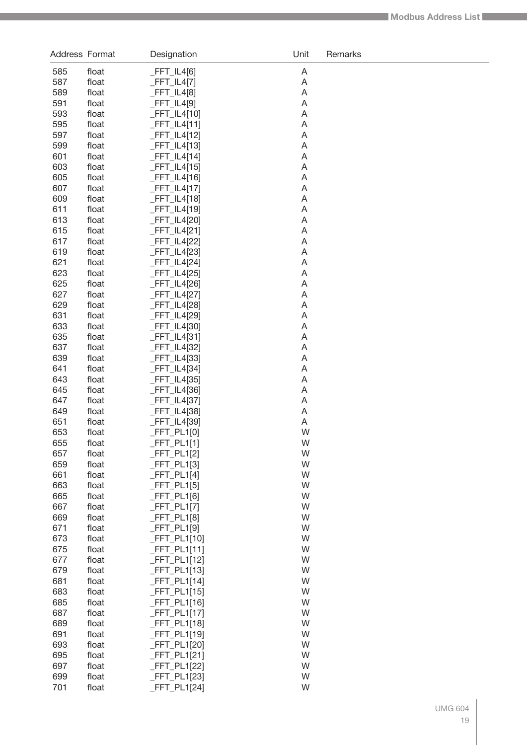| Address | Format | Designation | Unit | Remarks |
|---|---|---|---|---|
| 585 | float | _FFT_IL4[6] | A | |
| 587 | float | _FFT_IL4[7] | A | |
| 589 | float | _FFT_IL4[8] | A | |
| 591 | float | _FFT_IL4[9] | A | |
| 593 | float | _FFT_IL4[10] | A | |
| 595 | float | _FFT_IL4[11] | A | |
| 597 | float | _FFT_IL4[12] | A | |
| 599 | float | _FFT_IL4[13] | A | |
| 601 | float | _FFT_IL4[14] | A | |
| 603 | float | _FFT_IL4[15] | A | |
| 605 | float | _FFT_IL4[16] | A | |
| 607 | float | _FFT_IL4[17] | A | |
| 609 | float | _FFT_IL4[18] | A | |
| 611 | float | _FFT_IL4[19] | A | |
| 613 | float | _FFT_IL4[20] | A | |
| 615 | float | _FFT_IL4[21] | A | |
| 617 | float | _FFT_IL4[22] | A | |
| 619 | float | _FFT_IL4[23] | A | |
| 621 | float | _FFT_IL4[24] | A | |
| 623 | float | _FFT_IL4[25] | A | |
| 625 | float | _FFT_IL4[26] | A | |
| 627 | float | _FFT_IL4[27] | A | |
| 629 | float | _FFT_IL4[28] | A | |
| 631 | float | _FFT_IL4[29] | A | |
| 633 | float | _FFT_IL4[30] | A | |
| 635 | float | _FFT_IL4[31] | A | |
| 637 | float | _FFT_IL4[32] | A | |
| 639 | float | _FFT_IL4[33] | A | |
| 641 | float | _FFT_IL4[34] | A | |
| 643 | float | _FFT_IL4[35] | A | |
| 645 | float | _FFT_IL4[36] | A | |
| 647 | float | _FFT_IL4[37] | A | |
| 649 | float | _FFT_IL4[38] | A | |
| 651 | float | _FFT_IL4[39] | A | |
| 653 | float | _FFT_PL1[0] | W | |
| 655 | float | _FFT_PL1[1] | W | |
| 657 | float | _FFT_PL1[2] | W | |
| 659 | float | _FFT_PL1[3] | W | |
| 661 | float | _FFT_PL1[4] | W | |
| 663 | float | _FFT_PL1[5] | W | |
| 665 | float | _FFT_PL1[6] | W | |
| 667 | float | _FFT_PL1[7] | W | |
| 669 | float | _FFT_PL1[8] | W | |
| 671 | float | _FFT_PL1[9] | W | |
| 673 | float | _FFT_PL1[10] | W | |
| 675 | float | _FFT_PL1[11] | W | |
| 677 | float | _FFT_PL1[12] | W | |
| 679 | float | _FFT_PL1[13] | W | |
| 681 | float | _FFT_PL1[14] | W | |
| 683 | float | _FFT_PL1[15] | W | |
| 685 | float | _FFT_PL1[16] | W | |
| 687 | float | _FFT_PL1[17] | W | |
| 689 | float | _FFT_PL1[18] | W | |
| 691 | float | _FFT_PL1[19] | W | |
| 693 | float | _FFT_PL1[20] | W | |
| 695 | float | _FFT_PL1[21] | W | |
| 697 | float | _FFT_PL1[22] | W | |
| 699 | float | _FFT_PL1[23] | W | |
| 701 | float | _FFT_PL1[24] | W | |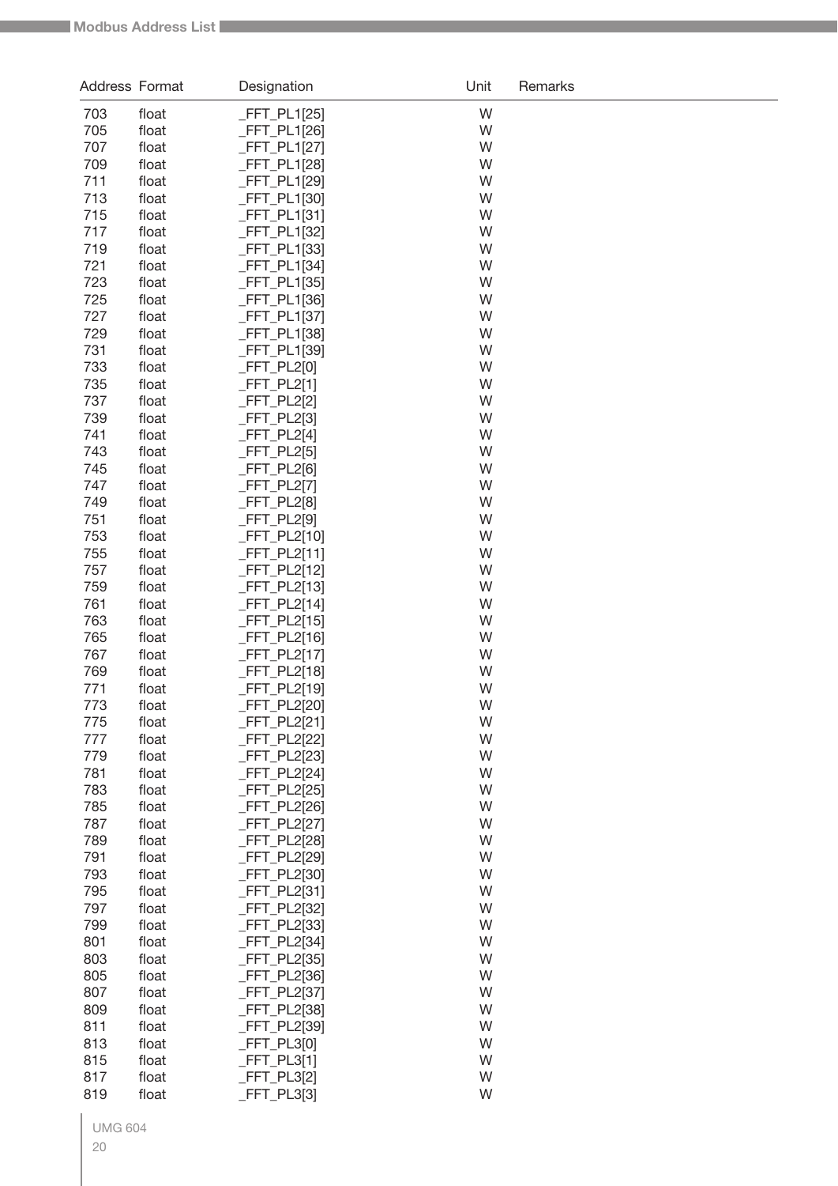| Address | Format | Designation | Unit | Remarks |
|---|---|---|---|---|
| 703 | float | _FFT_PL1[25] | W | |
| 705 | float | _FFT_PL1[26] | W | |
| 707 | float | _FFT_PL1[27] | W | |
| 709 | float | _FFT_PL1[28] | W | |
| 711 | float | _FFT_PL1[29] | W | |
| 713 | float | _FFT_PL1[30] | W | |
| 715 | float | _FFT_PL1[31] | W | |
| 717 | float | _FFT_PL1[32] | W | |
| 719 | float | _FFT_PL1[33] | W | |
| 721 | float | _FFT_PL1[34] | W | |
| 723 | float | _FFT_PL1[35] | W | |
| 725 | float | _FFT_PL1[36] | W | |
| 727 | float | _FFT_PL1[37] | W | |
| 729 | float | _FFT_PL1[38] | W | |
| 731 | float | _FFT_PL1[39] | W | |
| 733 | float | _FFT_PL2[0] | W | |
| 735 | float | _FFT_PL2[1] | W | |
| 737 | float | _FFT_PL2[2] | W | |
| 739 | float | _FFT_PL2[3] | W | |
| 741 | float | _FFT_PL2[4] | W | |
| 743 | float | _FFT_PL2[5] | W | |
| 745 | float | _FFT_PL2[6] | W | |
| 747 | float | _FFT_PL2[7] | W | |
| 749 | float | _FFT_PL2[8] | W | |
| 751 | float | _FFT_PL2[9] | W | |
| 753 | float | _FFT_PL2[10] | W | |
| 755 | float | _FFT_PL2[11] | W | |
| 757 | float | _FFT_PL2[12] | W | |
| 759 | float | _FFT_PL2[13] | W | |
| 761 | float | _FFT_PL2[14] | W | |
| 763 | float | _FFT_PL2[15] | W | |
| 765 | float | _FFT_PL2[16] | W | |
| 767 | float | _FFT_PL2[17] | W | |
| 769 | float | _FFT_PL2[18] | W | |
| 771 | float | _FFT_PL2[19] | W | |
| 773 | float | _FFT_PL2[20] | W | |
| 775 | float | _FFT_PL2[21] | W | |
| 777 | float | _FFT_PL2[22] | W | |
| 779 | float | _FFT_PL2[23] | W | |
| 781 | float | _FFT_PL2[24] | W | |
| 783 | float | _FFT_PL2[25] | W | |
| 785 | float | _FFT_PL2[26] | W | |
| 787 | float | _FFT_PL2[27] | W | |
| 789 | float | _FFT_PL2[28] | W | |
| 791 | float | _FFT_PL2[29] | W | |
| 793 | float | _FFT_PL2[30] | W | |
| 795 | float | _FFT_PL2[31] | W | |
| 797 | float | _FFT_PL2[32] | W | |
| 799 | float | _FFT_PL2[33] | W | |
| 801 | float | _FFT_PL2[34] | W | |
| 803 | float | _FFT_PL2[35] | W | |
| 805 | float | _FFT_PL2[36] | W | |
| 807 | float | _FFT_PL2[37] | W | |
| 809 | float | _FFT_PL2[38] | W | |
| 811 | float | _FFT_PL2[39] | W | |
| 813 | float | _FFT_PL3[0] | W | |
| 815 | float | _FFT_PL3[1] | W | |
| 817 | float | _FFT_PL3[2] | W | |
| 819 | float | _FFT_PL3[3] | W | |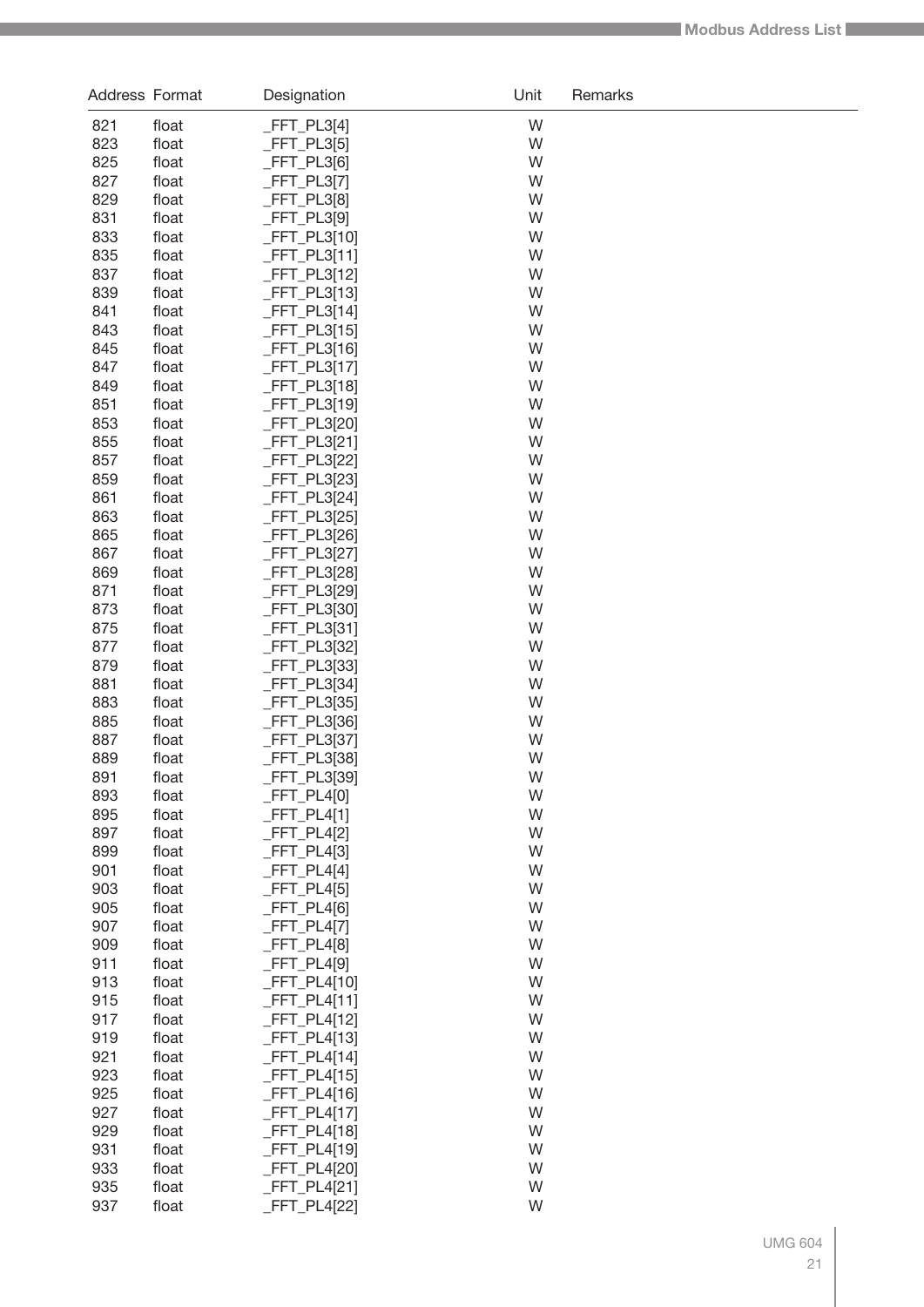| Address | Format | Designation | Unit | Remarks |
|---|---|---|---|---|
| 821 | float | _FFT_PL3[4] | W | |
| 823 | float | _FFT_PL3[5] | W | |
| 825 | float | _FFT_PL3[6] | W | |
| 827 | float | _FFT_PL3[7] | W | |
| 829 | float | _FFT_PL3[8] | W | |
| 831 | float | _FFT_PL3[9] | W | |
| 833 | float | _FFT_PL3[10] | W | |
| 835 | float | _FFT_PL3[11] | W | |
| 837 | float | _FFT_PL3[12] | W | |
| 839 | float | _FFT_PL3[13] | W | |
| 841 | float | _FFT_PL3[14] | W | |
| 843 | float | _FFT_PL3[15] | W | |
| 845 | float | _FFT_PL3[16] | W | |
| 847 | float | _FFT_PL3[17] | W | |
| 849 | float | _FFT_PL3[18] | W | |
| 851 | float | _FFT_PL3[19] | W | |
| 853 | float | _FFT_PL3[20] | W | |
| 855 | float | _FFT_PL3[21] | W | |
| 857 | float | _FFT_PL3[22] | W | |
| 859 | float | _FFT_PL3[23] | W | |
| 861 | float | _FFT_PL3[24] | W | |
| 863 | float | _FFT_PL3[25] | W | |
| 865 | float | _FFT_PL3[26] | W | |
| 867 | float | _FFT_PL3[27] | W | |
| 869 | float | _FFT_PL3[28] | W | |
| 871 | float | _FFT_PL3[29] | W | |
| 873 | float | _FFT_PL3[30] | W | |
| 875 | float | _FFT_PL3[31] | W | |
| 877 | float | _FFT_PL3[32] | W | |
| 879 | float | _FFT_PL3[33] | W | |
| 881 | float | _FFT_PL3[34] | W | |
| 883 | float | _FFT_PL3[35] | W | |
| 885 | float | _FFT_PL3[36] | W | |
| 887 | float | _FFT_PL3[37] | W | |
| 889 | float | _FFT_PL3[38] | W | |
| 891 | float | _FFT_PL3[39] | W | |
| 893 | float | _FFT_PL4[0] | W | |
| 895 | float | _FFT_PL4[1] | W | |
| 897 | float | _FFT_PL4[2] | W | |
| 899 | float | _FFT_PL4[3] | W | |
| 901 | float | _FFT_PL4[4] | W | |
| 903 | float | _FFT_PL4[5] | W | |
| 905 | float | _FFT_PL4[6] | W | |
| 907 | float | _FFT_PL4[7] | W | |
| 909 | float | _FFT_PL4[8] | W | |
| 911 | float | _FFT_PL4[9] | W | |
| 913 | float | _FFT_PL4[10] | W | |
| 915 | float | _FFT_PL4[11] | W | |
| 917 | float | _FFT_PL4[12] | W | |
| 919 | float | _FFT_PL4[13] | W | |
| 921 | float | _FFT_PL4[14] | W | |
| 923 | float | _FFT_PL4[15] | W | |
| 925 | float | _FFT_PL4[16] | W | |
| 927 | float | _FFT_PL4[17] | W | |
| 929 | float | _FFT_PL4[18] | W | |
| 931 | float | _FFT_PL4[19] | W | |
| 933 | float | _FFT_PL4[20] | W | |
| 935 | float | _FFT_PL4[21] | W | |
| 937 | float | _FFT_PL4[22] | W | |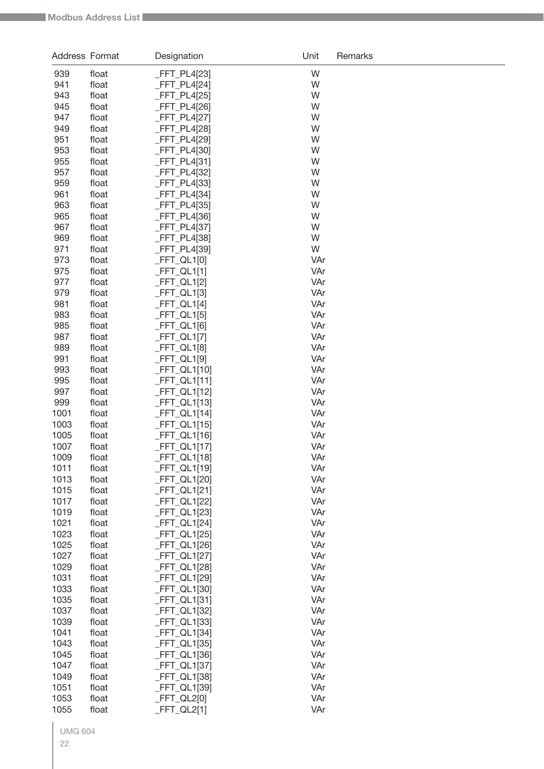| Address | Format | Designation | Unit | Remarks |
|---|---|---|---|---|
| 939 | float | _FFT_PL4[23] | W | |
| 941 | float | _FFT_PL4[24] | W | |
| 943 | float | _FFT_PL4[25] | W | |
| 945 | float | _FFT_PL4[26] | W | |
| 947 | float | _FFT_PL4[27] | W | |
| 949 | float | _FFT_PL4[28] | W | |
| 951 | float | _FFT_PL4[29] | W | |
| 953 | float | _FFT_PL4[30] | W | |
| 955 | float | _FFT_PL4[31] | W | |
| 957 | float | _FFT_PL4[32] | W | |
| 959 | float | _FFT_PL4[33] | W | |
| 961 | float | _FFT_PL4[34] | W | |
| 963 | float | _FFT_PL4[35] | W | |
| 965 | float | _FFT_PL4[36] | W | |
| 967 | float | _FFT_PL4[37] | W | |
| 969 | float | _FFT_PL4[38] | W | |
| 971 | float | _FFT_PL4[39] | W | |
| 973 | float | _FFT_QL1[0] | VAr | |
| 975 | float | _FFT_QL1[1] | VAr | |
| 977 | float | _FFT_QL1[2] | VAr | |
| 979 | float | _FFT_QL1[3] | VAr | |
| 981 | float | _FFT_QL1[4] | VAr | |
| 983 | float | _FFT_QL1[5] | VAr | |
| 985 | float | _FFT_QL1[6] | VAr | |
| 987 | float | _FFT_QL1[7] | VAr | |
| 989 | float | _FFT_QL1[8] | VAr | |
| 991 | float | _FFT_QL1[9] | VAr | |
| 993 | float | _FFT_QL1[10] | VAr | |
| 995 | float | _FFT_QL1[11] | VAr | |
| 997 | float | _FFT_QL1[12] | VAr | |
| 999 | float | _FFT_QL1[13] | VAr | |
| 1001 | float | _FFT_QL1[14] | VAr | |
| 1003 | float | _FFT_QL1[15] | VAr | |
| 1005 | float | _FFT_QL1[16] | VAr | |
| 1007 | float | _FFT_QL1[17] | VAr | |
| 1009 | float | _FFT_QL1[18] | VAr | |
| 1011 | float | _FFT_QL1[19] | VAr | |
| 1013 | float | _FFT_QL1[20] | VAr | |
| 1015 | float | _FFT_QL1[21] | VAr | |
| 1017 | float | _FFT_QL1[22] | VAr | |
| 1019 | float | _FFT_QL1[23] | VAr | |
| 1021 | float | _FFT_QL1[24] | VAr | |
| 1023 | float | _FFT_QL1[25] | VAr | |
| 1025 | float | _FFT_QL1[26] | VAr | |
| 1027 | float | _FFT_QL1[27] | VAr | |
| 1029 | float | _FFT_QL1[28] | VAr | |
| 1031 | float | _FFT_QL1[29] | VAr | |
| 1033 | float | _FFT_QL1[30] | VAr | |
| 1035 | float | _FFT_QL1[31] | VAr | |
| 1037 | float | _FFT_QL1[32] | VAr | |
| 1039 | float | _FFT_QL1[33] | VAr | |
| 1041 | float | _FFT_QL1[34] | VAr | |
| 1043 | float | _FFT_QL1[35] | VAr | |
| 1045 | float | _FFT_QL1[36] | VAr | |
| 1047 | float | _FFT_QL1[37] | VAr | |
| 1049 | float | _FFT_QL1[38] | VAr | |
| 1051 | float | _FFT_QL1[39] | VAr | |
| 1053 | float | _FFT_QL2[0] | VAr | |
| 1055 | float | _FFT_QL2[1] | VAr | |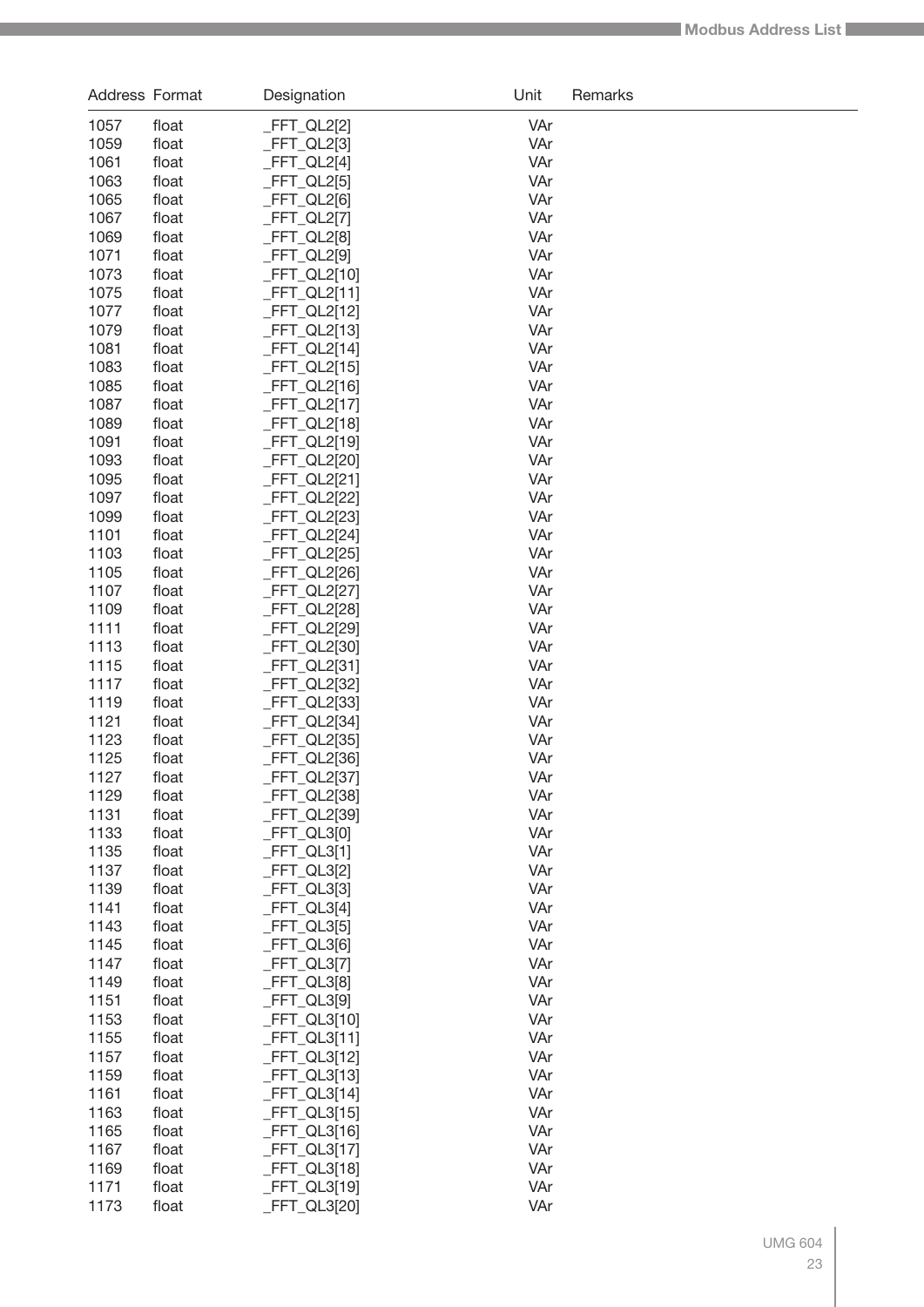| Address | Format | Designation | Unit | Remarks |
|---|---|---|---|---|
| 1057 | float | _FFT_QL2[2] | VAr | |
| 1059 | float | _FFT_QL2[3] | VAr | |
| 1061 | float | _FFT_QL2[4] | VAr | |
| 1063 | float | _FFT_QL2[5] | VAr | |
| 1065 | float | _FFT_QL2[6] | VAr | |
| 1067 | float | _FFT_QL2[7] | VAr | |
| 1069 | float | _FFT_QL2[8] | VAr | |
| 1071 | float | _FFT_QL2[9] | VAr | |
| 1073 | float | _FFT_QL2[10] | VAr | |
| 1075 | float | _FFT_QL2[11] | VAr | |
| 1077 | float | _FFT_QL2[12] | VAr | |
| 1079 | float | _FFT_QL2[13] | VAr | |
| 1081 | float | _FFT_QL2[14] | VAr | |
| 1083 | float | _FFT_QL2[15] | VAr | |
| 1085 | float | _FFT_QL2[16] | VAr | |
| 1087 | float | _FFT_QL2[17] | VAr | |
| 1089 | float | _FFT_QL2[18] | VAr | |
| 1091 | float | _FFT_QL2[19] | VAr | |
| 1093 | float | _FFT_QL2[20] | VAr | |
| 1095 | float | _FFT_QL2[21] | VAr | |
| 1097 | float | _FFT_QL2[22] | VAr | |
| 1099 | float | _FFT_QL2[23] | VAr | |
| 1101 | float | _FFT_QL2[24] | VAr | |
| 1103 | float | _FFT_QL2[25] | VAr | |
| 1105 | float | _FFT_QL2[26] | VAr | |
| 1107 | float | _FFT_QL2[27] | VAr | |
| 1109 | float | _FFT_QL2[28] | VAr | |
| 1111 | float | _FFT_QL2[29] | VAr | |
| 1113 | float | _FFT_QL2[30] | VAr | |
| 1115 | float | _FFT_QL2[31] | VAr | |
| 1117 | float | _FFT_QL2[32] | VAr | |
| 1119 | float | _FFT_QL2[33] | VAr | |
| 1121 | float | _FFT_QL2[34] | VAr | |
| 1123 | float | _FFT_QL2[35] | VAr | |
| 1125 | float | _FFT_QL2[36] | VAr | |
| 1127 | float | _FFT_QL2[37] | VAr | |
| 1129 | float | _FFT_QL2[38] | VAr | |
| 1131 | float | _FFT_QL2[39] | VAr | |
| 1133 | float | _FFT_QL3[0] | VAr | |
| 1135 | float | _FFT_QL3[1] | VAr | |
| 1137 | float | _FFT_QL3[2] | VAr | |
| 1139 | float | _FFT_QL3[3] | VAr | |
| 1141 | float | _FFT_QL3[4] | VAr | |
| 1143 | float | _FFT_QL3[5] | VAr | |
| 1145 | float | _FFT_QL3[6] | VAr | |
| 1147 | float | _FFT_QL3[7] | VAr | |
| 1149 | float | _FFT_QL3[8] | VAr | |
| 1151 | float | _FFT_QL3[9] | VAr | |
| 1153 | float | _FFT_QL3[10] | VAr | |
| 1155 | float | _FFT_QL3[11] | VAr | |
| 1157 | float | _FFT_QL3[12] | VAr | |
| 1159 | float | _FFT_QL3[13] | VAr | |
| 1161 | float | _FFT_QL3[14] | VAr | |
| 1163 | float | _FFT_QL3[15] | VAr | |
| 1165 | float | _FFT_QL3[16] | VAr | |
| 1167 | float | _FFT_QL3[17] | VAr | |
| 1169 | float | _FFT_QL3[18] | VAr | |
| 1171 | float | _FFT_QL3[19] | VAr | |
| 1173 | float | _FFT_QL3[20] | VAr | |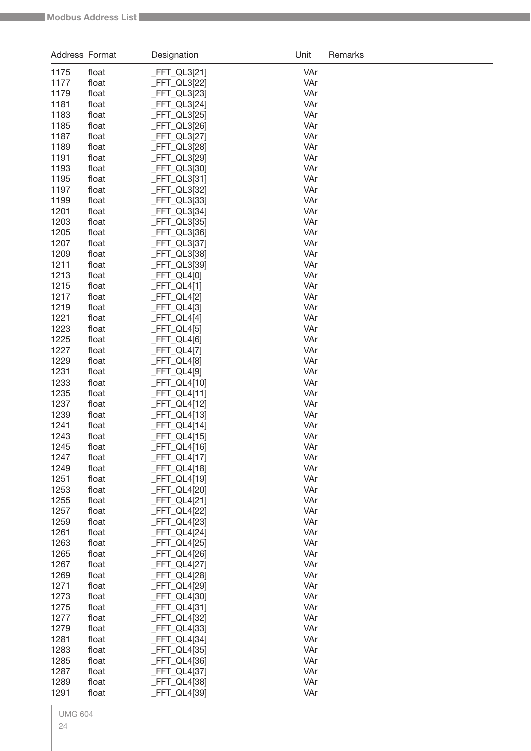| Address | Format | Designation | Unit | Remarks |
|---|---|---|---|---|
| 1175 | float | _FFT_QL3[21] | VAr | |
| 1177 | float | _FFT_QL3[22] | VAr | |
| 1179 | float | _FFT_QL3[23] | VAr | |
| 1181 | float | _FFT_QL3[24] | VAr | |
| 1183 | float | _FFT_QL3[25] | VAr | |
| 1185 | float | _FFT_QL3[26] | VAr | |
| 1187 | float | _FFT_QL3[27] | VAr | |
| 1189 | float | _FFT_QL3[28] | VAr | |
| 1191 | float | _FFT_QL3[29] | VAr | |
| 1193 | float | _FFT_QL3[30] | VAr | |
| 1195 | float | _FFT_QL3[31] | VAr | |
| 1197 | float | _FFT_QL3[32] | VAr | |
| 1199 | float | _FFT_QL3[33] | VAr | |
| 1201 | float | _FFT_QL3[34] | VAr | |
| 1203 | float | _FFT_QL3[35] | VAr | |
| 1205 | float | _FFT_QL3[36] | VAr | |
| 1207 | float | _FFT_QL3[37] | VAr | |
| 1209 | float | _FFT_QL3[38] | VAr | |
| 1211 | float | _FFT_QL3[39] | VAr | |
| 1213 | float | _FFT_QL4[0] | VAr | |
| 1215 | float | _FFT_QL4[1] | VAr | |
| 1217 | float | _FFT_QL4[2] | VAr | |
| 1219 | float | _FFT_QL4[3] | VAr | |
| 1221 | float | _FFT_QL4[4] | VAr | |
| 1223 | float | _FFT_QL4[5] | VAr | |
| 1225 | float | _FFT_QL4[6] | VAr | |
| 1227 | float | _FFT_QL4[7] | VAr | |
| 1229 | float | _FFT_QL4[8] | VAr | |
| 1231 | float | _FFT_QL4[9] | VAr | |
| 1233 | float | _FFT_QL4[10] | VAr | |
| 1235 | float | _FFT_QL4[11] | VAr | |
| 1237 | float | _FFT_QL4[12] | VAr | |
| 1239 | float | _FFT_QL4[13] | VAr | |
| 1241 | float | _FFT_QL4[14] | VAr | |
| 1243 | float | _FFT_QL4[15] | VAr | |
| 1245 | float | _FFT_QL4[16] | VAr | |
| 1247 | float | _FFT_QL4[17] | VAr | |
| 1249 | float | _FFT_QL4[18] | VAr | |
| 1251 | float | _FFT_QL4[19] | VAr | |
| 1253 | float | _FFT_QL4[20] | VAr | |
| 1255 | float | _FFT_QL4[21] | VAr | |
| 1257 | float | _FFT_QL4[22] | VAr | |
| 1259 | float | _FFT_QL4[23] | VAr | |
| 1261 | float | _FFT_QL4[24] | VAr | |
| 1263 | float | _FFT_QL4[25] | VAr | |
| 1265 | float | _FFT_QL4[26] | VAr | |
| 1267 | float | _FFT_QL4[27] | VAr | |
| 1269 | float | _FFT_QL4[28] | VAr | |
| 1271 | float | _FFT_QL4[29] | VAr | |
| 1273 | float | _FFT_QL4[30] | VAr | |
| 1275 | float | _FFT_QL4[31] | VAr | |
| 1277 | float | _FFT_QL4[32] | VAr | |
| 1279 | float | _FFT_QL4[33] | VAr | |
| 1281 | float | _FFT_QL4[34] | VAr | |
| 1283 | float | _FFT_QL4[35] | VAr | |
| 1285 | float | _FFT_QL4[36] | VAr | |
| 1287 | float | _FFT_QL4[37] | VAr | |
| 1289 | float | _FFT_QL4[38] | VAr | |
| 1291 | float | _FFT_QL4[39] | VAr | |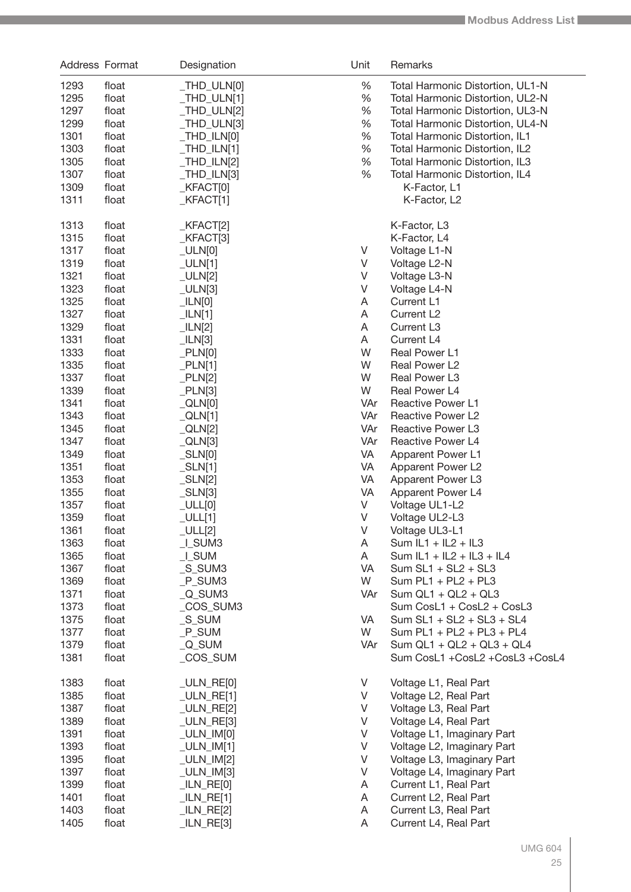| Address | Format | Designation | Unit | Remarks |
|---|---|---|---|---|
| 1293 | float | _THD_ULN[0] | % | Total Harmonic Distortion, UL1-N |
| 1295 | float | _THD_ULN[1] | % | Total Harmonic Distortion, UL2-N |
| 1297 | float | _THD_ULN[2] | % | Total Harmonic Distortion, UL3-N |
| 1299 | float | _THD_ULN[3] | % | Total Harmonic Distortion, UL4-N |
| 1301 | float | _THD_ILN[0] | % | Total Harmonic Distortion, IL1 |
| 1303 | float | _THD_ILN[1] | % | Total Harmonic Distortion, IL2 |
| 1305 | float | _THD_ILN[2] | % | Total Harmonic Distortion, IL3 |
| 1307 | float | _THD_ILN[3] | % | Total Harmonic Distortion, IL4 |
| 1309 | float | _KFACT[0] | | K-Factor, L1 |
| 1311 | float | _KFACT[1] | | K-Factor, L2 |
| 1313 | float | _KFACT[2] | | K-Factor, L3 |
| 1315 | float | _KFACT[3] | | K-Factor, L4 |
| 1317 | float | _ULN[0] | V | Voltage L1-N |
| 1319 | float | _ULN[1] | V | Voltage L2-N |
| 1321 | float | _ULN[2] | V | Voltage L3-N |
| 1323 | float | _ULN[3] | V | Voltage L4-N |
| 1325 | float | _ILN[0] | A | Current L1 |
| 1327 | float | _ILN[1] | A | Current L2 |
| 1329 | float | _ILN[2] | A | Current L3 |
| 1331 | float | _ILN[3] | A | Current L4 |
| 1333 | float | _PLN[0] | W | Real Power L1 |
| 1335 | float | _PLN[1] | W | Real Power L2 |
| 1337 | float | _PLN[2] | W | Real Power L3 |
| 1339 | float | _PLN[3] | W | Real Power L4 |
| 1341 | float | _QLN[0] | VAr | Reactive Power L1 |
| 1343 | float | _QLN[1] | VAr | Reactive Power L2 |
| 1345 | float | _QLN[2] | VAr | Reactive Power L3 |
| 1347 | float | _QLN[3] | VAr | Reactive Power L4 |
| 1349 | float | _SLN[0] | VA | Apparent Power L1 |
| 1351 | float | _SLN[1] | VA | Apparent Power L2 |
| 1353 | float | _SLN[2] | VA | Apparent Power L3 |
| 1355 | float | _SLN[3] | VA | Apparent Power L4 |
| 1357 | float | _ULL[0] | V | Voltage UL1-L2 |
| 1359 | float | _ULL[1] | V | Voltage UL2-L3 |
| 1361 | float | _ULL[2] | V | Voltage UL3-L1 |
| 1363 | float | _I_SUM3 | A | Sum IL1 + IL2 + IL3 |
| 1365 | float | _I_SUM | A | Sum IL1 + IL2 + IL3 + IL4 |
| 1367 | float | _S_SUM3 | VA | Sum SL1 + SL2 + SL3 |
| 1369 | float | _P_SUM3 | W | Sum PL1 + PL2 + PL3 |
| 1371 | float | _Q_SUM3 | VAr | Sum QL1 + QL2 + QL3 |
| 1373 | float | _COS_SUM3 | | Sum CosL1 + CosL2 + CosL3 |
| 1375 | float | _S_SUM | VA | Sum SL1 + SL2 + SL3 + SL4 |
| 1377 | float | _P_SUM | W | Sum PL1 + PL2 + PL3 + PL4 |
| 1379 | float | _Q_SUM | VAr | Sum QL1 + QL2 + QL3 + QL4 |
| 1381 | float | _COS_SUM | | Sum CosL1 +CosL2 +CosL3 +CosL4 |
| 1383 | float | _ULN_RE[0] | V | Voltage L1, Real Part |
| 1385 | float | _ULN_RE[1] | V | Voltage L2, Real Part |
| 1387 | float | _ULN_RE[2] | V | Voltage L3, Real Part |
| 1389 | float | _ULN_RE[3] | V | Voltage L4, Real Part |
| 1391 | float | _ULN_IM[0] | V | Voltage L1, Imaginary Part |
| 1393 | float | _ULN_IM[1] | V | Voltage L2, Imaginary Part |
| 1395 | float | _ULN_IM[2] | V | Voltage L3, Imaginary Part |
| 1397 | float | _ULN_IM[3] | V | Voltage L4, Imaginary Part |
| 1399 | float | _ILN_RE[0] | A | Current L1, Real Part |
| 1401 | float | _ILN_RE[1] | A | Current L2, Real Part |
| 1403 | float | _ILN_RE[2] | A | Current L3, Real Part |
| 1405 | float | _ILN_RE[3] | A | Current L4, Real Part |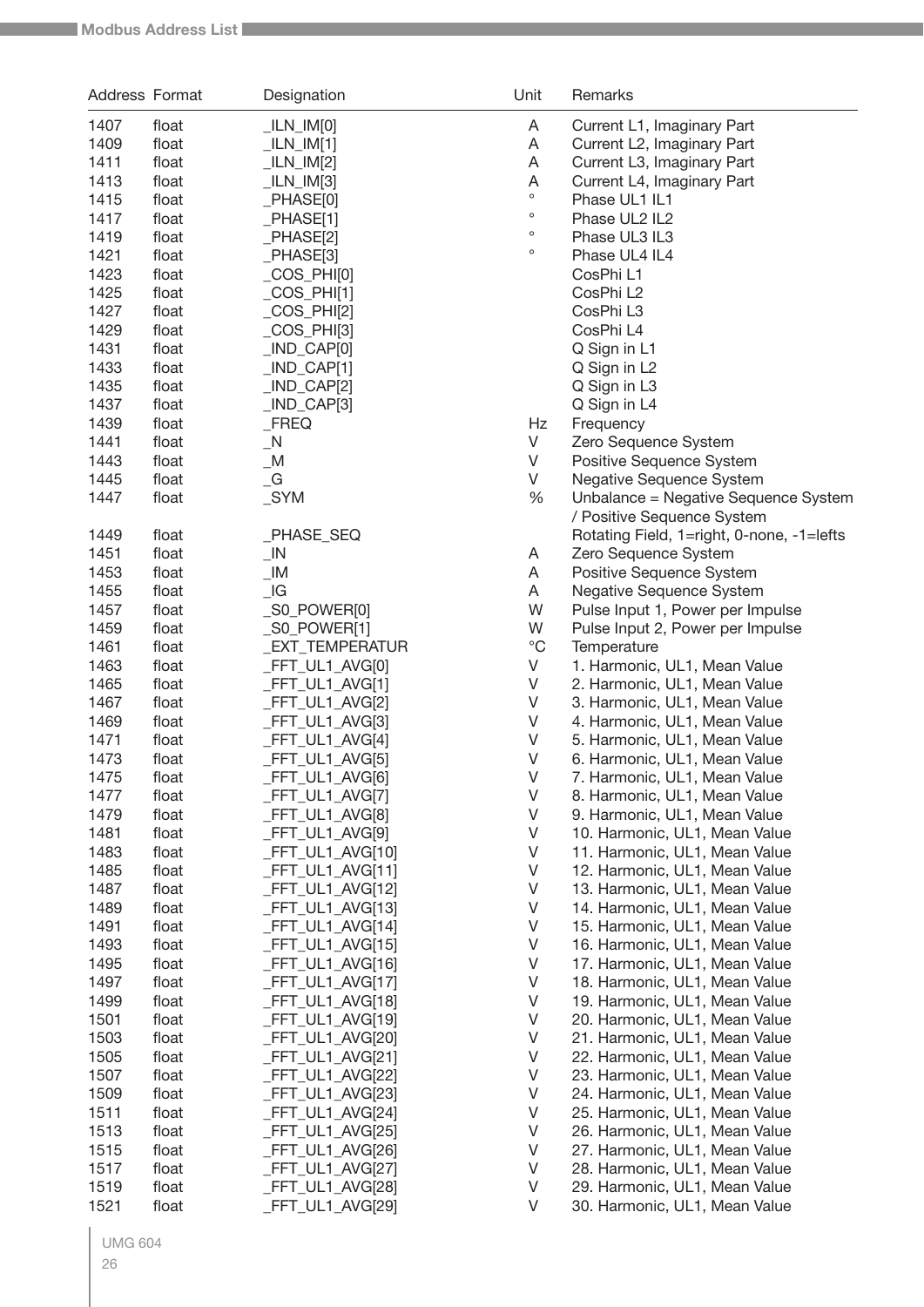| Address | Format | Designation | Unit | Remarks |
|---|---|---|---|---|
| 1407 | float | _ILN_IM[0] | A | Current L1, Imaginary Part |
| 1409 | float | _ILN_IM[1] | A | Current L2, Imaginary Part |
| 1411 | float | _ILN_IM[2] | A | Current L3, Imaginary Part |
| 1413 | float | _ILN_IM[3] | A | Current L4, Imaginary Part |
| 1415 | float | _PHASE[0] | ° | Phase UL1 IL1 |
| 1417 | float | _PHASE[1] | ° | Phase UL2 IL2 |
| 1419 | float | _PHASE[2] | ° | Phase UL3 IL3 |
| 1421 | float | _PHASE[3] | ° | Phase UL4 IL4 |
| 1423 | float | _COS_PHI[0] | | CosPhi L1 |
| 1425 | float | _COS_PHI[1] | | CosPhi L2 |
| 1427 | float | _COS_PHI[2] | | CosPhi L3 |
| 1429 | float | _COS_PHI[3] | | CosPhi L4 |
| 1431 | float | _IND_CAP[0] | | Q Sign in L1 |
| 1433 | float | _IND_CAP[1] | | Q Sign in L2 |
| 1435 | float | _IND_CAP[2] | | Q Sign in L3 |
| 1437 | float | _IND_CAP[3] | | Q Sign in L4 |
| 1439 | float | _FREQ | Hz | Frequency |
| 1441 | float | _N | V | Zero Sequence System |
| 1443 | float | _M | V | Positive Sequence System |
| 1445 | float | _G | V | Negative Sequence System |
| 1447 | float | _SYM | % | Unbalance = Negative Sequence System / Positive Sequence System |
| 1449 | float | _PHASE_SEQ | | Rotating Field, 1=right, 0-none, -1=lefts |
| 1451 | float | _IN | A | Zero Sequence System |
| 1453 | float | _IM | A | Positive Sequence System |
| 1455 | float | _IG | A | Negative Sequence System |
| 1457 | float | _S0_POWER[0] | W | Pulse Input 1, Power per Impulse |
| 1459 | float | _S0_POWER[1] | W | Pulse Input 2, Power per Impulse |
| 1461 | float | _EXT_TEMPERATUR | °C | Temperature |
| 1463 | float | _FFT_UL1_AVG[0] | V | 1. Harmonic, UL1, Mean Value |
| 1465 | float | _FFT_UL1_AVG[1] | V | 2. Harmonic, UL1, Mean Value |
| 1467 | float | _FFT_UL1_AVG[2] | V | 3. Harmonic, UL1, Mean Value |
| 1469 | float | _FFT_UL1_AVG[3] | V | 4. Harmonic, UL1, Mean Value |
| 1471 | float | _FFT_UL1_AVG[4] | V | 5. Harmonic, UL1, Mean Value |
| 1473 | float | _FFT_UL1_AVG[5] | V | 6. Harmonic, UL1, Mean Value |
| 1475 | float | _FFT_UL1_AVG[6] | V | 7. Harmonic, UL1, Mean Value |
| 1477 | float | _FFT_UL1_AVG[7] | V | 8. Harmonic, UL1, Mean Value |
| 1479 | float | _FFT_UL1_AVG[8] | V | 9. Harmonic, UL1, Mean Value |
| 1481 | float | _FFT_UL1_AVG[9] | V | 10. Harmonic, UL1, Mean Value |
| 1483 | float | _FFT_UL1_AVG[10] | V | 11. Harmonic, UL1, Mean Value |
| 1485 | float | _FFT_UL1_AVG[11] | V | 12. Harmonic, UL1, Mean Value |
| 1487 | float | _FFT_UL1_AVG[12] | V | 13. Harmonic, UL1, Mean Value |
| 1489 | float | _FFT_UL1_AVG[13] | V | 14. Harmonic, UL1, Mean Value |
| 1491 | float | _FFT_UL1_AVG[14] | V | 15. Harmonic, UL1, Mean Value |
| 1493 | float | _FFT_UL1_AVG[15] | V | 16. Harmonic, UL1, Mean Value |
| 1495 | float | _FFT_UL1_AVG[16] | V | 17. Harmonic, UL1, Mean Value |
| 1497 | float | _FFT_UL1_AVG[17] | V | 18. Harmonic, UL1, Mean Value |
| 1499 | float | _FFT_UL1_AVG[18] | V | 19. Harmonic, UL1, Mean Value |
| 1501 | float | _FFT_UL1_AVG[19] | V | 20. Harmonic, UL1, Mean Value |
| 1503 | float | _FFT_UL1_AVG[20] | V | 21. Harmonic, UL1, Mean Value |
| 1505 | float | _FFT_UL1_AVG[21] | V | 22. Harmonic, UL1, Mean Value |
| 1507 | float | _FFT_UL1_AVG[22] | V | 23. Harmonic, UL1, Mean Value |
| 1509 | float | _FFT_UL1_AVG[23] | V | 24. Harmonic, UL1, Mean Value |
| 1511 | float | _FFT_UL1_AVG[24] | V | 25. Harmonic, UL1, Mean Value |
| 1513 | float | _FFT_UL1_AVG[25] | V | 26. Harmonic, UL1, Mean Value |
| 1515 | float | _FFT_UL1_AVG[26] | V | 27. Harmonic, UL1, Mean Value |
| 1517 | float | _FFT_UL1_AVG[27] | V | 28. Harmonic, UL1, Mean Value |
| 1519 | float | _FFT_UL1_AVG[28] | V | 29. Harmonic, UL1, Mean Value |
| 1521 | float | _FFT_UL1_AVG[29] | V | 30. Harmonic, UL1, Mean Value |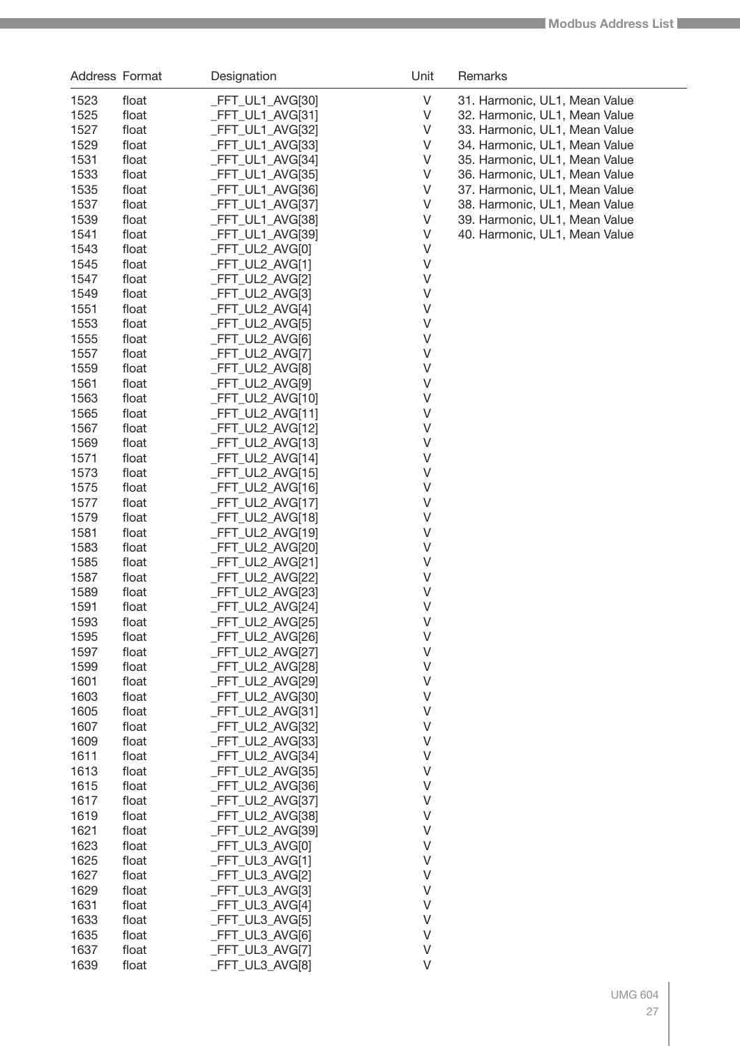| Address | Format | Designation | Unit | Remarks |
|---|---|---|---|---|
| 1523 | float | _FFT_UL1_AVG[30] | V | 31. Harmonic, UL1, Mean Value |
| 1525 | float | _FFT_UL1_AVG[31] | V | 32. Harmonic, UL1, Mean Value |
| 1527 | float | _FFT_UL1_AVG[32] | V | 33. Harmonic, UL1, Mean Value |
| 1529 | float | _FFT_UL1_AVG[33] | V | 34. Harmonic, UL1, Mean Value |
| 1531 | float | _FFT_UL1_AVG[34] | V | 35. Harmonic, UL1, Mean Value |
| 1533 | float | _FFT_UL1_AVG[35] | V | 36. Harmonic, UL1, Mean Value |
| 1535 | float | _FFT_UL1_AVG[36] | V | 37. Harmonic, UL1, Mean Value |
| 1537 | float | _FFT_UL1_AVG[37] | V | 38. Harmonic, UL1, Mean Value |
| 1539 | float | _FFT_UL1_AVG[38] | V | 39. Harmonic, UL1, Mean Value |
| 1541 | float | _FFT_UL1_AVG[39] | V | 40. Harmonic, UL1, Mean Value |
| 1543 | float | _FFT_UL2_AVG[0] | V | |
| 1545 | float | _FFT_UL2_AVG[1] | V | |
| 1547 | float | _FFT_UL2_AVG[2] | V | |
| 1549 | float | _FFT_UL2_AVG[3] | V | |
| 1551 | float | _FFT_UL2_AVG[4] | V | |
| 1553 | float | _FFT_UL2_AVG[5] | V | |
| 1555 | float | _FFT_UL2_AVG[6] | V | |
| 1557 | float | _FFT_UL2_AVG[7] | V | |
| 1559 | float | _FFT_UL2_AVG[8] | V | |
| 1561 | float | _FFT_UL2_AVG[9] | V | |
| 1563 | float | _FFT_UL2_AVG[10] | V | |
| 1565 | float | _FFT_UL2_AVG[11] | V | |
| 1567 | float | _FFT_UL2_AVG[12] | V | |
| 1569 | float | _FFT_UL2_AVG[13] | V | |
| 1571 | float | _FFT_UL2_AVG[14] | V | |
| 1573 | float | _FFT_UL2_AVG[15] | V | |
| 1575 | float | _FFT_UL2_AVG[16] | V | |
| 1577 | float | _FFT_UL2_AVG[17] | V | |
| 1579 | float | _FFT_UL2_AVG[18] | V | |
| 1581 | float | _FFT_UL2_AVG[19] | V | |
| 1583 | float | _FFT_UL2_AVG[20] | V | |
| 1585 | float | _FFT_UL2_AVG[21] | V | |
| 1587 | float | _FFT_UL2_AVG[22] | V | |
| 1589 | float | _FFT_UL2_AVG[23] | V | |
| 1591 | float | _FFT_UL2_AVG[24] | V | |
| 1593 | float | _FFT_UL2_AVG[25] | V | |
| 1595 | float | _FFT_UL2_AVG[26] | V | |
| 1597 | float | _FFT_UL2_AVG[27] | V | |
| 1599 | float | _FFT_UL2_AVG[28] | V | |
| 1601 | float | _FFT_UL2_AVG[29] | V | |
| 1603 | float | _FFT_UL2_AVG[30] | V | |
| 1605 | float | _FFT_UL2_AVG[31] | V | |
| 1607 | float | _FFT_UL2_AVG[32] | V | |
| 1609 | float | _FFT_UL2_AVG[33] | V | |
| 1611 | float | _FFT_UL2_AVG[34] | V | |
| 1613 | float | _FFT_UL2_AVG[35] | V | |
| 1615 | float | _FFT_UL2_AVG[36] | V | |
| 1617 | float | _FFT_UL2_AVG[37] | V | |
| 1619 | float | _FFT_UL2_AVG[38] | V | |
| 1621 | float | _FFT_UL2_AVG[39] | V | |
| 1623 | float | _FFT_UL3_AVG[0] | V | |
| 1625 | float | _FFT_UL3_AVG[1] | V | |
| 1627 | float | _FFT_UL3_AVG[2] | V | |
| 1629 | float | _FFT_UL3_AVG[3] | V | |
| 1631 | float | _FFT_UL3_AVG[4] | V | |
| 1633 | float | _FFT_UL3_AVG[5] | V | |
| 1635 | float | _FFT_UL3_AVG[6] | V | |
| 1637 | float | _FFT_UL3_AVG[7] | V | |
| 1639 | float | _FFT_UL3_AVG[8] | V | |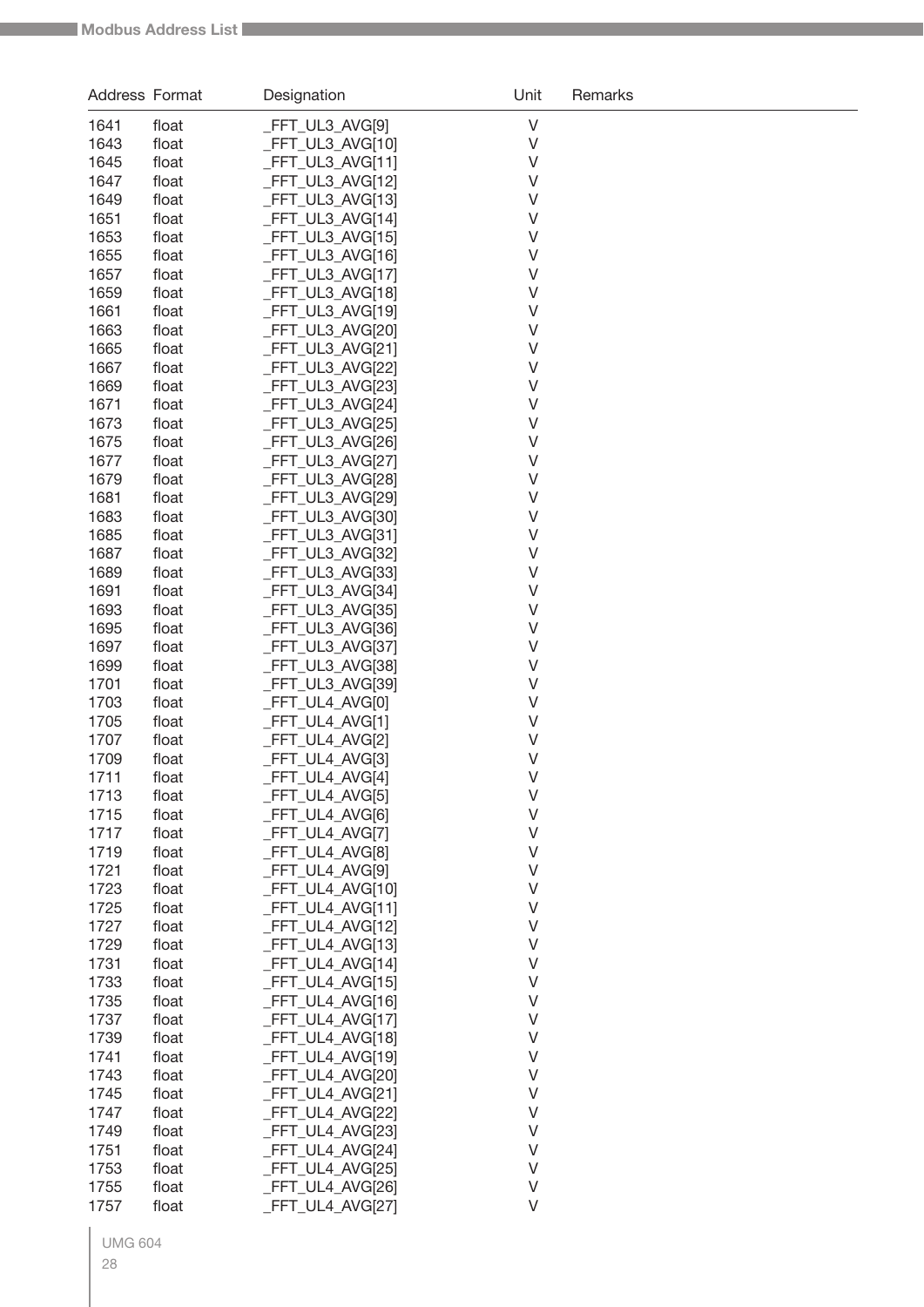| Address | Format | Designation | Unit | Remarks |
|---|---|---|---|---|
| 1641 | float | _FFT_UL3_AVG[9] | V | |
| 1643 | float | _FFT_UL3_AVG[10] | V | |
| 1645 | float | _FFT_UL3_AVG[11] | V | |
| 1647 | float | _FFT_UL3_AVG[12] | V | |
| 1649 | float | _FFT_UL3_AVG[13] | V | |
| 1651 | float | _FFT_UL3_AVG[14] | V | |
| 1653 | float | _FFT_UL3_AVG[15] | V | |
| 1655 | float | _FFT_UL3_AVG[16] | V | |
| 1657 | float | _FFT_UL3_AVG[17] | V | |
| 1659 | float | _FFT_UL3_AVG[18] | V | |
| 1661 | float | _FFT_UL3_AVG[19] | V | |
| 1663 | float | _FFT_UL3_AVG[20] | V | |
| 1665 | float | _FFT_UL3_AVG[21] | V | |
| 1667 | float | _FFT_UL3_AVG[22] | V | |
| 1669 | float | _FFT_UL3_AVG[23] | V | |
| 1671 | float | _FFT_UL3_AVG[24] | V | |
| 1673 | float | _FFT_UL3_AVG[25] | V | |
| 1675 | float | _FFT_UL3_AVG[26] | V | |
| 1677 | float | _FFT_UL3_AVG[27] | V | |
| 1679 | float | _FFT_UL3_AVG[28] | V | |
| 1681 | float | _FFT_UL3_AVG[29] | V | |
| 1683 | float | _FFT_UL3_AVG[30] | V | |
| 1685 | float | _FFT_UL3_AVG[31] | V | |
| 1687 | float | _FFT_UL3_AVG[32] | V | |
| 1689 | float | _FFT_UL3_AVG[33] | V | |
| 1691 | float | _FFT_UL3_AVG[34] | V | |
| 1693 | float | _FFT_UL3_AVG[35] | V | |
| 1695 | float | _FFT_UL3_AVG[36] | V | |
| 1697 | float | _FFT_UL3_AVG[37] | V | |
| 1699 | float | _FFT_UL3_AVG[38] | V | |
| 1701 | float | _FFT_UL3_AVG[39] | V | |
| 1703 | float | _FFT_UL4_AVG[0] | V | |
| 1705 | float | _FFT_UL4_AVG[1] | V | |
| 1707 | float | _FFT_UL4_AVG[2] | V | |
| 1709 | float | _FFT_UL4_AVG[3] | V | |
| 1711 | float | _FFT_UL4_AVG[4] | V | |
| 1713 | float | _FFT_UL4_AVG[5] | V | |
| 1715 | float | _FFT_UL4_AVG[6] | V | |
| 1717 | float | _FFT_UL4_AVG[7] | V | |
| 1719 | float | _FFT_UL4_AVG[8] | V | |
| 1721 | float | _FFT_UL4_AVG[9] | V | |
| 1723 | float | _FFT_UL4_AVG[10] | V | |
| 1725 | float | _FFT_UL4_AVG[11] | V | |
| 1727 | float | _FFT_UL4_AVG[12] | V | |
| 1729 | float | _FFT_UL4_AVG[13] | V | |
| 1731 | float | _FFT_UL4_AVG[14] | V | |
| 1733 | float | _FFT_UL4_AVG[15] | V | |
| 1735 | float | _FFT_UL4_AVG[16] | V | |
| 1737 | float | _FFT_UL4_AVG[17] | V | |
| 1739 | float | _FFT_UL4_AVG[18] | V | |
| 1741 | float | _FFT_UL4_AVG[19] | V | |
| 1743 | float | _FFT_UL4_AVG[20] | V | |
| 1745 | float | _FFT_UL4_AVG[21] | V | |
| 1747 | float | _FFT_UL4_AVG[22] | V | |
| 1749 | float | _FFT_UL4_AVG[23] | V | |
| 1751 | float | _FFT_UL4_AVG[24] | V | |
| 1753 | float | _FFT_UL4_AVG[25] | V | |
| 1755 | float | _FFT_UL4_AVG[26] | V | |
| 1757 | float | _FFT_UL4_AVG[27] | V | |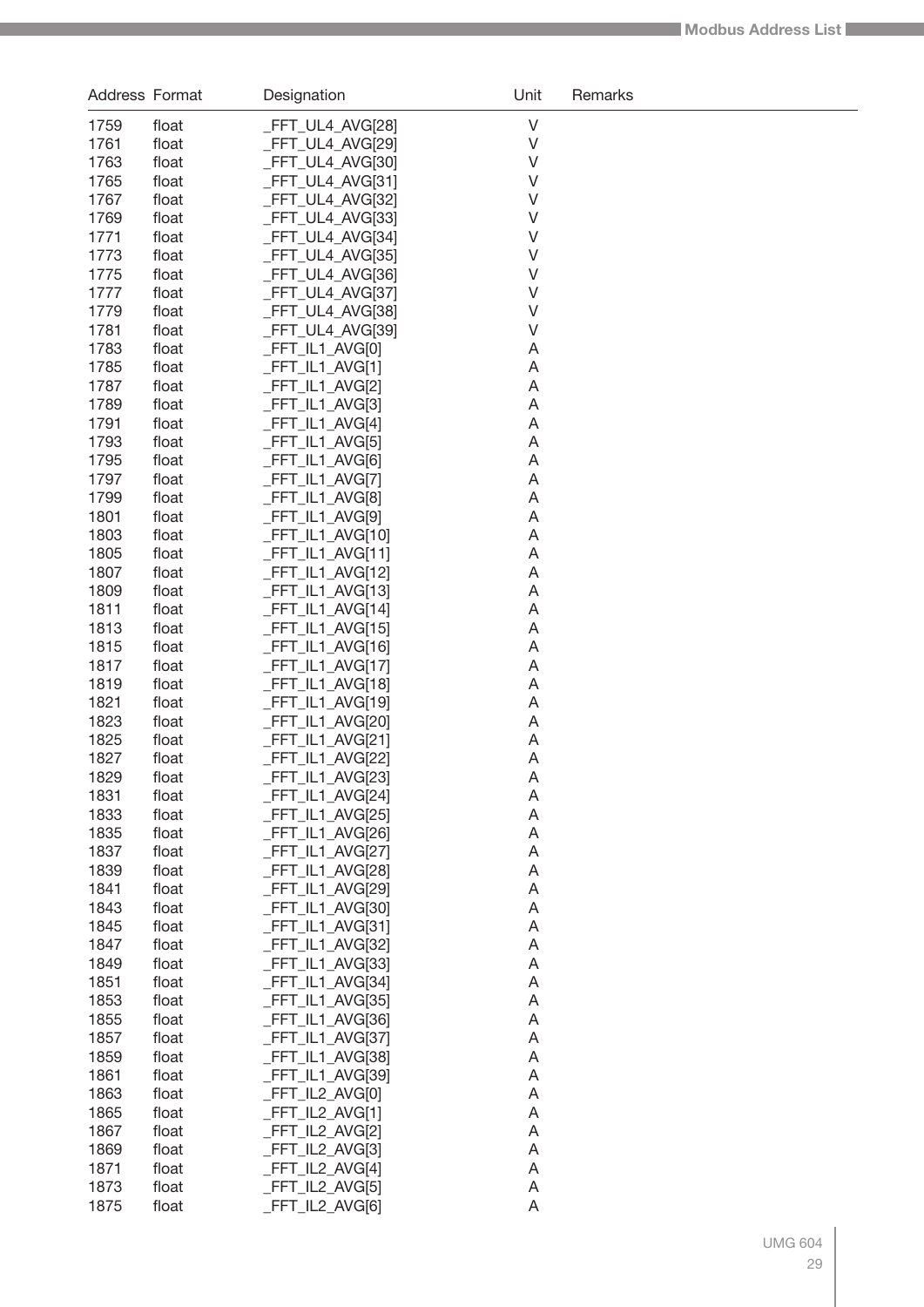| Address | Format | Designation | Unit | Remarks |
|---|---|---|---|---|
| 1759 | float | _FFT_UL4_AVG[28] | V | |
| 1761 | float | _FFT_UL4_AVG[29] | V | |
| 1763 | float | _FFT_UL4_AVG[30] | V | |
| 1765 | float | _FFT_UL4_AVG[31] | V | |
| 1767 | float | _FFT_UL4_AVG[32] | V | |
| 1769 | float | _FFT_UL4_AVG[33] | V | |
| 1771 | float | _FFT_UL4_AVG[34] | V | |
| 1773 | float | _FFT_UL4_AVG[35] | V | |
| 1775 | float | _FFT_UL4_AVG[36] | V | |
| 1777 | float | _FFT_UL4_AVG[37] | V | |
| 1779 | float | _FFT_UL4_AVG[38] | V | |
| 1781 | float | _FFT_UL4_AVG[39] | V | |
| 1783 | float | _FFT_IL1_AVG[0] | A | |
| 1785 | float | _FFT_IL1_AVG[1] | A | |
| 1787 | float | _FFT_IL1_AVG[2] | A | |
| 1789 | float | _FFT_IL1_AVG[3] | A | |
| 1791 | float | _FFT_IL1_AVG[4] | A | |
| 1793 | float | _FFT_IL1_AVG[5] | A | |
| 1795 | float | _FFT_IL1_AVG[6] | A | |
| 1797 | float | _FFT_IL1_AVG[7] | A | |
| 1799 | float | _FFT_IL1_AVG[8] | A | |
| 1801 | float | _FFT_IL1_AVG[9] | A | |
| 1803 | float | _FFT_IL1_AVG[10] | A | |
| 1805 | float | _FFT_IL1_AVG[11] | A | |
| 1807 | float | _FFT_IL1_AVG[12] | A | |
| 1809 | float | _FFT_IL1_AVG[13] | A | |
| 1811 | float | _FFT_IL1_AVG[14] | A | |
| 1813 | float | _FFT_IL1_AVG[15] | A | |
| 1815 | float | _FFT_IL1_AVG[16] | A | |
| 1817 | float | _FFT_IL1_AVG[17] | A | |
| 1819 | float | _FFT_IL1_AVG[18] | A | |
| 1821 | float | _FFT_IL1_AVG[19] | A | |
| 1823 | float | _FFT_IL1_AVG[20] | A | |
| 1825 | float | _FFT_IL1_AVG[21] | A | |
| 1827 | float | _FFT_IL1_AVG[22] | A | |
| 1829 | float | _FFT_IL1_AVG[23] | A | |
| 1831 | float | _FFT_IL1_AVG[24] | A | |
| 1833 | float | _FFT_IL1_AVG[25] | A | |
| 1835 | float | _FFT_IL1_AVG[26] | A | |
| 1837 | float | _FFT_IL1_AVG[27] | A | |
| 1839 | float | _FFT_IL1_AVG[28] | A | |
| 1841 | float | _FFT_IL1_AVG[29] | A | |
| 1843 | float | _FFT_IL1_AVG[30] | A | |
| 1845 | float | _FFT_IL1_AVG[31] | A | |
| 1847 | float | _FFT_IL1_AVG[32] | A | |
| 1849 | float | _FFT_IL1_AVG[33] | A | |
| 1851 | float | _FFT_IL1_AVG[34] | A | |
| 1853 | float | _FFT_IL1_AVG[35] | A | |
| 1855 | float | _FFT_IL1_AVG[36] | A | |
| 1857 | float | _FFT_IL1_AVG[37] | A | |
| 1859 | float | _FFT_IL1_AVG[38] | A | |
| 1861 | float | _FFT_IL1_AVG[39] | A | |
| 1863 | float | _FFT_IL2_AVG[0] | A | |
| 1865 | float | _FFT_IL2_AVG[1] | A | |
| 1867 | float | _FFT_IL2_AVG[2] | A | |
| 1869 | float | _FFT_IL2_AVG[3] | A | |
| 1871 | float | _FFT_IL2_AVG[4] | A | |
| 1873 | float | _FFT_IL2_AVG[5] | A | |
| 1875 | float | _FFT_IL2_AVG[6] | A | |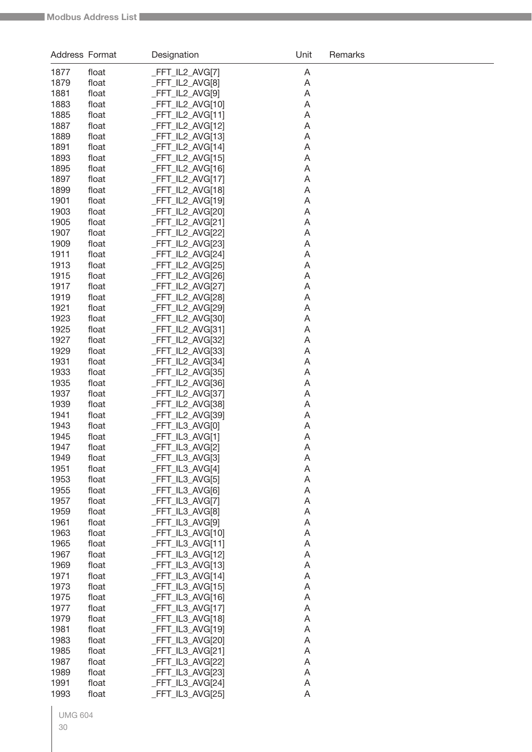| Address | Format | Designation | Unit | Remarks |
|---|---|---|---|---|
| 1877 | float | _FFT_IL2_AVG[7] | A | |
| 1879 | float | _FFT_IL2_AVG[8] | A | |
| 1881 | float | _FFT_IL2_AVG[9] | A | |
| 1883 | float | _FFT_IL2_AVG[10] | A | |
| 1885 | float | _FFT_IL2_AVG[11] | A | |
| 1887 | float | _FFT_IL2_AVG[12] | A | |
| 1889 | float | _FFT_IL2_AVG[13] | A | |
| 1891 | float | _FFT_IL2_AVG[14] | A | |
| 1893 | float | _FFT_IL2_AVG[15] | A | |
| 1895 | float | _FFT_IL2_AVG[16] | A | |
| 1897 | float | _FFT_IL2_AVG[17] | A | |
| 1899 | float | _FFT_IL2_AVG[18] | A | |
| 1901 | float | _FFT_IL2_AVG[19] | A | |
| 1903 | float | _FFT_IL2_AVG[20] | A | |
| 1905 | float | _FFT_IL2_AVG[21] | A | |
| 1907 | float | _FFT_IL2_AVG[22] | A | |
| 1909 | float | _FFT_IL2_AVG[23] | A | |
| 1911 | float | _FFT_IL2_AVG[24] | A | |
| 1913 | float | _FFT_IL2_AVG[25] | A | |
| 1915 | float | _FFT_IL2_AVG[26] | A | |
| 1917 | float | _FFT_IL2_AVG[27] | A | |
| 1919 | float | _FFT_IL2_AVG[28] | A | |
| 1921 | float | _FFT_IL2_AVG[29] | A | |
| 1923 | float | _FFT_IL2_AVG[30] | A | |
| 1925 | float | _FFT_IL2_AVG[31] | A | |
| 1927 | float | _FFT_IL2_AVG[32] | A | |
| 1929 | float | _FFT_IL2_AVG[33] | A | |
| 1931 | float | _FFT_IL2_AVG[34] | A | |
| 1933 | float | _FFT_IL2_AVG[35] | A | |
| 1935 | float | _FFT_IL2_AVG[36] | A | |
| 1937 | float | _FFT_IL2_AVG[37] | A | |
| 1939 | float | _FFT_IL2_AVG[38] | A | |
| 1941 | float | _FFT_IL2_AVG[39] | A | |
| 1943 | float | _FFT_IL3_AVG[0] | A | |
| 1945 | float | _FFT_IL3_AVG[1] | A | |
| 1947 | float | _FFT_IL3_AVG[2] | A | |
| 1949 | float | _FFT_IL3_AVG[3] | A | |
| 1951 | float | _FFT_IL3_AVG[4] | A | |
| 1953 | float | _FFT_IL3_AVG[5] | A | |
| 1955 | float | _FFT_IL3_AVG[6] | A | |
| 1957 | float | _FFT_IL3_AVG[7] | A | |
| 1959 | float | _FFT_IL3_AVG[8] | A | |
| 1961 | float | _FFT_IL3_AVG[9] | A | |
| 1963 | float | _FFT_IL3_AVG[10] | A | |
| 1965 | float | _FFT_IL3_AVG[11] | A | |
| 1967 | float | _FFT_IL3_AVG[12] | A | |
| 1969 | float | _FFT_IL3_AVG[13] | A | |
| 1971 | float | _FFT_IL3_AVG[14] | A | |
| 1973 | float | _FFT_IL3_AVG[15] | A | |
| 1975 | float | _FFT_IL3_AVG[16] | A | |
| 1977 | float | _FFT_IL3_AVG[17] | A | |
| 1979 | float | _FFT_IL3_AVG[18] | A | |
| 1981 | float | _FFT_IL3_AVG[19] | A | |
| 1983 | float | _FFT_IL3_AVG[20] | A | |
| 1985 | float | _FFT_IL3_AVG[21] | A | |
| 1987 | float | _FFT_IL3_AVG[22] | A | |
| 1989 | float | _FFT_IL3_AVG[23] | A | |
| 1991 | float | _FFT_IL3_AVG[24] | A | |
| 1993 | float | _FFT_IL3_AVG[25] | A | |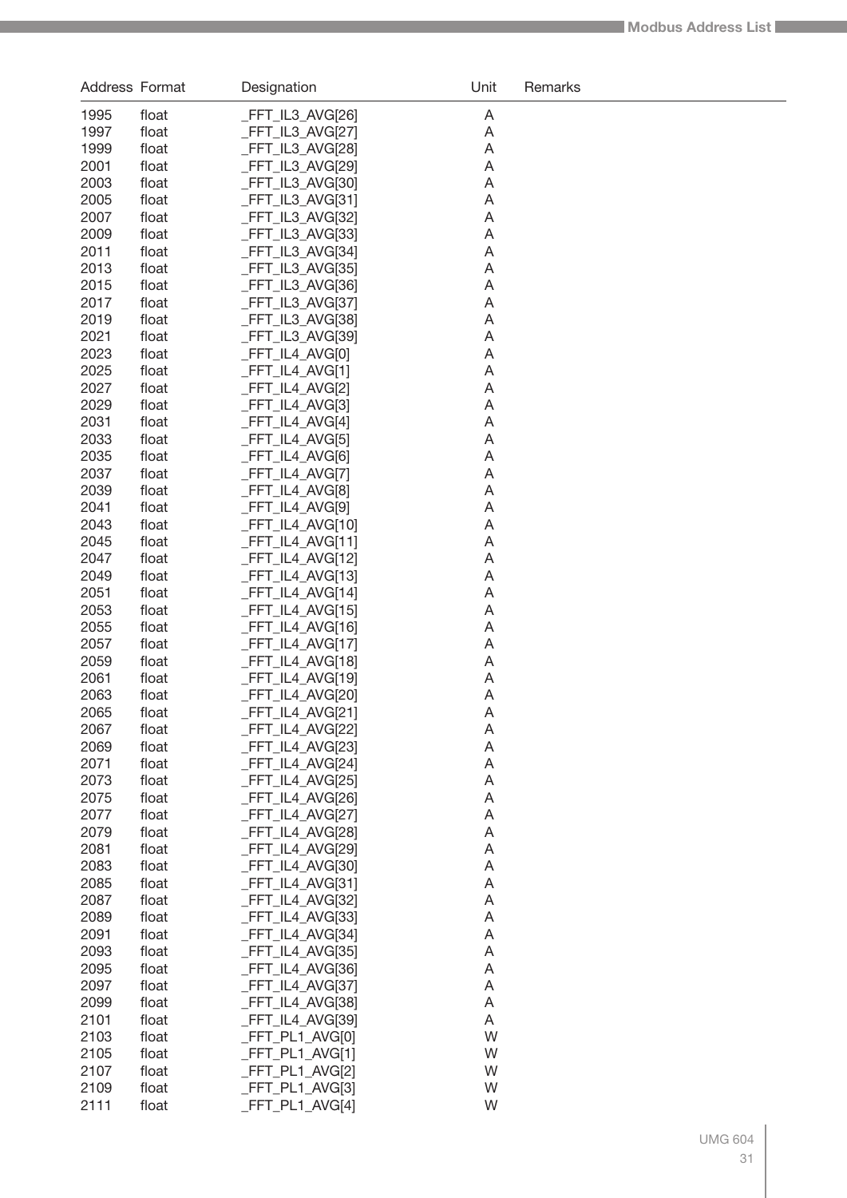| Address | Format | Designation | Unit | Remarks |
|---|---|---|---|---|
| 1995 | float | _FFT_IL3_AVG[26] | A | |
| 1997 | float | _FFT_IL3_AVG[27] | A | |
| 1999 | float | _FFT_IL3_AVG[28] | A | |
| 2001 | float | _FFT_IL3_AVG[29] | A | |
| 2003 | float | _FFT_IL3_AVG[30] | A | |
| 2005 | float | _FFT_IL3_AVG[31] | A | |
| 2007 | float | _FFT_IL3_AVG[32] | A | |
| 2009 | float | _FFT_IL3_AVG[33] | A | |
| 2011 | float | _FFT_IL3_AVG[34] | A | |
| 2013 | float | _FFT_IL3_AVG[35] | A | |
| 2015 | float | _FFT_IL3_AVG[36] | A | |
| 2017 | float | _FFT_IL3_AVG[37] | A | |
| 2019 | float | _FFT_IL3_AVG[38] | A | |
| 2021 | float | _FFT_IL3_AVG[39] | A | |
| 2023 | float | _FFT_IL4_AVG[0] | A | |
| 2025 | float | _FFT_IL4_AVG[1] | A | |
| 2027 | float | _FFT_IL4_AVG[2] | A | |
| 2029 | float | _FFT_IL4_AVG[3] | A | |
| 2031 | float | _FFT_IL4_AVG[4] | A | |
| 2033 | float | _FFT_IL4_AVG[5] | A | |
| 2035 | float | _FFT_IL4_AVG[6] | A | |
| 2037 | float | _FFT_IL4_AVG[7] | A | |
| 2039 | float | _FFT_IL4_AVG[8] | A | |
| 2041 | float | _FFT_IL4_AVG[9] | A | |
| 2043 | float | _FFT_IL4_AVG[10] | A | |
| 2045 | float | _FFT_IL4_AVG[11] | A | |
| 2047 | float | _FFT_IL4_AVG[12] | A | |
| 2049 | float | _FFT_IL4_AVG[13] | A | |
| 2051 | float | _FFT_IL4_AVG[14] | A | |
| 2053 | float | _FFT_IL4_AVG[15] | A | |
| 2055 | float | _FFT_IL4_AVG[16] | A | |
| 2057 | float | _FFT_IL4_AVG[17] | A | |
| 2059 | float | _FFT_IL4_AVG[18] | A | |
| 2061 | float | _FFT_IL4_AVG[19] | A | |
| 2063 | float | _FFT_IL4_AVG[20] | A | |
| 2065 | float | _FFT_IL4_AVG[21] | A | |
| 2067 | float | _FFT_IL4_AVG[22] | A | |
| 2069 | float | _FFT_IL4_AVG[23] | A | |
| 2071 | float | _FFT_IL4_AVG[24] | A | |
| 2073 | float | _FFT_IL4_AVG[25] | A | |
| 2075 | float | _FFT_IL4_AVG[26] | A | |
| 2077 | float | _FFT_IL4_AVG[27] | A | |
| 2079 | float | _FFT_IL4_AVG[28] | A | |
| 2081 | float | _FFT_IL4_AVG[29] | A | |
| 2083 | float | _FFT_IL4_AVG[30] | A | |
| 2085 | float | _FFT_IL4_AVG[31] | A | |
| 2087 | float | _FFT_IL4_AVG[32] | A | |
| 2089 | float | _FFT_IL4_AVG[33] | A | |
| 2091 | float | _FFT_IL4_AVG[34] | A | |
| 2093 | float | _FFT_IL4_AVG[35] | A | |
| 2095 | float | _FFT_IL4_AVG[36] | A | |
| 2097 | float | _FFT_IL4_AVG[37] | A | |
| 2099 | float | _FFT_IL4_AVG[38] | A | |
| 2101 | float | _FFT_IL4_AVG[39] | A | |
| 2103 | float | _FFT_PL1_AVG[0] | W | |
| 2105 | float | _FFT_PL1_AVG[1] | W | |
| 2107 | float | _FFT_PL1_AVG[2] | W | |
| 2109 | float | _FFT_PL1_AVG[3] | W | |
| 2111 | float | _FFT_PL1_AVG[4] | W | |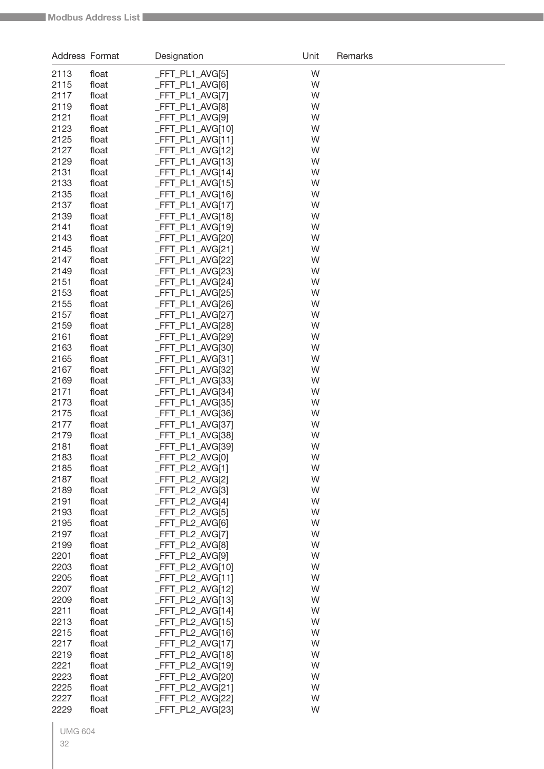| Address | Format | Designation | Unit | Remarks |
|---|---|---|---|---|
| 2113 | float | _FFT_PL1_AVG[5] | W | |
| 2115 | float | _FFT_PL1_AVG[6] | W | |
| 2117 | float | _FFT_PL1_AVG[7] | W | |
| 2119 | float | _FFT_PL1_AVG[8] | W | |
| 2121 | float | _FFT_PL1_AVG[9] | W | |
| 2123 | float | _FFT_PL1_AVG[10] | W | |
| 2125 | float | _FFT_PL1_AVG[11] | W | |
| 2127 | float | _FFT_PL1_AVG[12] | W | |
| 2129 | float | _FFT_PL1_AVG[13] | W | |
| 2131 | float | _FFT_PL1_AVG[14] | W | |
| 2133 | float | _FFT_PL1_AVG[15] | W | |
| 2135 | float | _FFT_PL1_AVG[16] | W | |
| 2137 | float | _FFT_PL1_AVG[17] | W | |
| 2139 | float | _FFT_PL1_AVG[18] | W | |
| 2141 | float | _FFT_PL1_AVG[19] | W | |
| 2143 | float | _FFT_PL1_AVG[20] | W | |
| 2145 | float | _FFT_PL1_AVG[21] | W | |
| 2147 | float | _FFT_PL1_AVG[22] | W | |
| 2149 | float | _FFT_PL1_AVG[23] | W | |
| 2151 | float | _FFT_PL1_AVG[24] | W | |
| 2153 | float | _FFT_PL1_AVG[25] | W | |
| 2155 | float | _FFT_PL1_AVG[26] | W | |
| 2157 | float | _FFT_PL1_AVG[27] | W | |
| 2159 | float | _FFT_PL1_AVG[28] | W | |
| 2161 | float | _FFT_PL1_AVG[29] | W | |
| 2163 | float | _FFT_PL1_AVG[30] | W | |
| 2165 | float | _FFT_PL1_AVG[31] | W | |
| 2167 | float | _FFT_PL1_AVG[32] | W | |
| 2169 | float | _FFT_PL1_AVG[33] | W | |
| 2171 | float | _FFT_PL1_AVG[34] | W | |
| 2173 | float | _FFT_PL1_AVG[35] | W | |
| 2175 | float | _FFT_PL1_AVG[36] | W | |
| 2177 | float | _FFT_PL1_AVG[37] | W | |
| 2179 | float | _FFT_PL1_AVG[38] | W | |
| 2181 | float | _FFT_PL1_AVG[39] | W | |
| 2183 | float | _FFT_PL2_AVG[0] | W | |
| 2185 | float | _FFT_PL2_AVG[1] | W | |
| 2187 | float | _FFT_PL2_AVG[2] | W | |
| 2189 | float | _FFT_PL2_AVG[3] | W | |
| 2191 | float | _FFT_PL2_AVG[4] | W | |
| 2193 | float | _FFT_PL2_AVG[5] | W | |
| 2195 | float | _FFT_PL2_AVG[6] | W | |
| 2197 | float | _FFT_PL2_AVG[7] | W | |
| 2199 | float | _FFT_PL2_AVG[8] | W | |
| 2201 | float | _FFT_PL2_AVG[9] | W | |
| 2203 | float | _FFT_PL2_AVG[10] | W | |
| 2205 | float | _FFT_PL2_AVG[11] | W | |
| 2207 | float | _FFT_PL2_AVG[12] | W | |
| 2209 | float | _FFT_PL2_AVG[13] | W | |
| 2211 | float | _FFT_PL2_AVG[14] | W | |
| 2213 | float | _FFT_PL2_AVG[15] | W | |
| 2215 | float | _FFT_PL2_AVG[16] | W | |
| 2217 | float | _FFT_PL2_AVG[17] | W | |
| 2219 | float | _FFT_PL2_AVG[18] | W | |
| 2221 | float | _FFT_PL2_AVG[19] | W | |
| 2223 | float | _FFT_PL2_AVG[20] | W | |
| 2225 | float | _FFT_PL2_AVG[21] | W | |
| 2227 | float | _FFT_PL2_AVG[22] | W | |
| 2229 | float | _FFT_PL2_AVG[23] | W | |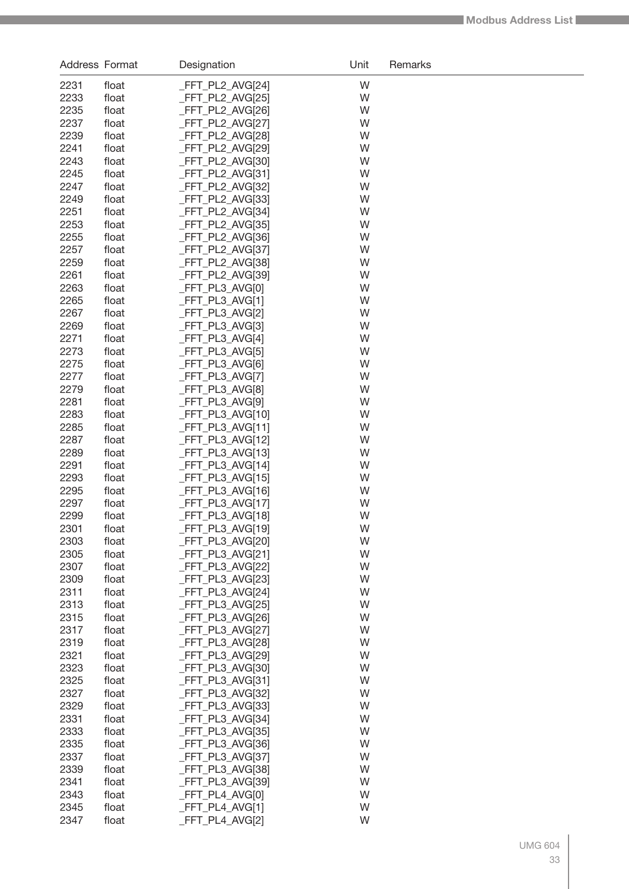| Address | Format | Designation | Unit | Remarks |
|---|---|---|---|---|
| 2231 | float | _FFT_PL2_AVG[24] | W | |
| 2233 | float | _FFT_PL2_AVG[25] | W | |
| 2235 | float | _FFT_PL2_AVG[26] | W | |
| 2237 | float | _FFT_PL2_AVG[27] | W | |
| 2239 | float | _FFT_PL2_AVG[28] | W | |
| 2241 | float | _FFT_PL2_AVG[29] | W | |
| 2243 | float | _FFT_PL2_AVG[30] | W | |
| 2245 | float | _FFT_PL2_AVG[31] | W | |
| 2247 | float | _FFT_PL2_AVG[32] | W | |
| 2249 | float | _FFT_PL2_AVG[33] | W | |
| 2251 | float | _FFT_PL2_AVG[34] | W | |
| 2253 | float | _FFT_PL2_AVG[35] | W | |
| 2255 | float | _FFT_PL2_AVG[36] | W | |
| 2257 | float | _FFT_PL2_AVG[37] | W | |
| 2259 | float | _FFT_PL2_AVG[38] | W | |
| 2261 | float | _FFT_PL2_AVG[39] | W | |
| 2263 | float | _FFT_PL3_AVG[0] | W | |
| 2265 | float | _FFT_PL3_AVG[1] | W | |
| 2267 | float | _FFT_PL3_AVG[2] | W | |
| 2269 | float | _FFT_PL3_AVG[3] | W | |
| 2271 | float | _FFT_PL3_AVG[4] | W | |
| 2273 | float | _FFT_PL3_AVG[5] | W | |
| 2275 | float | _FFT_PL3_AVG[6] | W | |
| 2277 | float | _FFT_PL3_AVG[7] | W | |
| 2279 | float | _FFT_PL3_AVG[8] | W | |
| 2281 | float | _FFT_PL3_AVG[9] | W | |
| 2283 | float | _FFT_PL3_AVG[10] | W | |
| 2285 | float | _FFT_PL3_AVG[11] | W | |
| 2287 | float | _FFT_PL3_AVG[12] | W | |
| 2289 | float | _FFT_PL3_AVG[13] | W | |
| 2291 | float | _FFT_PL3_AVG[14] | W | |
| 2293 | float | _FFT_PL3_AVG[15] | W | |
| 2295 | float | _FFT_PL3_AVG[16] | W | |
| 2297 | float | _FFT_PL3_AVG[17] | W | |
| 2299 | float | _FFT_PL3_AVG[18] | W | |
| 2301 | float | _FFT_PL3_AVG[19] | W | |
| 2303 | float | _FFT_PL3_AVG[20] | W | |
| 2305 | float | _FFT_PL3_AVG[21] | W | |
| 2307 | float | _FFT_PL3_AVG[22] | W | |
| 2309 | float | _FFT_PL3_AVG[23] | W | |
| 2311 | float | _FFT_PL3_AVG[24] | W | |
| 2313 | float | _FFT_PL3_AVG[25] | W | |
| 2315 | float | _FFT_PL3_AVG[26] | W | |
| 2317 | float | _FFT_PL3_AVG[27] | W | |
| 2319 | float | _FFT_PL3_AVG[28] | W | |
| 2321 | float | _FFT_PL3_AVG[29] | W | |
| 2323 | float | _FFT_PL3_AVG[30] | W | |
| 2325 | float | _FFT_PL3_AVG[31] | W | |
| 2327 | float | _FFT_PL3_AVG[32] | W | |
| 2329 | float | _FFT_PL3_AVG[33] | W | |
| 2331 | float | _FFT_PL3_AVG[34] | W | |
| 2333 | float | _FFT_PL3_AVG[35] | W | |
| 2335 | float | _FFT_PL3_AVG[36] | W | |
| 2337 | float | _FFT_PL3_AVG[37] | W | |
| 2339 | float | _FFT_PL3_AVG[38] | W | |
| 2341 | float | _FFT_PL3_AVG[39] | W | |
| 2343 | float | _FFT_PL4_AVG[0] | W | |
| 2345 | float | _FFT_PL4_AVG[1] | W | |
| 2347 | float | _FFT_PL4_AVG[2] | W | |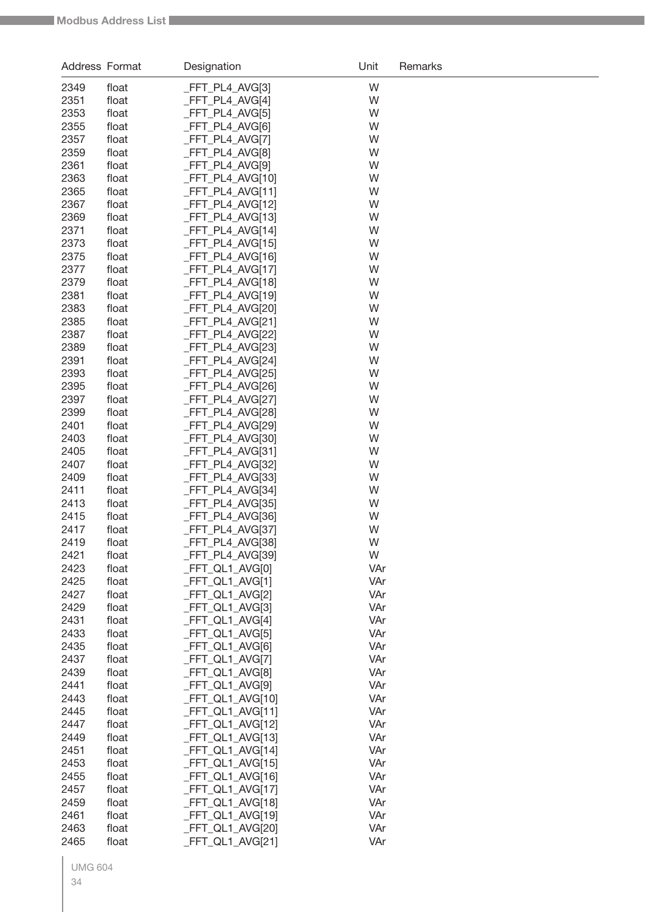| Address | Format | Designation | Unit | Remarks |
|---|---|---|---|---|
| 2349 | float | _FFT_PL4_AVG[3] | W | |
| 2351 | float | _FFT_PL4_AVG[4] | W | |
| 2353 | float | _FFT_PL4_AVG[5] | W | |
| 2355 | float | _FFT_PL4_AVG[6] | W | |
| 2357 | float | _FFT_PL4_AVG[7] | W | |
| 2359 | float | _FFT_PL4_AVG[8] | W | |
| 2361 | float | _FFT_PL4_AVG[9] | W | |
| 2363 | float | _FFT_PL4_AVG[10] | W | |
| 2365 | float | _FFT_PL4_AVG[11] | W | |
| 2367 | float | _FFT_PL4_AVG[12] | W | |
| 2369 | float | _FFT_PL4_AVG[13] | W | |
| 2371 | float | _FFT_PL4_AVG[14] | W | |
| 2373 | float | _FFT_PL4_AVG[15] | W | |
| 2375 | float | _FFT_PL4_AVG[16] | W | |
| 2377 | float | _FFT_PL4_AVG[17] | W | |
| 2379 | float | _FFT_PL4_AVG[18] | W | |
| 2381 | float | _FFT_PL4_AVG[19] | W | |
| 2383 | float | _FFT_PL4_AVG[20] | W | |
| 2385 | float | _FFT_PL4_AVG[21] | W | |
| 2387 | float | _FFT_PL4_AVG[22] | W | |
| 2389 | float | _FFT_PL4_AVG[23] | W | |
| 2391 | float | _FFT_PL4_AVG[24] | W | |
| 2393 | float | _FFT_PL4_AVG[25] | W | |
| 2395 | float | _FFT_PL4_AVG[26] | W | |
| 2397 | float | _FFT_PL4_AVG[27] | W | |
| 2399 | float | _FFT_PL4_AVG[28] | W | |
| 2401 | float | _FFT_PL4_AVG[29] | W | |
| 2403 | float | _FFT_PL4_AVG[30] | W | |
| 2405 | float | _FFT_PL4_AVG[31] | W | |
| 2407 | float | _FFT_PL4_AVG[32] | W | |
| 2409 | float | _FFT_PL4_AVG[33] | W | |
| 2411 | float | _FFT_PL4_AVG[34] | W | |
| 2413 | float | _FFT_PL4_AVG[35] | W | |
| 2415 | float | _FFT_PL4_AVG[36] | W | |
| 2417 | float | _FFT_PL4_AVG[37] | W | |
| 2419 | float | _FFT_PL4_AVG[38] | W | |
| 2421 | float | _FFT_PL4_AVG[39] | W | |
| 2423 | float | _FFT_QL1_AVG[0] | VAr | |
| 2425 | float | _FFT_QL1_AVG[1] | VAr | |
| 2427 | float | _FFT_QL1_AVG[2] | VAr | |
| 2429 | float | _FFT_QL1_AVG[3] | VAr | |
| 2431 | float | _FFT_QL1_AVG[4] | VAr | |
| 2433 | float | _FFT_QL1_AVG[5] | VAr | |
| 2435 | float | _FFT_QL1_AVG[6] | VAr | |
| 2437 | float | _FFT_QL1_AVG[7] | VAr | |
| 2439 | float | _FFT_QL1_AVG[8] | VAr | |
| 2441 | float | _FFT_QL1_AVG[9] | VAr | |
| 2443 | float | _FFT_QL1_AVG[10] | VAr | |
| 2445 | float | _FFT_QL1_AVG[11] | VAr | |
| 2447 | float | _FFT_QL1_AVG[12] | VAr | |
| 2449 | float | _FFT_QL1_AVG[13] | VAr | |
| 2451 | float | _FFT_QL1_AVG[14] | VAr | |
| 2453 | float | _FFT_QL1_AVG[15] | VAr | |
| 2455 | float | _FFT_QL1_AVG[16] | VAr | |
| 2457 | float | _FFT_QL1_AVG[17] | VAr | |
| 2459 | float | _FFT_QL1_AVG[18] | VAr | |
| 2461 | float | _FFT_QL1_AVG[19] | VAr | |
| 2463 | float | _FFT_QL1_AVG[20] | VAr | |
| 2465 | float | _FFT_QL1_AVG[21] | VAr | |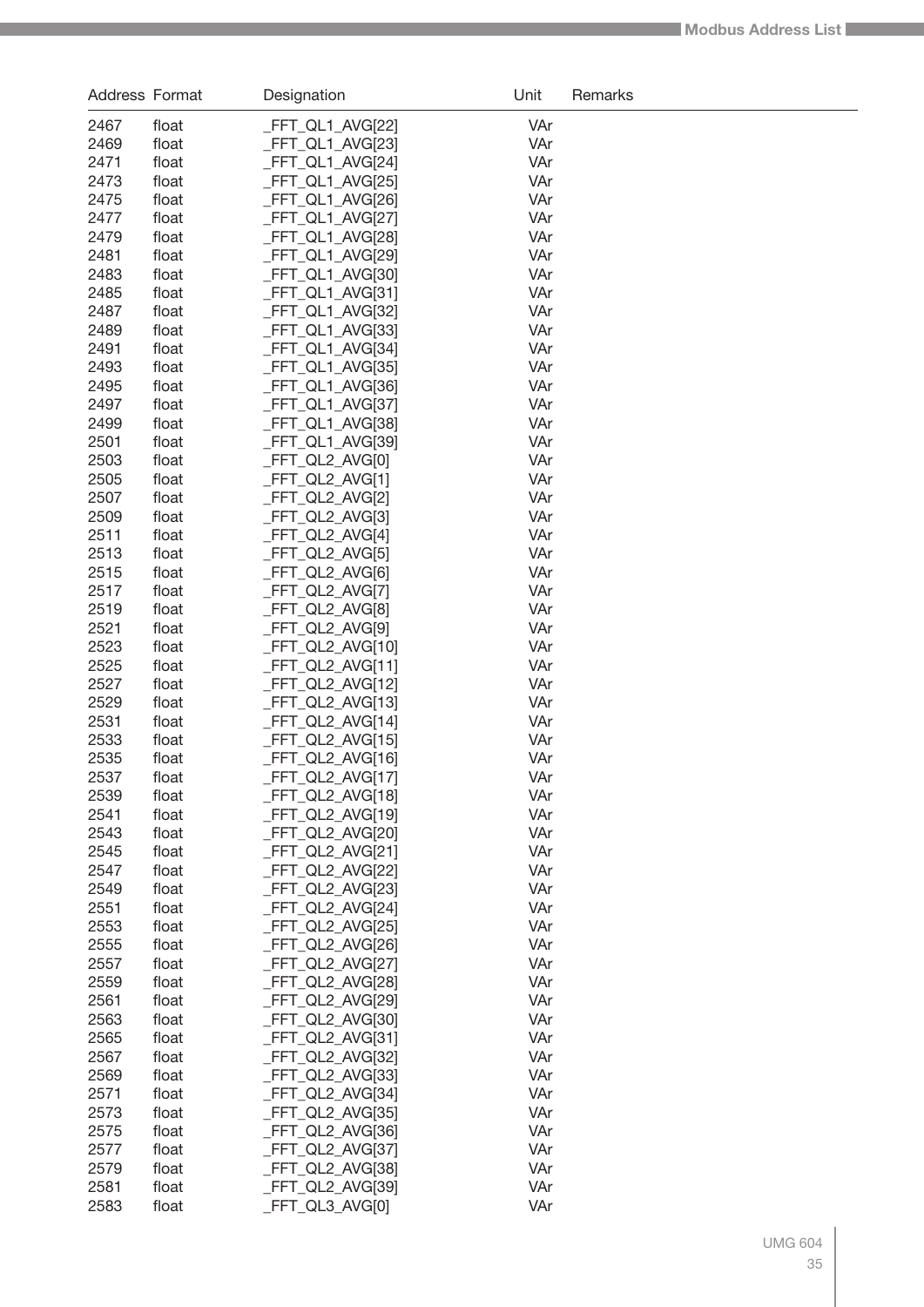| Address | Format | Designation | Unit | Remarks |
|---|---|---|---|---|
| 2467 | float | _FFT_QL1_AVG[22] | VAr | |
| 2469 | float | _FFT_QL1_AVG[23] | VAr | |
| 2471 | float | _FFT_QL1_AVG[24] | VAr | |
| 2473 | float | _FFT_QL1_AVG[25] | VAr | |
| 2475 | float | _FFT_QL1_AVG[26] | VAr | |
| 2477 | float | _FFT_QL1_AVG[27] | VAr | |
| 2479 | float | _FFT_QL1_AVG[28] | VAr | |
| 2481 | float | _FFT_QL1_AVG[29] | VAr | |
| 2483 | float | _FFT_QL1_AVG[30] | VAr | |
| 2485 | float | _FFT_QL1_AVG[31] | VAr | |
| 2487 | float | _FFT_QL1_AVG[32] | VAr | |
| 2489 | float | _FFT_QL1_AVG[33] | VAr | |
| 2491 | float | _FFT_QL1_AVG[34] | VAr | |
| 2493 | float | _FFT_QL1_AVG[35] | VAr | |
| 2495 | float | _FFT_QL1_AVG[36] | VAr | |
| 2497 | float | _FFT_QL1_AVG[37] | VAr | |
| 2499 | float | _FFT_QL1_AVG[38] | VAr | |
| 2501 | float | _FFT_QL1_AVG[39] | VAr | |
| 2503 | float | _FFT_QL2_AVG[0] | VAr | |
| 2505 | float | _FFT_QL2_AVG[1] | VAr | |
| 2507 | float | _FFT_QL2_AVG[2] | VAr | |
| 2509 | float | _FFT_QL2_AVG[3] | VAr | |
| 2511 | float | _FFT_QL2_AVG[4] | VAr | |
| 2513 | float | _FFT_QL2_AVG[5] | VAr | |
| 2515 | float | _FFT_QL2_AVG[6] | VAr | |
| 2517 | float | _FFT_QL2_AVG[7] | VAr | |
| 2519 | float | _FFT_QL2_AVG[8] | VAr | |
| 2521 | float | _FFT_QL2_AVG[9] | VAr | |
| 2523 | float | _FFT_QL2_AVG[10] | VAr | |
| 2525 | float | _FFT_QL2_AVG[11] | VAr | |
| 2527 | float | _FFT_QL2_AVG[12] | VAr | |
| 2529 | float | _FFT_QL2_AVG[13] | VAr | |
| 2531 | float | _FFT_QL2_AVG[14] | VAr | |
| 2533 | float | _FFT_QL2_AVG[15] | VAr | |
| 2535 | float | _FFT_QL2_AVG[16] | VAr | |
| 2537 | float | _FFT_QL2_AVG[17] | VAr | |
| 2539 | float | _FFT_QL2_AVG[18] | VAr | |
| 2541 | float | _FFT_QL2_AVG[19] | VAr | |
| 2543 | float | _FFT_QL2_AVG[20] | VAr | |
| 2545 | float | _FFT_QL2_AVG[21] | VAr | |
| 2547 | float | _FFT_QL2_AVG[22] | VAr | |
| 2549 | float | _FFT_QL2_AVG[23] | VAr | |
| 2551 | float | _FFT_QL2_AVG[24] | VAr | |
| 2553 | float | _FFT_QL2_AVG[25] | VAr | |
| 2555 | float | _FFT_QL2_AVG[26] | VAr | |
| 2557 | float | _FFT_QL2_AVG[27] | VAr | |
| 2559 | float | _FFT_QL2_AVG[28] | VAr | |
| 2561 | float | _FFT_QL2_AVG[29] | VAr | |
| 2563 | float | _FFT_QL2_AVG[30] | VAr | |
| 2565 | float | _FFT_QL2_AVG[31] | VAr | |
| 2567 | float | _FFT_QL2_AVG[32] | VAr | |
| 2569 | float | _FFT_QL2_AVG[33] | VAr | |
| 2571 | float | _FFT_QL2_AVG[34] | VAr | |
| 2573 | float | _FFT_QL2_AVG[35] | VAr | |
| 2575 | float | _FFT_QL2_AVG[36] | VAr | |
| 2577 | float | _FFT_QL2_AVG[37] | VAr | |
| 2579 | float | _FFT_QL2_AVG[38] | VAr | |
| 2581 | float | _FFT_QL2_AVG[39] | VAr | |
| 2583 | float | _FFT_QL3_AVG[0] | VAr | |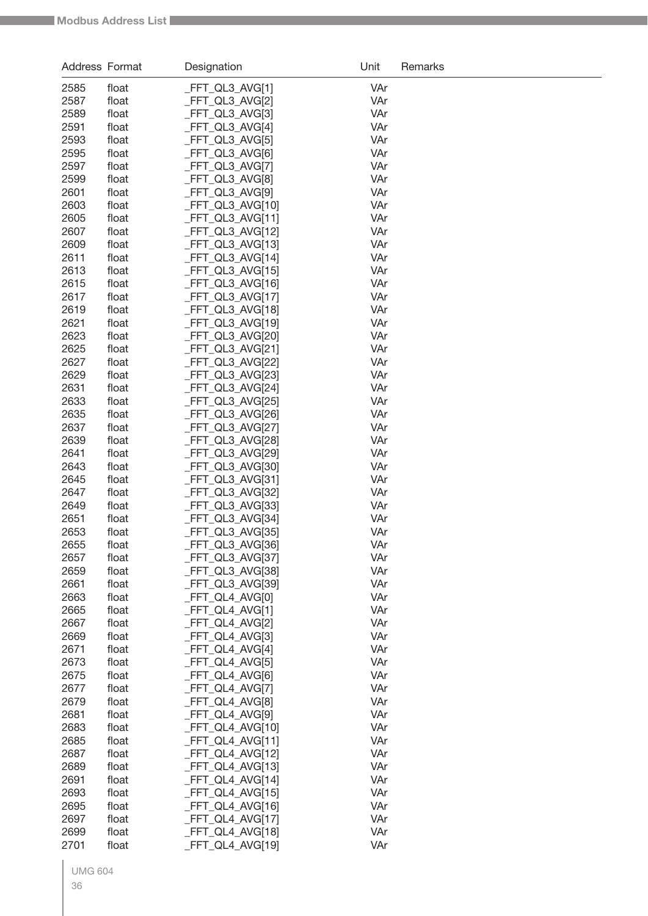| Address | Format | Designation | Unit | Remarks |
|---|---|---|---|---|
| 2585 | float | _FFT_QL3_AVG[1] | VAr | |
| 2587 | float | _FFT_QL3_AVG[2] | VAr | |
| 2589 | float | _FFT_QL3_AVG[3] | VAr | |
| 2591 | float | _FFT_QL3_AVG[4] | VAr | |
| 2593 | float | _FFT_QL3_AVG[5] | VAr | |
| 2595 | float | _FFT_QL3_AVG[6] | VAr | |
| 2597 | float | _FFT_QL3_AVG[7] | VAr | |
| 2599 | float | _FFT_QL3_AVG[8] | VAr | |
| 2601 | float | _FFT_QL3_AVG[9] | VAr | |
| 2603 | float | _FFT_QL3_AVG[10] | VAr | |
| 2605 | float | _FFT_QL3_AVG[11] | VAr | |
| 2607 | float | _FFT_QL3_AVG[12] | VAr | |
| 2609 | float | _FFT_QL3_AVG[13] | VAr | |
| 2611 | float | _FFT_QL3_AVG[14] | VAr | |
| 2613 | float | _FFT_QL3_AVG[15] | VAr | |
| 2615 | float | _FFT_QL3_AVG[16] | VAr | |
| 2617 | float | _FFT_QL3_AVG[17] | VAr | |
| 2619 | float | _FFT_QL3_AVG[18] | VAr | |
| 2621 | float | _FFT_QL3_AVG[19] | VAr | |
| 2623 | float | _FFT_QL3_AVG[20] | VAr | |
| 2625 | float | _FFT_QL3_AVG[21] | VAr | |
| 2627 | float | _FFT_QL3_AVG[22] | VAr | |
| 2629 | float | _FFT_QL3_AVG[23] | VAr | |
| 2631 | float | _FFT_QL3_AVG[24] | VAr | |
| 2633 | float | _FFT_QL3_AVG[25] | VAr | |
| 2635 | float | _FFT_QL3_AVG[26] | VAr | |
| 2637 | float | _FFT_QL3_AVG[27] | VAr | |
| 2639 | float | _FFT_QL3_AVG[28] | VAr | |
| 2641 | float | _FFT_QL3_AVG[29] | VAr | |
| 2643 | float | _FFT_QL3_AVG[30] | VAr | |
| 2645 | float | _FFT_QL3_AVG[31] | VAr | |
| 2647 | float | _FFT_QL3_AVG[32] | VAr | |
| 2649 | float | _FFT_QL3_AVG[33] | VAr | |
| 2651 | float | _FFT_QL3_AVG[34] | VAr | |
| 2653 | float | _FFT_QL3_AVG[35] | VAr | |
| 2655 | float | _FFT_QL3_AVG[36] | VAr | |
| 2657 | float | _FFT_QL3_AVG[37] | VAr | |
| 2659 | float | _FFT_QL3_AVG[38] | VAr | |
| 2661 | float | _FFT_QL3_AVG[39] | VAr | |
| 2663 | float | _FFT_QL4_AVG[0] | VAr | |
| 2665 | float | _FFT_QL4_AVG[1] | VAr | |
| 2667 | float | _FFT_QL4_AVG[2] | VAr | |
| 2669 | float | _FFT_QL4_AVG[3] | VAr | |
| 2671 | float | _FFT_QL4_AVG[4] | VAr | |
| 2673 | float | _FFT_QL4_AVG[5] | VAr | |
| 2675 | float | _FFT_QL4_AVG[6] | VAr | |
| 2677 | float | _FFT_QL4_AVG[7] | VAr | |
| 2679 | float | _FFT_QL4_AVG[8] | VAr | |
| 2681 | float | _FFT_QL4_AVG[9] | VAr | |
| 2683 | float | _FFT_QL4_AVG[10] | VAr | |
| 2685 | float | _FFT_QL4_AVG[11] | VAr | |
| 2687 | float | _FFT_QL4_AVG[12] | VAr | |
| 2689 | float | _FFT_QL4_AVG[13] | VAr | |
| 2691 | float | _FFT_QL4_AVG[14] | VAr | |
| 2693 | float | _FFT_QL4_AVG[15] | VAr | |
| 2695 | float | _FFT_QL4_AVG[16] | VAr | |
| 2697 | float | _FFT_QL4_AVG[17] | VAr | |
| 2699 | float | _FFT_QL4_AVG[18] | VAr | |
| 2701 | float | _FFT_QL4_AVG[19] | VAr | |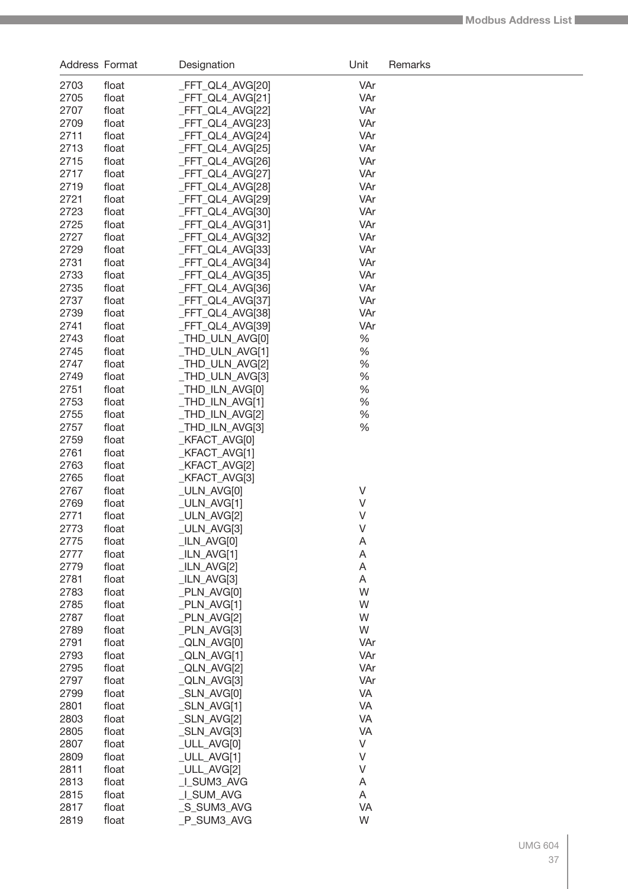| Address | Format | Designation | Unit | Remarks |
|---|---|---|---|---|
| 2703 | float | _FFT_QL4_AVG[20] | VAr | |
| 2705 | float | _FFT_QL4_AVG[21] | VAr | |
| 2707 | float | _FFT_QL4_AVG[22] | VAr | |
| 2709 | float | _FFT_QL4_AVG[23] | VAr | |
| 2711 | float | _FFT_QL4_AVG[24] | VAr | |
| 2713 | float | _FFT_QL4_AVG[25] | VAr | |
| 2715 | float | _FFT_QL4_AVG[26] | VAr | |
| 2717 | float | _FFT_QL4_AVG[27] | VAr | |
| 2719 | float | _FFT_QL4_AVG[28] | VAr | |
| 2721 | float | _FFT_QL4_AVG[29] | VAr | |
| 2723 | float | _FFT_QL4_AVG[30] | VAr | |
| 2725 | float | _FFT_QL4_AVG[31] | VAr | |
| 2727 | float | _FFT_QL4_AVG[32] | VAr | |
| 2729 | float | _FFT_QL4_AVG[33] | VAr | |
| 2731 | float | _FFT_QL4_AVG[34] | VAr | |
| 2733 | float | _FFT_QL4_AVG[35] | VAr | |
| 2735 | float | _FFT_QL4_AVG[36] | VAr | |
| 2737 | float | _FFT_QL4_AVG[37] | VAr | |
| 2739 | float | _FFT_QL4_AVG[38] | VAr | |
| 2741 | float | _FFT_QL4_AVG[39] | VAr | |
| 2743 | float | _THD_ULN_AVG[0] | % | |
| 2745 | float | _THD_ULN_AVG[1] | % | |
| 2747 | float | _THD_ULN_AVG[2] | % | |
| 2749 | float | _THD_ULN_AVG[3] | % | |
| 2751 | float | _THD_ILN_AVG[0] | % | |
| 2753 | float | _THD_ILN_AVG[1] | % | |
| 2755 | float | _THD_ILN_AVG[2] | % | |
| 2757 | float | _THD_ILN_AVG[3] | % | |
| 2759 | float | _KFACT_AVG[0] | | |
| 2761 | float | _KFACT_AVG[1] | | |
| 2763 | float | _KFACT_AVG[2] | | |
| 2765 | float | _KFACT_AVG[3] | | |
| 2767 | float | _ULN_AVG[0] | V | |
| 2769 | float | _ULN_AVG[1] | V | |
| 2771 | float | _ULN_AVG[2] | V | |
| 2773 | float | _ULN_AVG[3] | V | |
| 2775 | float | _ILN_AVG[0] | A | |
| 2777 | float | _ILN_AVG[1] | A | |
| 2779 | float | _ILN_AVG[2] | A | |
| 2781 | float | _ILN_AVG[3] | A | |
| 2783 | float | _PLN_AVG[0] | W | |
| 2785 | float | _PLN_AVG[1] | W | |
| 2787 | float | _PLN_AVG[2] | W | |
| 2789 | float | _PLN_AVG[3] | W | |
| 2791 | float | _QLN_AVG[0] | VAr | |
| 2793 | float | _QLN_AVG[1] | VAr | |
| 2795 | float | _QLN_AVG[2] | VAr | |
| 2797 | float | _QLN_AVG[3] | VAr | |
| 2799 | float | _SLN_AVG[0] | VA | |
| 2801 | float | _SLN_AVG[1] | VA | |
| 2803 | float | _SLN_AVG[2] | VA | |
| 2805 | float | _SLN_AVG[3] | VA | |
| 2807 | float | _ULL_AVG[0] | V | |
| 2809 | float | _ULL_AVG[1] | V | |
| 2811 | float | _ULL_AVG[2] | V | |
| 2813 | float | _I_SUM3_AVG | A | |
| 2815 | float | _I_SUM_AVG | A | |
| 2817 | float | _S_SUM3_AVG | VA | |
| 2819 | float | _P_SUM3_AVG | W | |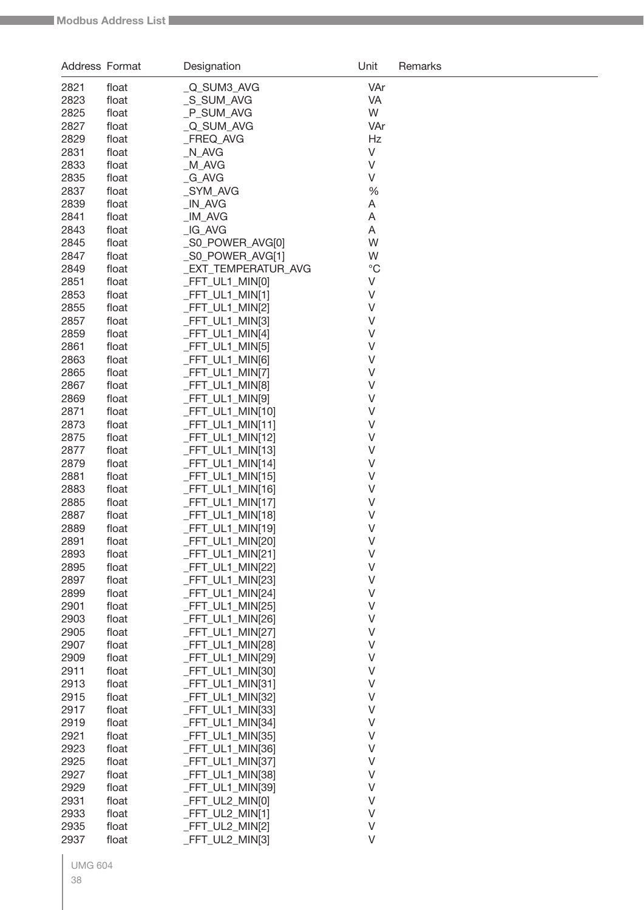| Address | Format | Designation | Unit | Remarks |
|---|---|---|---|---|
| 2821 | float | _Q_SUM3_AVG | VAr | |
| 2823 | float | _S_SUM_AVG | VA | |
| 2825 | float | _P_SUM_AVG | W | |
| 2827 | float | _Q_SUM_AVG | VAr | |
| 2829 | float | _FREQ_AVG | Hz | |
| 2831 | float | _N_AVG | V | |
| 2833 | float | _M_AVG | V | |
| 2835 | float | _G_AVG | V | |
| 2837 | float | _SYM_AVG | % | |
| 2839 | float | _IN_AVG | A | |
| 2841 | float | _IM_AVG | A | |
| 2843 | float | _IG_AVG | A | |
| 2845 | float | _S0_POWER_AVG[0] | W | |
| 2847 | float | _S0_POWER_AVG[1] | W | |
| 2849 | float | _EXT_TEMPERATUR_AVG | °C | |
| 2851 | float | _FFT_UL1_MIN[0] | V | |
| 2853 | float | _FFT_UL1_MIN[1] | V | |
| 2855 | float | _FFT_UL1_MIN[2] | V | |
| 2857 | float | _FFT_UL1_MIN[3] | V | |
| 2859 | float | _FFT_UL1_MIN[4] | V | |
| 2861 | float | _FFT_UL1_MIN[5] | V | |
| 2863 | float | _FFT_UL1_MIN[6] | V | |
| 2865 | float | _FFT_UL1_MIN[7] | V | |
| 2867 | float | _FFT_UL1_MIN[8] | V | |
| 2869 | float | _FFT_UL1_MIN[9] | V | |
| 2871 | float | _FFT_UL1_MIN[10] | V | |
| 2873 | float | _FFT_UL1_MIN[11] | V | |
| 2875 | float | _FFT_UL1_MIN[12] | V | |
| 2877 | float | _FFT_UL1_MIN[13] | V | |
| 2879 | float | _FFT_UL1_MIN[14] | V | |
| 2881 | float | _FFT_UL1_MIN[15] | V | |
| 2883 | float | _FFT_UL1_MIN[16] | V | |
| 2885 | float | _FFT_UL1_MIN[17] | V | |
| 2887 | float | _FFT_UL1_MIN[18] | V | |
| 2889 | float | _FFT_UL1_MIN[19] | V | |
| 2891 | float | _FFT_UL1_MIN[20] | V | |
| 2893 | float | _FFT_UL1_MIN[21] | V | |
| 2895 | float | _FFT_UL1_MIN[22] | V | |
| 2897 | float | _FFT_UL1_MIN[23] | V | |
| 2899 | float | _FFT_UL1_MIN[24] | V | |
| 2901 | float | _FFT_UL1_MIN[25] | V | |
| 2903 | float | _FFT_UL1_MIN[26] | V | |
| 2905 | float | _FFT_UL1_MIN[27] | V | |
| 2907 | float | _FFT_UL1_MIN[28] | V | |
| 2909 | float | _FFT_UL1_MIN[29] | V | |
| 2911 | float | _FFT_UL1_MIN[30] | V | |
| 2913 | float | _FFT_UL1_MIN[31] | V | |
| 2915 | float | _FFT_UL1_MIN[32] | V | |
| 2917 | float | _FFT_UL1_MIN[33] | V | |
| 2919 | float | _FFT_UL1_MIN[34] | V | |
| 2921 | float | _FFT_UL1_MIN[35] | V | |
| 2923 | float | _FFT_UL1_MIN[36] | V | |
| 2925 | float | _FFT_UL1_MIN[37] | V | |
| 2927 | float | _FFT_UL1_MIN[38] | V | |
| 2929 | float | _FFT_UL1_MIN[39] | V | |
| 2931 | float | _FFT_UL2_MIN[0] | V | |
| 2933 | float | _FFT_UL2_MIN[1] | V | |
| 2935 | float | _FFT_UL2_MIN[2] | V | |
| 2937 | float | _FFT_UL2_MIN[3] | V | |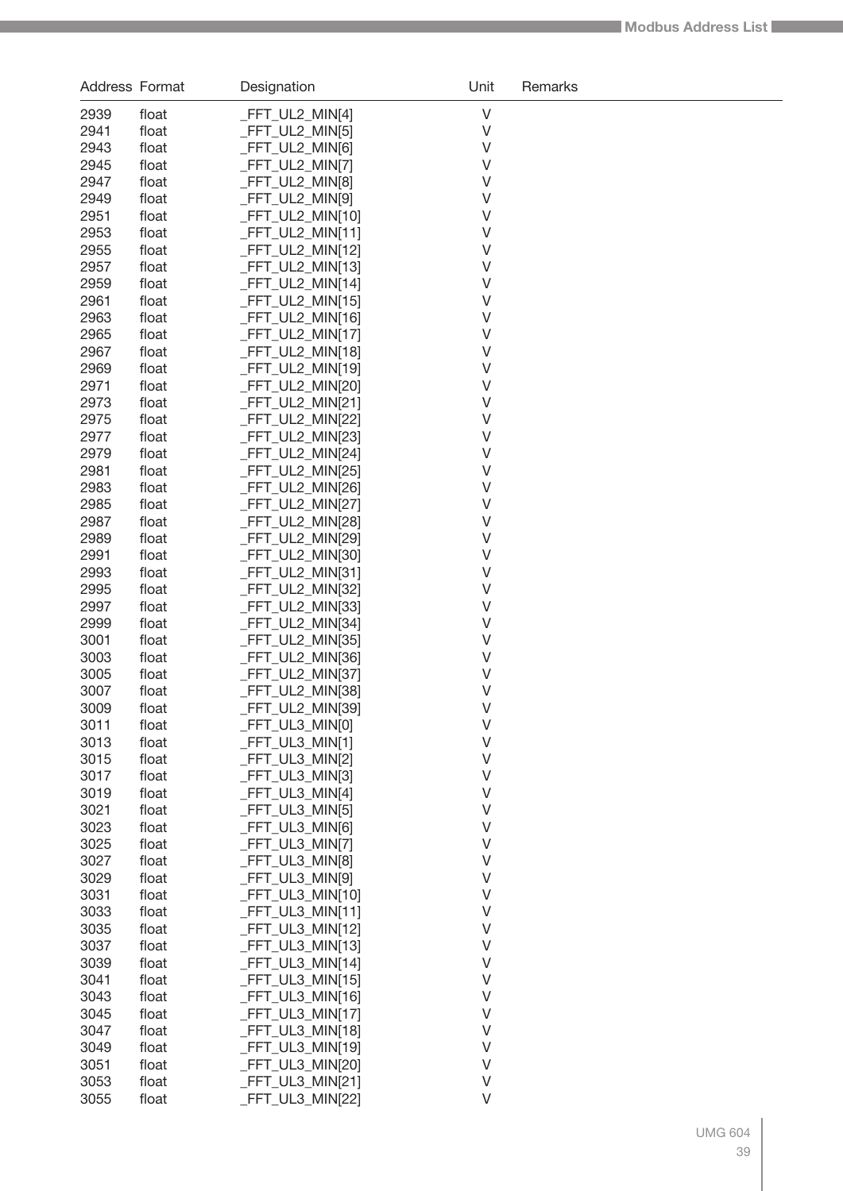| Address | Format | Designation | Unit | Remarks |
|---|---|---|---|---|
| 2939 | float | _FFT_UL2_MIN[4] | V | |
| 2941 | float | _FFT_UL2_MIN[5] | V | |
| 2943 | float | _FFT_UL2_MIN[6] | V | |
| 2945 | float | _FFT_UL2_MIN[7] | V | |
| 2947 | float | _FFT_UL2_MIN[8] | V | |
| 2949 | float | _FFT_UL2_MIN[9] | V | |
| 2951 | float | _FFT_UL2_MIN[10] | V | |
| 2953 | float | _FFT_UL2_MIN[11] | V | |
| 2955 | float | _FFT_UL2_MIN[12] | V | |
| 2957 | float | _FFT_UL2_MIN[13] | V | |
| 2959 | float | _FFT_UL2_MIN[14] | V | |
| 2961 | float | _FFT_UL2_MIN[15] | V | |
| 2963 | float | _FFT_UL2_MIN[16] | V | |
| 2965 | float | _FFT_UL2_MIN[17] | V | |
| 2967 | float | _FFT_UL2_MIN[18] | V | |
| 2969 | float | _FFT_UL2_MIN[19] | V | |
| 2971 | float | _FFT_UL2_MIN[20] | V | |
| 2973 | float | _FFT_UL2_MIN[21] | V | |
| 2975 | float | _FFT_UL2_MIN[22] | V | |
| 2977 | float | _FFT_UL2_MIN[23] | V | |
| 2979 | float | _FFT_UL2_MIN[24] | V | |
| 2981 | float | _FFT_UL2_MIN[25] | V | |
| 2983 | float | _FFT_UL2_MIN[26] | V | |
| 2985 | float | _FFT_UL2_MIN[27] | V | |
| 2987 | float | _FFT_UL2_MIN[28] | V | |
| 2989 | float | _FFT_UL2_MIN[29] | V | |
| 2991 | float | _FFT_UL2_MIN[30] | V | |
| 2993 | float | _FFT_UL2_MIN[31] | V | |
| 2995 | float | _FFT_UL2_MIN[32] | V | |
| 2997 | float | _FFT_UL2_MIN[33] | V | |
| 2999 | float | _FFT_UL2_MIN[34] | V | |
| 3001 | float | _FFT_UL2_MIN[35] | V | |
| 3003 | float | _FFT_UL2_MIN[36] | V | |
| 3005 | float | _FFT_UL2_MIN[37] | V | |
| 3007 | float | _FFT_UL2_MIN[38] | V | |
| 3009 | float | _FFT_UL2_MIN[39] | V | |
| 3011 | float | _FFT_UL3_MIN[0] | V | |
| 3013 | float | _FFT_UL3_MIN[1] | V | |
| 3015 | float | _FFT_UL3_MIN[2] | V | |
| 3017 | float | _FFT_UL3_MIN[3] | V | |
| 3019 | float | _FFT_UL3_MIN[4] | V | |
| 3021 | float | _FFT_UL3_MIN[5] | V | |
| 3023 | float | _FFT_UL3_MIN[6] | V | |
| 3025 | float | _FFT_UL3_MIN[7] | V | |
| 3027 | float | _FFT_UL3_MIN[8] | V | |
| 3029 | float | _FFT_UL3_MIN[9] | V | |
| 3031 | float | _FFT_UL3_MIN[10] | V | |
| 3033 | float | _FFT_UL3_MIN[11] | V | |
| 3035 | float | _FFT_UL3_MIN[12] | V | |
| 3037 | float | _FFT_UL3_MIN[13] | V | |
| 3039 | float | _FFT_UL3_MIN[14] | V | |
| 3041 | float | _FFT_UL3_MIN[15] | V | |
| 3043 | float | _FFT_UL3_MIN[16] | V | |
| 3045 | float | _FFT_UL3_MIN[17] | V | |
| 3047 | float | _FFT_UL3_MIN[18] | V | |
| 3049 | float | _FFT_UL3_MIN[19] | V | |
| 3051 | float | _FFT_UL3_MIN[20] | V | |
| 3053 | float | _FFT_UL3_MIN[21] | V | |
| 3055 | float | _FFT_UL3_MIN[22] | V | |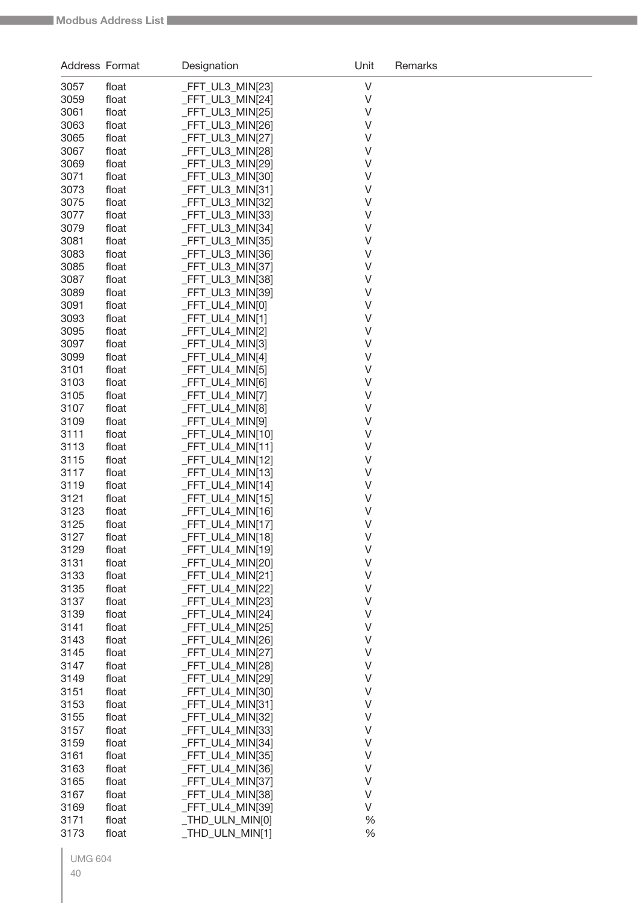| Address | Format | Designation | Unit | Remarks |
|---|---|---|---|---|
| 3057 | float | _FFT_UL3_MIN[23] | V | |
| 3059 | float | _FFT_UL3_MIN[24] | V | |
| 3061 | float | _FFT_UL3_MIN[25] | V | |
| 3063 | float | _FFT_UL3_MIN[26] | V | |
| 3065 | float | _FFT_UL3_MIN[27] | V | |
| 3067 | float | _FFT_UL3_MIN[28] | V | |
| 3069 | float | _FFT_UL3_MIN[29] | V | |
| 3071 | float | _FFT_UL3_MIN[30] | V | |
| 3073 | float | _FFT_UL3_MIN[31] | V | |
| 3075 | float | _FFT_UL3_MIN[32] | V | |
| 3077 | float | _FFT_UL3_MIN[33] | V | |
| 3079 | float | _FFT_UL3_MIN[34] | V | |
| 3081 | float | _FFT_UL3_MIN[35] | V | |
| 3083 | float | _FFT_UL3_MIN[36] | V | |
| 3085 | float | _FFT_UL3_MIN[37] | V | |
| 3087 | float | _FFT_UL3_MIN[38] | V | |
| 3089 | float | _FFT_UL3_MIN[39] | V | |
| 3091 | float | _FFT_UL4_MIN[0] | V | |
| 3093 | float | _FFT_UL4_MIN[1] | V | |
| 3095 | float | _FFT_UL4_MIN[2] | V | |
| 3097 | float | _FFT_UL4_MIN[3] | V | |
| 3099 | float | _FFT_UL4_MIN[4] | V | |
| 3101 | float | _FFT_UL4_MIN[5] | V | |
| 3103 | float | _FFT_UL4_MIN[6] | V | |
| 3105 | float | _FFT_UL4_MIN[7] | V | |
| 3107 | float | _FFT_UL4_MIN[8] | V | |
| 3109 | float | _FFT_UL4_MIN[9] | V | |
| 3111 | float | _FFT_UL4_MIN[10] | V | |
| 3113 | float | _FFT_UL4_MIN[11] | V | |
| 3115 | float | _FFT_UL4_MIN[12] | V | |
| 3117 | float | _FFT_UL4_MIN[13] | V | |
| 3119 | float | _FFT_UL4_MIN[14] | V | |
| 3121 | float | _FFT_UL4_MIN[15] | V | |
| 3123 | float | _FFT_UL4_MIN[16] | V | |
| 3125 | float | _FFT_UL4_MIN[17] | V | |
| 3127 | float | _FFT_UL4_MIN[18] | V | |
| 3129 | float | _FFT_UL4_MIN[19] | V | |
| 3131 | float | _FFT_UL4_MIN[20] | V | |
| 3133 | float | _FFT_UL4_MIN[21] | V | |
| 3135 | float | _FFT_UL4_MIN[22] | V | |
| 3137 | float | _FFT_UL4_MIN[23] | V | |
| 3139 | float | _FFT_UL4_MIN[24] | V | |
| 3141 | float | _FFT_UL4_MIN[25] | V | |
| 3143 | float | _FFT_UL4_MIN[26] | V | |
| 3145 | float | _FFT_UL4_MIN[27] | V | |
| 3147 | float | _FFT_UL4_MIN[28] | V | |
| 3149 | float | _FFT_UL4_MIN[29] | V | |
| 3151 | float | _FFT_UL4_MIN[30] | V | |
| 3153 | float | _FFT_UL4_MIN[31] | V | |
| 3155 | float | _FFT_UL4_MIN[32] | V | |
| 3157 | float | _FFT_UL4_MIN[33] | V | |
| 3159 | float | _FFT_UL4_MIN[34] | V | |
| 3161 | float | _FFT_UL4_MIN[35] | V | |
| 3163 | float | _FFT_UL4_MIN[36] | V | |
| 3165 | float | _FFT_UL4_MIN[37] | V | |
| 3167 | float | _FFT_UL4_MIN[38] | V | |
| 3169 | float | _FFT_UL4_MIN[39] | V | |
| 3171 | float | _THD_ULN_MIN[0] | % | |
| 3173 | float | _THD_ULN_MIN[1] | % | |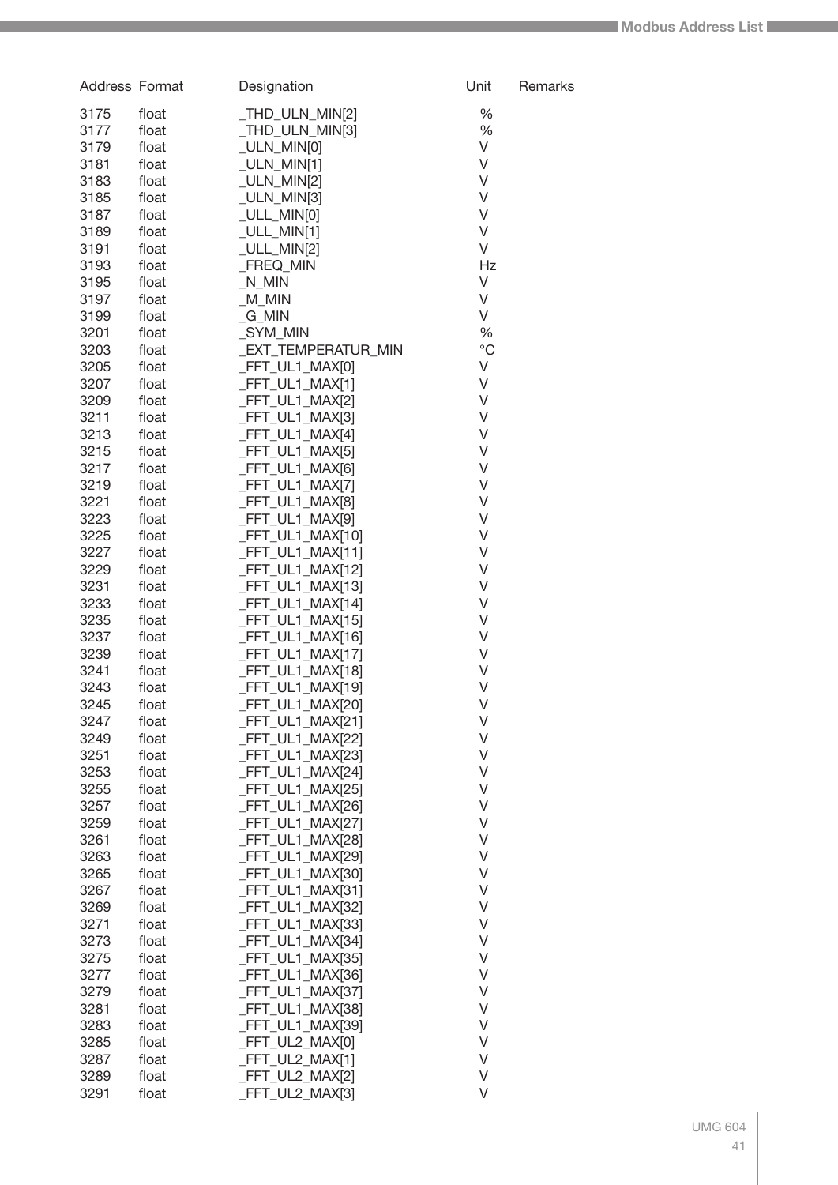| Address | Format | Designation | Unit | Remarks |
|---|---|---|---|---|
| 3175 | float | _THD_ULN_MIN[2] | % | |
| 3177 | float | _THD_ULN_MIN[3] | % | |
| 3179 | float | _ULN_MIN[0] | V | |
| 3181 | float | _ULN_MIN[1] | V | |
| 3183 | float | _ULN_MIN[2] | V | |
| 3185 | float | _ULN_MIN[3] | V | |
| 3187 | float | _ULL_MIN[0] | V | |
| 3189 | float | _ULL_MIN[1] | V | |
| 3191 | float | _ULL_MIN[2] | V | |
| 3193 | float | _FREQ_MIN | Hz | |
| 3195 | float | _N_MIN | V | |
| 3197 | float | _M_MIN | V | |
| 3199 | float | _G_MIN | V | |
| 3201 | float | _SYM_MIN | % | |
| 3203 | float | _EXT_TEMPERATUR_MIN | °C | |
| 3205 | float | _FFT_UL1_MAX[0] | V | |
| 3207 | float | _FFT_UL1_MAX[1] | V | |
| 3209 | float | _FFT_UL1_MAX[2] | V | |
| 3211 | float | _FFT_UL1_MAX[3] | V | |
| 3213 | float | _FFT_UL1_MAX[4] | V | |
| 3215 | float | _FFT_UL1_MAX[5] | V | |
| 3217 | float | _FFT_UL1_MAX[6] | V | |
| 3219 | float | _FFT_UL1_MAX[7] | V | |
| 3221 | float | _FFT_UL1_MAX[8] | V | |
| 3223 | float | _FFT_UL1_MAX[9] | V | |
| 3225 | float | _FFT_UL1_MAX[10] | V | |
| 3227 | float | _FFT_UL1_MAX[11] | V | |
| 3229 | float | _FFT_UL1_MAX[12] | V | |
| 3231 | float | _FFT_UL1_MAX[13] | V | |
| 3233 | float | _FFT_UL1_MAX[14] | V | |
| 3235 | float | _FFT_UL1_MAX[15] | V | |
| 3237 | float | _FFT_UL1_MAX[16] | V | |
| 3239 | float | _FFT_UL1_MAX[17] | V | |
| 3241 | float | _FFT_UL1_MAX[18] | V | |
| 3243 | float | _FFT_UL1_MAX[19] | V | |
| 3245 | float | _FFT_UL1_MAX[20] | V | |
| 3247 | float | _FFT_UL1_MAX[21] | V | |
| 3249 | float | _FFT_UL1_MAX[22] | V | |
| 3251 | float | _FFT_UL1_MAX[23] | V | |
| 3253 | float | _FFT_UL1_MAX[24] | V | |
| 3255 | float | _FFT_UL1_MAX[25] | V | |
| 3257 | float | _FFT_UL1_MAX[26] | V | |
| 3259 | float | _FFT_UL1_MAX[27] | V | |
| 3261 | float | _FFT_UL1_MAX[28] | V | |
| 3263 | float | _FFT_UL1_MAX[29] | V | |
| 3265 | float | _FFT_UL1_MAX[30] | V | |
| 3267 | float | _FFT_UL1_MAX[31] | V | |
| 3269 | float | _FFT_UL1_MAX[32] | V | |
| 3271 | float | _FFT_UL1_MAX[33] | V | |
| 3273 | float | _FFT_UL1_MAX[34] | V | |
| 3275 | float | _FFT_UL1_MAX[35] | V | |
| 3277 | float | _FFT_UL1_MAX[36] | V | |
| 3279 | float | _FFT_UL1_MAX[37] | V | |
| 3281 | float | _FFT_UL1_MAX[38] | V | |
| 3283 | float | _FFT_UL1_MAX[39] | V | |
| 3285 | float | _FFT_UL2_MAX[0] | V | |
| 3287 | float | _FFT_UL2_MAX[1] | V | |
| 3289 | float | _FFT_UL2_MAX[2] | V | |
| 3291 | float | _FFT_UL2_MAX[3] | V | |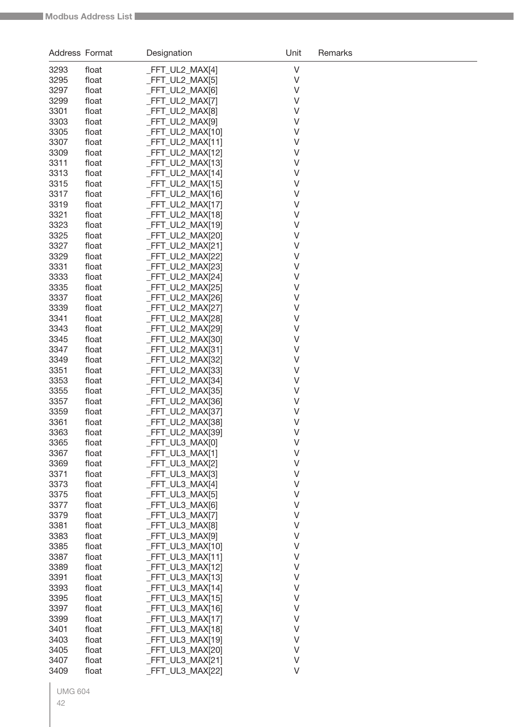| Address | Format | Designation | Unit | Remarks |
|---|---|---|---|---|
| 3293 | float | _FFT_UL2_MAX[4] | V | |
| 3295 | float | _FFT_UL2_MAX[5] | V | |
| 3297 | float | _FFT_UL2_MAX[6] | V | |
| 3299 | float | _FFT_UL2_MAX[7] | V | |
| 3301 | float | _FFT_UL2_MAX[8] | V | |
| 3303 | float | _FFT_UL2_MAX[9] | V | |
| 3305 | float | _FFT_UL2_MAX[10] | V | |
| 3307 | float | _FFT_UL2_MAX[11] | V | |
| 3309 | float | _FFT_UL2_MAX[12] | V | |
| 3311 | float | _FFT_UL2_MAX[13] | V | |
| 3313 | float | _FFT_UL2_MAX[14] | V | |
| 3315 | float | _FFT_UL2_MAX[15] | V | |
| 3317 | float | _FFT_UL2_MAX[16] | V | |
| 3319 | float | _FFT_UL2_MAX[17] | V | |
| 3321 | float | _FFT_UL2_MAX[18] | V | |
| 3323 | float | _FFT_UL2_MAX[19] | V | |
| 3325 | float | _FFT_UL2_MAX[20] | V | |
| 3327 | float | _FFT_UL2_MAX[21] | V | |
| 3329 | float | _FFT_UL2_MAX[22] | V | |
| 3331 | float | _FFT_UL2_MAX[23] | V | |
| 3333 | float | _FFT_UL2_MAX[24] | V | |
| 3335 | float | _FFT_UL2_MAX[25] | V | |
| 3337 | float | _FFT_UL2_MAX[26] | V | |
| 3339 | float | _FFT_UL2_MAX[27] | V | |
| 3341 | float | _FFT_UL2_MAX[28] | V | |
| 3343 | float | _FFT_UL2_MAX[29] | V | |
| 3345 | float | _FFT_UL2_MAX[30] | V | |
| 3347 | float | _FFT_UL2_MAX[31] | V | |
| 3349 | float | _FFT_UL2_MAX[32] | V | |
| 3351 | float | _FFT_UL2_MAX[33] | V | |
| 3353 | float | _FFT_UL2_MAX[34] | V | |
| 3355 | float | _FFT_UL2_MAX[35] | V | |
| 3357 | float | _FFT_UL2_MAX[36] | V | |
| 3359 | float | _FFT_UL2_MAX[37] | V | |
| 3361 | float | _FFT_UL2_MAX[38] | V | |
| 3363 | float | _FFT_UL2_MAX[39] | V | |
| 3365 | float | _FFT_UL3_MAX[0] | V | |
| 3367 | float | _FFT_UL3_MAX[1] | V | |
| 3369 | float | _FFT_UL3_MAX[2] | V | |
| 3371 | float | _FFT_UL3_MAX[3] | V | |
| 3373 | float | _FFT_UL3_MAX[4] | V | |
| 3375 | float | _FFT_UL3_MAX[5] | V | |
| 3377 | float | _FFT_UL3_MAX[6] | V | |
| 3379 | float | _FFT_UL3_MAX[7] | V | |
| 3381 | float | _FFT_UL3_MAX[8] | V | |
| 3383 | float | _FFT_UL3_MAX[9] | V | |
| 3385 | float | _FFT_UL3_MAX[10] | V | |
| 3387 | float | _FFT_UL3_MAX[11] | V | |
| 3389 | float | _FFT_UL3_MAX[12] | V | |
| 3391 | float | _FFT_UL3_MAX[13] | V | |
| 3393 | float | _FFT_UL3_MAX[14] | V | |
| 3395 | float | _FFT_UL3_MAX[15] | V | |
| 3397 | float | _FFT_UL3_MAX[16] | V | |
| 3399 | float | _FFT_UL3_MAX[17] | V | |
| 3401 | float | _FFT_UL3_MAX[18] | V | |
| 3403 | float | _FFT_UL3_MAX[19] | V | |
| 3405 | float | _FFT_UL3_MAX[20] | V | |
| 3407 | float | _FFT_UL3_MAX[21] | V | |
| 3409 | float | _FFT_UL3_MAX[22] | V | |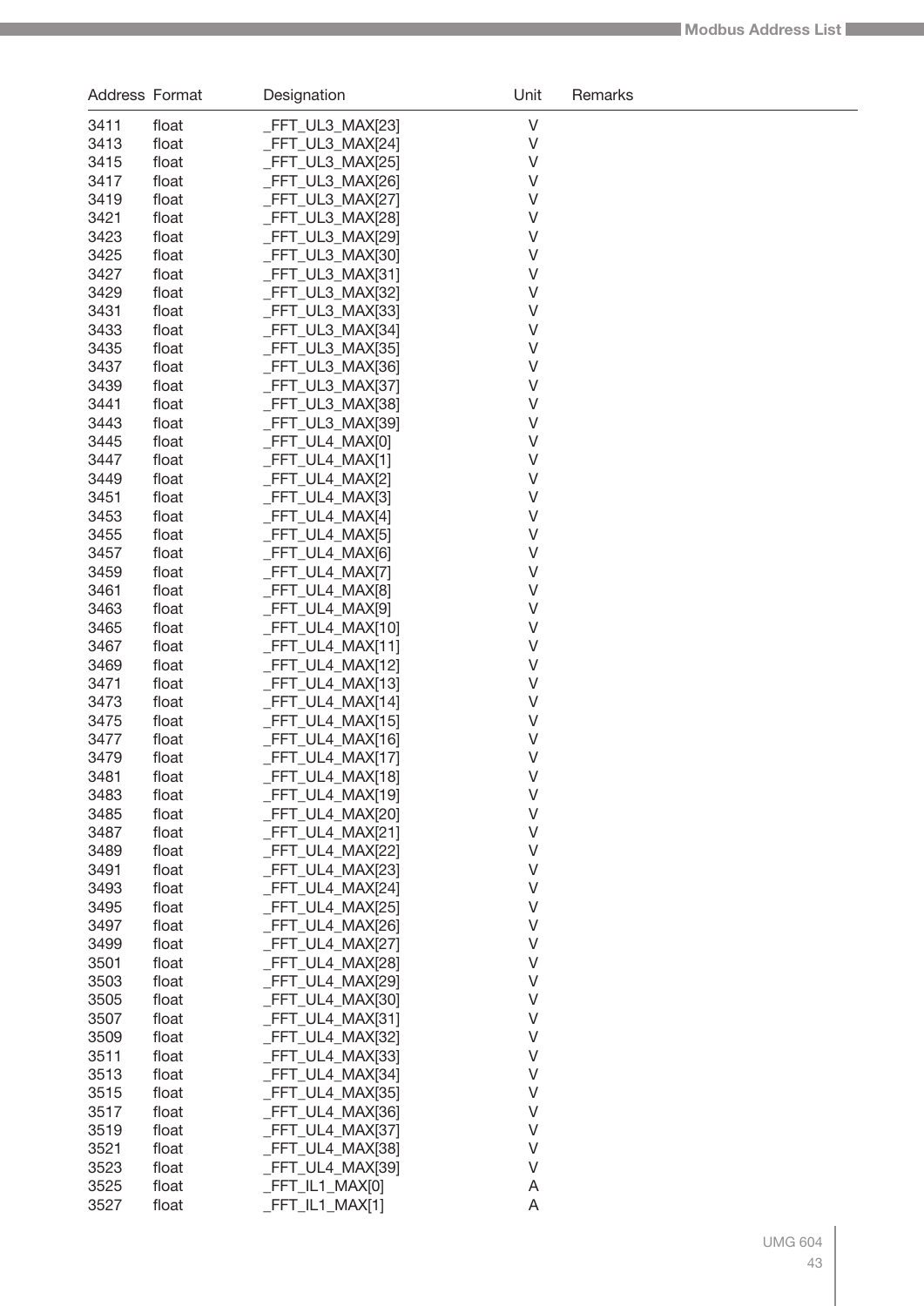| Address | Format | Designation | Unit | Remarks |
|---|---|---|---|---|
| 3411 | float | _FFT_UL3_MAX[23] | V | |
| 3413 | float | _FFT_UL3_MAX[24] | V | |
| 3415 | float | _FFT_UL3_MAX[25] | V | |
| 3417 | float | _FFT_UL3_MAX[26] | V | |
| 3419 | float | _FFT_UL3_MAX[27] | V | |
| 3421 | float | _FFT_UL3_MAX[28] | V | |
| 3423 | float | _FFT_UL3_MAX[29] | V | |
| 3425 | float | _FFT_UL3_MAX[30] | V | |
| 3427 | float | _FFT_UL3_MAX[31] | V | |
| 3429 | float | _FFT_UL3_MAX[32] | V | |
| 3431 | float | _FFT_UL3_MAX[33] | V | |
| 3433 | float | _FFT_UL3_MAX[34] | V | |
| 3435 | float | _FFT_UL3_MAX[35] | V | |
| 3437 | float | _FFT_UL3_MAX[36] | V | |
| 3439 | float | _FFT_UL3_MAX[37] | V | |
| 3441 | float | _FFT_UL3_MAX[38] | V | |
| 3443 | float | _FFT_UL3_MAX[39] | V | |
| 3445 | float | _FFT_UL4_MAX[0] | V | |
| 3447 | float | _FFT_UL4_MAX[1] | V | |
| 3449 | float | _FFT_UL4_MAX[2] | V | |
| 3451 | float | _FFT_UL4_MAX[3] | V | |
| 3453 | float | _FFT_UL4_MAX[4] | V | |
| 3455 | float | _FFT_UL4_MAX[5] | V | |
| 3457 | float | _FFT_UL4_MAX[6] | V | |
| 3459 | float | _FFT_UL4_MAX[7] | V | |
| 3461 | float | _FFT_UL4_MAX[8] | V | |
| 3463 | float | _FFT_UL4_MAX[9] | V | |
| 3465 | float | _FFT_UL4_MAX[10] | V | |
| 3467 | float | _FFT_UL4_MAX[11] | V | |
| 3469 | float | _FFT_UL4_MAX[12] | V | |
| 3471 | float | _FFT_UL4_MAX[13] | V | |
| 3473 | float | _FFT_UL4_MAX[14] | V | |
| 3475 | float | _FFT_UL4_MAX[15] | V | |
| 3477 | float | _FFT_UL4_MAX[16] | V | |
| 3479 | float | _FFT_UL4_MAX[17] | V | |
| 3481 | float | _FFT_UL4_MAX[18] | V | |
| 3483 | float | _FFT_UL4_MAX[19] | V | |
| 3485 | float | _FFT_UL4_MAX[20] | V | |
| 3487 | float | _FFT_UL4_MAX[21] | V | |
| 3489 | float | _FFT_UL4_MAX[22] | V | |
| 3491 | float | _FFT_UL4_MAX[23] | V | |
| 3493 | float | _FFT_UL4_MAX[24] | V | |
| 3495 | float | _FFT_UL4_MAX[25] | V | |
| 3497 | float | _FFT_UL4_MAX[26] | V | |
| 3499 | float | _FFT_UL4_MAX[27] | V | |
| 3501 | float | _FFT_UL4_MAX[28] | V | |
| 3503 | float | _FFT_UL4_MAX[29] | V | |
| 3505 | float | _FFT_UL4_MAX[30] | V | |
| 3507 | float | _FFT_UL4_MAX[31] | V | |
| 3509 | float | _FFT_UL4_MAX[32] | V | |
| 3511 | float | _FFT_UL4_MAX[33] | V | |
| 3513 | float | _FFT_UL4_MAX[34] | V | |
| 3515 | float | _FFT_UL4_MAX[35] | V | |
| 3517 | float | _FFT_UL4_MAX[36] | V | |
| 3519 | float | _FFT_UL4_MAX[37] | V | |
| 3521 | float | _FFT_UL4_MAX[38] | V | |
| 3523 | float | _FFT_UL4_MAX[39] | V | |
| 3525 | float | _FFT_IL1_MAX[0] | A | |
| 3527 | float | _FFT_IL1_MAX[1] | A | |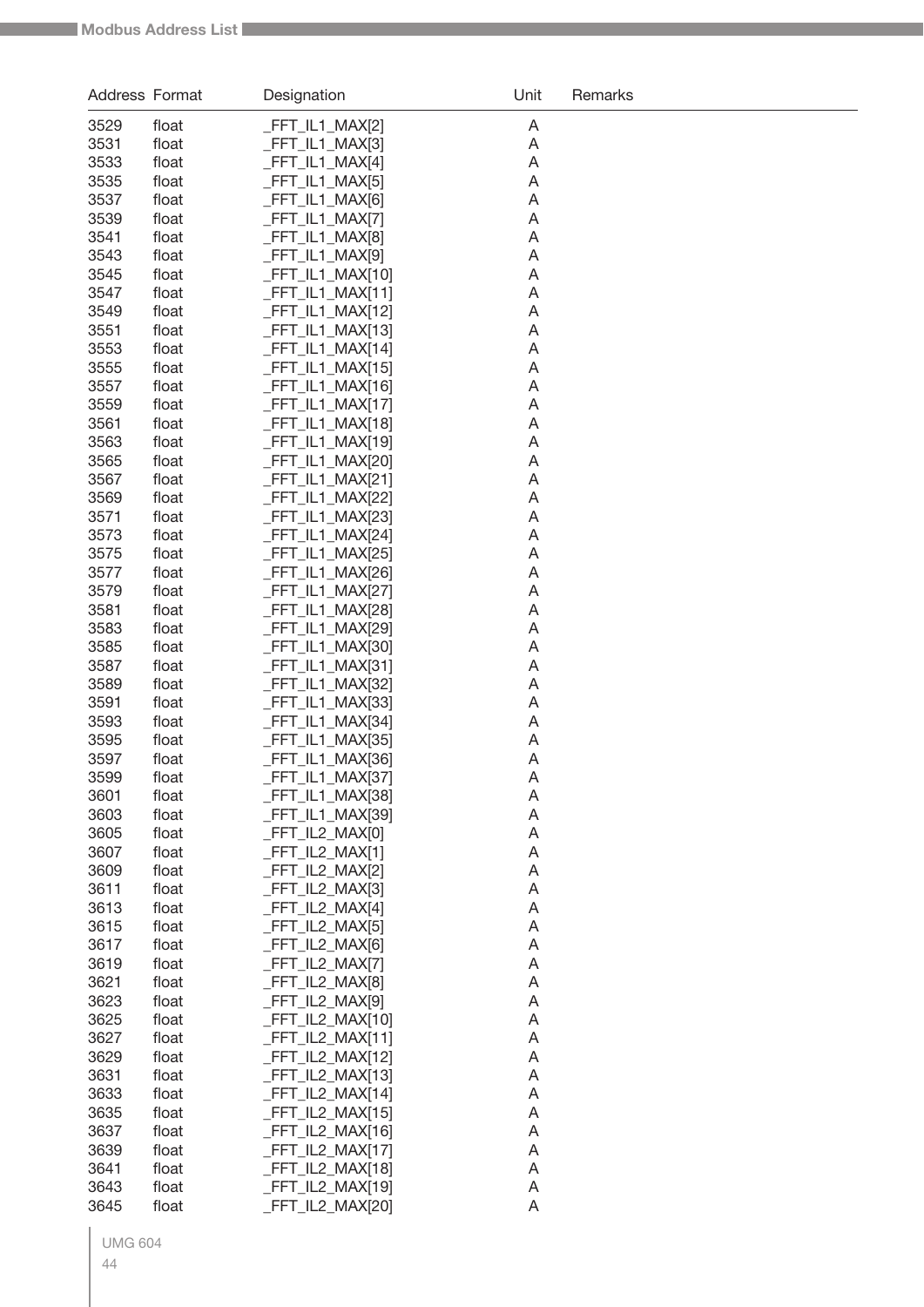| Address | Format | Designation | Unit | Remarks |
|---|---|---|---|---|
| 3529 | float | _FFT_IL1_MAX[2] | A | |
| 3531 | float | _FFT_IL1_MAX[3] | A | |
| 3533 | float | _FFT_IL1_MAX[4] | A | |
| 3535 | float | _FFT_IL1_MAX[5] | A | |
| 3537 | float | _FFT_IL1_MAX[6] | A | |
| 3539 | float | _FFT_IL1_MAX[7] | A | |
| 3541 | float | _FFT_IL1_MAX[8] | A | |
| 3543 | float | _FFT_IL1_MAX[9] | A | |
| 3545 | float | _FFT_IL1_MAX[10] | A | |
| 3547 | float | _FFT_IL1_MAX[11] | A | |
| 3549 | float | _FFT_IL1_MAX[12] | A | |
| 3551 | float | _FFT_IL1_MAX[13] | A | |
| 3553 | float | _FFT_IL1_MAX[14] | A | |
| 3555 | float | _FFT_IL1_MAX[15] | A | |
| 3557 | float | _FFT_IL1_MAX[16] | A | |
| 3559 | float | _FFT_IL1_MAX[17] | A | |
| 3561 | float | _FFT_IL1_MAX[18] | A | |
| 3563 | float | _FFT_IL1_MAX[19] | A | |
| 3565 | float | _FFT_IL1_MAX[20] | A | |
| 3567 | float | _FFT_IL1_MAX[21] | A | |
| 3569 | float | _FFT_IL1_MAX[22] | A | |
| 3571 | float | _FFT_IL1_MAX[23] | A | |
| 3573 | float | _FFT_IL1_MAX[24] | A | |
| 3575 | float | _FFT_IL1_MAX[25] | A | |
| 3577 | float | _FFT_IL1_MAX[26] | A | |
| 3579 | float | _FFT_IL1_MAX[27] | A | |
| 3581 | float | _FFT_IL1_MAX[28] | A | |
| 3583 | float | _FFT_IL1_MAX[29] | A | |
| 3585 | float | _FFT_IL1_MAX[30] | A | |
| 3587 | float | _FFT_IL1_MAX[31] | A | |
| 3589 | float | _FFT_IL1_MAX[32] | A | |
| 3591 | float | _FFT_IL1_MAX[33] | A | |
| 3593 | float | _FFT_IL1_MAX[34] | A | |
| 3595 | float | _FFT_IL1_MAX[35] | A | |
| 3597 | float | _FFT_IL1_MAX[36] | A | |
| 3599 | float | _FFT_IL1_MAX[37] | A | |
| 3601 | float | _FFT_IL1_MAX[38] | A | |
| 3603 | float | _FFT_IL1_MAX[39] | A | |
| 3605 | float | _FFT_IL2_MAX[0] | A | |
| 3607 | float | _FFT_IL2_MAX[1] | A | |
| 3609 | float | _FFT_IL2_MAX[2] | A | |
| 3611 | float | _FFT_IL2_MAX[3] | A | |
| 3613 | float | _FFT_IL2_MAX[4] | A | |
| 3615 | float | _FFT_IL2_MAX[5] | A | |
| 3617 | float | _FFT_IL2_MAX[6] | A | |
| 3619 | float | _FFT_IL2_MAX[7] | A | |
| 3621 | float | _FFT_IL2_MAX[8] | A | |
| 3623 | float | _FFT_IL2_MAX[9] | A | |
| 3625 | float | _FFT_IL2_MAX[10] | A | |
| 3627 | float | _FFT_IL2_MAX[11] | A | |
| 3629 | float | _FFT_IL2_MAX[12] | A | |
| 3631 | float | _FFT_IL2_MAX[13] | A | |
| 3633 | float | _FFT_IL2_MAX[14] | A | |
| 3635 | float | _FFT_IL2_MAX[15] | A | |
| 3637 | float | _FFT_IL2_MAX[16] | A | |
| 3639 | float | _FFT_IL2_MAX[17] | A | |
| 3641 | float | _FFT_IL2_MAX[18] | A | |
| 3643 | float | _FFT_IL2_MAX[19] | A | |
| 3645 | float | _FFT_IL2_MAX[20] | A | |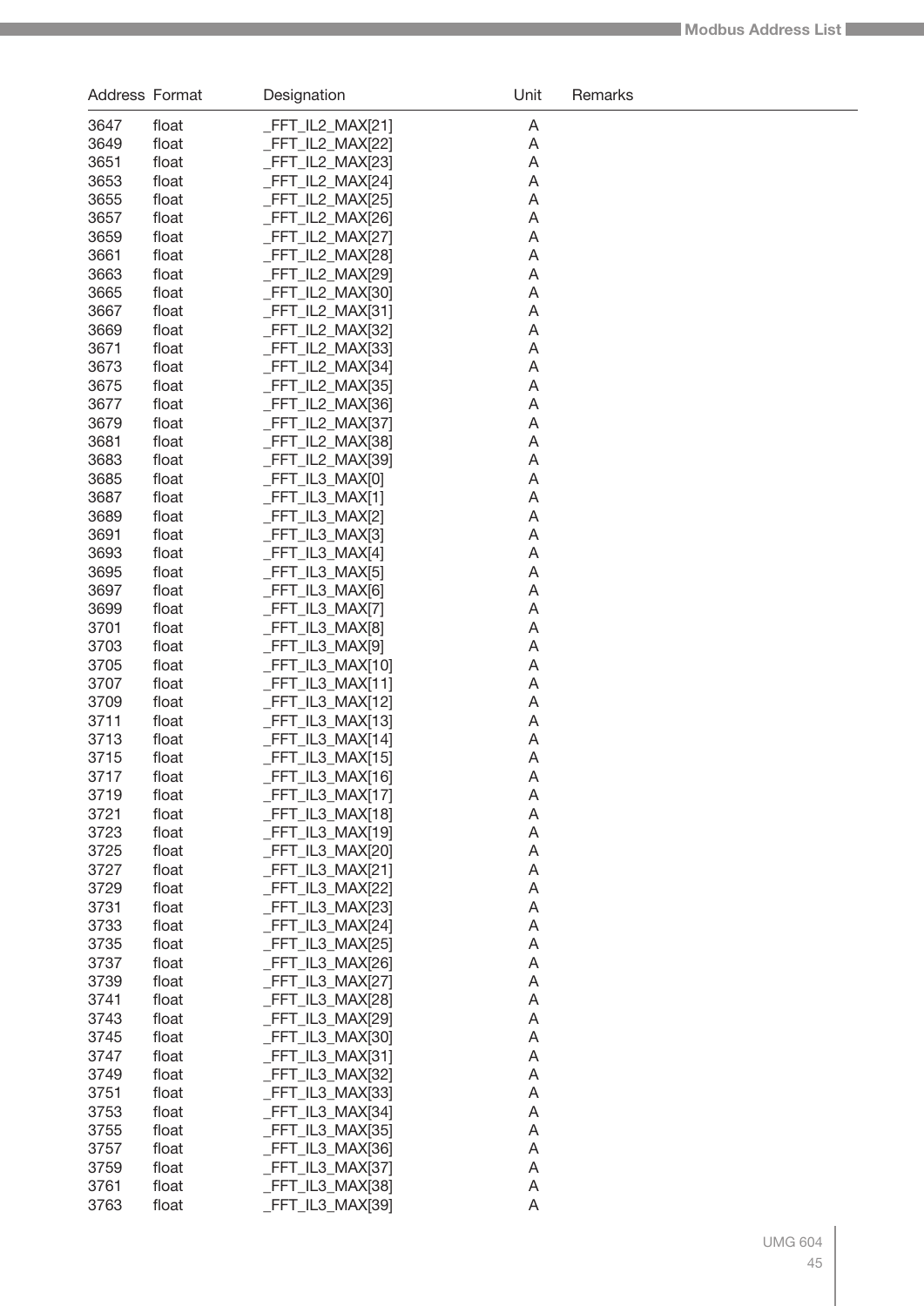| Address | Format | Designation | Unit | Remarks |
|---|---|---|---|---|
| 3647 | float | _FFT_IL2_MAX[21] | A | |
| 3649 | float | _FFT_IL2_MAX[22] | A | |
| 3651 | float | _FFT_IL2_MAX[23] | A | |
| 3653 | float | _FFT_IL2_MAX[24] | A | |
| 3655 | float | _FFT_IL2_MAX[25] | A | |
| 3657 | float | _FFT_IL2_MAX[26] | A | |
| 3659 | float | _FFT_IL2_MAX[27] | A | |
| 3661 | float | _FFT_IL2_MAX[28] | A | |
| 3663 | float | _FFT_IL2_MAX[29] | A | |
| 3665 | float | _FFT_IL2_MAX[30] | A | |
| 3667 | float | _FFT_IL2_MAX[31] | A | |
| 3669 | float | _FFT_IL2_MAX[32] | A | |
| 3671 | float | _FFT_IL2_MAX[33] | A | |
| 3673 | float | _FFT_IL2_MAX[34] | A | |
| 3675 | float | _FFT_IL2_MAX[35] | A | |
| 3677 | float | _FFT_IL2_MAX[36] | A | |
| 3679 | float | _FFT_IL2_MAX[37] | A | |
| 3681 | float | _FFT_IL2_MAX[38] | A | |
| 3683 | float | _FFT_IL2_MAX[39] | A | |
| 3685 | float | _FFT_IL3_MAX[0] | A | |
| 3687 | float | _FFT_IL3_MAX[1] | A | |
| 3689 | float | _FFT_IL3_MAX[2] | A | |
| 3691 | float | _FFT_IL3_MAX[3] | A | |
| 3693 | float | _FFT_IL3_MAX[4] | A | |
| 3695 | float | _FFT_IL3_MAX[5] | A | |
| 3697 | float | _FFT_IL3_MAX[6] | A | |
| 3699 | float | _FFT_IL3_MAX[7] | A | |
| 3701 | float | _FFT_IL3_MAX[8] | A | |
| 3703 | float | _FFT_IL3_MAX[9] | A | |
| 3705 | float | _FFT_IL3_MAX[10] | A | |
| 3707 | float | _FFT_IL3_MAX[11] | A | |
| 3709 | float | _FFT_IL3_MAX[12] | A | |
| 3711 | float | _FFT_IL3_MAX[13] | A | |
| 3713 | float | _FFT_IL3_MAX[14] | A | |
| 3715 | float | _FFT_IL3_MAX[15] | A | |
| 3717 | float | _FFT_IL3_MAX[16] | A | |
| 3719 | float | _FFT_IL3_MAX[17] | A | |
| 3721 | float | _FFT_IL3_MAX[18] | A | |
| 3723 | float | _FFT_IL3_MAX[19] | A | |
| 3725 | float | _FFT_IL3_MAX[20] | A | |
| 3727 | float | _FFT_IL3_MAX[21] | A | |
| 3729 | float | _FFT_IL3_MAX[22] | A | |
| 3731 | float | _FFT_IL3_MAX[23] | A | |
| 3733 | float | _FFT_IL3_MAX[24] | A | |
| 3735 | float | _FFT_IL3_MAX[25] | A | |
| 3737 | float | _FFT_IL3_MAX[26] | A | |
| 3739 | float | _FFT_IL3_MAX[27] | A | |
| 3741 | float | _FFT_IL3_MAX[28] | A | |
| 3743 | float | _FFT_IL3_MAX[29] | A | |
| 3745 | float | _FFT_IL3_MAX[30] | A | |
| 3747 | float | _FFT_IL3_MAX[31] | A | |
| 3749 | float | _FFT_IL3_MAX[32] | A | |
| 3751 | float | _FFT_IL3_MAX[33] | A | |
| 3753 | float | _FFT_IL3_MAX[34] | A | |
| 3755 | float | _FFT_IL3_MAX[35] | A | |
| 3757 | float | _FFT_IL3_MAX[36] | A | |
| 3759 | float | _FFT_IL3_MAX[37] | A | |
| 3761 | float | _FFT_IL3_MAX[38] | A | |
| 3763 | float | _FFT_IL3_MAX[39] | A | |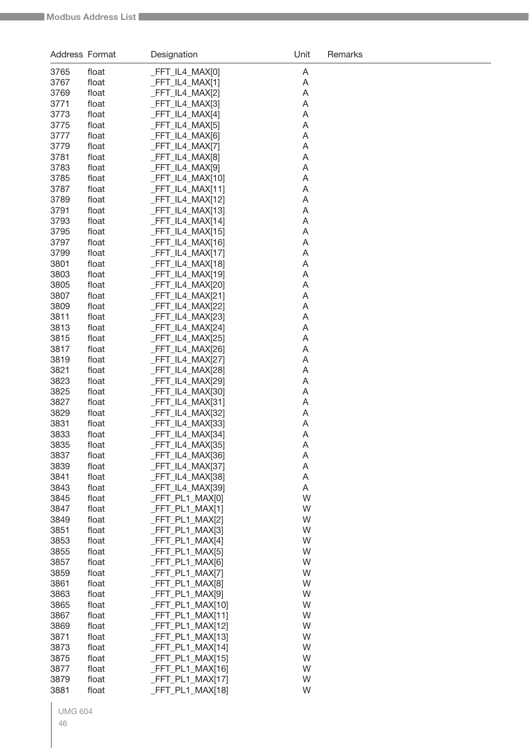| Address | Format | Designation | Unit | Remarks |
|---|---|---|---|---|
| 3765 | float | _FFT_IL4_MAX[0] | A | |
| 3767 | float | _FFT_IL4_MAX[1] | A | |
| 3769 | float | _FFT_IL4_MAX[2] | A | |
| 3771 | float | _FFT_IL4_MAX[3] | A | |
| 3773 | float | _FFT_IL4_MAX[4] | A | |
| 3775 | float | _FFT_IL4_MAX[5] | A | |
| 3777 | float | _FFT_IL4_MAX[6] | A | |
| 3779 | float | _FFT_IL4_MAX[7] | A | |
| 3781 | float | _FFT_IL4_MAX[8] | A | |
| 3783 | float | _FFT_IL4_MAX[9] | A | |
| 3785 | float | _FFT_IL4_MAX[10] | A | |
| 3787 | float | _FFT_IL4_MAX[11] | A | |
| 3789 | float | _FFT_IL4_MAX[12] | A | |
| 3791 | float | _FFT_IL4_MAX[13] | A | |
| 3793 | float | _FFT_IL4_MAX[14] | A | |
| 3795 | float | _FFT_IL4_MAX[15] | A | |
| 3797 | float | _FFT_IL4_MAX[16] | A | |
| 3799 | float | _FFT_IL4_MAX[17] | A | |
| 3801 | float | _FFT_IL4_MAX[18] | A | |
| 3803 | float | _FFT_IL4_MAX[19] | A | |
| 3805 | float | _FFT_IL4_MAX[20] | A | |
| 3807 | float | _FFT_IL4_MAX[21] | A | |
| 3809 | float | _FFT_IL4_MAX[22] | A | |
| 3811 | float | _FFT_IL4_MAX[23] | A | |
| 3813 | float | _FFT_IL4_MAX[24] | A | |
| 3815 | float | _FFT_IL4_MAX[25] | A | |
| 3817 | float | _FFT_IL4_MAX[26] | A | |
| 3819 | float | _FFT_IL4_MAX[27] | A | |
| 3821 | float | _FFT_IL4_MAX[28] | A | |
| 3823 | float | _FFT_IL4_MAX[29] | A | |
| 3825 | float | _FFT_IL4_MAX[30] | A | |
| 3827 | float | _FFT_IL4_MAX[31] | A | |
| 3829 | float | _FFT_IL4_MAX[32] | A | |
| 3831 | float | _FFT_IL4_MAX[33] | A | |
| 3833 | float | _FFT_IL4_MAX[34] | A | |
| 3835 | float | _FFT_IL4_MAX[35] | A | |
| 3837 | float | _FFT_IL4_MAX[36] | A | |
| 3839 | float | _FFT_IL4_MAX[37] | A | |
| 3841 | float | _FFT_IL4_MAX[38] | A | |
| 3843 | float | _FFT_IL4_MAX[39] | A | |
| 3845 | float | _FFT_PL1_MAX[0] | W | |
| 3847 | float | _FFT_PL1_MAX[1] | W | |
| 3849 | float | _FFT_PL1_MAX[2] | W | |
| 3851 | float | _FFT_PL1_MAX[3] | W | |
| 3853 | float | _FFT_PL1_MAX[4] | W | |
| 3855 | float | _FFT_PL1_MAX[5] | W | |
| 3857 | float | _FFT_PL1_MAX[6] | W | |
| 3859 | float | _FFT_PL1_MAX[7] | W | |
| 3861 | float | _FFT_PL1_MAX[8] | W | |
| 3863 | float | _FFT_PL1_MAX[9] | W | |
| 3865 | float | _FFT_PL1_MAX[10] | W | |
| 3867 | float | _FFT_PL1_MAX[11] | W | |
| 3869 | float | _FFT_PL1_MAX[12] | W | |
| 3871 | float | _FFT_PL1_MAX[13] | W | |
| 3873 | float | _FFT_PL1_MAX[14] | W | |
| 3875 | float | _FFT_PL1_MAX[15] | W | |
| 3877 | float | _FFT_PL1_MAX[16] | W | |
| 3879 | float | _FFT_PL1_MAX[17] | W | |
| 3881 | float | _FFT_PL1_MAX[18] | W | |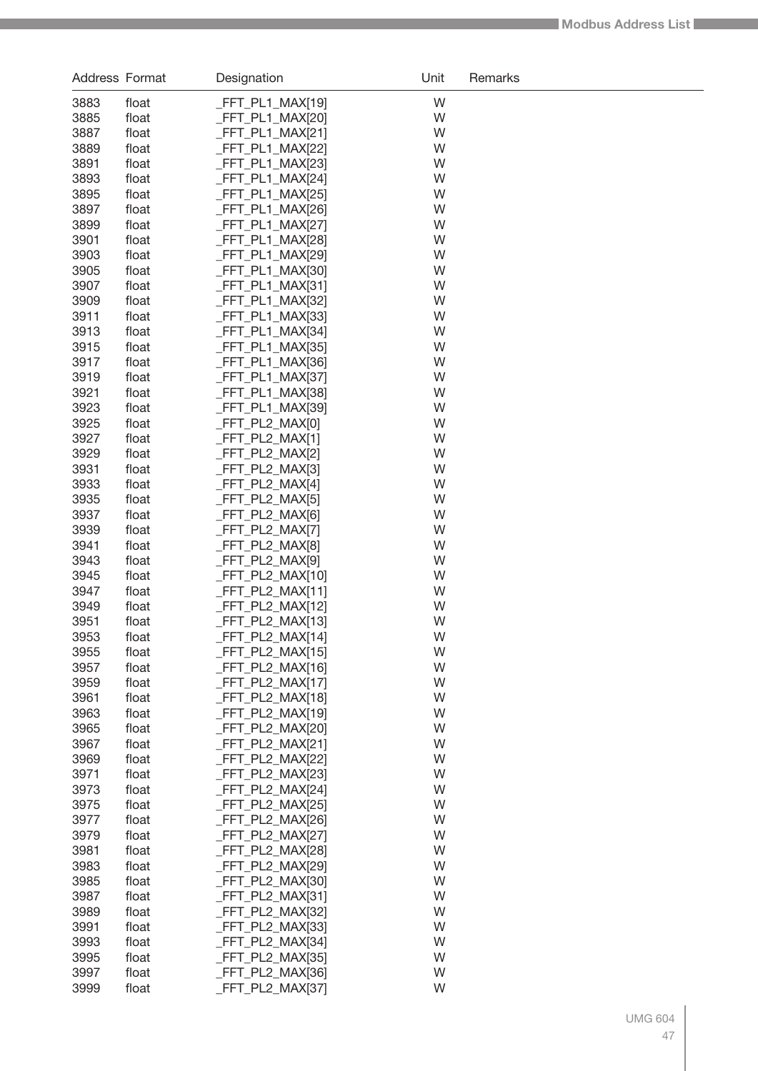| Address | Format | Designation | Unit | Remarks |
|---|---|---|---|---|
| 3883 | float | _FFT_PL1_MAX[19] | W | |
| 3885 | float | _FFT_PL1_MAX[20] | W | |
| 3887 | float | _FFT_PL1_MAX[21] | W | |
| 3889 | float | _FFT_PL1_MAX[22] | W | |
| 3891 | float | _FFT_PL1_MAX[23] | W | |
| 3893 | float | _FFT_PL1_MAX[24] | W | |
| 3895 | float | _FFT_PL1_MAX[25] | W | |
| 3897 | float | _FFT_PL1_MAX[26] | W | |
| 3899 | float | _FFT_PL1_MAX[27] | W | |
| 3901 | float | _FFT_PL1_MAX[28] | W | |
| 3903 | float | _FFT_PL1_MAX[29] | W | |
| 3905 | float | _FFT_PL1_MAX[30] | W | |
| 3907 | float | _FFT_PL1_MAX[31] | W | |
| 3909 | float | _FFT_PL1_MAX[32] | W | |
| 3911 | float | _FFT_PL1_MAX[33] | W | |
| 3913 | float | _FFT_PL1_MAX[34] | W | |
| 3915 | float | _FFT_PL1_MAX[35] | W | |
| 3917 | float | _FFT_PL1_MAX[36] | W | |
| 3919 | float | _FFT_PL1_MAX[37] | W | |
| 3921 | float | _FFT_PL1_MAX[38] | W | |
| 3923 | float | _FFT_PL1_MAX[39] | W | |
| 3925 | float | _FFT_PL2_MAX[0] | W | |
| 3927 | float | _FFT_PL2_MAX[1] | W | |
| 3929 | float | _FFT_PL2_MAX[2] | W | |
| 3931 | float | _FFT_PL2_MAX[3] | W | |
| 3933 | float | _FFT_PL2_MAX[4] | W | |
| 3935 | float | _FFT_PL2_MAX[5] | W | |
| 3937 | float | _FFT_PL2_MAX[6] | W | |
| 3939 | float | _FFT_PL2_MAX[7] | W | |
| 3941 | float | _FFT_PL2_MAX[8] | W | |
| 3943 | float | _FFT_PL2_MAX[9] | W | |
| 3945 | float | _FFT_PL2_MAX[10] | W | |
| 3947 | float | _FFT_PL2_MAX[11] | W | |
| 3949 | float | _FFT_PL2_MAX[12] | W | |
| 3951 | float | _FFT_PL2_MAX[13] | W | |
| 3953 | float | _FFT_PL2_MAX[14] | W | |
| 3955 | float | _FFT_PL2_MAX[15] | W | |
| 3957 | float | _FFT_PL2_MAX[16] | W | |
| 3959 | float | _FFT_PL2_MAX[17] | W | |
| 3961 | float | _FFT_PL2_MAX[18] | W | |
| 3963 | float | _FFT_PL2_MAX[19] | W | |
| 3965 | float | _FFT_PL2_MAX[20] | W | |
| 3967 | float | _FFT_PL2_MAX[21] | W | |
| 3969 | float | _FFT_PL2_MAX[22] | W | |
| 3971 | float | _FFT_PL2_MAX[23] | W | |
| 3973 | float | _FFT_PL2_MAX[24] | W | |
| 3975 | float | _FFT_PL2_MAX[25] | W | |
| 3977 | float | _FFT_PL2_MAX[26] | W | |
| 3979 | float | _FFT_PL2_MAX[27] | W | |
| 3981 | float | _FFT_PL2_MAX[28] | W | |
| 3983 | float | _FFT_PL2_MAX[29] | W | |
| 3985 | float | _FFT_PL2_MAX[30] | W | |
| 3987 | float | _FFT_PL2_MAX[31] | W | |
| 3989 | float | _FFT_PL2_MAX[32] | W | |
| 3991 | float | _FFT_PL2_MAX[33] | W | |
| 3993 | float | _FFT_PL2_MAX[34] | W | |
| 3995 | float | _FFT_PL2_MAX[35] | W | |
| 3997 | float | _FFT_PL2_MAX[36] | W | |
| 3999 | float | _FFT_PL2_MAX[37] | W | |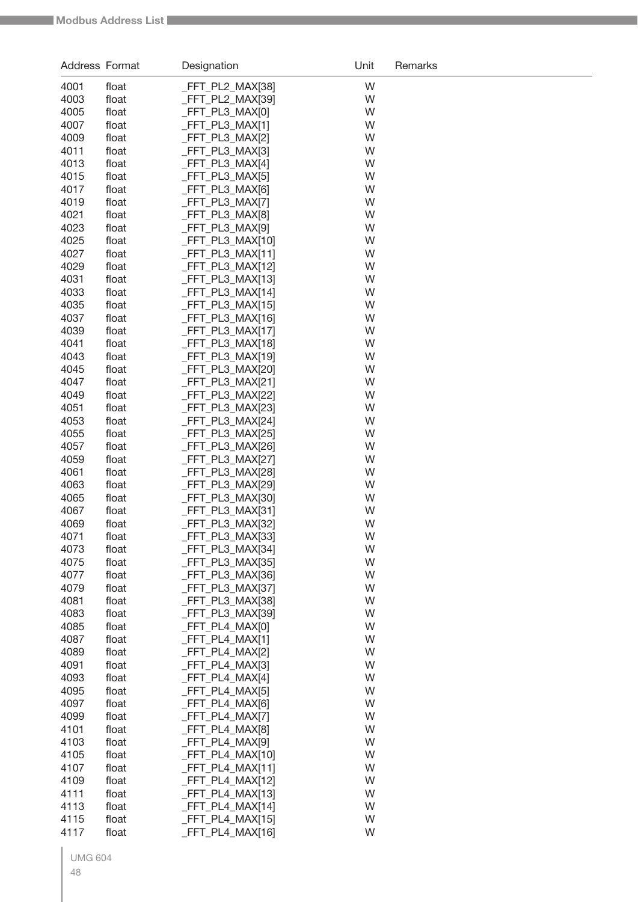| Address | Format | Designation | Unit | Remarks |
|---|---|---|---|---|
| 4001 | float | _FFT_PL2_MAX[38] | W | |
| 4003 | float | _FFT_PL2_MAX[39] | W | |
| 4005 | float | _FFT_PL3_MAX[0] | W | |
| 4007 | float | _FFT_PL3_MAX[1] | W | |
| 4009 | float | _FFT_PL3_MAX[2] | W | |
| 4011 | float | _FFT_PL3_MAX[3] | W | |
| 4013 | float | _FFT_PL3_MAX[4] | W | |
| 4015 | float | _FFT_PL3_MAX[5] | W | |
| 4017 | float | _FFT_PL3_MAX[6] | W | |
| 4019 | float | _FFT_PL3_MAX[7] | W | |
| 4021 | float | _FFT_PL3_MAX[8] | W | |
| 4023 | float | _FFT_PL3_MAX[9] | W | |
| 4025 | float | _FFT_PL3_MAX[10] | W | |
| 4027 | float | _FFT_PL3_MAX[11] | W | |
| 4029 | float | _FFT_PL3_MAX[12] | W | |
| 4031 | float | _FFT_PL3_MAX[13] | W | |
| 4033 | float | _FFT_PL3_MAX[14] | W | |
| 4035 | float | _FFT_PL3_MAX[15] | W | |
| 4037 | float | _FFT_PL3_MAX[16] | W | |
| 4039 | float | _FFT_PL3_MAX[17] | W | |
| 4041 | float | _FFT_PL3_MAX[18] | W | |
| 4043 | float | _FFT_PL3_MAX[19] | W | |
| 4045 | float | _FFT_PL3_MAX[20] | W | |
| 4047 | float | _FFT_PL3_MAX[21] | W | |
| 4049 | float | _FFT_PL3_MAX[22] | W | |
| 4051 | float | _FFT_PL3_MAX[23] | W | |
| 4053 | float | _FFT_PL3_MAX[24] | W | |
| 4055 | float | _FFT_PL3_MAX[25] | W | |
| 4057 | float | _FFT_PL3_MAX[26] | W | |
| 4059 | float | _FFT_PL3_MAX[27] | W | |
| 4061 | float | _FFT_PL3_MAX[28] | W | |
| 4063 | float | _FFT_PL3_MAX[29] | W | |
| 4065 | float | _FFT_PL3_MAX[30] | W | |
| 4067 | float | _FFT_PL3_MAX[31] | W | |
| 4069 | float | _FFT_PL3_MAX[32] | W | |
| 4071 | float | _FFT_PL3_MAX[33] | W | |
| 4073 | float | _FFT_PL3_MAX[34] | W | |
| 4075 | float | _FFT_PL3_MAX[35] | W | |
| 4077 | float | _FFT_PL3_MAX[36] | W | |
| 4079 | float | _FFT_PL3_MAX[37] | W | |
| 4081 | float | _FFT_PL3_MAX[38] | W | |
| 4083 | float | _FFT_PL3_MAX[39] | W | |
| 4085 | float | _FFT_PL4_MAX[0] | W | |
| 4087 | float | _FFT_PL4_MAX[1] | W | |
| 4089 | float | _FFT_PL4_MAX[2] | W | |
| 4091 | float | _FFT_PL4_MAX[3] | W | |
| 4093 | float | _FFT_PL4_MAX[4] | W | |
| 4095 | float | _FFT_PL4_MAX[5] | W | |
| 4097 | float | _FFT_PL4_MAX[6] | W | |
| 4099 | float | _FFT_PL4_MAX[7] | W | |
| 4101 | float | _FFT_PL4_MAX[8] | W | |
| 4103 | float | _FFT_PL4_MAX[9] | W | |
| 4105 | float | _FFT_PL4_MAX[10] | W | |
| 4107 | float | _FFT_PL4_MAX[11] | W | |
| 4109 | float | _FFT_PL4_MAX[12] | W | |
| 4111 | float | _FFT_PL4_MAX[13] | W | |
| 4113 | float | _FFT_PL4_MAX[14] | W | |
| 4115 | float | _FFT_PL4_MAX[15] | W | |
| 4117 | float | _FFT_PL4_MAX[16] | W | |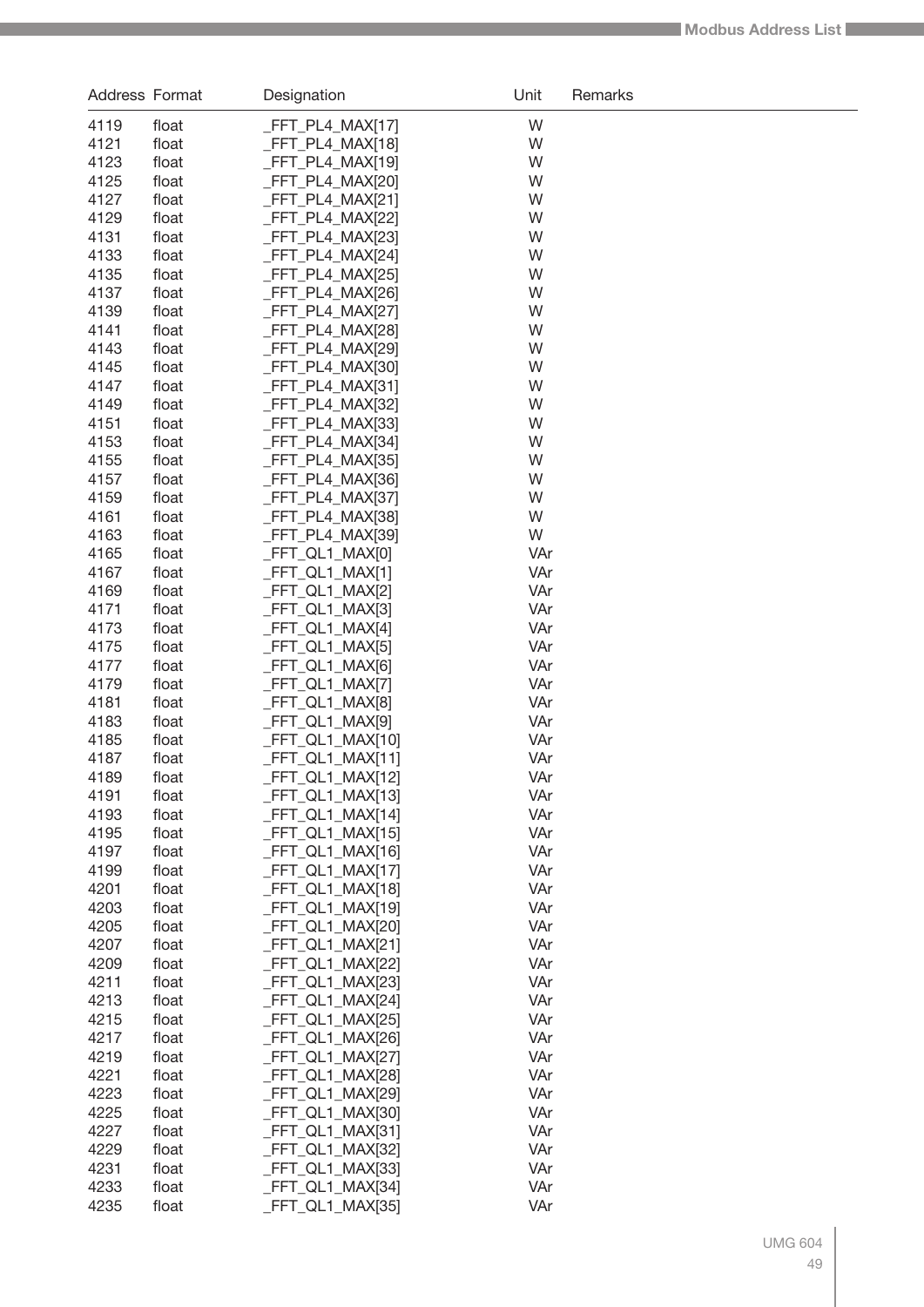| Address | Format | Designation | Unit | Remarks |
|---|---|---|---|---|
| 4119 | float | _FFT_PL4_MAX[17] | W | |
| 4121 | float | _FFT_PL4_MAX[18] | W | |
| 4123 | float | _FFT_PL4_MAX[19] | W | |
| 4125 | float | _FFT_PL4_MAX[20] | W | |
| 4127 | float | _FFT_PL4_MAX[21] | W | |
| 4129 | float | _FFT_PL4_MAX[22] | W | |
| 4131 | float | _FFT_PL4_MAX[23] | W | |
| 4133 | float | _FFT_PL4_MAX[24] | W | |
| 4135 | float | _FFT_PL4_MAX[25] | W | |
| 4137 | float | _FFT_PL4_MAX[26] | W | |
| 4139 | float | _FFT_PL4_MAX[27] | W | |
| 4141 | float | _FFT_PL4_MAX[28] | W | |
| 4143 | float | _FFT_PL4_MAX[29] | W | |
| 4145 | float | _FFT_PL4_MAX[30] | W | |
| 4147 | float | _FFT_PL4_MAX[31] | W | |
| 4149 | float | _FFT_PL4_MAX[32] | W | |
| 4151 | float | _FFT_PL4_MAX[33] | W | |
| 4153 | float | _FFT_PL4_MAX[34] | W | |
| 4155 | float | _FFT_PL4_MAX[35] | W | |
| 4157 | float | _FFT_PL4_MAX[36] | W | |
| 4159 | float | _FFT_PL4_MAX[37] | W | |
| 4161 | float | _FFT_PL4_MAX[38] | W | |
| 4163 | float | _FFT_PL4_MAX[39] | W | |
| 4165 | float | _FFT_QL1_MAX[0] | VAr | |
| 4167 | float | _FFT_QL1_MAX[1] | VAr | |
| 4169 | float | _FFT_QL1_MAX[2] | VAr | |
| 4171 | float | _FFT_QL1_MAX[3] | VAr | |
| 4173 | float | _FFT_QL1_MAX[4] | VAr | |
| 4175 | float | _FFT_QL1_MAX[5] | VAr | |
| 4177 | float | _FFT_QL1_MAX[6] | VAr | |
| 4179 | float | _FFT_QL1_MAX[7] | VAr | |
| 4181 | float | _FFT_QL1_MAX[8] | VAr | |
| 4183 | float | _FFT_QL1_MAX[9] | VAr | |
| 4185 | float | _FFT_QL1_MAX[10] | VAr | |
| 4187 | float | _FFT_QL1_MAX[11] | VAr | |
| 4189 | float | _FFT_QL1_MAX[12] | VAr | |
| 4191 | float | _FFT_QL1_MAX[13] | VAr | |
| 4193 | float | _FFT_QL1_MAX[14] | VAr | |
| 4195 | float | _FFT_QL1_MAX[15] | VAr | |
| 4197 | float | _FFT_QL1_MAX[16] | VAr | |
| 4199 | float | _FFT_QL1_MAX[17] | VAr | |
| 4201 | float | _FFT_QL1_MAX[18] | VAr | |
| 4203 | float | _FFT_QL1_MAX[19] | VAr | |
| 4205 | float | _FFT_QL1_MAX[20] | VAr | |
| 4207 | float | _FFT_QL1_MAX[21] | VAr | |
| 4209 | float | _FFT_QL1_MAX[22] | VAr | |
| 4211 | float | _FFT_QL1_MAX[23] | VAr | |
| 4213 | float | _FFT_QL1_MAX[24] | VAr | |
| 4215 | float | _FFT_QL1_MAX[25] | VAr | |
| 4217 | float | _FFT_QL1_MAX[26] | VAr | |
| 4219 | float | _FFT_QL1_MAX[27] | VAr | |
| 4221 | float | _FFT_QL1_MAX[28] | VAr | |
| 4223 | float | _FFT_QL1_MAX[29] | VAr | |
| 4225 | float | _FFT_QL1_MAX[30] | VAr | |
| 4227 | float | _FFT_QL1_MAX[31] | VAr | |
| 4229 | float | _FFT_QL1_MAX[32] | VAr | |
| 4231 | float | _FFT_QL1_MAX[33] | VAr | |
| 4233 | float | _FFT_QL1_MAX[34] | VAr | |
| 4235 | float | _FFT_QL1_MAX[35] | VAr | |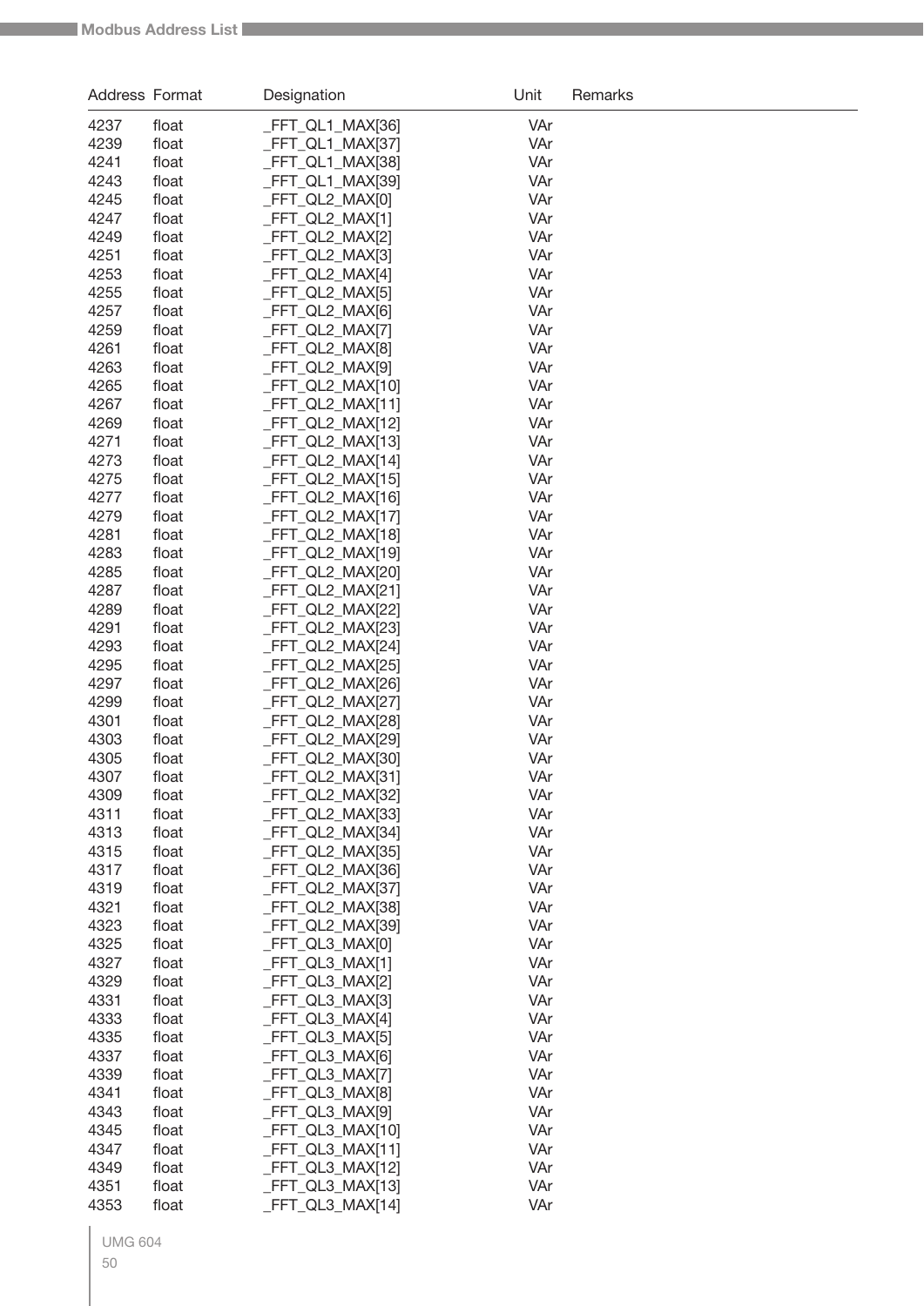| Address | Format | Designation | Unit | Remarks |
|---|---|---|---|---|
| 4237 | float | _FFT_QL1_MAX[36] | VAr | |
| 4239 | float | _FFT_QL1_MAX[37] | VAr | |
| 4241 | float | _FFT_QL1_MAX[38] | VAr | |
| 4243 | float | _FFT_QL1_MAX[39] | VAr | |
| 4245 | float | _FFT_QL2_MAX[0] | VAr | |
| 4247 | float | _FFT_QL2_MAX[1] | VAr | |
| 4249 | float | _FFT_QL2_MAX[2] | VAr | |
| 4251 | float | _FFT_QL2_MAX[3] | VAr | |
| 4253 | float | _FFT_QL2_MAX[4] | VAr | |
| 4255 | float | _FFT_QL2_MAX[5] | VAr | |
| 4257 | float | _FFT_QL2_MAX[6] | VAr | |
| 4259 | float | _FFT_QL2_MAX[7] | VAr | |
| 4261 | float | _FFT_QL2_MAX[8] | VAr | |
| 4263 | float | _FFT_QL2_MAX[9] | VAr | |
| 4265 | float | _FFT_QL2_MAX[10] | VAr | |
| 4267 | float | _FFT_QL2_MAX[11] | VAr | |
| 4269 | float | _FFT_QL2_MAX[12] | VAr | |
| 4271 | float | _FFT_QL2_MAX[13] | VAr | |
| 4273 | float | _FFT_QL2_MAX[14] | VAr | |
| 4275 | float | _FFT_QL2_MAX[15] | VAr | |
| 4277 | float | _FFT_QL2_MAX[16] | VAr | |
| 4279 | float | _FFT_QL2_MAX[17] | VAr | |
| 4281 | float | _FFT_QL2_MAX[18] | VAr | |
| 4283 | float | _FFT_QL2_MAX[19] | VAr | |
| 4285 | float | _FFT_QL2_MAX[20] | VAr | |
| 4287 | float | _FFT_QL2_MAX[21] | VAr | |
| 4289 | float | _FFT_QL2_MAX[22] | VAr | |
| 4291 | float | _FFT_QL2_MAX[23] | VAr | |
| 4293 | float | _FFT_QL2_MAX[24] | VAr | |
| 4295 | float | _FFT_QL2_MAX[25] | VAr | |
| 4297 | float | _FFT_QL2_MAX[26] | VAr | |
| 4299 | float | _FFT_QL2_MAX[27] | VAr | |
| 4301 | float | _FFT_QL2_MAX[28] | VAr | |
| 4303 | float | _FFT_QL2_MAX[29] | VAr | |
| 4305 | float | _FFT_QL2_MAX[30] | VAr | |
| 4307 | float | _FFT_QL2_MAX[31] | VAr | |
| 4309 | float | _FFT_QL2_MAX[32] | VAr | |
| 4311 | float | _FFT_QL2_MAX[33] | VAr | |
| 4313 | float | _FFT_QL2_MAX[34] | VAr | |
| 4315 | float | _FFT_QL2_MAX[35] | VAr | |
| 4317 | float | _FFT_QL2_MAX[36] | VAr | |
| 4319 | float | _FFT_QL2_MAX[37] | VAr | |
| 4321 | float | _FFT_QL2_MAX[38] | VAr | |
| 4323 | float | _FFT_QL2_MAX[39] | VAr | |
| 4325 | float | _FFT_QL3_MAX[0] | VAr | |
| 4327 | float | _FFT_QL3_MAX[1] | VAr | |
| 4329 | float | _FFT_QL3_MAX[2] | VAr | |
| 4331 | float | _FFT_QL3_MAX[3] | VAr | |
| 4333 | float | _FFT_QL3_MAX[4] | VAr | |
| 4335 | float | _FFT_QL3_MAX[5] | VAr | |
| 4337 | float | _FFT_QL3_MAX[6] | VAr | |
| 4339 | float | _FFT_QL3_MAX[7] | VAr | |
| 4341 | float | _FFT_QL3_MAX[8] | VAr | |
| 4343 | float | _FFT_QL3_MAX[9] | VAr | |
| 4345 | float | _FFT_QL3_MAX[10] | VAr | |
| 4347 | float | _FFT_QL3_MAX[11] | VAr | |
| 4349 | float | _FFT_QL3_MAX[12] | VAr | |
| 4351 | float | _FFT_QL3_MAX[13] | VAr | |
| 4353 | float | _FFT_QL3_MAX[14] | VAr | |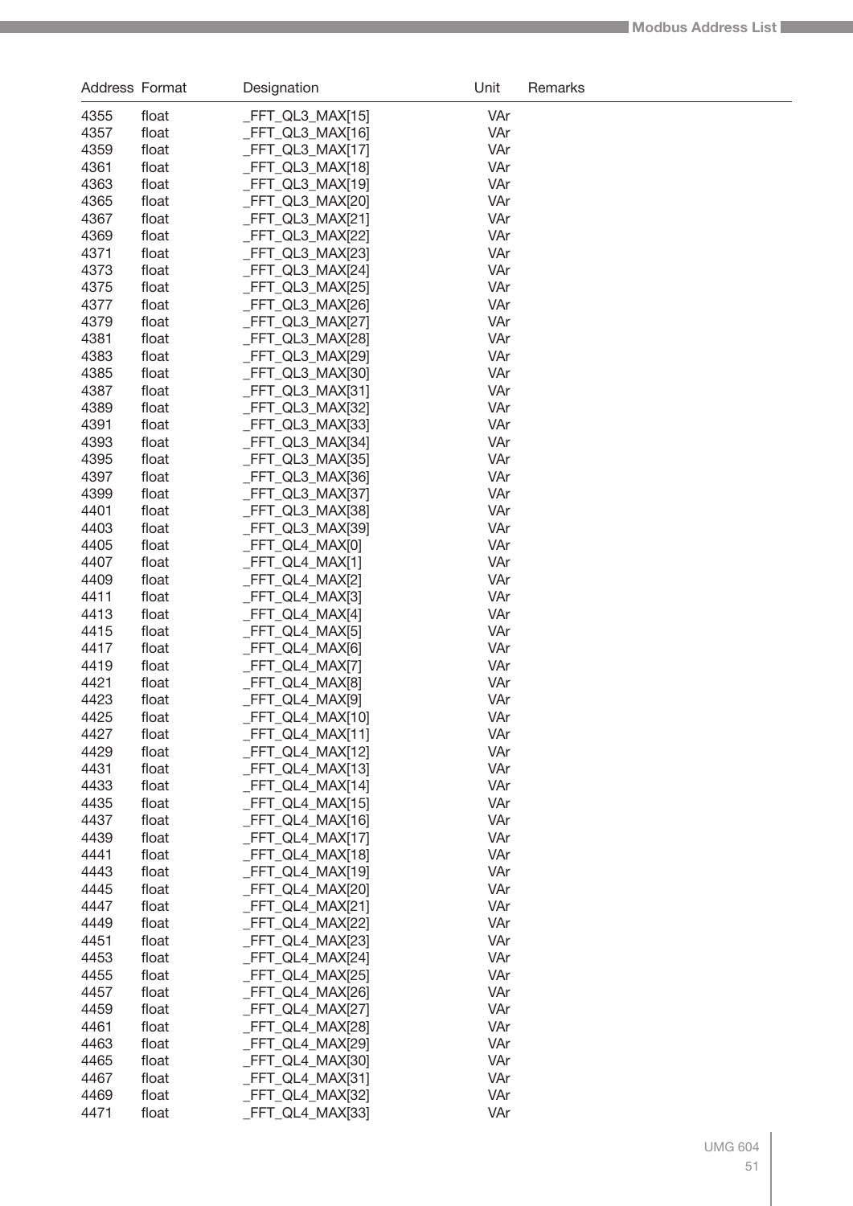| Address | Format | Designation | Unit | Remarks |
|---|---|---|---|---|
| 4355 | float | _FFT_QL3_MAX[15] | VAr | |
| 4357 | float | _FFT_QL3_MAX[16] | VAr | |
| 4359 | float | _FFT_QL3_MAX[17] | VAr | |
| 4361 | float | _FFT_QL3_MAX[18] | VAr | |
| 4363 | float | _FFT_QL3_MAX[19] | VAr | |
| 4365 | float | _FFT_QL3_MAX[20] | VAr | |
| 4367 | float | _FFT_QL3_MAX[21] | VAr | |
| 4369 | float | _FFT_QL3_MAX[22] | VAr | |
| 4371 | float | _FFT_QL3_MAX[23] | VAr | |
| 4373 | float | _FFT_QL3_MAX[24] | VAr | |
| 4375 | float | _FFT_QL3_MAX[25] | VAr | |
| 4377 | float | _FFT_QL3_MAX[26] | VAr | |
| 4379 | float | _FFT_QL3_MAX[27] | VAr | |
| 4381 | float | _FFT_QL3_MAX[28] | VAr | |
| 4383 | float | _FFT_QL3_MAX[29] | VAr | |
| 4385 | float | _FFT_QL3_MAX[30] | VAr | |
| 4387 | float | _FFT_QL3_MAX[31] | VAr | |
| 4389 | float | _FFT_QL3_MAX[32] | VAr | |
| 4391 | float | _FFT_QL3_MAX[33] | VAr | |
| 4393 | float | _FFT_QL3_MAX[34] | VAr | |
| 4395 | float | _FFT_QL3_MAX[35] | VAr | |
| 4397 | float | _FFT_QL3_MAX[36] | VAr | |
| 4399 | float | _FFT_QL3_MAX[37] | VAr | |
| 4401 | float | _FFT_QL3_MAX[38] | VAr | |
| 4403 | float | _FFT_QL3_MAX[39] | VAr | |
| 4405 | float | _FFT_QL4_MAX[0] | VAr | |
| 4407 | float | _FFT_QL4_MAX[1] | VAr | |
| 4409 | float | _FFT_QL4_MAX[2] | VAr | |
| 4411 | float | _FFT_QL4_MAX[3] | VAr | |
| 4413 | float | _FFT_QL4_MAX[4] | VAr | |
| 4415 | float | _FFT_QL4_MAX[5] | VAr | |
| 4417 | float | _FFT_QL4_MAX[6] | VAr | |
| 4419 | float | _FFT_QL4_MAX[7] | VAr | |
| 4421 | float | _FFT_QL4_MAX[8] | VAr | |
| 4423 | float | _FFT_QL4_MAX[9] | VAr | |
| 4425 | float | _FFT_QL4_MAX[10] | VAr | |
| 4427 | float | _FFT_QL4_MAX[11] | VAr | |
| 4429 | float | _FFT_QL4_MAX[12] | VAr | |
| 4431 | float | _FFT_QL4_MAX[13] | VAr | |
| 4433 | float | _FFT_QL4_MAX[14] | VAr | |
| 4435 | float | _FFT_QL4_MAX[15] | VAr | |
| 4437 | float | _FFT_QL4_MAX[16] | VAr | |
| 4439 | float | _FFT_QL4_MAX[17] | VAr | |
| 4441 | float | _FFT_QL4_MAX[18] | VAr | |
| 4443 | float | _FFT_QL4_MAX[19] | VAr | |
| 4445 | float | _FFT_QL4_MAX[20] | VAr | |
| 4447 | float | _FFT_QL4_MAX[21] | VAr | |
| 4449 | float | _FFT_QL4_MAX[22] | VAr | |
| 4451 | float | _FFT_QL4_MAX[23] | VAr | |
| 4453 | float | _FFT_QL4_MAX[24] | VAr | |
| 4455 | float | _FFT_QL4_MAX[25] | VAr | |
| 4457 | float | _FFT_QL4_MAX[26] | VAr | |
| 4459 | float | _FFT_QL4_MAX[27] | VAr | |
| 4461 | float | _FFT_QL4_MAX[28] | VAr | |
| 4463 | float | _FFT_QL4_MAX[29] | VAr | |
| 4465 | float | _FFT_QL4_MAX[30] | VAr | |
| 4467 | float | _FFT_QL4_MAX[31] | VAr | |
| 4469 | float | _FFT_QL4_MAX[32] | VAr | |
| 4471 | float | _FFT_QL4_MAX[33] | VAr | |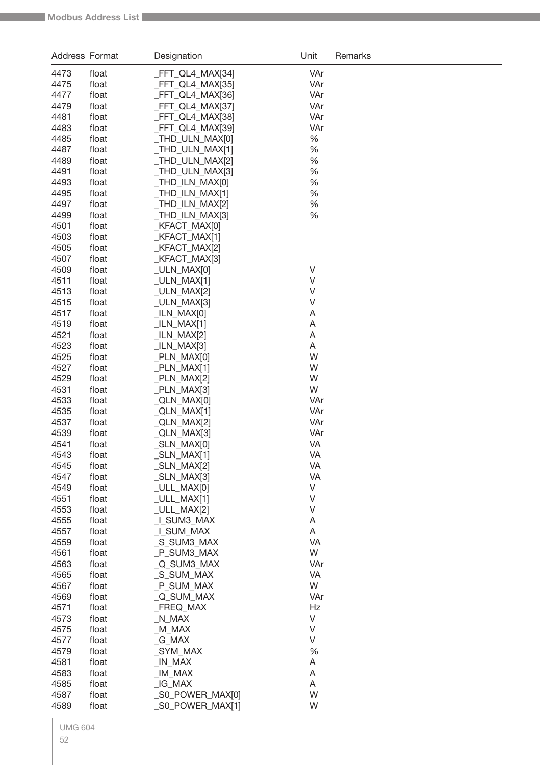| Address | Format | Designation | Unit | Remarks |
|---|---|---|---|---|
| 4473 | float | _FFT_QL4_MAX[34] | VAr | |
| 4475 | float | _FFT_QL4_MAX[35] | VAr | |
| 4477 | float | _FFT_QL4_MAX[36] | VAr | |
| 4479 | float | _FFT_QL4_MAX[37] | VAr | |
| 4481 | float | _FFT_QL4_MAX[38] | VAr | |
| 4483 | float | _FFT_QL4_MAX[39] | VAr | |
| 4485 | float | _THD_ULN_MAX[0] | % | |
| 4487 | float | _THD_ULN_MAX[1] | % | |
| 4489 | float | _THD_ULN_MAX[2] | % | |
| 4491 | float | _THD_ULN_MAX[3] | % | |
| 4493 | float | _THD_ILN_MAX[0] | % | |
| 4495 | float | _THD_ILN_MAX[1] | % | |
| 4497 | float | _THD_ILN_MAX[2] | % | |
| 4499 | float | _THD_ILN_MAX[3] | % | |
| 4501 | float | _KFACT_MAX[0] | | |
| 4503 | float | _KFACT_MAX[1] | | |
| 4505 | float | _KFACT_MAX[2] | | |
| 4507 | float | _KFACT_MAX[3] | | |
| 4509 | float | _ULN_MAX[0] | V | |
| 4511 | float | _ULN_MAX[1] | V | |
| 4513 | float | _ULN_MAX[2] | V | |
| 4515 | float | _ULN_MAX[3] | V | |
| 4517 | float | _ILN_MAX[0] | A | |
| 4519 | float | _ILN_MAX[1] | A | |
| 4521 | float | _ILN_MAX[2] | A | |
| 4523 | float | _ILN_MAX[3] | A | |
| 4525 | float | _PLN_MAX[0] | W | |
| 4527 | float | _PLN_MAX[1] | W | |
| 4529 | float | _PLN_MAX[2] | W | |
| 4531 | float | _PLN_MAX[3] | W | |
| 4533 | float | _QLN_MAX[0] | VAr | |
| 4535 | float | _QLN_MAX[1] | VAr | |
| 4537 | float | _QLN_MAX[2] | VAr | |
| 4539 | float | _QLN_MAX[3] | VAr | |
| 4541 | float | _SLN_MAX[0] | VA | |
| 4543 | float | _SLN_MAX[1] | VA | |
| 4545 | float | _SLN_MAX[2] | VA | |
| 4547 | float | _SLN_MAX[3] | VA | |
| 4549 | float | _ULL_MAX[0] | V | |
| 4551 | float | _ULL_MAX[1] | V | |
| 4553 | float | _ULL_MAX[2] | V | |
| 4555 | float | _I_SUM3_MAX | A | |
| 4557 | float | _I_SUM_MAX | A | |
| 4559 | float | _S_SUM3_MAX | VA | |
| 4561 | float | _P_SUM3_MAX | W | |
| 4563 | float | _Q_SUM3_MAX | VAr | |
| 4565 | float | _S_SUM_MAX | VA | |
| 4567 | float | _P_SUM_MAX | W | |
| 4569 | float | _Q_SUM_MAX | VAr | |
| 4571 | float | _FREQ_MAX | Hz | |
| 4573 | float | _N_MAX | V | |
| 4575 | float | _M_MAX | V | |
| 4577 | float | _G_MAX | V | |
| 4579 | float | _SYM_MAX | % | |
| 4581 | float | _IN_MAX | A | |
| 4583 | float | _IM_MAX | A | |
| 4585 | float | _IG_MAX | A | |
| 4587 | float | _S0_POWER_MAX[0] | W | |
| 4589 | float | _S0_POWER_MAX[1] | W | |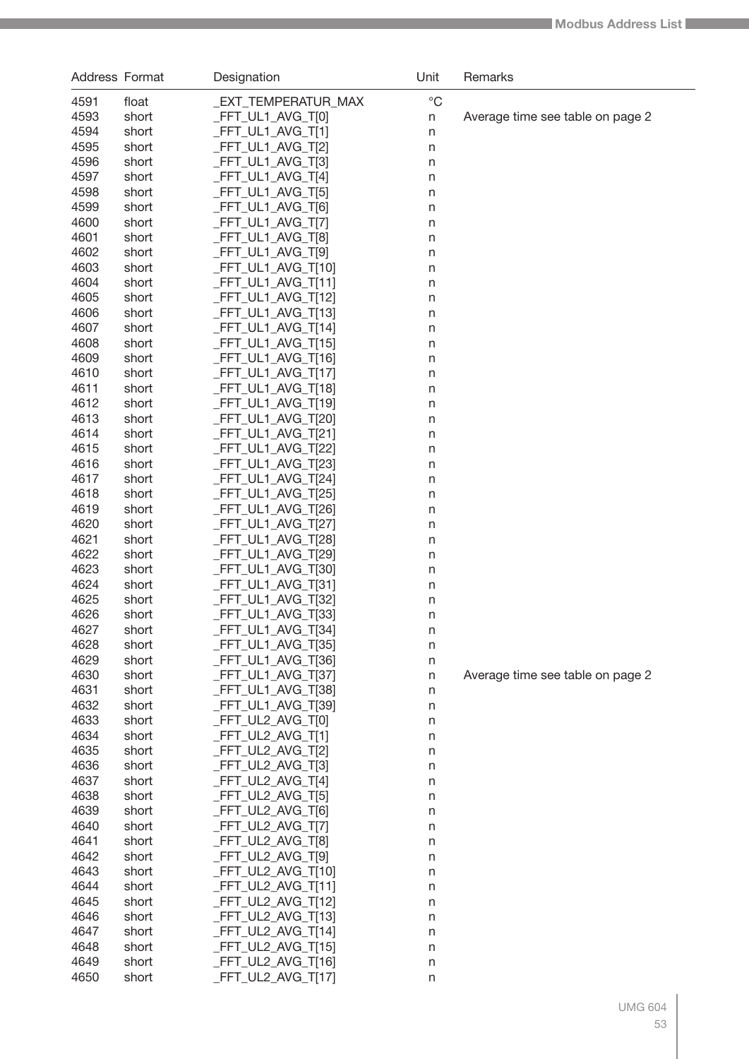| Address | Format | Designation | Unit | Remarks |
|---|---|---|---|---|
| 4591 | float | _EXT_TEMPERATUR_MAX | °C | |
| 4593 | short | _FFT_UL1_AVG_T[0] | n | Average time see table on page 2 |
| 4594 | short | _FFT_UL1_AVG_T[1] | n | |
| 4595 | short | _FFT_UL1_AVG_T[2] | n | |
| 4596 | short | _FFT_UL1_AVG_T[3] | n | |
| 4597 | short | _FFT_UL1_AVG_T[4] | n | |
| 4598 | short | _FFT_UL1_AVG_T[5] | n | |
| 4599 | short | _FFT_UL1_AVG_T[6] | n | |
| 4600 | short | _FFT_UL1_AVG_T[7] | n | |
| 4601 | short | _FFT_UL1_AVG_T[8] | n | |
| 4602 | short | _FFT_UL1_AVG_T[9] | n | |
| 4603 | short | _FFT_UL1_AVG_T[10] | n | |
| 4604 | short | _FFT_UL1_AVG_T[11] | n | |
| 4605 | short | _FFT_UL1_AVG_T[12] | n | |
| 4606 | short | _FFT_UL1_AVG_T[13] | n | |
| 4607 | short | _FFT_UL1_AVG_T[14] | n | |
| 4608 | short | _FFT_UL1_AVG_T[15] | n | |
| 4609 | short | _FFT_UL1_AVG_T[16] | n | |
| 4610 | short | _FFT_UL1_AVG_T[17] | n | |
| 4611 | short | _FFT_UL1_AVG_T[18] | n | |
| 4612 | short | _FFT_UL1_AVG_T[19] | n | |
| 4613 | short | _FFT_UL1_AVG_T[20] | n | |
| 4614 | short | _FFT_UL1_AVG_T[21] | n | |
| 4615 | short | _FFT_UL1_AVG_T[22] | n | |
| 4616 | short | _FFT_UL1_AVG_T[23] | n | |
| 4617 | short | _FFT_UL1_AVG_T[24] | n | |
| 4618 | short | _FFT_UL1_AVG_T[25] | n | |
| 4619 | short | _FFT_UL1_AVG_T[26] | n | |
| 4620 | short | _FFT_UL1_AVG_T[27] | n | |
| 4621 | short | _FFT_UL1_AVG_T[28] | n | |
| 4622 | short | _FFT_UL1_AVG_T[29] | n | |
| 4623 | short | _FFT_UL1_AVG_T[30] | n | |
| 4624 | short | _FFT_UL1_AVG_T[31] | n | |
| 4625 | short | _FFT_UL1_AVG_T[32] | n | |
| 4626 | short | _FFT_UL1_AVG_T[33] | n | |
| 4627 | short | _FFT_UL1_AVG_T[34] | n | |
| 4628 | short | _FFT_UL1_AVG_T[35] | n | |
| 4629 | short | _FFT_UL1_AVG_T[36] | n | |
| 4630 | short | _FFT_UL1_AVG_T[37] | n | Average time see table on page 2 |
| 4631 | short | _FFT_UL1_AVG_T[38] | n | |
| 4632 | short | _FFT_UL1_AVG_T[39] | n | |
| 4633 | short | _FFT_UL2_AVG_T[0] | n | |
| 4634 | short | _FFT_UL2_AVG_T[1] | n | |
| 4635 | short | _FFT_UL2_AVG_T[2] | n | |
| 4636 | short | _FFT_UL2_AVG_T[3] | n | |
| 4637 | short | _FFT_UL2_AVG_T[4] | n | |
| 4638 | short | _FFT_UL2_AVG_T[5] | n | |
| 4639 | short | _FFT_UL2_AVG_T[6] | n | |
| 4640 | short | _FFT_UL2_AVG_T[7] | n | |
| 4641 | short | _FFT_UL2_AVG_T[8] | n | |
| 4642 | short | _FFT_UL2_AVG_T[9] | n | |
| 4643 | short | _FFT_UL2_AVG_T[10] | n | |
| 4644 | short | _FFT_UL2_AVG_T[11] | n | |
| 4645 | short | _FFT_UL2_AVG_T[12] | n | |
| 4646 | short | _FFT_UL2_AVG_T[13] | n | |
| 4647 | short | _FFT_UL2_AVG_T[14] | n | |
| 4648 | short | _FFT_UL2_AVG_T[15] | n | |
| 4649 | short | _FFT_UL2_AVG_T[16] | n | |
| 4650 | short | _FFT_UL2_AVG_T[17] | n | |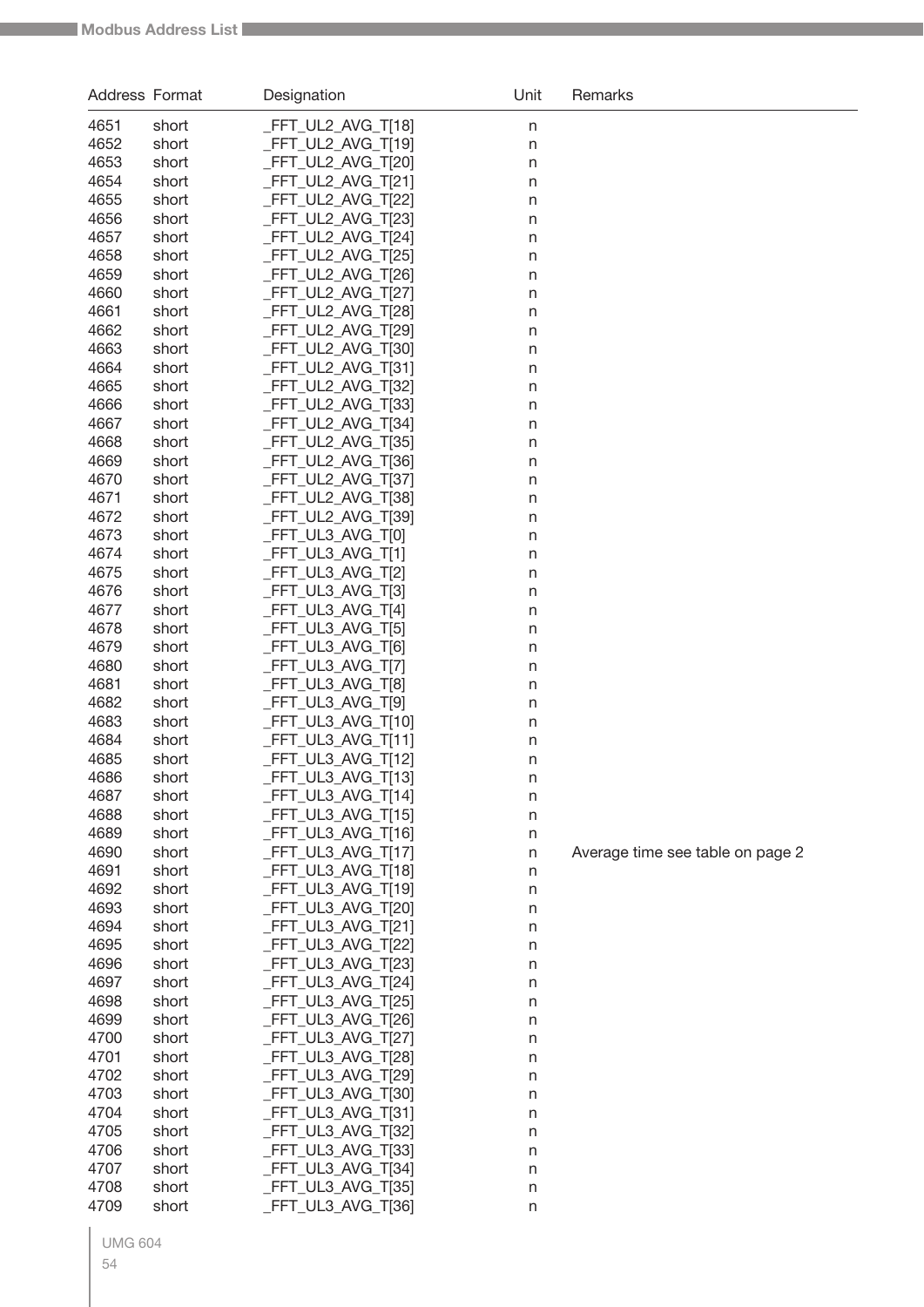| Address | Format | Designation | Unit | Remarks |
|---|---|---|---|---|
| 4651 | short | _FFT_UL2_AVG_T[18] | n | |
| 4652 | short | _FFT_UL2_AVG_T[19] | n | |
| 4653 | short | _FFT_UL2_AVG_T[20] | n | |
| 4654 | short | _FFT_UL2_AVG_T[21] | n | |
| 4655 | short | _FFT_UL2_AVG_T[22] | n | |
| 4656 | short | _FFT_UL2_AVG_T[23] | n | |
| 4657 | short | _FFT_UL2_AVG_T[24] | n | |
| 4658 | short | _FFT_UL2_AVG_T[25] | n | |
| 4659 | short | _FFT_UL2_AVG_T[26] | n | |
| 4660 | short | _FFT_UL2_AVG_T[27] | n | |
| 4661 | short | _FFT_UL2_AVG_T[28] | n | |
| 4662 | short | _FFT_UL2_AVG_T[29] | n | |
| 4663 | short | _FFT_UL2_AVG_T[30] | n | |
| 4664 | short | _FFT_UL2_AVG_T[31] | n | |
| 4665 | short | _FFT_UL2_AVG_T[32] | n | |
| 4666 | short | _FFT_UL2_AVG_T[33] | n | |
| 4667 | short | _FFT_UL2_AVG_T[34] | n | |
| 4668 | short | _FFT_UL2_AVG_T[35] | n | |
| 4669 | short | _FFT_UL2_AVG_T[36] | n | |
| 4670 | short | _FFT_UL2_AVG_T[37] | n | |
| 4671 | short | _FFT_UL2_AVG_T[38] | n | |
| 4672 | short | _FFT_UL2_AVG_T[39] | n | |
| 4673 | short | _FFT_UL3_AVG_T[0] | n | |
| 4674 | short | _FFT_UL3_AVG_T[1] | n | |
| 4675 | short | _FFT_UL3_AVG_T[2] | n | |
| 4676 | short | _FFT_UL3_AVG_T[3] | n | |
| 4677 | short | _FFT_UL3_AVG_T[4] | n | |
| 4678 | short | _FFT_UL3_AVG_T[5] | n | |
| 4679 | short | _FFT_UL3_AVG_T[6] | n | |
| 4680 | short | _FFT_UL3_AVG_T[7] | n | |
| 4681 | short | _FFT_UL3_AVG_T[8] | n | |
| 4682 | short | _FFT_UL3_AVG_T[9] | n | |
| 4683 | short | _FFT_UL3_AVG_T[10] | n | |
| 4684 | short | _FFT_UL3_AVG_T[11] | n | |
| 4685 | short | _FFT_UL3_AVG_T[12] | n | |
| 4686 | short | _FFT_UL3_AVG_T[13] | n | |
| 4687 | short | _FFT_UL3_AVG_T[14] | n | |
| 4688 | short | _FFT_UL3_AVG_T[15] | n | |
| 4689 | short | _FFT_UL3_AVG_T[16] | n | |
| 4690 | short | _FFT_UL3_AVG_T[17] | n | Average time see table on page 2 |
| 4691 | short | _FFT_UL3_AVG_T[18] | n | |
| 4692 | short | _FFT_UL3_AVG_T[19] | n | |
| 4693 | short | _FFT_UL3_AVG_T[20] | n | |
| 4694 | short | _FFT_UL3_AVG_T[21] | n | |
| 4695 | short | _FFT_UL3_AVG_T[22] | n | |
| 4696 | short | _FFT_UL3_AVG_T[23] | n | |
| 4697 | short | _FFT_UL3_AVG_T[24] | n | |
| 4698 | short | _FFT_UL3_AVG_T[25] | n | |
| 4699 | short | _FFT_UL3_AVG_T[26] | n | |
| 4700 | short | _FFT_UL3_AVG_T[27] | n | |
| 4701 | short | _FFT_UL3_AVG_T[28] | n | |
| 4702 | short | _FFT_UL3_AVG_T[29] | n | |
| 4703 | short | _FFT_UL3_AVG_T[30] | n | |
| 4704 | short | _FFT_UL3_AVG_T[31] | n | |
| 4705 | short | _FFT_UL3_AVG_T[32] | n | |
| 4706 | short | _FFT_UL3_AVG_T[33] | n | |
| 4707 | short | _FFT_UL3_AVG_T[34] | n | |
| 4708 | short | _FFT_UL3_AVG_T[35] | n | |
| 4709 | short | _FFT_UL3_AVG_T[36] | n | |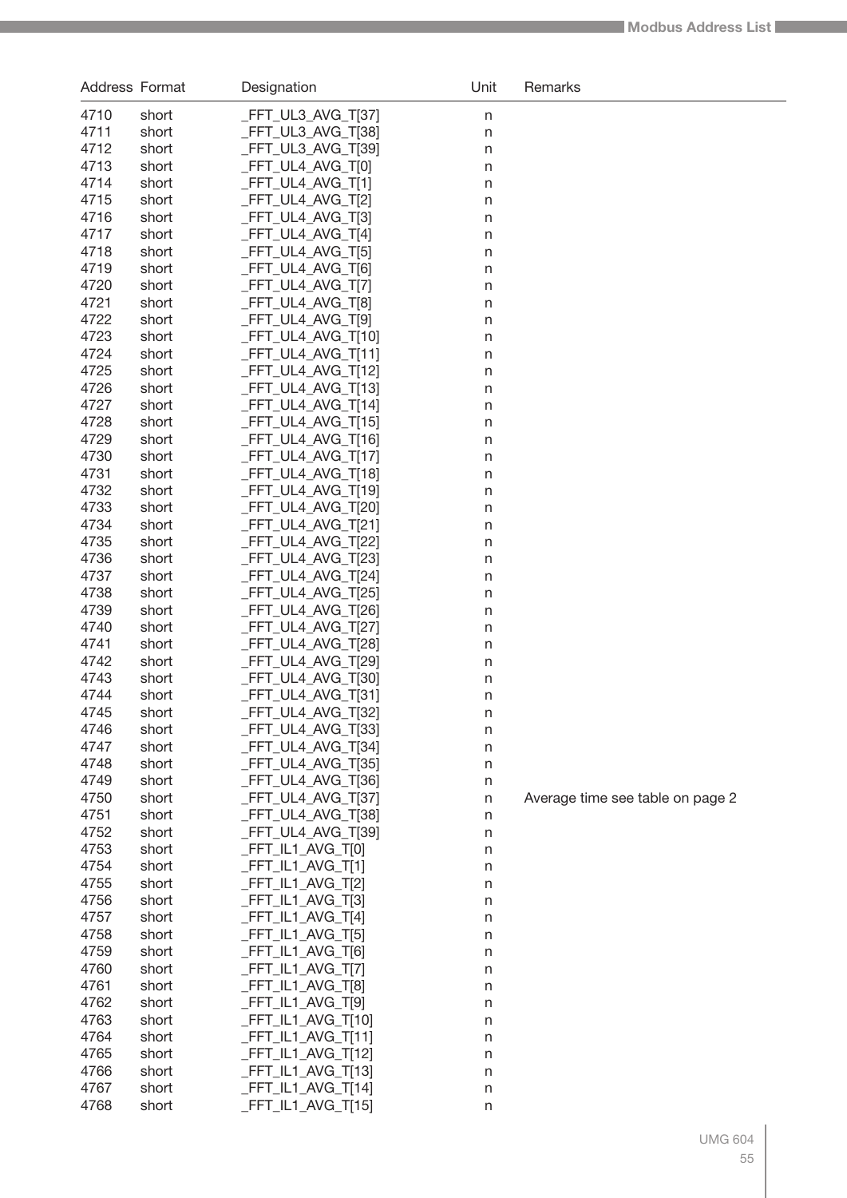| Address | Format | Designation | Unit | Remarks |
|---|---|---|---|---|
| 4710 | short | _FFT_UL3_AVG_T[37] | n | |
| 4711 | short | _FFT_UL3_AVG_T[38] | n | |
| 4712 | short | _FFT_UL3_AVG_T[39] | n | |
| 4713 | short | _FFT_UL4_AVG_T[0] | n | |
| 4714 | short | _FFT_UL4_AVG_T[1] | n | |
| 4715 | short | _FFT_UL4_AVG_T[2] | n | |
| 4716 | short | _FFT_UL4_AVG_T[3] | n | |
| 4717 | short | _FFT_UL4_AVG_T[4] | n | |
| 4718 | short | _FFT_UL4_AVG_T[5] | n | |
| 4719 | short | _FFT_UL4_AVG_T[6] | n | |
| 4720 | short | _FFT_UL4_AVG_T[7] | n | |
| 4721 | short | _FFT_UL4_AVG_T[8] | n | |
| 4722 | short | _FFT_UL4_AVG_T[9] | n | |
| 4723 | short | _FFT_UL4_AVG_T[10] | n | |
| 4724 | short | _FFT_UL4_AVG_T[11] | n | |
| 4725 | short | _FFT_UL4_AVG_T[12] | n | |
| 4726 | short | _FFT_UL4_AVG_T[13] | n | |
| 4727 | short | _FFT_UL4_AVG_T[14] | n | |
| 4728 | short | _FFT_UL4_AVG_T[15] | n | |
| 4729 | short | _FFT_UL4_AVG_T[16] | n | |
| 4730 | short | _FFT_UL4_AVG_T[17] | n | |
| 4731 | short | _FFT_UL4_AVG_T[18] | n | |
| 4732 | short | _FFT_UL4_AVG_T[19] | n | |
| 4733 | short | _FFT_UL4_AVG_T[20] | n | |
| 4734 | short | _FFT_UL4_AVG_T[21] | n | |
| 4735 | short | _FFT_UL4_AVG_T[22] | n | |
| 4736 | short | _FFT_UL4_AVG_T[23] | n | |
| 4737 | short | _FFT_UL4_AVG_T[24] | n | |
| 4738 | short | _FFT_UL4_AVG_T[25] | n | |
| 4739 | short | _FFT_UL4_AVG_T[26] | n | |
| 4740 | short | _FFT_UL4_AVG_T[27] | n | |
| 4741 | short | _FFT_UL4_AVG_T[28] | n | |
| 4742 | short | _FFT_UL4_AVG_T[29] | n | |
| 4743 | short | _FFT_UL4_AVG_T[30] | n | |
| 4744 | short | _FFT_UL4_AVG_T[31] | n | |
| 4745 | short | _FFT_UL4_AVG_T[32] | n | |
| 4746 | short | _FFT_UL4_AVG_T[33] | n | |
| 4747 | short | _FFT_UL4_AVG_T[34] | n | |
| 4748 | short | _FFT_UL4_AVG_T[35] | n | |
| 4749 | short | _FFT_UL4_AVG_T[36] | n | |
| 4750 | short | _FFT_UL4_AVG_T[37] | n | Average time see table on page 2 |
| 4751 | short | _FFT_UL4_AVG_T[38] | n | |
| 4752 | short | _FFT_UL4_AVG_T[39] | n | |
| 4753 | short | _FFT_IL1_AVG_T[0] | n | |
| 4754 | short | _FFT_IL1_AVG_T[1] | n | |
| 4755 | short | _FFT_IL1_AVG_T[2] | n | |
| 4756 | short | _FFT_IL1_AVG_T[3] | n | |
| 4757 | short | _FFT_IL1_AVG_T[4] | n | |
| 4758 | short | _FFT_IL1_AVG_T[5] | n | |
| 4759 | short | _FFT_IL1_AVG_T[6] | n | |
| 4760 | short | _FFT_IL1_AVG_T[7] | n | |
| 4761 | short | _FFT_IL1_AVG_T[8] | n | |
| 4762 | short | _FFT_IL1_AVG_T[9] | n | |
| 4763 | short | _FFT_IL1_AVG_T[10] | n | |
| 4764 | short | _FFT_IL1_AVG_T[11] | n | |
| 4765 | short | _FFT_IL1_AVG_T[12] | n | |
| 4766 | short | _FFT_IL1_AVG_T[13] | n | |
| 4767 | short | _FFT_IL1_AVG_T[14] | n | |
| 4768 | short | _FFT_IL1_AVG_T[15] | n | |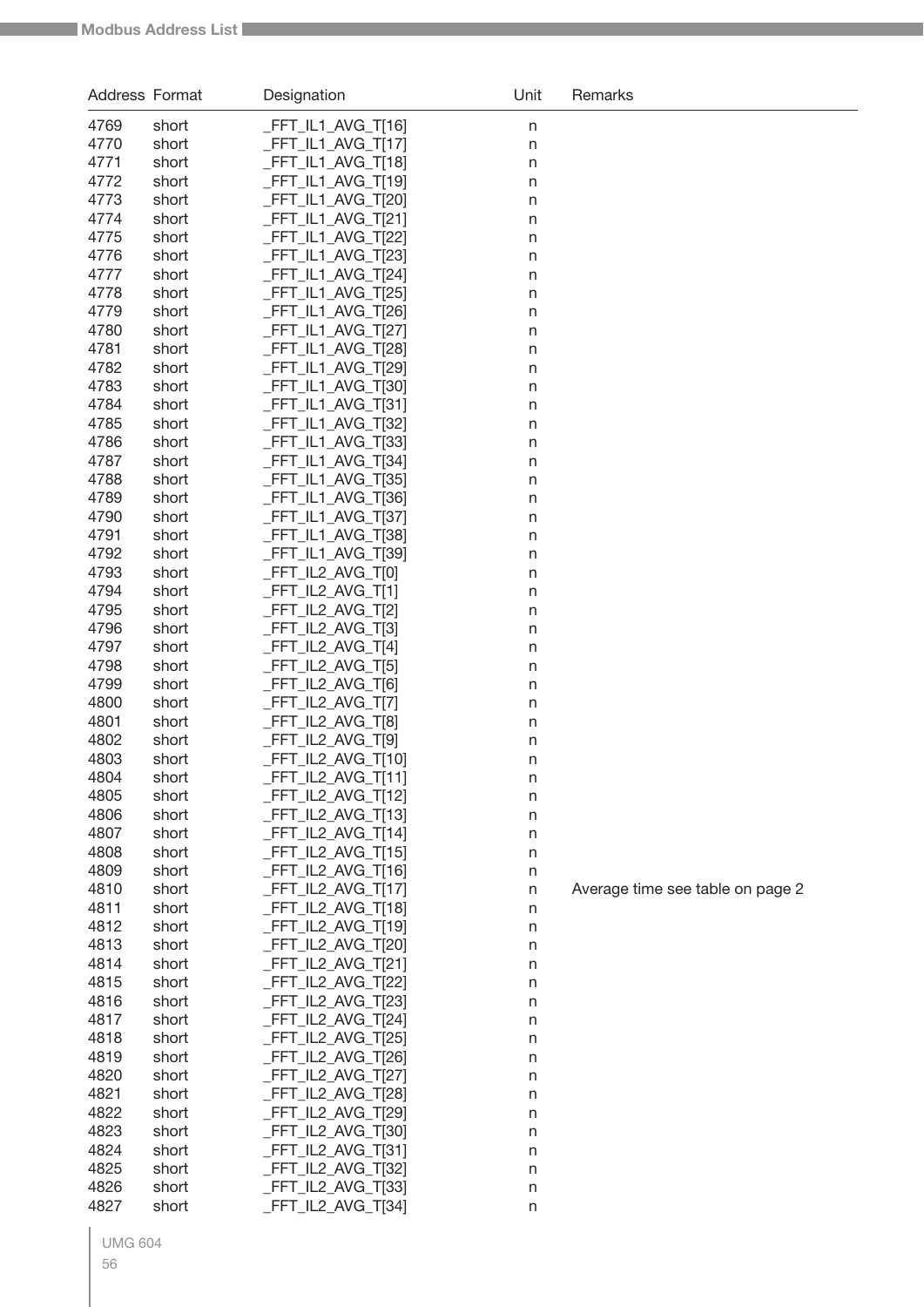| Address | Format | Designation | Unit | Remarks |
|---|---|---|---|---|
| 4769 | short | _FFT_IL1_AVG_T[16] | n | |
| 4770 | short | _FFT_IL1_AVG_T[17] | n | |
| 4771 | short | _FFT_IL1_AVG_T[18] | n | |
| 4772 | short | _FFT_IL1_AVG_T[19] | n | |
| 4773 | short | _FFT_IL1_AVG_T[20] | n | |
| 4774 | short | _FFT_IL1_AVG_T[21] | n | |
| 4775 | short | _FFT_IL1_AVG_T[22] | n | |
| 4776 | short | _FFT_IL1_AVG_T[23] | n | |
| 4777 | short | _FFT_IL1_AVG_T[24] | n | |
| 4778 | short | _FFT_IL1_AVG_T[25] | n | |
| 4779 | short | _FFT_IL1_AVG_T[26] | n | |
| 4780 | short | _FFT_IL1_AVG_T[27] | n | |
| 4781 | short | _FFT_IL1_AVG_T[28] | n | |
| 4782 | short | _FFT_IL1_AVG_T[29] | n | |
| 4783 | short | _FFT_IL1_AVG_T[30] | n | |
| 4784 | short | _FFT_IL1_AVG_T[31] | n | |
| 4785 | short | _FFT_IL1_AVG_T[32] | n | |
| 4786 | short | _FFT_IL1_AVG_T[33] | n | |
| 4787 | short | _FFT_IL1_AVG_T[34] | n | |
| 4788 | short | _FFT_IL1_AVG_T[35] | n | |
| 4789 | short | _FFT_IL1_AVG_T[36] | n | |
| 4790 | short | _FFT_IL1_AVG_T[37] | n | |
| 4791 | short | _FFT_IL1_AVG_T[38] | n | |
| 4792 | short | _FFT_IL1_AVG_T[39] | n | |
| 4793 | short | _FFT_IL2_AVG_T[0] | n | |
| 4794 | short | _FFT_IL2_AVG_T[1] | n | |
| 4795 | short | _FFT_IL2_AVG_T[2] | n | |
| 4796 | short | _FFT_IL2_AVG_T[3] | n | |
| 4797 | short | _FFT_IL2_AVG_T[4] | n | |
| 4798 | short | _FFT_IL2_AVG_T[5] | n | |
| 4799 | short | _FFT_IL2_AVG_T[6] | n | |
| 4800 | short | _FFT_IL2_AVG_T[7] | n | |
| 4801 | short | _FFT_IL2_AVG_T[8] | n | |
| 4802 | short | _FFT_IL2_AVG_T[9] | n | |
| 4803 | short | _FFT_IL2_AVG_T[10] | n | |
| 4804 | short | _FFT_IL2_AVG_T[11] | n | |
| 4805 | short | _FFT_IL2_AVG_T[12] | n | |
| 4806 | short | _FFT_IL2_AVG_T[13] | n | |
| 4807 | short | _FFT_IL2_AVG_T[14] | n | |
| 4808 | short | _FFT_IL2_AVG_T[15] | n | |
| 4809 | short | _FFT_IL2_AVG_T[16] | n | |
| 4810 | short | _FFT_IL2_AVG_T[17] | n | Average time see table on page 2 |
| 4811 | short | _FFT_IL2_AVG_T[18] | n | |
| 4812 | short | _FFT_IL2_AVG_T[19] | n | |
| 4813 | short | _FFT_IL2_AVG_T[20] | n | |
| 4814 | short | _FFT_IL2_AVG_T[21] | n | |
| 4815 | short | _FFT_IL2_AVG_T[22] | n | |
| 4816 | short | _FFT_IL2_AVG_T[23] | n | |
| 4817 | short | _FFT_IL2_AVG_T[24] | n | |
| 4818 | short | _FFT_IL2_AVG_T[25] | n | |
| 4819 | short | _FFT_IL2_AVG_T[26] | n | |
| 4820 | short | _FFT_IL2_AVG_T[27] | n | |
| 4821 | short | _FFT_IL2_AVG_T[28] | n | |
| 4822 | short | _FFT_IL2_AVG_T[29] | n | |
| 4823 | short | _FFT_IL2_AVG_T[30] | n | |
| 4824 | short | _FFT_IL2_AVG_T[31] | n | |
| 4825 | short | _FFT_IL2_AVG_T[32] | n | |
| 4826 | short | _FFT_IL2_AVG_T[33] | n | |
| 4827 | short | _FFT_IL2_AVG_T[34] | n | |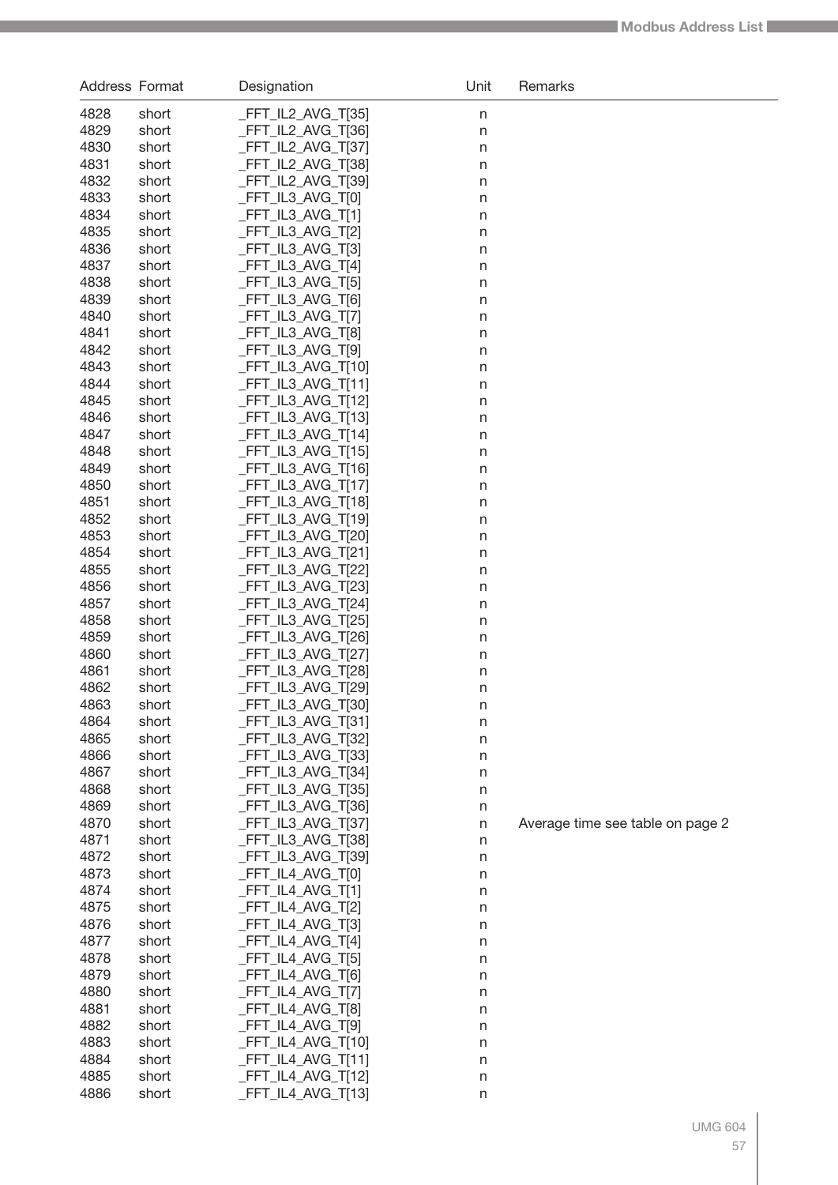| Address | Format | Designation | Unit | Remarks |
|---|---|---|---|---|
| 4828 | short | _FFT_IL2_AVG_T[35] | n | |
| 4829 | short | _FFT_IL2_AVG_T[36] | n | |
| 4830 | short | _FFT_IL2_AVG_T[37] | n | |
| 4831 | short | _FFT_IL2_AVG_T[38] | n | |
| 4832 | short | _FFT_IL2_AVG_T[39] | n | |
| 4833 | short | _FFT_IL3_AVG_T[0] | n | |
| 4834 | short | _FFT_IL3_AVG_T[1] | n | |
| 4835 | short | _FFT_IL3_AVG_T[2] | n | |
| 4836 | short | _FFT_IL3_AVG_T[3] | n | |
| 4837 | short | _FFT_IL3_AVG_T[4] | n | |
| 4838 | short | _FFT_IL3_AVG_T[5] | n | |
| 4839 | short | _FFT_IL3_AVG_T[6] | n | |
| 4840 | short | _FFT_IL3_AVG_T[7] | n | |
| 4841 | short | _FFT_IL3_AVG_T[8] | n | |
| 4842 | short | _FFT_IL3_AVG_T[9] | n | |
| 4843 | short | _FFT_IL3_AVG_T[10] | n | |
| 4844 | short | _FFT_IL3_AVG_T[11] | n | |
| 4845 | short | _FFT_IL3_AVG_T[12] | n | |
| 4846 | short | _FFT_IL3_AVG_T[13] | n | |
| 4847 | short | _FFT_IL3_AVG_T[14] | n | |
| 4848 | short | _FFT_IL3_AVG_T[15] | n | |
| 4849 | short | _FFT_IL3_AVG_T[16] | n | |
| 4850 | short | _FFT_IL3_AVG_T[17] | n | |
| 4851 | short | _FFT_IL3_AVG_T[18] | n | |
| 4852 | short | _FFT_IL3_AVG_T[19] | n | |
| 4853 | short | _FFT_IL3_AVG_T[20] | n | |
| 4854 | short | _FFT_IL3_AVG_T[21] | n | |
| 4855 | short | _FFT_IL3_AVG_T[22] | n | |
| 4856 | short | _FFT_IL3_AVG_T[23] | n | |
| 4857 | short | _FFT_IL3_AVG_T[24] | n | |
| 4858 | short | _FFT_IL3_AVG_T[25] | n | |
| 4859 | short | _FFT_IL3_AVG_T[26] | n | |
| 4860 | short | _FFT_IL3_AVG_T[27] | n | |
| 4861 | short | _FFT_IL3_AVG_T[28] | n | |
| 4862 | short | _FFT_IL3_AVG_T[29] | n | |
| 4863 | short | _FFT_IL3_AVG_T[30] | n | |
| 4864 | short | _FFT_IL3_AVG_T[31] | n | |
| 4865 | short | _FFT_IL3_AVG_T[32] | n | |
| 4866 | short | _FFT_IL3_AVG_T[33] | n | |
| 4867 | short | _FFT_IL3_AVG_T[34] | n | |
| 4868 | short | _FFT_IL3_AVG_T[35] | n | |
| 4869 | short | _FFT_IL3_AVG_T[36] | n | |
| 4870 | short | _FFT_IL3_AVG_T[37] | n | Average time see table on page 2 |
| 4871 | short | _FFT_IL3_AVG_T[38] | n | |
| 4872 | short | _FFT_IL3_AVG_T[39] | n | |
| 4873 | short | _FFT_IL4_AVG_T[0] | n | |
| 4874 | short | _FFT_IL4_AVG_T[1] | n | |
| 4875 | short | _FFT_IL4_AVG_T[2] | n | |
| 4876 | short | _FFT_IL4_AVG_T[3] | n | |
| 4877 | short | _FFT_IL4_AVG_T[4] | n | |
| 4878 | short | _FFT_IL4_AVG_T[5] | n | |
| 4879 | short | _FFT_IL4_AVG_T[6] | n | |
| 4880 | short | _FFT_IL4_AVG_T[7] | n | |
| 4881 | short | _FFT_IL4_AVG_T[8] | n | |
| 4882 | short | _FFT_IL4_AVG_T[9] | n | |
| 4883 | short | _FFT_IL4_AVG_T[10] | n | |
| 4884 | short | _FFT_IL4_AVG_T[11] | n | |
| 4885 | short | _FFT_IL4_AVG_T[12] | n | |
| 4886 | short | _FFT_IL4_AVG_T[13] | n | |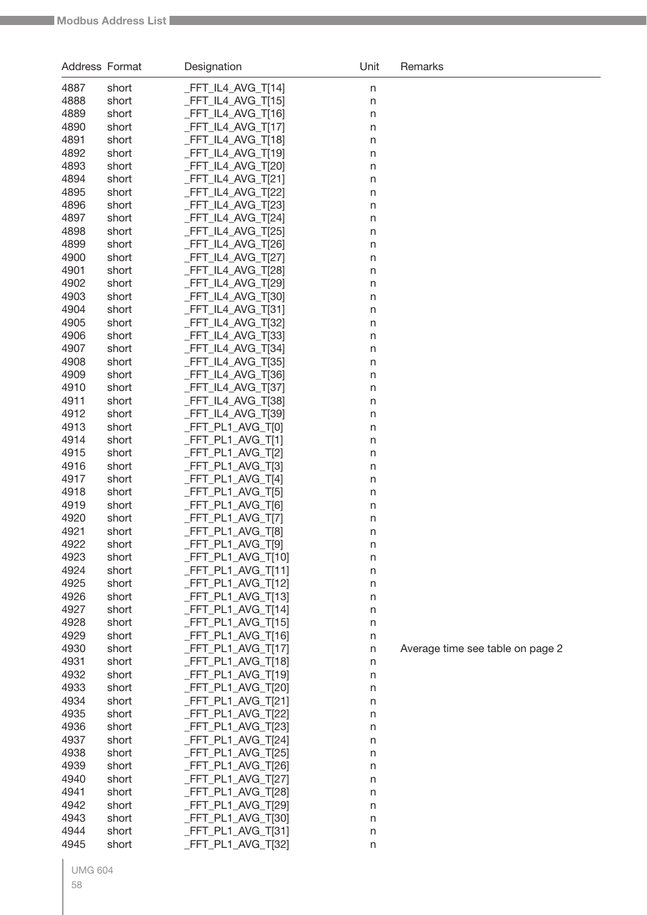| Address | Format | Designation | Unit | Remarks |
|---|---|---|---|---|
| 4887 | short | _FFT_IL4_AVG_T[14] | n | |
| 4888 | short | _FFT_IL4_AVG_T[15] | n | |
| 4889 | short | _FFT_IL4_AVG_T[16] | n | |
| 4890 | short | _FFT_IL4_AVG_T[17] | n | |
| 4891 | short | _FFT_IL4_AVG_T[18] | n | |
| 4892 | short | _FFT_IL4_AVG_T[19] | n | |
| 4893 | short | _FFT_IL4_AVG_T[20] | n | |
| 4894 | short | _FFT_IL4_AVG_T[21] | n | |
| 4895 | short | _FFT_IL4_AVG_T[22] | n | |
| 4896 | short | _FFT_IL4_AVG_T[23] | n | |
| 4897 | short | _FFT_IL4_AVG_T[24] | n | |
| 4898 | short | _FFT_IL4_AVG_T[25] | n | |
| 4899 | short | _FFT_IL4_AVG_T[26] | n | |
| 4900 | short | _FFT_IL4_AVG_T[27] | n | |
| 4901 | short | _FFT_IL4_AVG_T[28] | n | |
| 4902 | short | _FFT_IL4_AVG_T[29] | n | |
| 4903 | short | _FFT_IL4_AVG_T[30] | n | |
| 4904 | short | _FFT_IL4_AVG_T[31] | n | |
| 4905 | short | _FFT_IL4_AVG_T[32] | n | |
| 4906 | short | _FFT_IL4_AVG_T[33] | n | |
| 4907 | short | _FFT_IL4_AVG_T[34] | n | |
| 4908 | short | _FFT_IL4_AVG_T[35] | n | |
| 4909 | short | _FFT_IL4_AVG_T[36] | n | |
| 4910 | short | _FFT_IL4_AVG_T[37] | n | |
| 4911 | short | _FFT_IL4_AVG_T[38] | n | |
| 4912 | short | _FFT_IL4_AVG_T[39] | n | |
| 4913 | short | _FFT_PL1_AVG_T[0] | n | |
| 4914 | short | _FFT_PL1_AVG_T[1] | n | |
| 4915 | short | _FFT_PL1_AVG_T[2] | n | |
| 4916 | short | _FFT_PL1_AVG_T[3] | n | |
| 4917 | short | _FFT_PL1_AVG_T[4] | n | |
| 4918 | short | _FFT_PL1_AVG_T[5] | n | |
| 4919 | short | _FFT_PL1_AVG_T[6] | n | |
| 4920 | short | _FFT_PL1_AVG_T[7] | n | |
| 4921 | short | _FFT_PL1_AVG_T[8] | n | |
| 4922 | short | _FFT_PL1_AVG_T[9] | n | |
| 4923 | short | _FFT_PL1_AVG_T[10] | n | |
| 4924 | short | _FFT_PL1_AVG_T[11] | n | |
| 4925 | short | _FFT_PL1_AVG_T[12] | n | |
| 4926 | short | _FFT_PL1_AVG_T[13] | n | |
| 4927 | short | _FFT_PL1_AVG_T[14] | n | |
| 4928 | short | _FFT_PL1_AVG_T[15] | n | |
| 4929 | short | _FFT_PL1_AVG_T[16] | n | |
| 4930 | short | _FFT_PL1_AVG_T[17] | n | Average time see table on page 2 |
| 4931 | short | _FFT_PL1_AVG_T[18] | n | |
| 4932 | short | _FFT_PL1_AVG_T[19] | n | |
| 4933 | short | _FFT_PL1_AVG_T[20] | n | |
| 4934 | short | _FFT_PL1_AVG_T[21] | n | |
| 4935 | short | _FFT_PL1_AVG_T[22] | n | |
| 4936 | short | _FFT_PL1_AVG_T[23] | n | |
| 4937 | short | _FFT_PL1_AVG_T[24] | n | |
| 4938 | short | _FFT_PL1_AVG_T[25] | n | |
| 4939 | short | _FFT_PL1_AVG_T[26] | n | |
| 4940 | short | _FFT_PL1_AVG_T[27] | n | |
| 4941 | short | _FFT_PL1_AVG_T[28] | n | |
| 4942 | short | _FFT_PL1_AVG_T[29] | n | |
| 4943 | short | _FFT_PL1_AVG_T[30] | n | |
| 4944 | short | _FFT_PL1_AVG_T[31] | n | |
| 4945 | short | _FFT_PL1_AVG_T[32] | n | |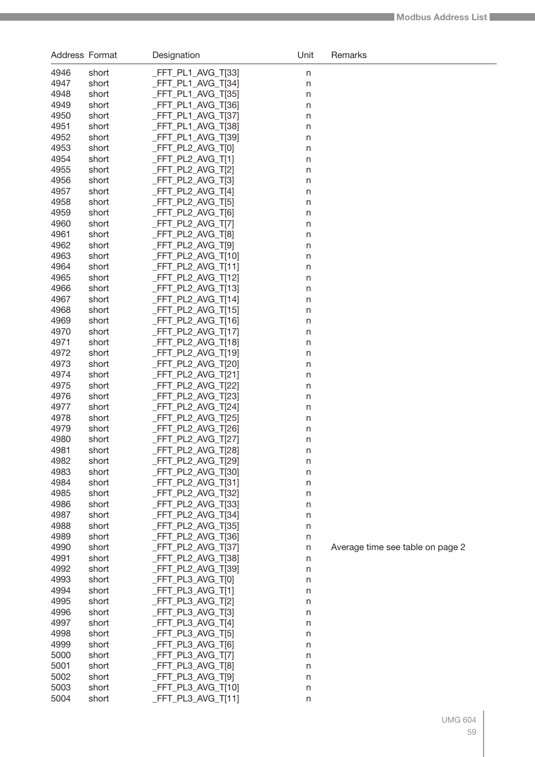| Address | Format | Designation | Unit | Remarks |
|---|---|---|---|---|
| 4946 | short | _FFT_PL1_AVG_T[33] | n | |
| 4947 | short | _FFT_PL1_AVG_T[34] | n | |
| 4948 | short | _FFT_PL1_AVG_T[35] | n | |
| 4949 | short | _FFT_PL1_AVG_T[36] | n | |
| 4950 | short | _FFT_PL1_AVG_T[37] | n | |
| 4951 | short | _FFT_PL1_AVG_T[38] | n | |
| 4952 | short | _FFT_PL1_AVG_T[39] | n | |
| 4953 | short | _FFT_PL2_AVG_T[0] | n | |
| 4954 | short | _FFT_PL2_AVG_T[1] | n | |
| 4955 | short | _FFT_PL2_AVG_T[2] | n | |
| 4956 | short | _FFT_PL2_AVG_T[3] | n | |
| 4957 | short | _FFT_PL2_AVG_T[4] | n | |
| 4958 | short | _FFT_PL2_AVG_T[5] | n | |
| 4959 | short | _FFT_PL2_AVG_T[6] | n | |
| 4960 | short | _FFT_PL2_AVG_T[7] | n | |
| 4961 | short | _FFT_PL2_AVG_T[8] | n | |
| 4962 | short | _FFT_PL2_AVG_T[9] | n | |
| 4963 | short | _FFT_PL2_AVG_T[10] | n | |
| 4964 | short | _FFT_PL2_AVG_T[11] | n | |
| 4965 | short | _FFT_PL2_AVG_T[12] | n | |
| 4966 | short | _FFT_PL2_AVG_T[13] | n | |
| 4967 | short | _FFT_PL2_AVG_T[14] | n | |
| 4968 | short | _FFT_PL2_AVG_T[15] | n | |
| 4969 | short | _FFT_PL2_AVG_T[16] | n | |
| 4970 | short | _FFT_PL2_AVG_T[17] | n | |
| 4971 | short | _FFT_PL2_AVG_T[18] | n | |
| 4972 | short | _FFT_PL2_AVG_T[19] | n | |
| 4973 | short | _FFT_PL2_AVG_T[20] | n | |
| 4974 | short | _FFT_PL2_AVG_T[21] | n | |
| 4975 | short | _FFT_PL2_AVG_T[22] | n | |
| 4976 | short | _FFT_PL2_AVG_T[23] | n | |
| 4977 | short | _FFT_PL2_AVG_T[24] | n | |
| 4978 | short | _FFT_PL2_AVG_T[25] | n | |
| 4979 | short | _FFT_PL2_AVG_T[26] | n | |
| 4980 | short | _FFT_PL2_AVG_T[27] | n | |
| 4981 | short | _FFT_PL2_AVG_T[28] | n | |
| 4982 | short | _FFT_PL2_AVG_T[29] | n | |
| 4983 | short | _FFT_PL2_AVG_T[30] | n | |
| 4984 | short | _FFT_PL2_AVG_T[31] | n | |
| 4985 | short | _FFT_PL2_AVG_T[32] | n | |
| 4986 | short | _FFT_PL2_AVG_T[33] | n | |
| 4987 | short | _FFT_PL2_AVG_T[34] | n | |
| 4988 | short | _FFT_PL2_AVG_T[35] | n | |
| 4989 | short | _FFT_PL2_AVG_T[36] | n | |
| 4990 | short | _FFT_PL2_AVG_T[37] | n | Average time see table on page 2 |
| 4991 | short | _FFT_PL2_AVG_T[38] | n | |
| 4992 | short | _FFT_PL2_AVG_T[39] | n | |
| 4993 | short | _FFT_PL3_AVG_T[0] | n | |
| 4994 | short | _FFT_PL3_AVG_T[1] | n | |
| 4995 | short | _FFT_PL3_AVG_T[2] | n | |
| 4996 | short | _FFT_PL3_AVG_T[3] | n | |
| 4997 | short | _FFT_PL3_AVG_T[4] | n | |
| 4998 | short | _FFT_PL3_AVG_T[5] | n | |
| 4999 | short | _FFT_PL3_AVG_T[6] | n | |
| 5000 | short | _FFT_PL3_AVG_T[7] | n | |
| 5001 | short | _FFT_PL3_AVG_T[8] | n | |
| 5002 | short | _FFT_PL3_AVG_T[9] | n | |
| 5003 | short | _FFT_PL3_AVG_T[10] | n | |
| 5004 | short | _FFT_PL3_AVG_T[11] | n | |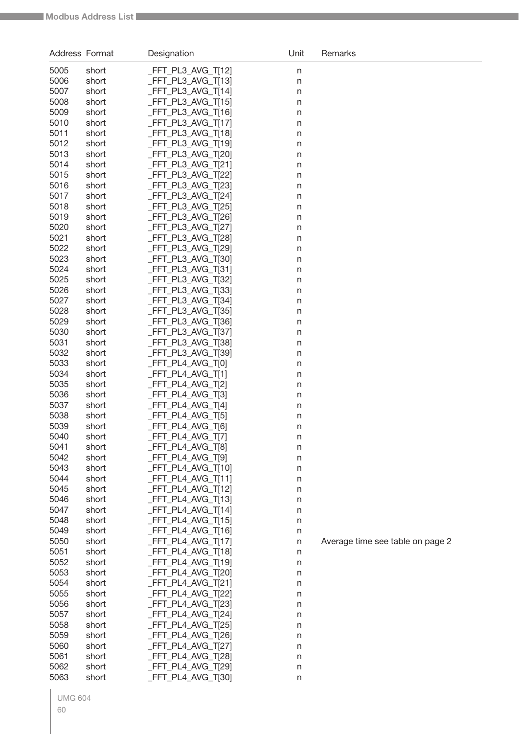| Address | Format | Designation | Unit | Remarks |
|---|---|---|---|---|
| 5005 | short | _FFT_PL3_AVG_T[12] | n | |
| 5006 | short | _FFT_PL3_AVG_T[13] | n | |
| 5007 | short | _FFT_PL3_AVG_T[14] | n | |
| 5008 | short | _FFT_PL3_AVG_T[15] | n | |
| 5009 | short | _FFT_PL3_AVG_T[16] | n | |
| 5010 | short | _FFT_PL3_AVG_T[17] | n | |
| 5011 | short | _FFT_PL3_AVG_T[18] | n | |
| 5012 | short | _FFT_PL3_AVG_T[19] | n | |
| 5013 | short | _FFT_PL3_AVG_T[20] | n | |
| 5014 | short | _FFT_PL3_AVG_T[21] | n | |
| 5015 | short | _FFT_PL3_AVG_T[22] | n | |
| 5016 | short | _FFT_PL3_AVG_T[23] | n | |
| 5017 | short | _FFT_PL3_AVG_T[24] | n | |
| 5018 | short | _FFT_PL3_AVG_T[25] | n | |
| 5019 | short | _FFT_PL3_AVG_T[26] | n | |
| 5020 | short | _FFT_PL3_AVG_T[27] | n | |
| 5021 | short | _FFT_PL3_AVG_T[28] | n | |
| 5022 | short | _FFT_PL3_AVG_T[29] | n | |
| 5023 | short | _FFT_PL3_AVG_T[30] | n | |
| 5024 | short | _FFT_PL3_AVG_T[31] | n | |
| 5025 | short | _FFT_PL3_AVG_T[32] | n | |
| 5026 | short | _FFT_PL3_AVG_T[33] | n | |
| 5027 | short | _FFT_PL3_AVG_T[34] | n | |
| 5028 | short | _FFT_PL3_AVG_T[35] | n | |
| 5029 | short | _FFT_PL3_AVG_T[36] | n | |
| 5030 | short | _FFT_PL3_AVG_T[37] | n | |
| 5031 | short | _FFT_PL3_AVG_T[38] | n | |
| 5032 | short | _FFT_PL3_AVG_T[39] | n | |
| 5033 | short | _FFT_PL4_AVG_T[0] | n | |
| 5034 | short | _FFT_PL4_AVG_T[1] | n | |
| 5035 | short | _FFT_PL4_AVG_T[2] | n | |
| 5036 | short | _FFT_PL4_AVG_T[3] | n | |
| 5037 | short | _FFT_PL4_AVG_T[4] | n | |
| 5038 | short | _FFT_PL4_AVG_T[5] | n | |
| 5039 | short | _FFT_PL4_AVG_T[6] | n | |
| 5040 | short | _FFT_PL4_AVG_T[7] | n | |
| 5041 | short | _FFT_PL4_AVG_T[8] | n | |
| 5042 | short | _FFT_PL4_AVG_T[9] | n | |
| 5043 | short | _FFT_PL4_AVG_T[10] | n | |
| 5044 | short | _FFT_PL4_AVG_T[11] | n | |
| 5045 | short | _FFT_PL4_AVG_T[12] | n | |
| 5046 | short | _FFT_PL4_AVG_T[13] | n | |
| 5047 | short | _FFT_PL4_AVG_T[14] | n | |
| 5048 | short | _FFT_PL4_AVG_T[15] | n | |
| 5049 | short | _FFT_PL4_AVG_T[16] | n | |
| 5050 | short | _FFT_PL4_AVG_T[17] | n | Average time see table on page 2 |
| 5051 | short | _FFT_PL4_AVG_T[18] | n | |
| 5052 | short | _FFT_PL4_AVG_T[19] | n | |
| 5053 | short | _FFT_PL4_AVG_T[20] | n | |
| 5054 | short | _FFT_PL4_AVG_T[21] | n | |
| 5055 | short | _FFT_PL4_AVG_T[22] | n | |
| 5056 | short | _FFT_PL4_AVG_T[23] | n | |
| 5057 | short | _FFT_PL4_AVG_T[24] | n | |
| 5058 | short | _FFT_PL4_AVG_T[25] | n | |
| 5059 | short | _FFT_PL4_AVG_T[26] | n | |
| 5060 | short | _FFT_PL4_AVG_T[27] | n | |
| 5061 | short | _FFT_PL4_AVG_T[28] | n | |
| 5062 | short | _FFT_PL4_AVG_T[29] | n | |
| 5063 | short | _FFT_PL4_AVG_T[30] | n | |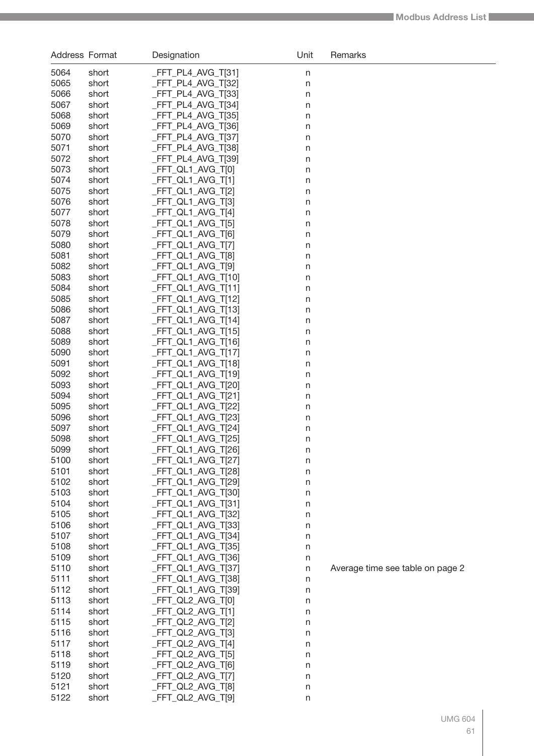| Address | Format | Designation | Unit | Remarks |
|---|---|---|---|---|
| 5064 | short | _FFT_PL4_AVG_T[31] | n | |
| 5065 | short | _FFT_PL4_AVG_T[32] | n | |
| 5066 | short | _FFT_PL4_AVG_T[33] | n | |
| 5067 | short | _FFT_PL4_AVG_T[34] | n | |
| 5068 | short | _FFT_PL4_AVG_T[35] | n | |
| 5069 | short | _FFT_PL4_AVG_T[36] | n | |
| 5070 | short | _FFT_PL4_AVG_T[37] | n | |
| 5071 | short | _FFT_PL4_AVG_T[38] | n | |
| 5072 | short | _FFT_PL4_AVG_T[39] | n | |
| 5073 | short | _FFT_QL1_AVG_T[0] | n | |
| 5074 | short | _FFT_QL1_AVG_T[1] | n | |
| 5075 | short | _FFT_QL1_AVG_T[2] | n | |
| 5076 | short | _FFT_QL1_AVG_T[3] | n | |
| 5077 | short | _FFT_QL1_AVG_T[4] | n | |
| 5078 | short | _FFT_QL1_AVG_T[5] | n | |
| 5079 | short | _FFT_QL1_AVG_T[6] | n | |
| 5080 | short | _FFT_QL1_AVG_T[7] | n | |
| 5081 | short | _FFT_QL1_AVG_T[8] | n | |
| 5082 | short | _FFT_QL1_AVG_T[9] | n | |
| 5083 | short | _FFT_QL1_AVG_T[10] | n | |
| 5084 | short | _FFT_QL1_AVG_T[11] | n | |
| 5085 | short | _FFT_QL1_AVG_T[12] | n | |
| 5086 | short | _FFT_QL1_AVG_T[13] | n | |
| 5087 | short | _FFT_QL1_AVG_T[14] | n | |
| 5088 | short | _FFT_QL1_AVG_T[15] | n | |
| 5089 | short | _FFT_QL1_AVG_T[16] | n | |
| 5090 | short | _FFT_QL1_AVG_T[17] | n | |
| 5091 | short | _FFT_QL1_AVG_T[18] | n | |
| 5092 | short | _FFT_QL1_AVG_T[19] | n | |
| 5093 | short | _FFT_QL1_AVG_T[20] | n | |
| 5094 | short | _FFT_QL1_AVG_T[21] | n | |
| 5095 | short | _FFT_QL1_AVG_T[22] | n | |
| 5096 | short | _FFT_QL1_AVG_T[23] | n | |
| 5097 | short | _FFT_QL1_AVG_T[24] | n | |
| 5098 | short | _FFT_QL1_AVG_T[25] | n | |
| 5099 | short | _FFT_QL1_AVG_T[26] | n | |
| 5100 | short | _FFT_QL1_AVG_T[27] | n | |
| 5101 | short | _FFT_QL1_AVG_T[28] | n | |
| 5102 | short | _FFT_QL1_AVG_T[29] | n | |
| 5103 | short | _FFT_QL1_AVG_T[30] | n | |
| 5104 | short | _FFT_QL1_AVG_T[31] | n | |
| 5105 | short | _FFT_QL1_AVG_T[32] | n | |
| 5106 | short | _FFT_QL1_AVG_T[33] | n | |
| 5107 | short | _FFT_QL1_AVG_T[34] | n | |
| 5108 | short | _FFT_QL1_AVG_T[35] | n | |
| 5109 | short | _FFT_QL1_AVG_T[36] | n | |
| 5110 | short | _FFT_QL1_AVG_T[37] | n | Average time see table on page 2 |
| 5111 | short | _FFT_QL1_AVG_T[38] | n | |
| 5112 | short | _FFT_QL1_AVG_T[39] | n | |
| 5113 | short | _FFT_QL2_AVG_T[0] | n | |
| 5114 | short | _FFT_QL2_AVG_T[1] | n | |
| 5115 | short | _FFT_QL2_AVG_T[2] | n | |
| 5116 | short | _FFT_QL2_AVG_T[3] | n | |
| 5117 | short | _FFT_QL2_AVG_T[4] | n | |
| 5118 | short | _FFT_QL2_AVG_T[5] | n | |
| 5119 | short | _FFT_QL2_AVG_T[6] | n | |
| 5120 | short | _FFT_QL2_AVG_T[7] | n | |
| 5121 | short | _FFT_QL2_AVG_T[8] | n | |
| 5122 | short | _FFT_QL2_AVG_T[9] | n | |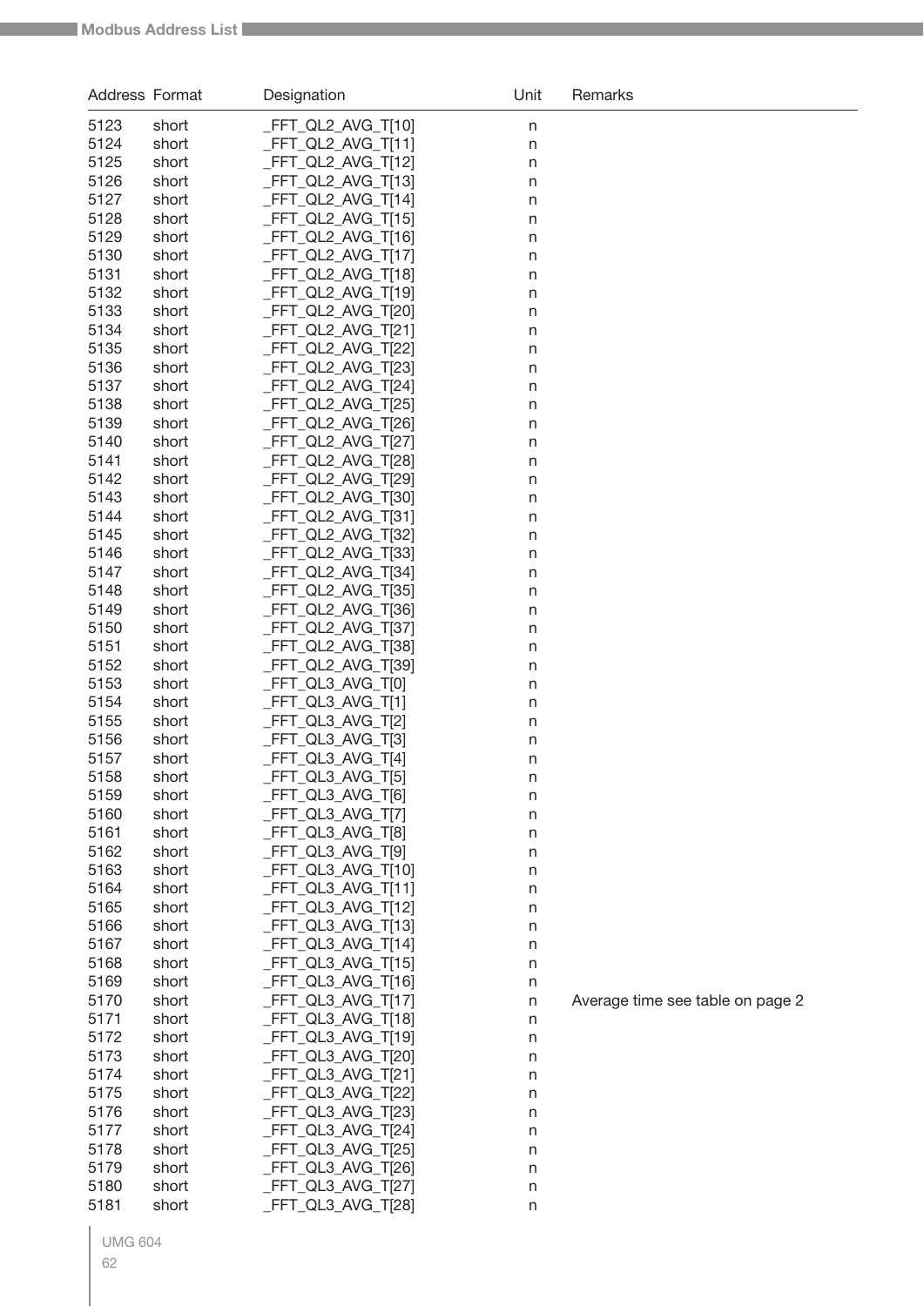| Address | Format | Designation | Unit | Remarks |
|---|---|---|---|---|
| 5123 | short | _FFT_QL2_AVG_T[10] | n | |
| 5124 | short | _FFT_QL2_AVG_T[11] | n | |
| 5125 | short | _FFT_QL2_AVG_T[12] | n | |
| 5126 | short | _FFT_QL2_AVG_T[13] | n | |
| 5127 | short | _FFT_QL2_AVG_T[14] | n | |
| 5128 | short | _FFT_QL2_AVG_T[15] | n | |
| 5129 | short | _FFT_QL2_AVG_T[16] | n | |
| 5130 | short | _FFT_QL2_AVG_T[17] | n | |
| 5131 | short | _FFT_QL2_AVG_T[18] | n | |
| 5132 | short | _FFT_QL2_AVG_T[19] | n | |
| 5133 | short | _FFT_QL2_AVG_T[20] | n | |
| 5134 | short | _FFT_QL2_AVG_T[21] | n | |
| 5135 | short | _FFT_QL2_AVG_T[22] | n | |
| 5136 | short | _FFT_QL2_AVG_T[23] | n | |
| 5137 | short | _FFT_QL2_AVG_T[24] | n | |
| 5138 | short | _FFT_QL2_AVG_T[25] | n | |
| 5139 | short | _FFT_QL2_AVG_T[26] | n | |
| 5140 | short | _FFT_QL2_AVG_T[27] | n | |
| 5141 | short | _FFT_QL2_AVG_T[28] | n | |
| 5142 | short | _FFT_QL2_AVG_T[29] | n | |
| 5143 | short | _FFT_QL2_AVG_T[30] | n | |
| 5144 | short | _FFT_QL2_AVG_T[31] | n | |
| 5145 | short | _FFT_QL2_AVG_T[32] | n | |
| 5146 | short | _FFT_QL2_AVG_T[33] | n | |
| 5147 | short | _FFT_QL2_AVG_T[34] | n | |
| 5148 | short | _FFT_QL2_AVG_T[35] | n | |
| 5149 | short | _FFT_QL2_AVG_T[36] | n | |
| 5150 | short | _FFT_QL2_AVG_T[37] | n | |
| 5151 | short | _FFT_QL2_AVG_T[38] | n | |
| 5152 | short | _FFT_QL2_AVG_T[39] | n | |
| 5153 | short | _FFT_QL3_AVG_T[0] | n | |
| 5154 | short | _FFT_QL3_AVG_T[1] | n | |
| 5155 | short | _FFT_QL3_AVG_T[2] | n | |
| 5156 | short | _FFT_QL3_AVG_T[3] | n | |
| 5157 | short | _FFT_QL3_AVG_T[4] | n | |
| 5158 | short | _FFT_QL3_AVG_T[5] | n | |
| 5159 | short | _FFT_QL3_AVG_T[6] | n | |
| 5160 | short | _FFT_QL3_AVG_T[7] | n | |
| 5161 | short | _FFT_QL3_AVG_T[8] | n | |
| 5162 | short | _FFT_QL3_AVG_T[9] | n | |
| 5163 | short | _FFT_QL3_AVG_T[10] | n | |
| 5164 | short | _FFT_QL3_AVG_T[11] | n | |
| 5165 | short | _FFT_QL3_AVG_T[12] | n | |
| 5166 | short | _FFT_QL3_AVG_T[13] | n | |
| 5167 | short | _FFT_QL3_AVG_T[14] | n | |
| 5168 | short | _FFT_QL3_AVG_T[15] | n | |
| 5169 | short | _FFT_QL3_AVG_T[16] | n | |
| 5170 | short | _FFT_QL3_AVG_T[17] | n | Average time see table on page 2 |
| 5171 | short | _FFT_QL3_AVG_T[18] | n | |
| 5172 | short | _FFT_QL3_AVG_T[19] | n | |
| 5173 | short | _FFT_QL3_AVG_T[20] | n | |
| 5174 | short | _FFT_QL3_AVG_T[21] | n | |
| 5175 | short | _FFT_QL3_AVG_T[22] | n | |
| 5176 | short | _FFT_QL3_AVG_T[23] | n | |
| 5177 | short | _FFT_QL3_AVG_T[24] | n | |
| 5178 | short | _FFT_QL3_AVG_T[25] | n | |
| 5179 | short | _FFT_QL3_AVG_T[26] | n | |
| 5180 | short | _FFT_QL3_AVG_T[27] | n | |
| 5181 | short | _FFT_QL3_AVG_T[28] | n | |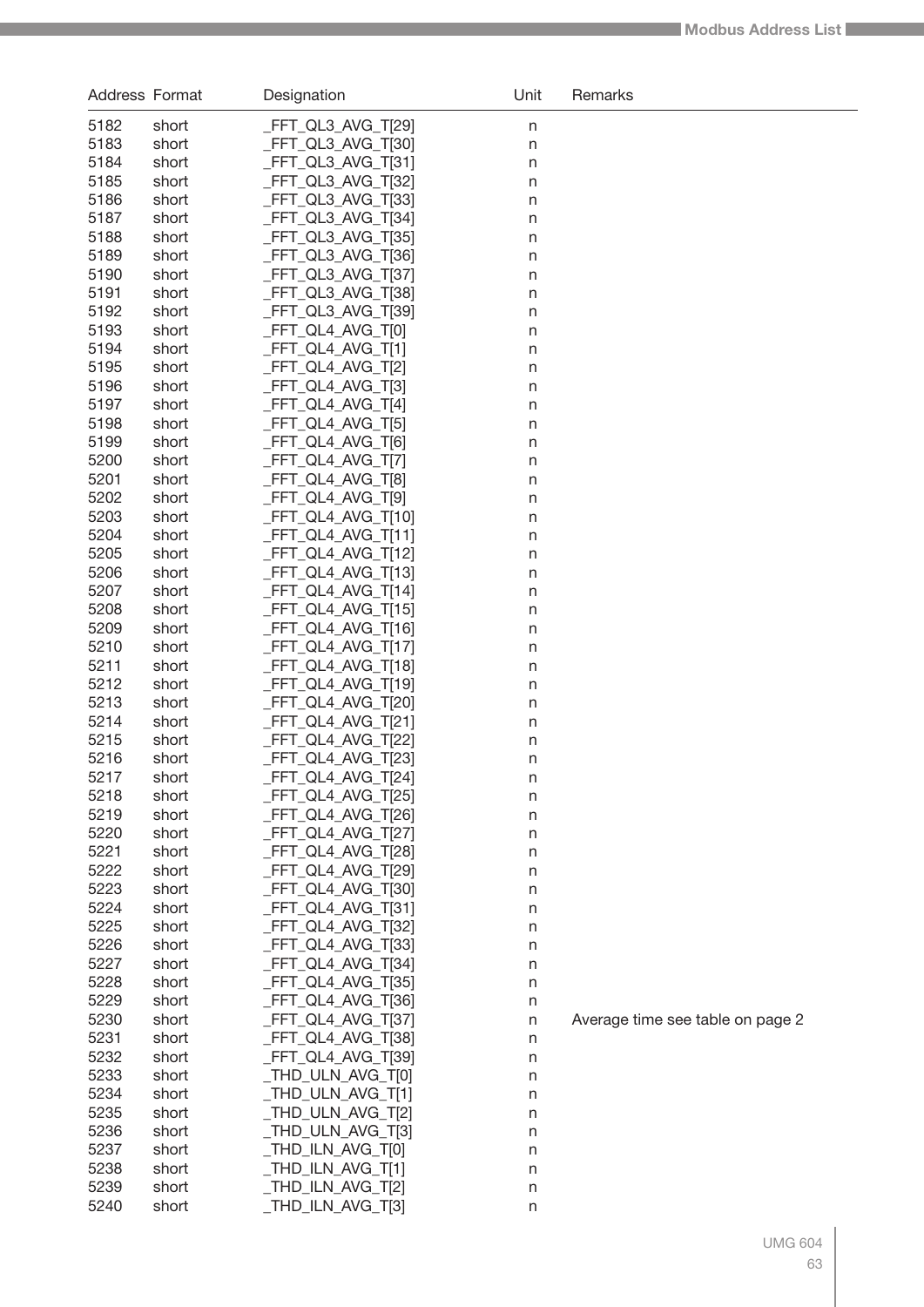| Address | Format | Designation | Unit | Remarks |
|---|---|---|---|---|
| 5182 | short | _FFT_QL3_AVG_T[29] | n | |
| 5183 | short | _FFT_QL3_AVG_T[30] | n | |
| 5184 | short | _FFT_QL3_AVG_T[31] | n | |
| 5185 | short | _FFT_QL3_AVG_T[32] | n | |
| 5186 | short | _FFT_QL3_AVG_T[33] | n | |
| 5187 | short | _FFT_QL3_AVG_T[34] | n | |
| 5188 | short | _FFT_QL3_AVG_T[35] | n | |
| 5189 | short | _FFT_QL3_AVG_T[36] | n | |
| 5190 | short | _FFT_QL3_AVG_T[37] | n | |
| 5191 | short | _FFT_QL3_AVG_T[38] | n | |
| 5192 | short | _FFT_QL3_AVG_T[39] | n | |
| 5193 | short | _FFT_QL4_AVG_T[0] | n | |
| 5194 | short | _FFT_QL4_AVG_T[1] | n | |
| 5195 | short | _FFT_QL4_AVG_T[2] | n | |
| 5196 | short | _FFT_QL4_AVG_T[3] | n | |
| 5197 | short | _FFT_QL4_AVG_T[4] | n | |
| 5198 | short | _FFT_QL4_AVG_T[5] | n | |
| 5199 | short | _FFT_QL4_AVG_T[6] | n | |
| 5200 | short | _FFT_QL4_AVG_T[7] | n | |
| 5201 | short | _FFT_QL4_AVG_T[8] | n | |
| 5202 | short | _FFT_QL4_AVG_T[9] | n | |
| 5203 | short | _FFT_QL4_AVG_T[10] | n | |
| 5204 | short | _FFT_QL4_AVG_T[11] | n | |
| 5205 | short | _FFT_QL4_AVG_T[12] | n | |
| 5206 | short | _FFT_QL4_AVG_T[13] | n | |
| 5207 | short | _FFT_QL4_AVG_T[14] | n | |
| 5208 | short | _FFT_QL4_AVG_T[15] | n | |
| 5209 | short | _FFT_QL4_AVG_T[16] | n | |
| 5210 | short | _FFT_QL4_AVG_T[17] | n | |
| 5211 | short | _FFT_QL4_AVG_T[18] | n | |
| 5212 | short | _FFT_QL4_AVG_T[19] | n | |
| 5213 | short | _FFT_QL4_AVG_T[20] | n | |
| 5214 | short | _FFT_QL4_AVG_T[21] | n | |
| 5215 | short | _FFT_QL4_AVG_T[22] | n | |
| 5216 | short | _FFT_QL4_AVG_T[23] | n | |
| 5217 | short | _FFT_QL4_AVG_T[24] | n | |
| 5218 | short | _FFT_QL4_AVG_T[25] | n | |
| 5219 | short | _FFT_QL4_AVG_T[26] | n | |
| 5220 | short | _FFT_QL4_AVG_T[27] | n | |
| 5221 | short | _FFT_QL4_AVG_T[28] | n | |
| 5222 | short | _FFT_QL4_AVG_T[29] | n | |
| 5223 | short | _FFT_QL4_AVG_T[30] | n | |
| 5224 | short | _FFT_QL4_AVG_T[31] | n | |
| 5225 | short | _FFT_QL4_AVG_T[32] | n | |
| 5226 | short | _FFT_QL4_AVG_T[33] | n | |
| 5227 | short | _FFT_QL4_AVG_T[34] | n | |
| 5228 | short | _FFT_QL4_AVG_T[35] | n | |
| 5229 | short | _FFT_QL4_AVG_T[36] | n | |
| 5230 | short | _FFT_QL4_AVG_T[37] | n | Average time see table on page 2 |
| 5231 | short | _FFT_QL4_AVG_T[38] | n | |
| 5232 | short | _FFT_QL4_AVG_T[39] | n | |
| 5233 | short | _THD_ULN_AVG_T[0] | n | |
| 5234 | short | _THD_ULN_AVG_T[1] | n | |
| 5235 | short | _THD_ULN_AVG_T[2] | n | |
| 5236 | short | _THD_ULN_AVG_T[3] | n | |
| 5237 | short | _THD_ILN_AVG_T[0] | n | |
| 5238 | short | _THD_ILN_AVG_T[1] | n | |
| 5239 | short | _THD_ILN_AVG_T[2] | n | |
| 5240 | short | _THD_ILN_AVG_T[3] | n | |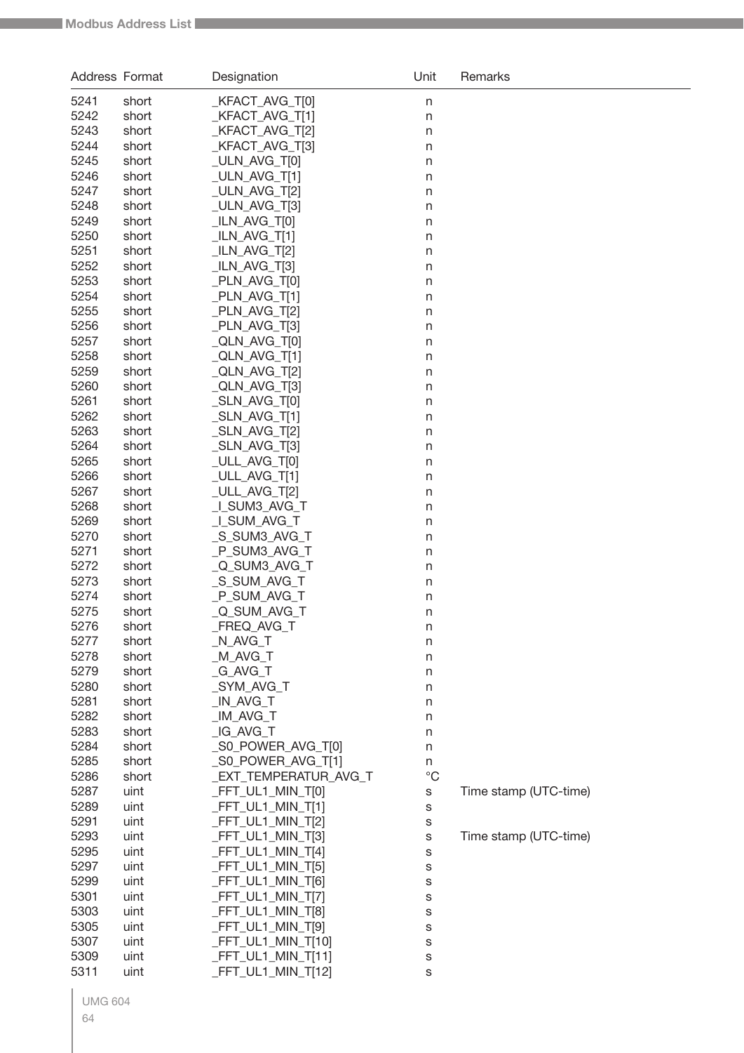| Address | Format | Designation | Unit | Remarks |
|---|---|---|---|---|
| 5241 | short | _KFACT_AVG_T[0] | n | |
| 5242 | short | _KFACT_AVG_T[1] | n | |
| 5243 | short | _KFACT_AVG_T[2] | n | |
| 5244 | short | _KFACT_AVG_T[3] | n | |
| 5245 | short | _ULN_AVG_T[0] | n | |
| 5246 | short | _ULN_AVG_T[1] | n | |
| 5247 | short | _ULN_AVG_T[2] | n | |
| 5248 | short | _ULN_AVG_T[3] | n | |
| 5249 | short | _ILN_AVG_T[0] | n | |
| 5250 | short | _ILN_AVG_T[1] | n | |
| 5251 | short | _ILN_AVG_T[2] | n | |
| 5252 | short | _ILN_AVG_T[3] | n | |
| 5253 | short | _PLN_AVG_T[0] | n | |
| 5254 | short | _PLN_AVG_T[1] | n | |
| 5255 | short | _PLN_AVG_T[2] | n | |
| 5256 | short | _PLN_AVG_T[3] | n | |
| 5257 | short | _QLN_AVG_T[0] | n | |
| 5258 | short | _QLN_AVG_T[1] | n | |
| 5259 | short | _QLN_AVG_T[2] | n | |
| 5260 | short | _QLN_AVG_T[3] | n | |
| 5261 | short | _SLN_AVG_T[0] | n | |
| 5262 | short | _SLN_AVG_T[1] | n | |
| 5263 | short | _SLN_AVG_T[2] | n | |
| 5264 | short | _SLN_AVG_T[3] | n | |
| 5265 | short | _ULL_AVG_T[0] | n | |
| 5266 | short | _ULL_AVG_T[1] | n | |
| 5267 | short | _ULL_AVG_T[2] | n | |
| 5268 | short | _I_SUM3_AVG_T | n | |
| 5269 | short | _I_SUM_AVG_T | n | |
| 5270 | short | _S_SUM3_AVG_T | n | |
| 5271 | short | _P_SUM3_AVG_T | n | |
| 5272 | short | _Q_SUM3_AVG_T | n | |
| 5273 | short | _S_SUM_AVG_T | n | |
| 5274 | short | _P_SUM_AVG_T | n | |
| 5275 | short | _Q_SUM_AVG_T | n | |
| 5276 | short | _FREQ_AVG_T | n | |
| 5277 | short | _N_AVG_T | n | |
| 5278 | short | _M_AVG_T | n | |
| 5279 | short | _G_AVG_T | n | |
| 5280 | short | _SYM_AVG_T | n | |
| 5281 | short | _IN_AVG_T | n | |
| 5282 | short | _IM_AVG_T | n | |
| 5283 | short | _IG_AVG_T | n | |
| 5284 | short | _S0_POWER_AVG_T[0] | n | |
| 5285 | short | _S0_POWER_AVG_T[1] | n | |
| 5286 | short | _EXT_TEMPERATUR_AVG_T | °C | |
| 5287 | uint | _FFT_UL1_MIN_T[0] | s | Time stamp (UTC-time) |
| 5289 | uint | _FFT_UL1_MIN_T[1] | s | |
| 5291 | uint | _FFT_UL1_MIN_T[2] | s | |
| 5293 | uint | _FFT_UL1_MIN_T[3] | s | Time stamp (UTC-time) |
| 5295 | uint | _FFT_UL1_MIN_T[4] | s | |
| 5297 | uint | _FFT_UL1_MIN_T[5] | s | |
| 5299 | uint | _FFT_UL1_MIN_T[6] | s | |
| 5301 | uint | _FFT_UL1_MIN_T[7] | s | |
| 5303 | uint | _FFT_UL1_MIN_T[8] | s | |
| 5305 | uint | _FFT_UL1_MIN_T[9] | s | |
| 5307 | uint | _FFT_UL1_MIN_T[10] | s | |
| 5309 | uint | _FFT_UL1_MIN_T[11] | s | |
| 5311 | uint | _FFT_UL1_MIN_T[12] | s | |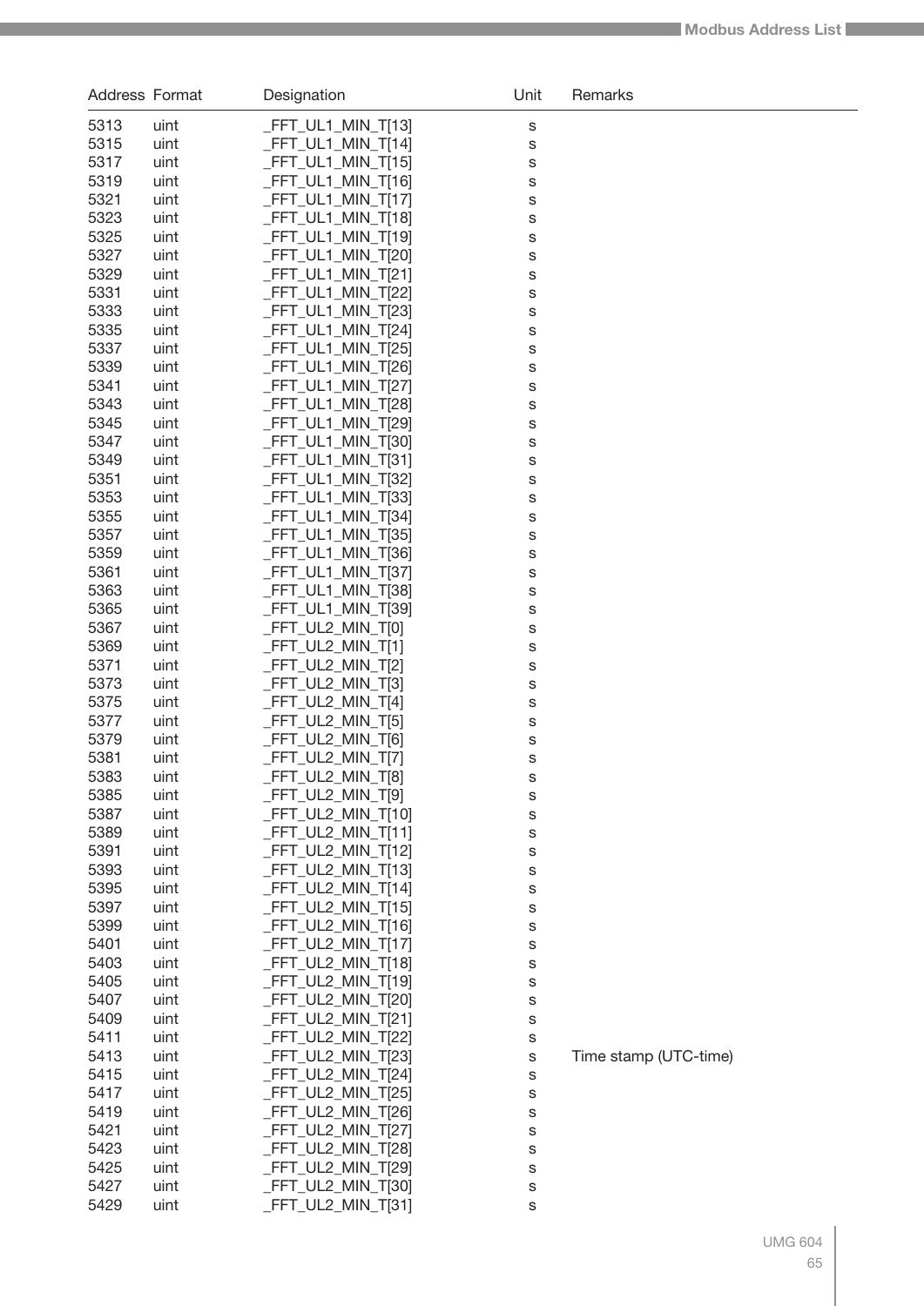| Address | Format | Designation | Unit | Remarks |
|---|---|---|---|---|
| 5313 | uint | _FFT_UL1_MIN_T[13] | s | |
| 5315 | uint | _FFT_UL1_MIN_T[14] | s | |
| 5317 | uint | _FFT_UL1_MIN_T[15] | s | |
| 5319 | uint | _FFT_UL1_MIN_T[16] | s | |
| 5321 | uint | _FFT_UL1_MIN_T[17] | s | |
| 5323 | uint | _FFT_UL1_MIN_T[18] | s | |
| 5325 | uint | _FFT_UL1_MIN_T[19] | s | |
| 5327 | uint | _FFT_UL1_MIN_T[20] | s | |
| 5329 | uint | _FFT_UL1_MIN_T[21] | s | |
| 5331 | uint | _FFT_UL1_MIN_T[22] | s | |
| 5333 | uint | _FFT_UL1_MIN_T[23] | s | |
| 5335 | uint | _FFT_UL1_MIN_T[24] | s | |
| 5337 | uint | _FFT_UL1_MIN_T[25] | s | |
| 5339 | uint | _FFT_UL1_MIN_T[26] | s | |
| 5341 | uint | _FFT_UL1_MIN_T[27] | s | |
| 5343 | uint | _FFT_UL1_MIN_T[28] | s | |
| 5345 | uint | _FFT_UL1_MIN_T[29] | s | |
| 5347 | uint | _FFT_UL1_MIN_T[30] | s | |
| 5349 | uint | _FFT_UL1_MIN_T[31] | s | |
| 5351 | uint | _FFT_UL1_MIN_T[32] | s | |
| 5353 | uint | _FFT_UL1_MIN_T[33] | s | |
| 5355 | uint | _FFT_UL1_MIN_T[34] | s | |
| 5357 | uint | _FFT_UL1_MIN_T[35] | s | |
| 5359 | uint | _FFT_UL1_MIN_T[36] | s | |
| 5361 | uint | _FFT_UL1_MIN_T[37] | s | |
| 5363 | uint | _FFT_UL1_MIN_T[38] | s | |
| 5365 | uint | _FFT_UL1_MIN_T[39] | s | |
| 5367 | uint | _FFT_UL2_MIN_T[0] | s | |
| 5369 | uint | _FFT_UL2_MIN_T[1] | s | |
| 5371 | uint | _FFT_UL2_MIN_T[2] | s | |
| 5373 | uint | _FFT_UL2_MIN_T[3] | s | |
| 5375 | uint | _FFT_UL2_MIN_T[4] | s | |
| 5377 | uint | _FFT_UL2_MIN_T[5] | s | |
| 5379 | uint | _FFT_UL2_MIN_T[6] | s | |
| 5381 | uint | _FFT_UL2_MIN_T[7] | s | |
| 5383 | uint | _FFT_UL2_MIN_T[8] | s | |
| 5385 | uint | _FFT_UL2_MIN_T[9] | s | |
| 5387 | uint | _FFT_UL2_MIN_T[10] | s | |
| 5389 | uint | _FFT_UL2_MIN_T[11] | s | |
| 5391 | uint | _FFT_UL2_MIN_T[12] | s | |
| 5393 | uint | _FFT_UL2_MIN_T[13] | s | |
| 5395 | uint | _FFT_UL2_MIN_T[14] | s | |
| 5397 | uint | _FFT_UL2_MIN_T[15] | s | |
| 5399 | uint | _FFT_UL2_MIN_T[16] | s | |
| 5401 | uint | _FFT_UL2_MIN_T[17] | s | |
| 5403 | uint | _FFT_UL2_MIN_T[18] | s | |
| 5405 | uint | _FFT_UL2_MIN_T[19] | s | |
| 5407 | uint | _FFT_UL2_MIN_T[20] | s | |
| 5409 | uint | _FFT_UL2_MIN_T[21] | s | |
| 5411 | uint | _FFT_UL2_MIN_T[22] | s | |
| 5413 | uint | _FFT_UL2_MIN_T[23] | s | Time stamp (UTC-time) |
| 5415 | uint | _FFT_UL2_MIN_T[24] | s | |
| 5417 | uint | _FFT_UL2_MIN_T[25] | s | |
| 5419 | uint | _FFT_UL2_MIN_T[26] | s | |
| 5421 | uint | _FFT_UL2_MIN_T[27] | s | |
| 5423 | uint | _FFT_UL2_MIN_T[28] | s | |
| 5425 | uint | _FFT_UL2_MIN_T[29] | s | |
| 5427 | uint | _FFT_UL2_MIN_T[30] | s | |
| 5429 | uint | _FFT_UL2_MIN_T[31] | s | |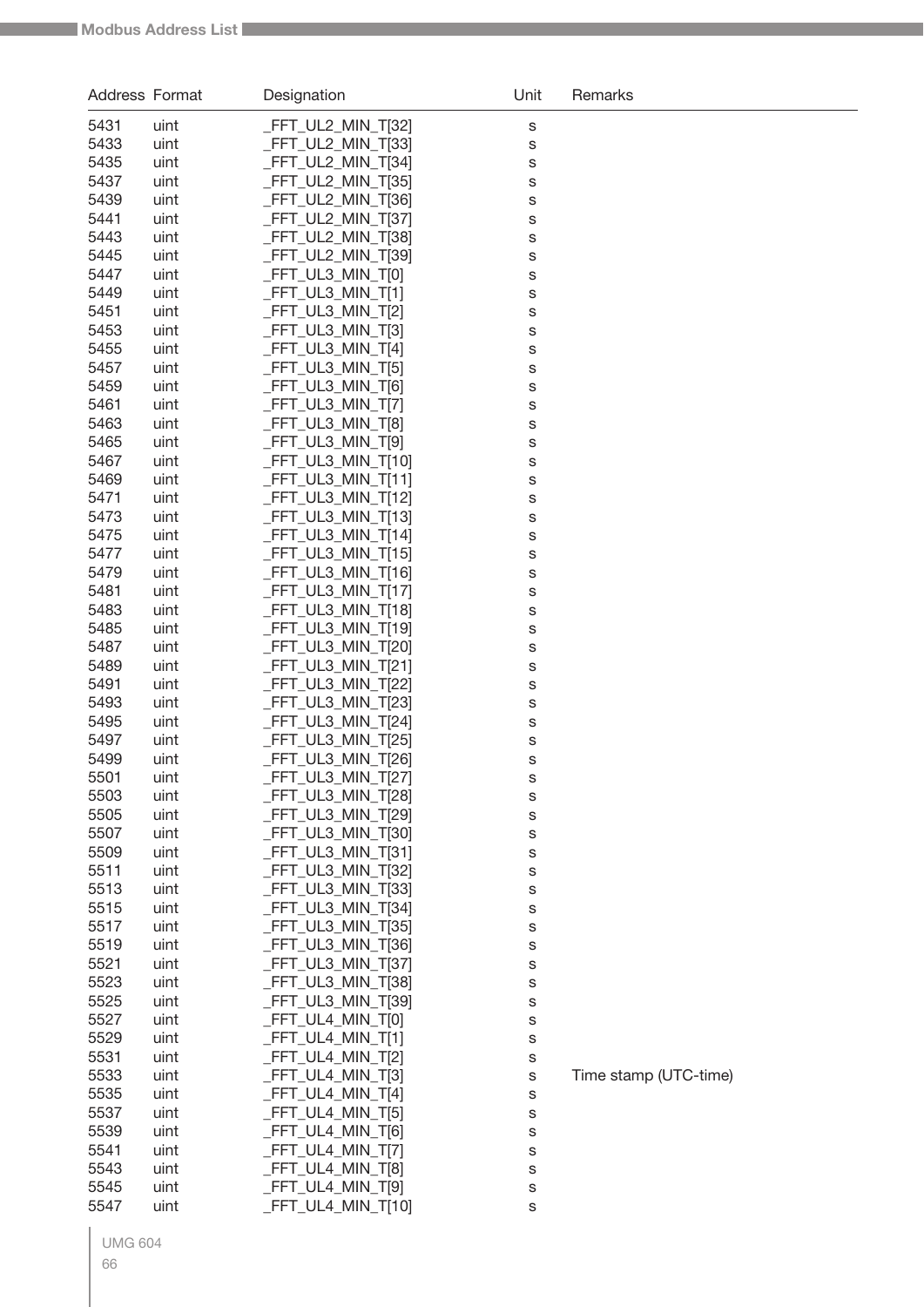| Address | Format | Designation | Unit | Remarks |
|---|---|---|---|---|
| 5431 | uint | _FFT_UL2_MIN_T[32] | s | |
| 5433 | uint | _FFT_UL2_MIN_T[33] | s | |
| 5435 | uint | _FFT_UL2_MIN_T[34] | s | |
| 5437 | uint | _FFT_UL2_MIN_T[35] | s | |
| 5439 | uint | _FFT_UL2_MIN_T[36] | s | |
| 5441 | uint | _FFT_UL2_MIN_T[37] | s | |
| 5443 | uint | _FFT_UL2_MIN_T[38] | s | |
| 5445 | uint | _FFT_UL2_MIN_T[39] | s | |
| 5447 | uint | _FFT_UL3_MIN_T[0] | s | |
| 5449 | uint | _FFT_UL3_MIN_T[1] | s | |
| 5451 | uint | _FFT_UL3_MIN_T[2] | s | |
| 5453 | uint | _FFT_UL3_MIN_T[3] | s | |
| 5455 | uint | _FFT_UL3_MIN_T[4] | s | |
| 5457 | uint | _FFT_UL3_MIN_T[5] | s | |
| 5459 | uint | _FFT_UL3_MIN_T[6] | s | |
| 5461 | uint | _FFT_UL3_MIN_T[7] | s | |
| 5463 | uint | _FFT_UL3_MIN_T[8] | s | |
| 5465 | uint | _FFT_UL3_MIN_T[9] | s | |
| 5467 | uint | _FFT_UL3_MIN_T[10] | s | |
| 5469 | uint | _FFT_UL3_MIN_T[11] | s | |
| 5471 | uint | _FFT_UL3_MIN_T[12] | s | |
| 5473 | uint | _FFT_UL3_MIN_T[13] | s | |
| 5475 | uint | _FFT_UL3_MIN_T[14] | s | |
| 5477 | uint | _FFT_UL3_MIN_T[15] | s | |
| 5479 | uint | _FFT_UL3_MIN_T[16] | s | |
| 5481 | uint | _FFT_UL3_MIN_T[17] | s | |
| 5483 | uint | _FFT_UL3_MIN_T[18] | s | |
| 5485 | uint | _FFT_UL3_MIN_T[19] | s | |
| 5487 | uint | _FFT_UL3_MIN_T[20] | s | |
| 5489 | uint | _FFT_UL3_MIN_T[21] | s | |
| 5491 | uint | _FFT_UL3_MIN_T[22] | s | |
| 5493 | uint | _FFT_UL3_MIN_T[23] | s | |
| 5495 | uint | _FFT_UL3_MIN_T[24] | s | |
| 5497 | uint | _FFT_UL3_MIN_T[25] | s | |
| 5499 | uint | _FFT_UL3_MIN_T[26] | s | |
| 5501 | uint | _FFT_UL3_MIN_T[27] | s | |
| 5503 | uint | _FFT_UL3_MIN_T[28] | s | |
| 5505 | uint | _FFT_UL3_MIN_T[29] | s | |
| 5507 | uint | _FFT_UL3_MIN_T[30] | s | |
| 5509 | uint | _FFT_UL3_MIN_T[31] | s | |
| 5511 | uint | _FFT_UL3_MIN_T[32] | s | |
| 5513 | uint | _FFT_UL3_MIN_T[33] | s | |
| 5515 | uint | _FFT_UL3_MIN_T[34] | s | |
| 5517 | uint | _FFT_UL3_MIN_T[35] | s | |
| 5519 | uint | _FFT_UL3_MIN_T[36] | s | |
| 5521 | uint | _FFT_UL3_MIN_T[37] | s | |
| 5523 | uint | _FFT_UL3_MIN_T[38] | s | |
| 5525 | uint | _FFT_UL3_MIN_T[39] | s | |
| 5527 | uint | _FFT_UL4_MIN_T[0] | s | |
| 5529 | uint | _FFT_UL4_MIN_T[1] | s | |
| 5531 | uint | _FFT_UL4_MIN_T[2] | s | |
| 5533 | uint | _FFT_UL4_MIN_T[3] | s | Time stamp (UTC-time) |
| 5535 | uint | _FFT_UL4_MIN_T[4] | s | |
| 5537 | uint | _FFT_UL4_MIN_T[5] | s | |
| 5539 | uint | _FFT_UL4_MIN_T[6] | s | |
| 5541 | uint | _FFT_UL4_MIN_T[7] | s | |
| 5543 | uint | _FFT_UL4_MIN_T[8] | s | |
| 5545 | uint | _FFT_UL4_MIN_T[9] | s | |
| 5547 | uint | _FFT_UL4_MIN_T[10] | s | |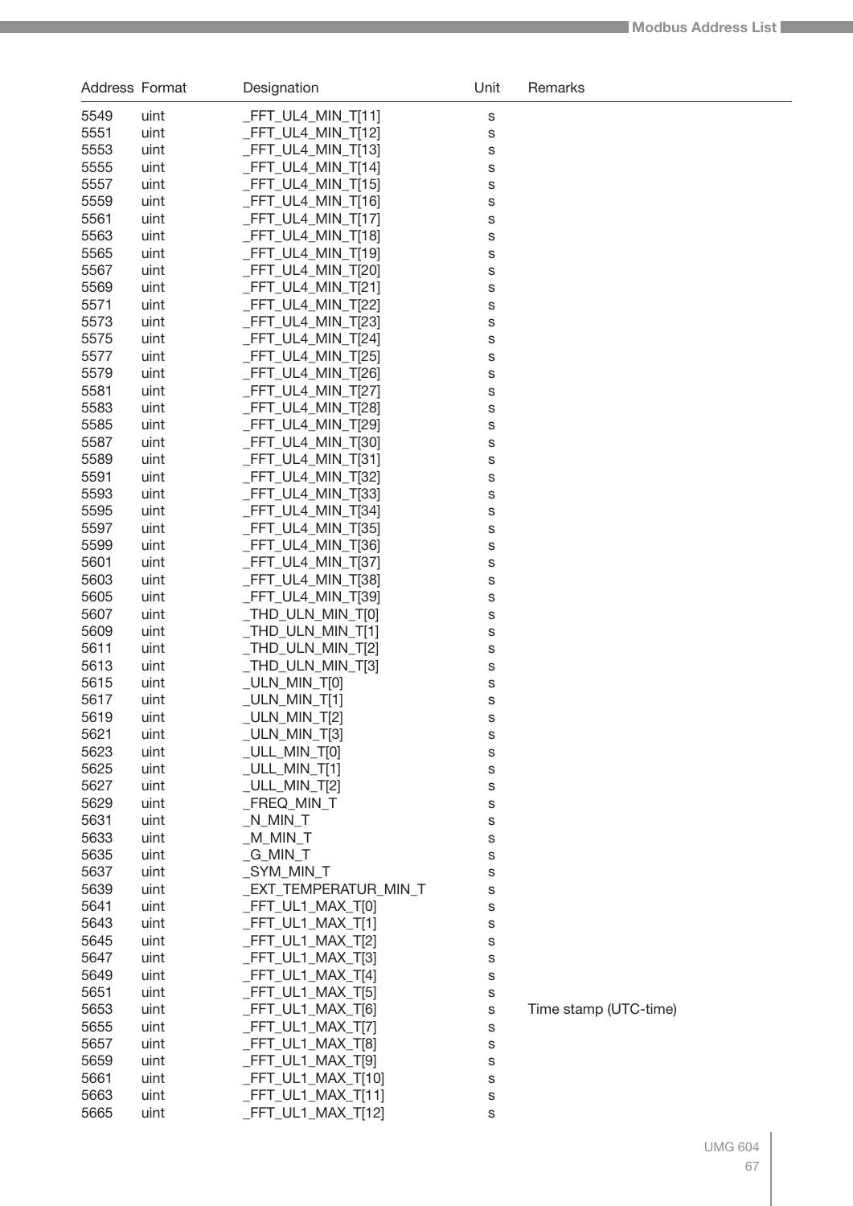| Address | Format | Designation | Unit | Remarks |
|---|---|---|---|---|
| 5549 | uint | _FFT_UL4_MIN_T[11] | s | |
| 5551 | uint | _FFT_UL4_MIN_T[12] | s | |
| 5553 | uint | _FFT_UL4_MIN_T[13] | s | |
| 5555 | uint | _FFT_UL4_MIN_T[14] | s | |
| 5557 | uint | _FFT_UL4_MIN_T[15] | s | |
| 5559 | uint | _FFT_UL4_MIN_T[16] | s | |
| 5561 | uint | _FFT_UL4_MIN_T[17] | s | |
| 5563 | uint | _FFT_UL4_MIN_T[18] | s | |
| 5565 | uint | _FFT_UL4_MIN_T[19] | s | |
| 5567 | uint | _FFT_UL4_MIN_T[20] | s | |
| 5569 | uint | _FFT_UL4_MIN_T[21] | s | |
| 5571 | uint | _FFT_UL4_MIN_T[22] | s | |
| 5573 | uint | _FFT_UL4_MIN_T[23] | s | |
| 5575 | uint | _FFT_UL4_MIN_T[24] | s | |
| 5577 | uint | _FFT_UL4_MIN_T[25] | s | |
| 5579 | uint | _FFT_UL4_MIN_T[26] | s | |
| 5581 | uint | _FFT_UL4_MIN_T[27] | s | |
| 5583 | uint | _FFT_UL4_MIN_T[28] | s | |
| 5585 | uint | _FFT_UL4_MIN_T[29] | s | |
| 5587 | uint | _FFT_UL4_MIN_T[30] | s | |
| 5589 | uint | _FFT_UL4_MIN_T[31] | s | |
| 5591 | uint | _FFT_UL4_MIN_T[32] | s | |
| 5593 | uint | _FFT_UL4_MIN_T[33] | s | |
| 5595 | uint | _FFT_UL4_MIN_T[34] | s | |
| 5597 | uint | _FFT_UL4_MIN_T[35] | s | |
| 5599 | uint | _FFT_UL4_MIN_T[36] | s | |
| 5601 | uint | _FFT_UL4_MIN_T[37] | s | |
| 5603 | uint | _FFT_UL4_MIN_T[38] | s | |
| 5605 | uint | _FFT_UL4_MIN_T[39] | s | |
| 5607 | uint | _THD_ULN_MIN_T[0] | s | |
| 5609 | uint | _THD_ULN_MIN_T[1] | s | |
| 5611 | uint | _THD_ULN_MIN_T[2] | s | |
| 5613 | uint | _THD_ULN_MIN_T[3] | s | |
| 5615 | uint | _ULN_MIN_T[0] | s | |
| 5617 | uint | _ULN_MIN_T[1] | s | |
| 5619 | uint | _ULN_MIN_T[2] | s | |
| 5621 | uint | _ULN_MIN_T[3] | s | |
| 5623 | uint | _ULL_MIN_T[0] | s | |
| 5625 | uint | _ULL_MIN_T[1] | s | |
| 5627 | uint | _ULL_MIN_T[2] | s | |
| 5629 | uint | _FREQ_MIN_T | s | |
| 5631 | uint | _N_MIN_T | s | |
| 5633 | uint | _M_MIN_T | s | |
| 5635 | uint | _G_MIN_T | s | |
| 5637 | uint | _SYM_MIN_T | s | |
| 5639 | uint | _EXT_TEMPERATUR_MIN_T | s | |
| 5641 | uint | _FFT_UL1_MAX_T[0] | s | |
| 5643 | uint | _FFT_UL1_MAX_T[1] | s | |
| 5645 | uint | _FFT_UL1_MAX_T[2] | s | |
| 5647 | uint | _FFT_UL1_MAX_T[3] | s | |
| 5649 | uint | _FFT_UL1_MAX_T[4] | s | |
| 5651 | uint | _FFT_UL1_MAX_T[5] | s | |
| 5653 | uint | _FFT_UL1_MAX_T[6] | s | Time stamp (UTC-time) |
| 5655 | uint | _FFT_UL1_MAX_T[7] | s | |
| 5657 | uint | _FFT_UL1_MAX_T[8] | s | |
| 5659 | uint | _FFT_UL1_MAX_T[9] | s | |
| 5661 | uint | _FFT_UL1_MAX_T[10] | s | |
| 5663 | uint | _FFT_UL1_MAX_T[11] | s | |
| 5665 | uint | _FFT_UL1_MAX_T[12] | s | |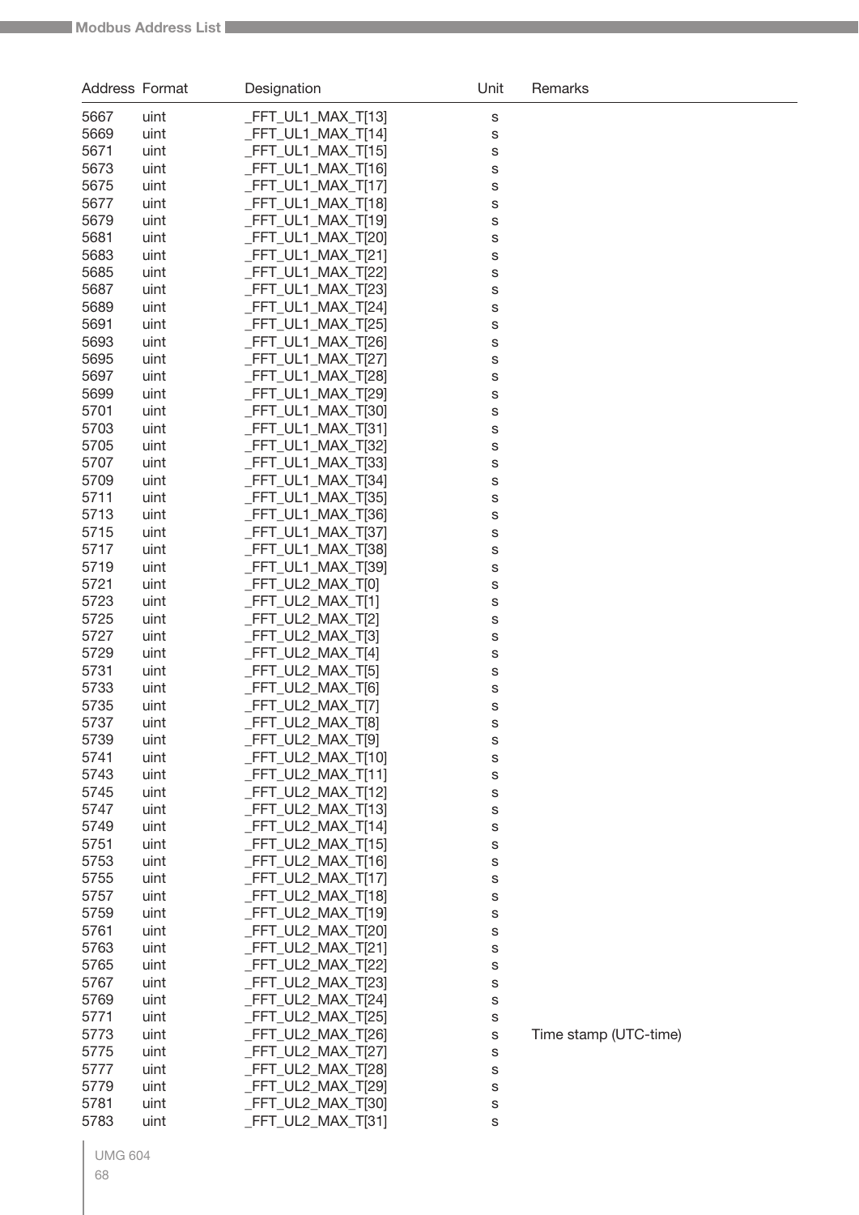| Address | Format | Designation | Unit | Remarks |
|---|---|---|---|---|
| 5667 | uint | _FFT_UL1_MAX_T[13] | s | |
| 5669 | uint | _FFT_UL1_MAX_T[14] | s | |
| 5671 | uint | _FFT_UL1_MAX_T[15] | s | |
| 5673 | uint | _FFT_UL1_MAX_T[16] | s | |
| 5675 | uint | _FFT_UL1_MAX_T[17] | s | |
| 5677 | uint | _FFT_UL1_MAX_T[18] | s | |
| 5679 | uint | _FFT_UL1_MAX_T[19] | s | |
| 5681 | uint | _FFT_UL1_MAX_T[20] | s | |
| 5683 | uint | _FFT_UL1_MAX_T[21] | s | |
| 5685 | uint | _FFT_UL1_MAX_T[22] | s | |
| 5687 | uint | _FFT_UL1_MAX_T[23] | s | |
| 5689 | uint | _FFT_UL1_MAX_T[24] | s | |
| 5691 | uint | _FFT_UL1_MAX_T[25] | s | |
| 5693 | uint | _FFT_UL1_MAX_T[26] | s | |
| 5695 | uint | _FFT_UL1_MAX_T[27] | s | |
| 5697 | uint | _FFT_UL1_MAX_T[28] | s | |
| 5699 | uint | _FFT_UL1_MAX_T[29] | s | |
| 5701 | uint | _FFT_UL1_MAX_T[30] | s | |
| 5703 | uint | _FFT_UL1_MAX_T[31] | s | |
| 5705 | uint | _FFT_UL1_MAX_T[32] | s | |
| 5707 | uint | _FFT_UL1_MAX_T[33] | s | |
| 5709 | uint | _FFT_UL1_MAX_T[34] | s | |
| 5711 | uint | _FFT_UL1_MAX_T[35] | s | |
| 5713 | uint | _FFT_UL1_MAX_T[36] | s | |
| 5715 | uint | _FFT_UL1_MAX_T[37] | s | |
| 5717 | uint | _FFT_UL1_MAX_T[38] | s | |
| 5719 | uint | _FFT_UL1_MAX_T[39] | s | |
| 5721 | uint | _FFT_UL2_MAX_T[0] | s | |
| 5723 | uint | _FFT_UL2_MAX_T[1] | s | |
| 5725 | uint | _FFT_UL2_MAX_T[2] | s | |
| 5727 | uint | _FFT_UL2_MAX_T[3] | s | |
| 5729 | uint | _FFT_UL2_MAX_T[4] | s | |
| 5731 | uint | _FFT_UL2_MAX_T[5] | s | |
| 5733 | uint | _FFT_UL2_MAX_T[6] | s | |
| 5735 | uint | _FFT_UL2_MAX_T[7] | s | |
| 5737 | uint | _FFT_UL2_MAX_T[8] | s | |
| 5739 | uint | _FFT_UL2_MAX_T[9] | s | |
| 5741 | uint | _FFT_UL2_MAX_T[10] | s | |
| 5743 | uint | _FFT_UL2_MAX_T[11] | s | |
| 5745 | uint | _FFT_UL2_MAX_T[12] | s | |
| 5747 | uint | _FFT_UL2_MAX_T[13] | s | |
| 5749 | uint | _FFT_UL2_MAX_T[14] | s | |
| 5751 | uint | _FFT_UL2_MAX_T[15] | s | |
| 5753 | uint | _FFT_UL2_MAX_T[16] | s | |
| 5755 | uint | _FFT_UL2_MAX_T[17] | s | |
| 5757 | uint | _FFT_UL2_MAX_T[18] | s | |
| 5759 | uint | _FFT_UL2_MAX_T[19] | s | |
| 5761 | uint | _FFT_UL2_MAX_T[20] | s | |
| 5763 | uint | _FFT_UL2_MAX_T[21] | s | |
| 5765 | uint | _FFT_UL2_MAX_T[22] | s | |
| 5767 | uint | _FFT_UL2_MAX_T[23] | s | |
| 5769 | uint | _FFT_UL2_MAX_T[24] | s | |
| 5771 | uint | _FFT_UL2_MAX_T[25] | s | |
| 5773 | uint | _FFT_UL2_MAX_T[26] | s | Time stamp (UTC-time) |
| 5775 | uint | _FFT_UL2_MAX_T[27] | s | |
| 5777 | uint | _FFT_UL2_MAX_T[28] | s | |
| 5779 | uint | _FFT_UL2_MAX_T[29] | s | |
| 5781 | uint | _FFT_UL2_MAX_T[30] | s | |
| 5783 | uint | _FFT_UL2_MAX_T[31] | s | |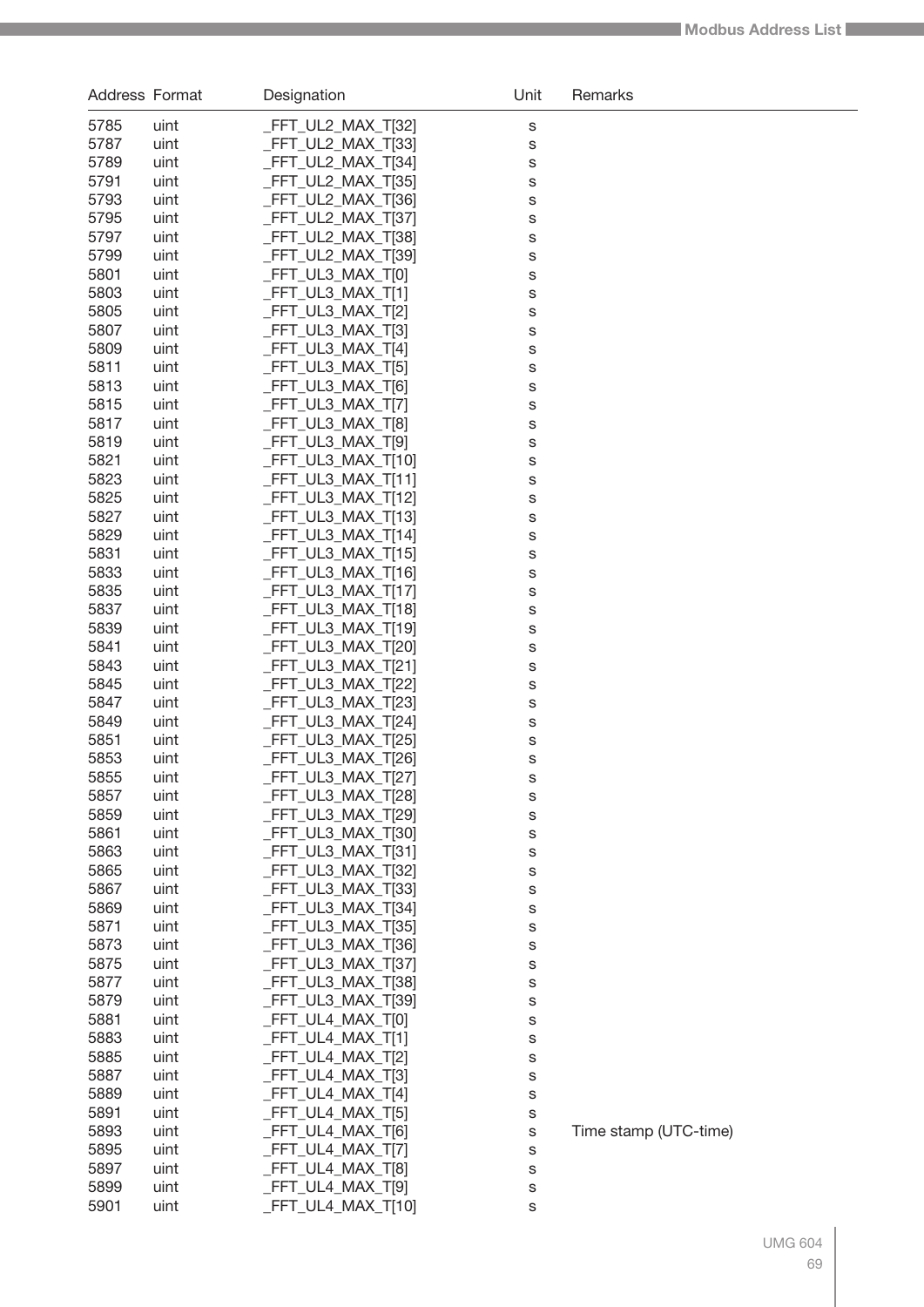| Address | Format | Designation | Unit | Remarks |
|---|---|---|---|---|
| 5785 | uint | _FFT_UL2_MAX_T[32] | s | |
| 5787 | uint | _FFT_UL2_MAX_T[33] | s | |
| 5789 | uint | _FFT_UL2_MAX_T[34] | s | |
| 5791 | uint | _FFT_UL2_MAX_T[35] | s | |
| 5793 | uint | _FFT_UL2_MAX_T[36] | s | |
| 5795 | uint | _FFT_UL2_MAX_T[37] | s | |
| 5797 | uint | _FFT_UL2_MAX_T[38] | s | |
| 5799 | uint | _FFT_UL2_MAX_T[39] | s | |
| 5801 | uint | _FFT_UL3_MAX_T[0] | s | |
| 5803 | uint | _FFT_UL3_MAX_T[1] | s | |
| 5805 | uint | _FFT_UL3_MAX_T[2] | s | |
| 5807 | uint | _FFT_UL3_MAX_T[3] | s | |
| 5809 | uint | _FFT_UL3_MAX_T[4] | s | |
| 5811 | uint | _FFT_UL3_MAX_T[5] | s | |
| 5813 | uint | _FFT_UL3_MAX_T[6] | s | |
| 5815 | uint | _FFT_UL3_MAX_T[7] | s | |
| 5817 | uint | _FFT_UL3_MAX_T[8] | s | |
| 5819 | uint | _FFT_UL3_MAX_T[9] | s | |
| 5821 | uint | _FFT_UL3_MAX_T[10] | s | |
| 5823 | uint | _FFT_UL3_MAX_T[11] | s | |
| 5825 | uint | _FFT_UL3_MAX_T[12] | s | |
| 5827 | uint | _FFT_UL3_MAX_T[13] | s | |
| 5829 | uint | _FFT_UL3_MAX_T[14] | s | |
| 5831 | uint | _FFT_UL3_MAX_T[15] | s | |
| 5833 | uint | _FFT_UL3_MAX_T[16] | s | |
| 5835 | uint | _FFT_UL3_MAX_T[17] | s | |
| 5837 | uint | _FFT_UL3_MAX_T[18] | s | |
| 5839 | uint | _FFT_UL3_MAX_T[19] | s | |
| 5841 | uint | _FFT_UL3_MAX_T[20] | s | |
| 5843 | uint | _FFT_UL3_MAX_T[21] | s | |
| 5845 | uint | _FFT_UL3_MAX_T[22] | s | |
| 5847 | uint | _FFT_UL3_MAX_T[23] | s | |
| 5849 | uint | _FFT_UL3_MAX_T[24] | s | |
| 5851 | uint | _FFT_UL3_MAX_T[25] | s | |
| 5853 | uint | _FFT_UL3_MAX_T[26] | s | |
| 5855 | uint | _FFT_UL3_MAX_T[27] | s | |
| 5857 | uint | _FFT_UL3_MAX_T[28] | s | |
| 5859 | uint | _FFT_UL3_MAX_T[29] | s | |
| 5861 | uint | _FFT_UL3_MAX_T[30] | s | |
| 5863 | uint | _FFT_UL3_MAX_T[31] | s | |
| 5865 | uint | _FFT_UL3_MAX_T[32] | s | |
| 5867 | uint | _FFT_UL3_MAX_T[33] | s | |
| 5869 | uint | _FFT_UL3_MAX_T[34] | s | |
| 5871 | uint | _FFT_UL3_MAX_T[35] | s | |
| 5873 | uint | _FFT_UL3_MAX_T[36] | s | |
| 5875 | uint | _FFT_UL3_MAX_T[37] | s | |
| 5877 | uint | _FFT_UL3_MAX_T[38] | s | |
| 5879 | uint | _FFT_UL3_MAX_T[39] | s | |
| 5881 | uint | _FFT_UL4_MAX_T[0] | s | |
| 5883 | uint | _FFT_UL4_MAX_T[1] | s | |
| 5885 | uint | _FFT_UL4_MAX_T[2] | s | |
| 5887 | uint | _FFT_UL4_MAX_T[3] | s | |
| 5889 | uint | _FFT_UL4_MAX_T[4] | s | |
| 5891 | uint | _FFT_UL4_MAX_T[5] | s | |
| 5893 | uint | _FFT_UL4_MAX_T[6] | s | Time stamp (UTC-time) |
| 5895 | uint | _FFT_UL4_MAX_T[7] | s | |
| 5897 | uint | _FFT_UL4_MAX_T[8] | s | |
| 5899 | uint | _FFT_UL4_MAX_T[9] | s | |
| 5901 | uint | _FFT_UL4_MAX_T[10] | s | |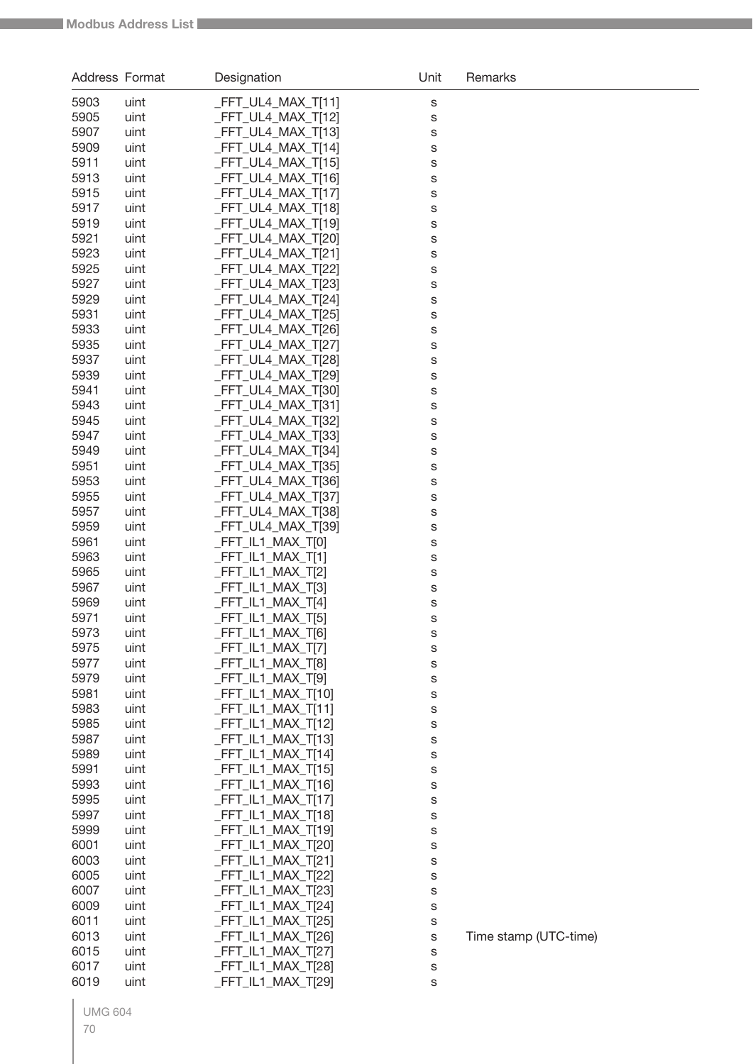| Address | Format | Designation | Unit | Remarks |
|---|---|---|---|---|
| 5903 | uint | _FFT_UL4_MAX_T[11] | s | |
| 5905 | uint | _FFT_UL4_MAX_T[12] | s | |
| 5907 | uint | _FFT_UL4_MAX_T[13] | s | |
| 5909 | uint | _FFT_UL4_MAX_T[14] | s | |
| 5911 | uint | _FFT_UL4_MAX_T[15] | s | |
| 5913 | uint | _FFT_UL4_MAX_T[16] | s | |
| 5915 | uint | _FFT_UL4_MAX_T[17] | s | |
| 5917 | uint | _FFT_UL4_MAX_T[18] | s | |
| 5919 | uint | _FFT_UL4_MAX_T[19] | s | |
| 5921 | uint | _FFT_UL4_MAX_T[20] | s | |
| 5923 | uint | _FFT_UL4_MAX_T[21] | s | |
| 5925 | uint | _FFT_UL4_MAX_T[22] | s | |
| 5927 | uint | _FFT_UL4_MAX_T[23] | s | |
| 5929 | uint | _FFT_UL4_MAX_T[24] | s | |
| 5931 | uint | _FFT_UL4_MAX_T[25] | s | |
| 5933 | uint | _FFT_UL4_MAX_T[26] | s | |
| 5935 | uint | _FFT_UL4_MAX_T[27] | s | |
| 5937 | uint | _FFT_UL4_MAX_T[28] | s | |
| 5939 | uint | _FFT_UL4_MAX_T[29] | s | |
| 5941 | uint | _FFT_UL4_MAX_T[30] | s | |
| 5943 | uint | _FFT_UL4_MAX_T[31] | s | |
| 5945 | uint | _FFT_UL4_MAX_T[32] | s | |
| 5947 | uint | _FFT_UL4_MAX_T[33] | s | |
| 5949 | uint | _FFT_UL4_MAX_T[34] | s | |
| 5951 | uint | _FFT_UL4_MAX_T[35] | s | |
| 5953 | uint | _FFT_UL4_MAX_T[36] | s | |
| 5955 | uint | _FFT_UL4_MAX_T[37] | s | |
| 5957 | uint | _FFT_UL4_MAX_T[38] | s | |
| 5959 | uint | _FFT_UL4_MAX_T[39] | s | |
| 5961 | uint | _FFT_IL1_MAX_T[0] | s | |
| 5963 | uint | _FFT_IL1_MAX_T[1] | s | |
| 5965 | uint | _FFT_IL1_MAX_T[2] | s | |
| 5967 | uint | _FFT_IL1_MAX_T[3] | s | |
| 5969 | uint | _FFT_IL1_MAX_T[4] | s | |
| 5971 | uint | _FFT_IL1_MAX_T[5] | s | |
| 5973 | uint | _FFT_IL1_MAX_T[6] | s | |
| 5975 | uint | _FFT_IL1_MAX_T[7] | s | |
| 5977 | uint | _FFT_IL1_MAX_T[8] | s | |
| 5979 | uint | _FFT_IL1_MAX_T[9] | s | |
| 5981 | uint | _FFT_IL1_MAX_T[10] | s | |
| 5983 | uint | _FFT_IL1_MAX_T[11] | s | |
| 5985 | uint | _FFT_IL1_MAX_T[12] | s | |
| 5987 | uint | _FFT_IL1_MAX_T[13] | s | |
| 5989 | uint | _FFT_IL1_MAX_T[14] | s | |
| 5991 | uint | _FFT_IL1_MAX_T[15] | s | |
| 5993 | uint | _FFT_IL1_MAX_T[16] | s | |
| 5995 | uint | _FFT_IL1_MAX_T[17] | s | |
| 5997 | uint | _FFT_IL1_MAX_T[18] | s | |
| 5999 | uint | _FFT_IL1_MAX_T[19] | s | |
| 6001 | uint | _FFT_IL1_MAX_T[20] | s | |
| 6003 | uint | _FFT_IL1_MAX_T[21] | s | |
| 6005 | uint | _FFT_IL1_MAX_T[22] | s | |
| 6007 | uint | _FFT_IL1_MAX_T[23] | s | |
| 6009 | uint | _FFT_IL1_MAX_T[24] | s | |
| 6011 | uint | _FFT_IL1_MAX_T[25] | s | |
| 6013 | uint | _FFT_IL1_MAX_T[26] | s | Time stamp (UTC-time) |
| 6015 | uint | _FFT_IL1_MAX_T[27] | s | |
| 6017 | uint | _FFT_IL1_MAX_T[28] | s | |
| 6019 | uint | _FFT_IL1_MAX_T[29] | s | |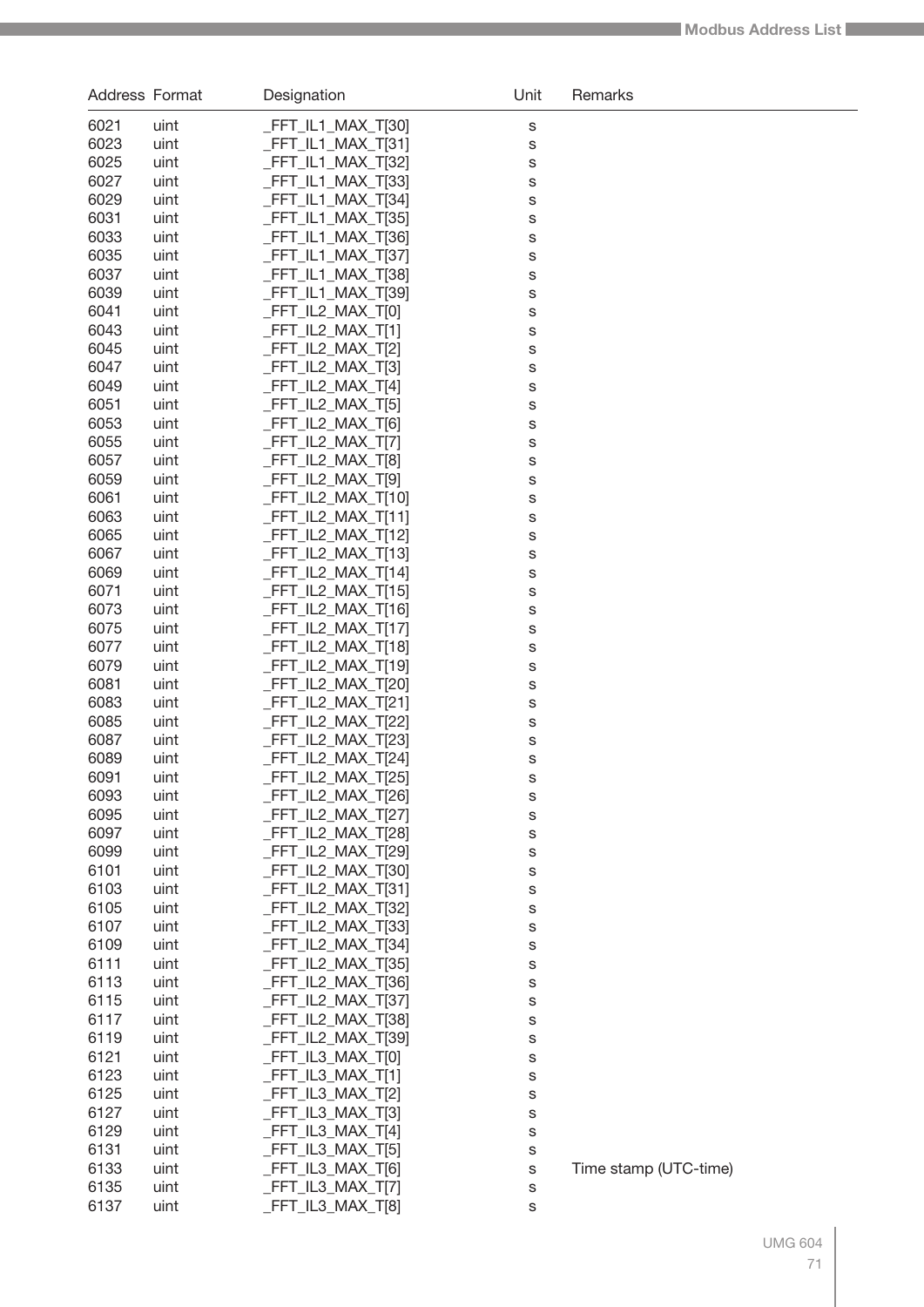| Address | Format | Designation | Unit | Remarks |
|---|---|---|---|---|
| 6021 | uint | _FFT_IL1_MAX_T[30] | s | |
| 6023 | uint | _FFT_IL1_MAX_T[31] | s | |
| 6025 | uint | _FFT_IL1_MAX_T[32] | s | |
| 6027 | uint | _FFT_IL1_MAX_T[33] | s | |
| 6029 | uint | _FFT_IL1_MAX_T[34] | s | |
| 6031 | uint | _FFT_IL1_MAX_T[35] | s | |
| 6033 | uint | _FFT_IL1_MAX_T[36] | s | |
| 6035 | uint | _FFT_IL1_MAX_T[37] | s | |
| 6037 | uint | _FFT_IL1_MAX_T[38] | s | |
| 6039 | uint | _FFT_IL1_MAX_T[39] | s | |
| 6041 | uint | _FFT_IL2_MAX_T[0] | s | |
| 6043 | uint | _FFT_IL2_MAX_T[1] | s | |
| 6045 | uint | _FFT_IL2_MAX_T[2] | s | |
| 6047 | uint | _FFT_IL2_MAX_T[3] | s | |
| 6049 | uint | _FFT_IL2_MAX_T[4] | s | |
| 6051 | uint | _FFT_IL2_MAX_T[5] | s | |
| 6053 | uint | _FFT_IL2_MAX_T[6] | s | |
| 6055 | uint | _FFT_IL2_MAX_T[7] | s | |
| 6057 | uint | _FFT_IL2_MAX_T[8] | s | |
| 6059 | uint | _FFT_IL2_MAX_T[9] | s | |
| 6061 | uint | _FFT_IL2_MAX_T[10] | s | |
| 6063 | uint | _FFT_IL2_MAX_T[11] | s | |
| 6065 | uint | _FFT_IL2_MAX_T[12] | s | |
| 6067 | uint | _FFT_IL2_MAX_T[13] | s | |
| 6069 | uint | _FFT_IL2_MAX_T[14] | s | |
| 6071 | uint | _FFT_IL2_MAX_T[15] | s | |
| 6073 | uint | _FFT_IL2_MAX_T[16] | s | |
| 6075 | uint | _FFT_IL2_MAX_T[17] | s | |
| 6077 | uint | _FFT_IL2_MAX_T[18] | s | |
| 6079 | uint | _FFT_IL2_MAX_T[19] | s | |
| 6081 | uint | _FFT_IL2_MAX_T[20] | s | |
| 6083 | uint | _FFT_IL2_MAX_T[21] | s | |
| 6085 | uint | _FFT_IL2_MAX_T[22] | s | |
| 6087 | uint | _FFT_IL2_MAX_T[23] | s | |
| 6089 | uint | _FFT_IL2_MAX_T[24] | s | |
| 6091 | uint | _FFT_IL2_MAX_T[25] | s | |
| 6093 | uint | _FFT_IL2_MAX_T[26] | s | |
| 6095 | uint | _FFT_IL2_MAX_T[27] | s | |
| 6097 | uint | _FFT_IL2_MAX_T[28] | s | |
| 6099 | uint | _FFT_IL2_MAX_T[29] | s | |
| 6101 | uint | _FFT_IL2_MAX_T[30] | s | |
| 6103 | uint | _FFT_IL2_MAX_T[31] | s | |
| 6105 | uint | _FFT_IL2_MAX_T[32] | s | |
| 6107 | uint | _FFT_IL2_MAX_T[33] | s | |
| 6109 | uint | _FFT_IL2_MAX_T[34] | s | |
| 6111 | uint | _FFT_IL2_MAX_T[35] | s | |
| 6113 | uint | _FFT_IL2_MAX_T[36] | s | |
| 6115 | uint | _FFT_IL2_MAX_T[37] | s | |
| 6117 | uint | _FFT_IL2_MAX_T[38] | s | |
| 6119 | uint | _FFT_IL2_MAX_T[39] | s | |
| 6121 | uint | _FFT_IL3_MAX_T[0] | s | |
| 6123 | uint | _FFT_IL3_MAX_T[1] | s | |
| 6125 | uint | _FFT_IL3_MAX_T[2] | s | |
| 6127 | uint | _FFT_IL3_MAX_T[3] | s | |
| 6129 | uint | _FFT_IL3_MAX_T[4] | s | |
| 6131 | uint | _FFT_IL3_MAX_T[5] | s | |
| 6133 | uint | _FFT_IL3_MAX_T[6] | s | Time stamp (UTC-time) |
| 6135 | uint | _FFT_IL3_MAX_T[7] | s | |
| 6137 | uint | _FFT_IL3_MAX_T[8] | s | |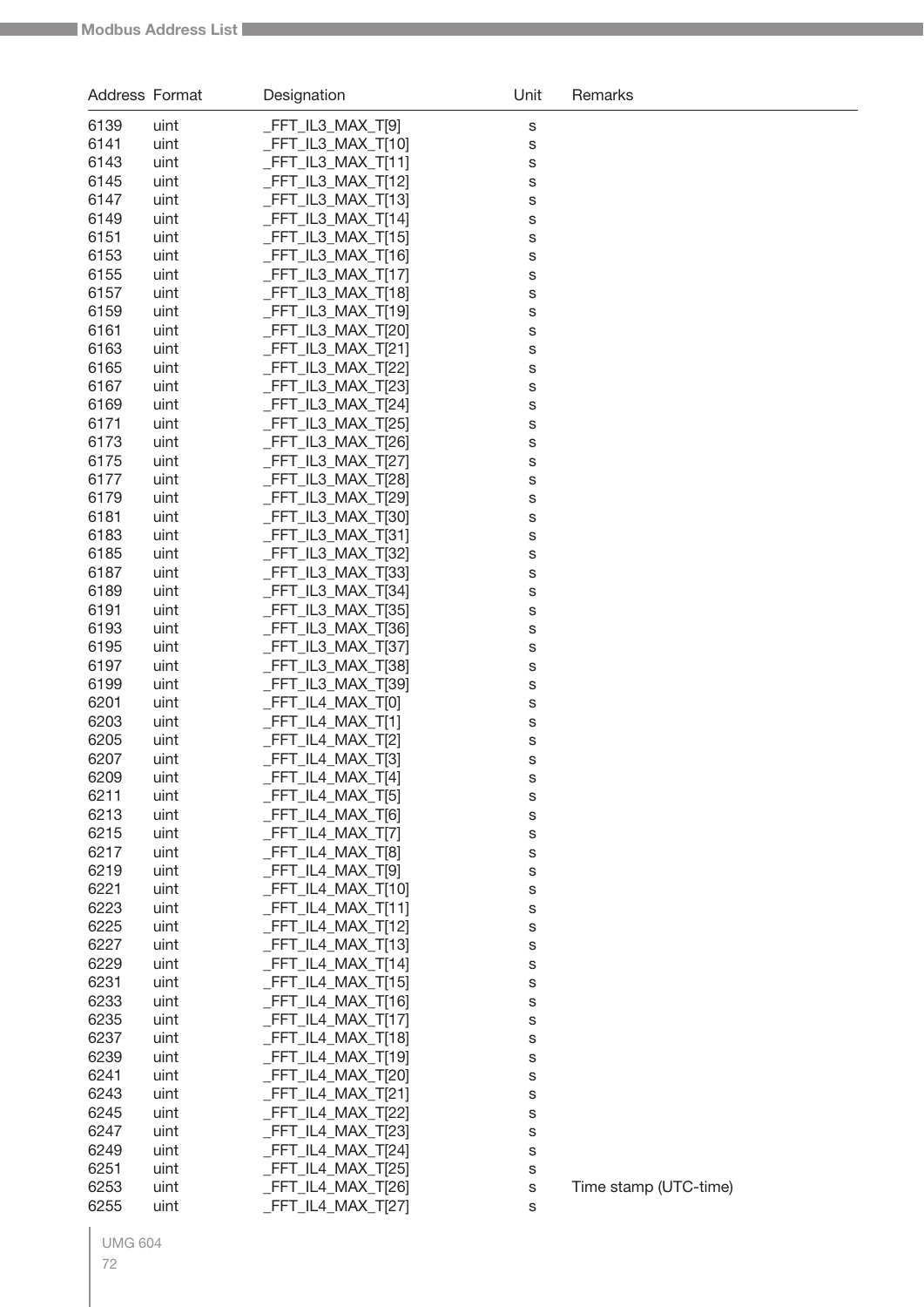| Address | Format | Designation | Unit | Remarks |
|---|---|---|---|---|
| 6139 | uint | _FFT_IL3_MAX_T[9] | s | |
| 6141 | uint | _FFT_IL3_MAX_T[10] | s | |
| 6143 | uint | _FFT_IL3_MAX_T[11] | s | |
| 6145 | uint | _FFT_IL3_MAX_T[12] | s | |
| 6147 | uint | _FFT_IL3_MAX_T[13] | s | |
| 6149 | uint | _FFT_IL3_MAX_T[14] | s | |
| 6151 | uint | _FFT_IL3_MAX_T[15] | s | |
| 6153 | uint | _FFT_IL3_MAX_T[16] | s | |
| 6155 | uint | _FFT_IL3_MAX_T[17] | s | |
| 6157 | uint | _FFT_IL3_MAX_T[18] | s | |
| 6159 | uint | _FFT_IL3_MAX_T[19] | s | |
| 6161 | uint | _FFT_IL3_MAX_T[20] | s | |
| 6163 | uint | _FFT_IL3_MAX_T[21] | s | |
| 6165 | uint | _FFT_IL3_MAX_T[22] | s | |
| 6167 | uint | _FFT_IL3_MAX_T[23] | s | |
| 6169 | uint | _FFT_IL3_MAX_T[24] | s | |
| 6171 | uint | _FFT_IL3_MAX_T[25] | s | |
| 6173 | uint | _FFT_IL3_MAX_T[26] | s | |
| 6175 | uint | _FFT_IL3_MAX_T[27] | s | |
| 6177 | uint | _FFT_IL3_MAX_T[28] | s | |
| 6179 | uint | _FFT_IL3_MAX_T[29] | s | |
| 6181 | uint | _FFT_IL3_MAX_T[30] | s | |
| 6183 | uint | _FFT_IL3_MAX_T[31] | s | |
| 6185 | uint | _FFT_IL3_MAX_T[32] | s | |
| 6187 | uint | _FFT_IL3_MAX_T[33] | s | |
| 6189 | uint | _FFT_IL3_MAX_T[34] | s | |
| 6191 | uint | _FFT_IL3_MAX_T[35] | s | |
| 6193 | uint | _FFT_IL3_MAX_T[36] | s | |
| 6195 | uint | _FFT_IL3_MAX_T[37] | s | |
| 6197 | uint | _FFT_IL3_MAX_T[38] | s | |
| 6199 | uint | _FFT_IL3_MAX_T[39] | s | |
| 6201 | uint | _FFT_IL4_MAX_T[0] | s | |
| 6203 | uint | _FFT_IL4_MAX_T[1] | s | |
| 6205 | uint | _FFT_IL4_MAX_T[2] | s | |
| 6207 | uint | _FFT_IL4_MAX_T[3] | s | |
| 6209 | uint | _FFT_IL4_MAX_T[4] | s | |
| 6211 | uint | _FFT_IL4_MAX_T[5] | s | |
| 6213 | uint | _FFT_IL4_MAX_T[6] | s | |
| 6215 | uint | _FFT_IL4_MAX_T[7] | s | |
| 6217 | uint | _FFT_IL4_MAX_T[8] | s | |
| 6219 | uint | _FFT_IL4_MAX_T[9] | s | |
| 6221 | uint | _FFT_IL4_MAX_T[10] | s | |
| 6223 | uint | _FFT_IL4_MAX_T[11] | s | |
| 6225 | uint | _FFT_IL4_MAX_T[12] | s | |
| 6227 | uint | _FFT_IL4_MAX_T[13] | s | |
| 6229 | uint | _FFT_IL4_MAX_T[14] | s | |
| 6231 | uint | _FFT_IL4_MAX_T[15] | s | |
| 6233 | uint | _FFT_IL4_MAX_T[16] | s | |
| 6235 | uint | _FFT_IL4_MAX_T[17] | s | |
| 6237 | uint | _FFT_IL4_MAX_T[18] | s | |
| 6239 | uint | _FFT_IL4_MAX_T[19] | s | |
| 6241 | uint | _FFT_IL4_MAX_T[20] | s | |
| 6243 | uint | _FFT_IL4_MAX_T[21] | s | |
| 6245 | uint | _FFT_IL4_MAX_T[22] | s | |
| 6247 | uint | _FFT_IL4_MAX_T[23] | s | |
| 6249 | uint | _FFT_IL4_MAX_T[24] | s | |
| 6251 | uint | _FFT_IL4_MAX_T[25] | s | |
| 6253 | uint | _FFT_IL4_MAX_T[26] | s | Time stamp (UTC-time) |
| 6255 | uint | _FFT_IL4_MAX_T[27] | s | |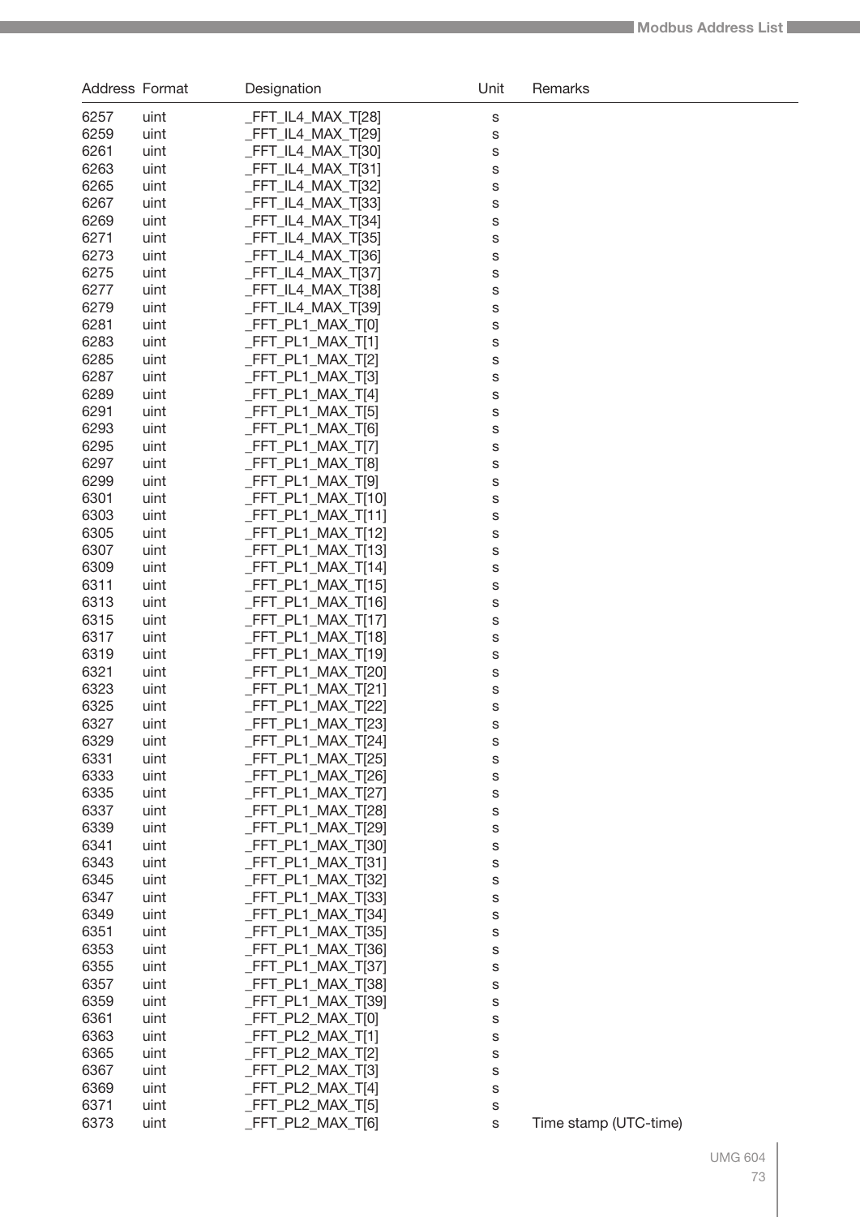| Address | Format | Designation | Unit | Remarks |
|---|---|---|---|---|
| 6257 | uint | _FFT_IL4_MAX_T[28] | s | |
| 6259 | uint | _FFT_IL4_MAX_T[29] | s | |
| 6261 | uint | _FFT_IL4_MAX_T[30] | s | |
| 6263 | uint | _FFT_IL4_MAX_T[31] | s | |
| 6265 | uint | _FFT_IL4_MAX_T[32] | s | |
| 6267 | uint | _FFT_IL4_MAX_T[33] | s | |
| 6269 | uint | _FFT_IL4_MAX_T[34] | s | |
| 6271 | uint | _FFT_IL4_MAX_T[35] | s | |
| 6273 | uint | _FFT_IL4_MAX_T[36] | s | |
| 6275 | uint | _FFT_IL4_MAX_T[37] | s | |
| 6277 | uint | _FFT_IL4_MAX_T[38] | s | |
| 6279 | uint | _FFT_IL4_MAX_T[39] | s | |
| 6281 | uint | _FFT_PL1_MAX_T[0] | s | |
| 6283 | uint | _FFT_PL1_MAX_T[1] | s | |
| 6285 | uint | _FFT_PL1_MAX_T[2] | s | |
| 6287 | uint | _FFT_PL1_MAX_T[3] | s | |
| 6289 | uint | _FFT_PL1_MAX_T[4] | s | |
| 6291 | uint | _FFT_PL1_MAX_T[5] | s | |
| 6293 | uint | _FFT_PL1_MAX_T[6] | s | |
| 6295 | uint | _FFT_PL1_MAX_T[7] | s | |
| 6297 | uint | _FFT_PL1_MAX_T[8] | s | |
| 6299 | uint | _FFT_PL1_MAX_T[9] | s | |
| 6301 | uint | _FFT_PL1_MAX_T[10] | s | |
| 6303 | uint | _FFT_PL1_MAX_T[11] | s | |
| 6305 | uint | _FFT_PL1_MAX_T[12] | s | |
| 6307 | uint | _FFT_PL1_MAX_T[13] | s | |
| 6309 | uint | _FFT_PL1_MAX_T[14] | s | |
| 6311 | uint | _FFT_PL1_MAX_T[15] | s | |
| 6313 | uint | _FFT_PL1_MAX_T[16] | s | |
| 6315 | uint | _FFT_PL1_MAX_T[17] | s | |
| 6317 | uint | _FFT_PL1_MAX_T[18] | s | |
| 6319 | uint | _FFT_PL1_MAX_T[19] | s | |
| 6321 | uint | _FFT_PL1_MAX_T[20] | s | |
| 6323 | uint | _FFT_PL1_MAX_T[21] | s | |
| 6325 | uint | _FFT_PL1_MAX_T[22] | s | |
| 6327 | uint | _FFT_PL1_MAX_T[23] | s | |
| 6329 | uint | _FFT_PL1_MAX_T[24] | s | |
| 6331 | uint | _FFT_PL1_MAX_T[25] | s | |
| 6333 | uint | _FFT_PL1_MAX_T[26] | s | |
| 6335 | uint | _FFT_PL1_MAX_T[27] | s | |
| 6337 | uint | _FFT_PL1_MAX_T[28] | s | |
| 6339 | uint | _FFT_PL1_MAX_T[29] | s | |
| 6341 | uint | _FFT_PL1_MAX_T[30] | s | |
| 6343 | uint | _FFT_PL1_MAX_T[31] | s | |
| 6345 | uint | _FFT_PL1_MAX_T[32] | s | |
| 6347 | uint | _FFT_PL1_MAX_T[33] | s | |
| 6349 | uint | _FFT_PL1_MAX_T[34] | s | |
| 6351 | uint | _FFT_PL1_MAX_T[35] | s | |
| 6353 | uint | _FFT_PL1_MAX_T[36] | s | |
| 6355 | uint | _FFT_PL1_MAX_T[37] | s | |
| 6357 | uint | _FFT_PL1_MAX_T[38] | s | |
| 6359 | uint | _FFT_PL1_MAX_T[39] | s | |
| 6361 | uint | _FFT_PL2_MAX_T[0] | s | |
| 6363 | uint | _FFT_PL2_MAX_T[1] | s | |
| 6365 | uint | _FFT_PL2_MAX_T[2] | s | |
| 6367 | uint | _FFT_PL2_MAX_T[3] | s | |
| 6369 | uint | _FFT_PL2_MAX_T[4] | s | |
| 6371 | uint | _FFT_PL2_MAX_T[5] | s | |
| 6373 | uint | _FFT_PL2_MAX_T[6] | s | Time stamp (UTC-time) |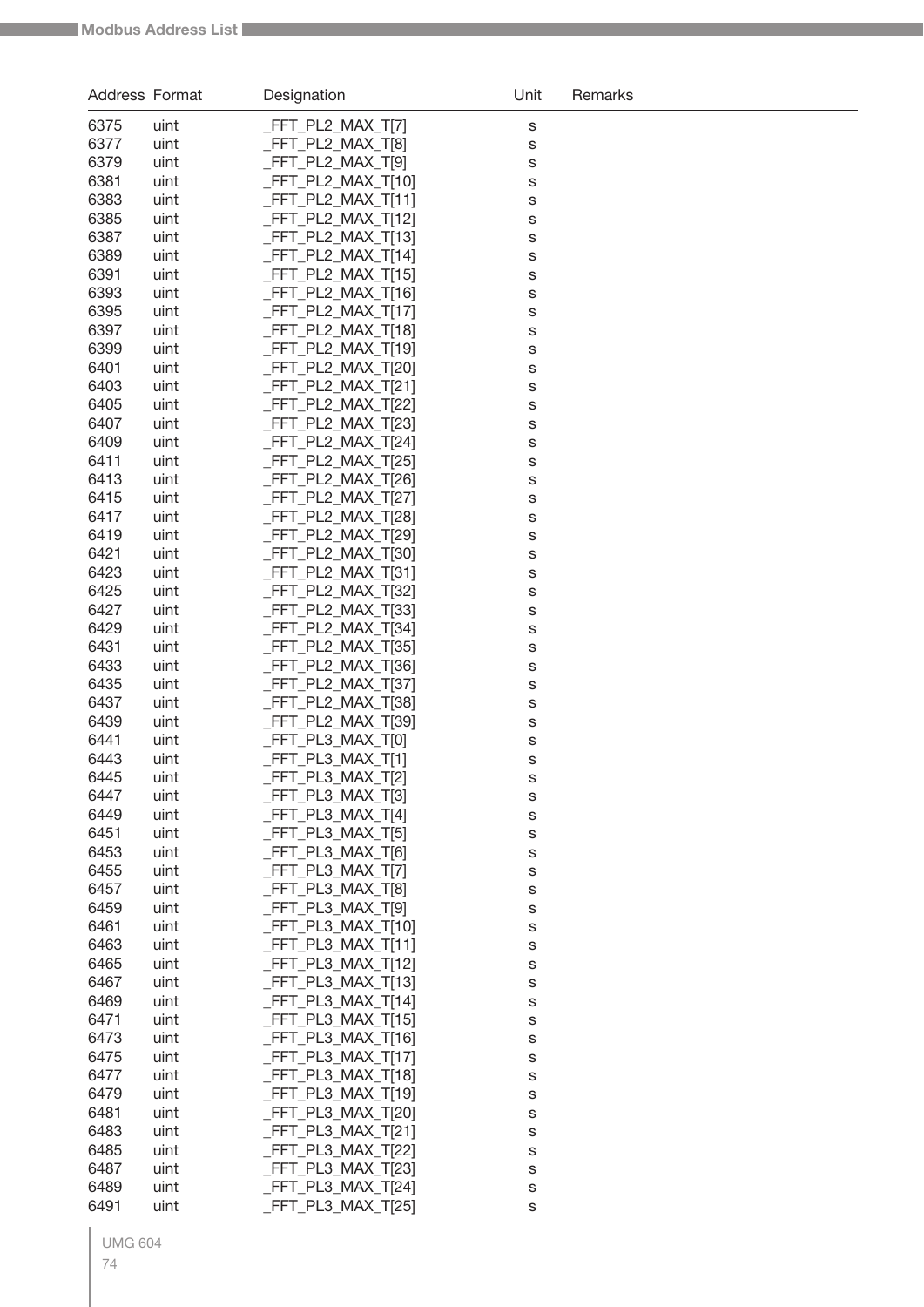| Address | Format | Designation | Unit | Remarks |
|---|---|---|---|---|
| 6375 | uint | _FFT_PL2_MAX_T[7] | s | |
| 6377 | uint | _FFT_PL2_MAX_T[8] | s | |
| 6379 | uint | _FFT_PL2_MAX_T[9] | s | |
| 6381 | uint | _FFT_PL2_MAX_T[10] | s | |
| 6383 | uint | _FFT_PL2_MAX_T[11] | s | |
| 6385 | uint | _FFT_PL2_MAX_T[12] | s | |
| 6387 | uint | _FFT_PL2_MAX_T[13] | s | |
| 6389 | uint | _FFT_PL2_MAX_T[14] | s | |
| 6391 | uint | _FFT_PL2_MAX_T[15] | s | |
| 6393 | uint | _FFT_PL2_MAX_T[16] | s | |
| 6395 | uint | _FFT_PL2_MAX_T[17] | s | |
| 6397 | uint | _FFT_PL2_MAX_T[18] | s | |
| 6399 | uint | _FFT_PL2_MAX_T[19] | s | |
| 6401 | uint | _FFT_PL2_MAX_T[20] | s | |
| 6403 | uint | _FFT_PL2_MAX_T[21] | s | |
| 6405 | uint | _FFT_PL2_MAX_T[22] | s | |
| 6407 | uint | _FFT_PL2_MAX_T[23] | s | |
| 6409 | uint | _FFT_PL2_MAX_T[24] | s | |
| 6411 | uint | _FFT_PL2_MAX_T[25] | s | |
| 6413 | uint | _FFT_PL2_MAX_T[26] | s | |
| 6415 | uint | _FFT_PL2_MAX_T[27] | s | |
| 6417 | uint | _FFT_PL2_MAX_T[28] | s | |
| 6419 | uint | _FFT_PL2_MAX_T[29] | s | |
| 6421 | uint | _FFT_PL2_MAX_T[30] | s | |
| 6423 | uint | _FFT_PL2_MAX_T[31] | s | |
| 6425 | uint | _FFT_PL2_MAX_T[32] | s | |
| 6427 | uint | _FFT_PL2_MAX_T[33] | s | |
| 6429 | uint | _FFT_PL2_MAX_T[34] | s | |
| 6431 | uint | _FFT_PL2_MAX_T[35] | s | |
| 6433 | uint | _FFT_PL2_MAX_T[36] | s | |
| 6435 | uint | _FFT_PL2_MAX_T[37] | s | |
| 6437 | uint | _FFT_PL2_MAX_T[38] | s | |
| 6439 | uint | _FFT_PL2_MAX_T[39] | s | |
| 6441 | uint | _FFT_PL3_MAX_T[0] | s | |
| 6443 | uint | _FFT_PL3_MAX_T[1] | s | |
| 6445 | uint | _FFT_PL3_MAX_T[2] | s | |
| 6447 | uint | _FFT_PL3_MAX_T[3] | s | |
| 6449 | uint | _FFT_PL3_MAX_T[4] | s | |
| 6451 | uint | _FFT_PL3_MAX_T[5] | s | |
| 6453 | uint | _FFT_PL3_MAX_T[6] | s | |
| 6455 | uint | _FFT_PL3_MAX_T[7] | s | |
| 6457 | uint | _FFT_PL3_MAX_T[8] | s | |
| 6459 | uint | _FFT_PL3_MAX_T[9] | s | |
| 6461 | uint | _FFT_PL3_MAX_T[10] | s | |
| 6463 | uint | _FFT_PL3_MAX_T[11] | s | |
| 6465 | uint | _FFT_PL3_MAX_T[12] | s | |
| 6467 | uint | _FFT_PL3_MAX_T[13] | s | |
| 6469 | uint | _FFT_PL3_MAX_T[14] | s | |
| 6471 | uint | _FFT_PL3_MAX_T[15] | s | |
| 6473 | uint | _FFT_PL3_MAX_T[16] | s | |
| 6475 | uint | _FFT_PL3_MAX_T[17] | s | |
| 6477 | uint | _FFT_PL3_MAX_T[18] | s | |
| 6479 | uint | _FFT_PL3_MAX_T[19] | s | |
| 6481 | uint | _FFT_PL3_MAX_T[20] | s | |
| 6483 | uint | _FFT_PL3_MAX_T[21] | s | |
| 6485 | uint | _FFT_PL3_MAX_T[22] | s | |
| 6487 | uint | _FFT_PL3_MAX_T[23] | s | |
| 6489 | uint | _FFT_PL3_MAX_T[24] | s | |
| 6491 | uint | _FFT_PL3_MAX_T[25] | s | |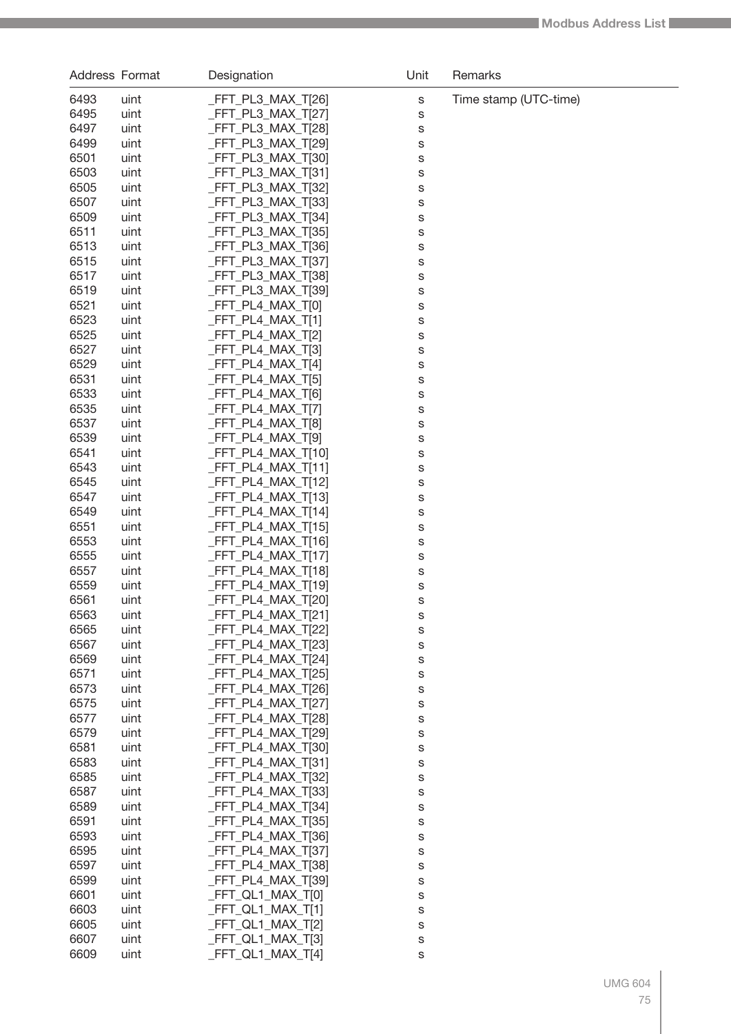| Address | Format | Designation | Unit | Remarks |
|---|---|---|---|---|
| 6493 | uint | _FFT_PL3_MAX_T[26] | s | Time stamp (UTC-time) |
| 6495 | uint | _FFT_PL3_MAX_T[27] | s | |
| 6497 | uint | _FFT_PL3_MAX_T[28] | s | |
| 6499 | uint | _FFT_PL3_MAX_T[29] | s | |
| 6501 | uint | _FFT_PL3_MAX_T[30] | s | |
| 6503 | uint | _FFT_PL3_MAX_T[31] | s | |
| 6505 | uint | _FFT_PL3_MAX_T[32] | s | |
| 6507 | uint | _FFT_PL3_MAX_T[33] | s | |
| 6509 | uint | _FFT_PL3_MAX_T[34] | s | |
| 6511 | uint | _FFT_PL3_MAX_T[35] | s | |
| 6513 | uint | _FFT_PL3_MAX_T[36] | s | |
| 6515 | uint | _FFT_PL3_MAX_T[37] | s | |
| 6517 | uint | _FFT_PL3_MAX_T[38] | s | |
| 6519 | uint | _FFT_PL3_MAX_T[39] | s | |
| 6521 | uint | _FFT_PL4_MAX_T[0] | s | |
| 6523 | uint | _FFT_PL4_MAX_T[1] | s | |
| 6525 | uint | _FFT_PL4_MAX_T[2] | s | |
| 6527 | uint | _FFT_PL4_MAX_T[3] | s | |
| 6529 | uint | _FFT_PL4_MAX_T[4] | s | |
| 6531 | uint | _FFT_PL4_MAX_T[5] | s | |
| 6533 | uint | _FFT_PL4_MAX_T[6] | s | |
| 6535 | uint | _FFT_PL4_MAX_T[7] | s | |
| 6537 | uint | _FFT_PL4_MAX_T[8] | s | |
| 6539 | uint | _FFT_PL4_MAX_T[9] | s | |
| 6541 | uint | _FFT_PL4_MAX_T[10] | s | |
| 6543 | uint | _FFT_PL4_MAX_T[11] | s | |
| 6545 | uint | _FFT_PL4_MAX_T[12] | s | |
| 6547 | uint | _FFT_PL4_MAX_T[13] | s | |
| 6549 | uint | _FFT_PL4_MAX_T[14] | s | |
| 6551 | uint | _FFT_PL4_MAX_T[15] | s | |
| 6553 | uint | _FFT_PL4_MAX_T[16] | s | |
| 6555 | uint | _FFT_PL4_MAX_T[17] | s | |
| 6557 | uint | _FFT_PL4_MAX_T[18] | s | |
| 6559 | uint | _FFT_PL4_MAX_T[19] | s | |
| 6561 | uint | _FFT_PL4_MAX_T[20] | s | |
| 6563 | uint | _FFT_PL4_MAX_T[21] | s | |
| 6565 | uint | _FFT_PL4_MAX_T[22] | s | |
| 6567 | uint | _FFT_PL4_MAX_T[23] | s | |
| 6569 | uint | _FFT_PL4_MAX_T[24] | s | |
| 6571 | uint | _FFT_PL4_MAX_T[25] | s | |
| 6573 | uint | _FFT_PL4_MAX_T[26] | s | |
| 6575 | uint | _FFT_PL4_MAX_T[27] | s | |
| 6577 | uint | _FFT_PL4_MAX_T[28] | s | |
| 6579 | uint | _FFT_PL4_MAX_T[29] | s | |
| 6581 | uint | _FFT_PL4_MAX_T[30] | s | |
| 6583 | uint | _FFT_PL4_MAX_T[31] | s | |
| 6585 | uint | _FFT_PL4_MAX_T[32] | s | |
| 6587 | uint | _FFT_PL4_MAX_T[33] | s | |
| 6589 | uint | _FFT_PL4_MAX_T[34] | s | |
| 6591 | uint | _FFT_PL4_MAX_T[35] | s | |
| 6593 | uint | _FFT_PL4_MAX_T[36] | s | |
| 6595 | uint | _FFT_PL4_MAX_T[37] | s | |
| 6597 | uint | _FFT_PL4_MAX_T[38] | s | |
| 6599 | uint | _FFT_PL4_MAX_T[39] | s | |
| 6601 | uint | _FFT_QL1_MAX_T[0] | s | |
| 6603 | uint | _FFT_QL1_MAX_T[1] | s | |
| 6605 | uint | _FFT_QL1_MAX_T[2] | s | |
| 6607 | uint | _FFT_QL1_MAX_T[3] | s | |
| 6609 | uint | _FFT_QL1_MAX_T[4] | s | |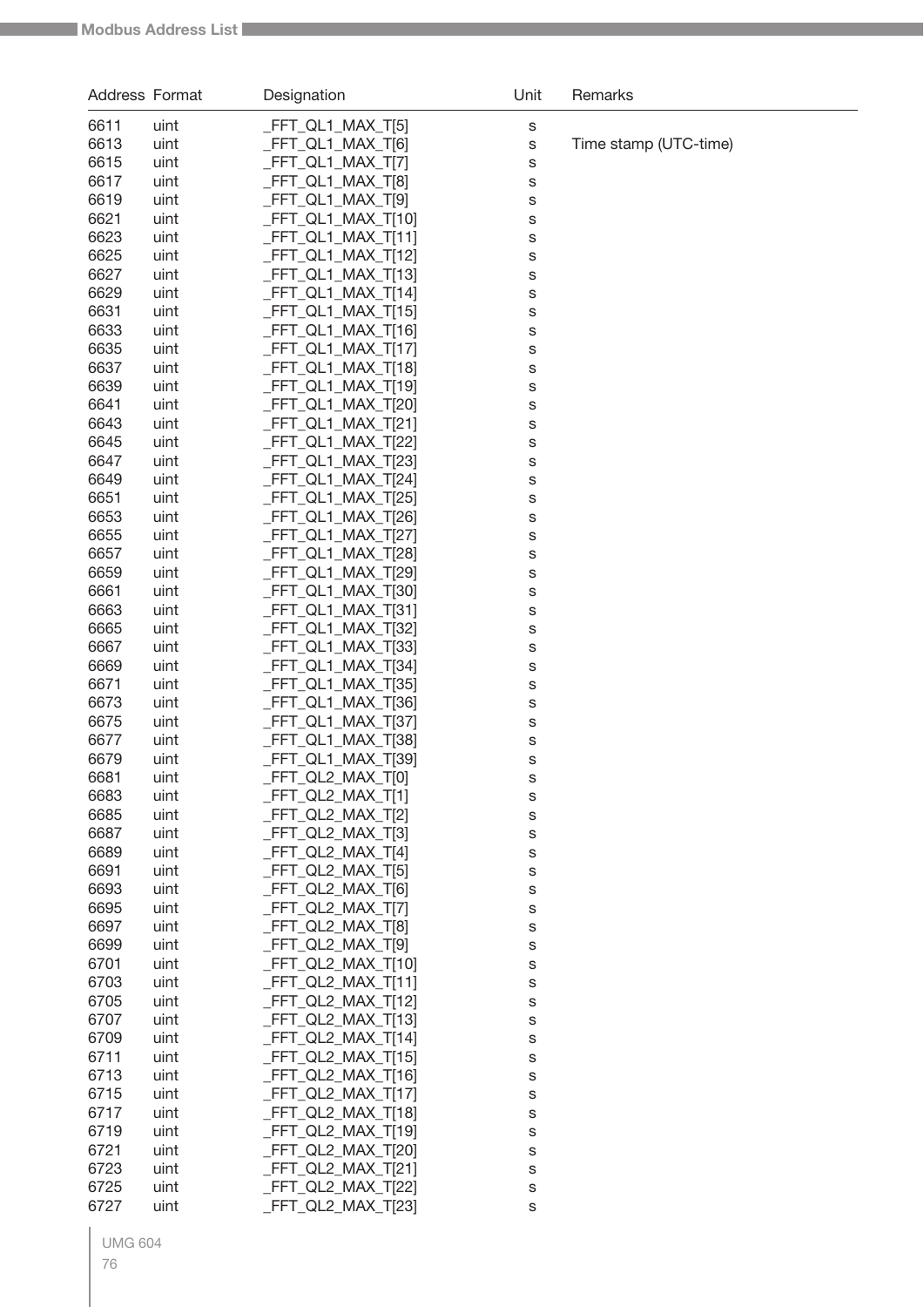| Address | Format | Designation | Unit | Remarks |
|---|---|---|---|---|
| 6611 | uint | _FFT_QL1_MAX_T[5] | s | |
| 6613 | uint | _FFT_QL1_MAX_T[6] | s | Time stamp (UTC-time) |
| 6615 | uint | _FFT_QL1_MAX_T[7] | s | |
| 6617 | uint | _FFT_QL1_MAX_T[8] | s | |
| 6619 | uint | _FFT_QL1_MAX_T[9] | s | |
| 6621 | uint | _FFT_QL1_MAX_T[10] | s | |
| 6623 | uint | _FFT_QL1_MAX_T[11] | s | |
| 6625 | uint | _FFT_QL1_MAX_T[12] | s | |
| 6627 | uint | _FFT_QL1_MAX_T[13] | s | |
| 6629 | uint | _FFT_QL1_MAX_T[14] | s | |
| 6631 | uint | _FFT_QL1_MAX_T[15] | s | |
| 6633 | uint | _FFT_QL1_MAX_T[16] | s | |
| 6635 | uint | _FFT_QL1_MAX_T[17] | s | |
| 6637 | uint | _FFT_QL1_MAX_T[18] | s | |
| 6639 | uint | _FFT_QL1_MAX_T[19] | s | |
| 6641 | uint | _FFT_QL1_MAX_T[20] | s | |
| 6643 | uint | _FFT_QL1_MAX_T[21] | s | |
| 6645 | uint | _FFT_QL1_MAX_T[22] | s | |
| 6647 | uint | _FFT_QL1_MAX_T[23] | s | |
| 6649 | uint | _FFT_QL1_MAX_T[24] | s | |
| 6651 | uint | _FFT_QL1_MAX_T[25] | s | |
| 6653 | uint | _FFT_QL1_MAX_T[26] | s | |
| 6655 | uint | _FFT_QL1_MAX_T[27] | s | |
| 6657 | uint | _FFT_QL1_MAX_T[28] | s | |
| 6659 | uint | _FFT_QL1_MAX_T[29] | s | |
| 6661 | uint | _FFT_QL1_MAX_T[30] | s | |
| 6663 | uint | _FFT_QL1_MAX_T[31] | s | |
| 6665 | uint | _FFT_QL1_MAX_T[32] | s | |
| 6667 | uint | _FFT_QL1_MAX_T[33] | s | |
| 6669 | uint | _FFT_QL1_MAX_T[34] | s | |
| 6671 | uint | _FFT_QL1_MAX_T[35] | s | |
| 6673 | uint | _FFT_QL1_MAX_T[36] | s | |
| 6675 | uint | _FFT_QL1_MAX_T[37] | s | |
| 6677 | uint | _FFT_QL1_MAX_T[38] | s | |
| 6679 | uint | _FFT_QL1_MAX_T[39] | s | |
| 6681 | uint | _FFT_QL2_MAX_T[0] | s | |
| 6683 | uint | _FFT_QL2_MAX_T[1] | s | |
| 6685 | uint | _FFT_QL2_MAX_T[2] | s | |
| 6687 | uint | _FFT_QL2_MAX_T[3] | s | |
| 6689 | uint | _FFT_QL2_MAX_T[4] | s | |
| 6691 | uint | _FFT_QL2_MAX_T[5] | s | |
| 6693 | uint | _FFT_QL2_MAX_T[6] | s | |
| 6695 | uint | _FFT_QL2_MAX_T[7] | s | |
| 6697 | uint | _FFT_QL2_MAX_T[8] | s | |
| 6699 | uint | _FFT_QL2_MAX_T[9] | s | |
| 6701 | uint | _FFT_QL2_MAX_T[10] | s | |
| 6703 | uint | _FFT_QL2_MAX_T[11] | s | |
| 6705 | uint | _FFT_QL2_MAX_T[12] | s | |
| 6707 | uint | _FFT_QL2_MAX_T[13] | s | |
| 6709 | uint | _FFT_QL2_MAX_T[14] | s | |
| 6711 | uint | _FFT_QL2_MAX_T[15] | s | |
| 6713 | uint | _FFT_QL2_MAX_T[16] | s | |
| 6715 | uint | _FFT_QL2_MAX_T[17] | s | |
| 6717 | uint | _FFT_QL2_MAX_T[18] | s | |
| 6719 | uint | _FFT_QL2_MAX_T[19] | s | |
| 6721 | uint | _FFT_QL2_MAX_T[20] | s | |
| 6723 | uint | _FFT_QL2_MAX_T[21] | s | |
| 6725 | uint | _FFT_QL2_MAX_T[22] | s | |
| 6727 | uint | _FFT_QL2_MAX_T[23] | s | |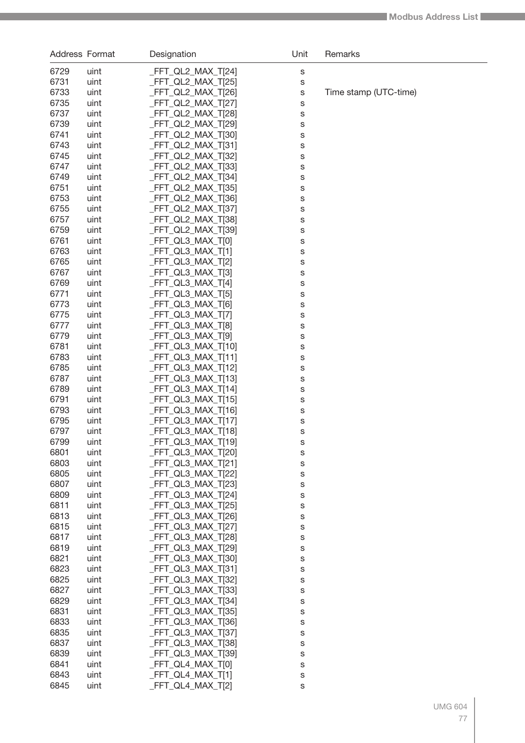| Address | Format | Designation | Unit | Remarks |
|---|---|---|---|---|
| 6729 | uint | _FFT_QL2_MAX_T[24] | s | |
| 6731 | uint | _FFT_QL2_MAX_T[25] | s | |
| 6733 | uint | _FFT_QL2_MAX_T[26] | s | Time stamp (UTC-time) |
| 6735 | uint | _FFT_QL2_MAX_T[27] | s | |
| 6737 | uint | _FFT_QL2_MAX_T[28] | s | |
| 6739 | uint | _FFT_QL2_MAX_T[29] | s | |
| 6741 | uint | _FFT_QL2_MAX_T[30] | s | |
| 6743 | uint | _FFT_QL2_MAX_T[31] | s | |
| 6745 | uint | _FFT_QL2_MAX_T[32] | s | |
| 6747 | uint | _FFT_QL2_MAX_T[33] | s | |
| 6749 | uint | _FFT_QL2_MAX_T[34] | s | |
| 6751 | uint | _FFT_QL2_MAX_T[35] | s | |
| 6753 | uint | _FFT_QL2_MAX_T[36] | s | |
| 6755 | uint | _FFT_QL2_MAX_T[37] | s | |
| 6757 | uint | _FFT_QL2_MAX_T[38] | s | |
| 6759 | uint | _FFT_QL2_MAX_T[39] | s | |
| 6761 | uint | _FFT_QL3_MAX_T[0] | s | |
| 6763 | uint | _FFT_QL3_MAX_T[1] | s | |
| 6765 | uint | _FFT_QL3_MAX_T[2] | s | |
| 6767 | uint | _FFT_QL3_MAX_T[3] | s | |
| 6769 | uint | _FFT_QL3_MAX_T[4] | s | |
| 6771 | uint | _FFT_QL3_MAX_T[5] | s | |
| 6773 | uint | _FFT_QL3_MAX_T[6] | s | |
| 6775 | uint | _FFT_QL3_MAX_T[7] | s | |
| 6777 | uint | _FFT_QL3_MAX_T[8] | s | |
| 6779 | uint | _FFT_QL3_MAX_T[9] | s | |
| 6781 | uint | _FFT_QL3_MAX_T[10] | s | |
| 6783 | uint | _FFT_QL3_MAX_T[11] | s | |
| 6785 | uint | _FFT_QL3_MAX_T[12] | s | |
| 6787 | uint | _FFT_QL3_MAX_T[13] | s | |
| 6789 | uint | _FFT_QL3_MAX_T[14] | s | |
| 6791 | uint | _FFT_QL3_MAX_T[15] | s | |
| 6793 | uint | _FFT_QL3_MAX_T[16] | s | |
| 6795 | uint | _FFT_QL3_MAX_T[17] | s | |
| 6797 | uint | _FFT_QL3_MAX_T[18] | s | |
| 6799 | uint | _FFT_QL3_MAX_T[19] | s | |
| 6801 | uint | _FFT_QL3_MAX_T[20] | s | |
| 6803 | uint | _FFT_QL3_MAX_T[21] | s | |
| 6805 | uint | _FFT_QL3_MAX_T[22] | s | |
| 6807 | uint | _FFT_QL3_MAX_T[23] | s | |
| 6809 | uint | _FFT_QL3_MAX_T[24] | s | |
| 6811 | uint | _FFT_QL3_MAX_T[25] | s | |
| 6813 | uint | _FFT_QL3_MAX_T[26] | s | |
| 6815 | uint | _FFT_QL3_MAX_T[27] | s | |
| 6817 | uint | _FFT_QL3_MAX_T[28] | s | |
| 6819 | uint | _FFT_QL3_MAX_T[29] | s | |
| 6821 | uint | _FFT_QL3_MAX_T[30] | s | |
| 6823 | uint | _FFT_QL3_MAX_T[31] | s | |
| 6825 | uint | _FFT_QL3_MAX_T[32] | s | |
| 6827 | uint | _FFT_QL3_MAX_T[33] | s | |
| 6829 | uint | _FFT_QL3_MAX_T[34] | s | |
| 6831 | uint | _FFT_QL3_MAX_T[35] | s | |
| 6833 | uint | _FFT_QL3_MAX_T[36] | s | |
| 6835 | uint | _FFT_QL3_MAX_T[37] | s | |
| 6837 | uint | _FFT_QL3_MAX_T[38] | s | |
| 6839 | uint | _FFT_QL3_MAX_T[39] | s | |
| 6841 | uint | _FFT_QL4_MAX_T[0] | s | |
| 6843 | uint | _FFT_QL4_MAX_T[1] | s | |
| 6845 | uint | _FFT_QL4_MAX_T[2] | s | |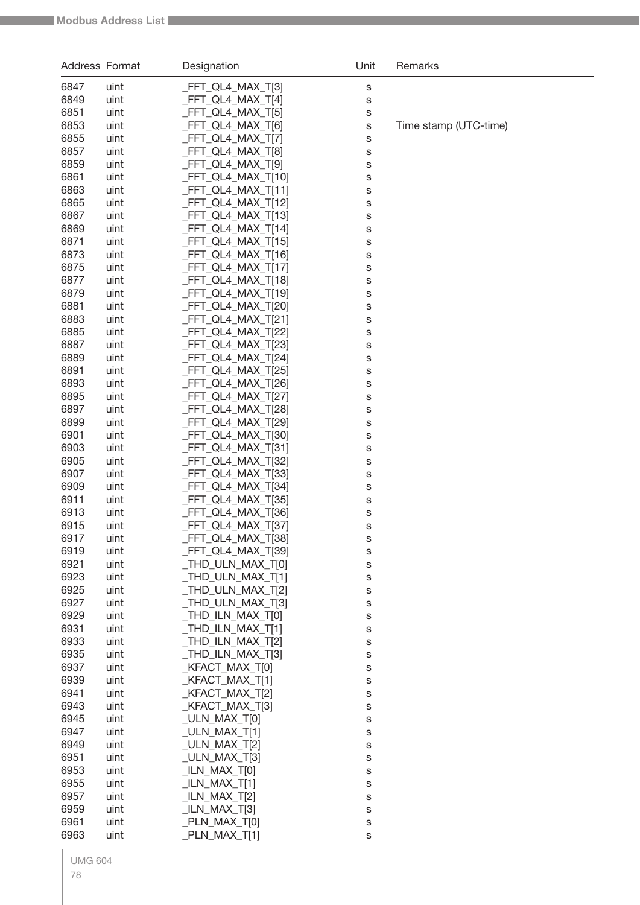| Address | Format | Designation | Unit | Remarks |
|---|---|---|---|---|
| 6847 | uint | _FFT_QL4_MAX_T[3] | s | |
| 6849 | uint | _FFT_QL4_MAX_T[4] | s | |
| 6851 | uint | _FFT_QL4_MAX_T[5] | s | |
| 6853 | uint | _FFT_QL4_MAX_T[6] | s | Time stamp (UTC-time) |
| 6855 | uint | _FFT_QL4_MAX_T[7] | s | |
| 6857 | uint | _FFT_QL4_MAX_T[8] | s | |
| 6859 | uint | _FFT_QL4_MAX_T[9] | s | |
| 6861 | uint | _FFT_QL4_MAX_T[10] | s | |
| 6863 | uint | _FFT_QL4_MAX_T[11] | s | |
| 6865 | uint | _FFT_QL4_MAX_T[12] | s | |
| 6867 | uint | _FFT_QL4_MAX_T[13] | s | |
| 6869 | uint | _FFT_QL4_MAX_T[14] | s | |
| 6871 | uint | _FFT_QL4_MAX_T[15] | s | |
| 6873 | uint | _FFT_QL4_MAX_T[16] | s | |
| 6875 | uint | _FFT_QL4_MAX_T[17] | s | |
| 6877 | uint | _FFT_QL4_MAX_T[18] | s | |
| 6879 | uint | _FFT_QL4_MAX_T[19] | s | |
| 6881 | uint | _FFT_QL4_MAX_T[20] | s | |
| 6883 | uint | _FFT_QL4_MAX_T[21] | s | |
| 6885 | uint | _FFT_QL4_MAX_T[22] | s | |
| 6887 | uint | _FFT_QL4_MAX_T[23] | s | |
| 6889 | uint | _FFT_QL4_MAX_T[24] | s | |
| 6891 | uint | _FFT_QL4_MAX_T[25] | s | |
| 6893 | uint | _FFT_QL4_MAX_T[26] | s | |
| 6895 | uint | _FFT_QL4_MAX_T[27] | s | |
| 6897 | uint | _FFT_QL4_MAX_T[28] | s | |
| 6899 | uint | _FFT_QL4_MAX_T[29] | s | |
| 6901 | uint | _FFT_QL4_MAX_T[30] | s | |
| 6903 | uint | _FFT_QL4_MAX_T[31] | s | |
| 6905 | uint | _FFT_QL4_MAX_T[32] | s | |
| 6907 | uint | _FFT_QL4_MAX_T[33] | s | |
| 6909 | uint | _FFT_QL4_MAX_T[34] | s | |
| 6911 | uint | _FFT_QL4_MAX_T[35] | s | |
| 6913 | uint | _FFT_QL4_MAX_T[36] | s | |
| 6915 | uint | _FFT_QL4_MAX_T[37] | s | |
| 6917 | uint | _FFT_QL4_MAX_T[38] | s | |
| 6919 | uint | _FFT_QL4_MAX_T[39] | s | |
| 6921 | uint | _THD_ULN_MAX_T[0] | s | |
| 6923 | uint | _THD_ULN_MAX_T[1] | s | |
| 6925 | uint | _THD_ULN_MAX_T[2] | s | |
| 6927 | uint | _THD_ULN_MAX_T[3] | s | |
| 6929 | uint | _THD_ILN_MAX_T[0] | s | |
| 6931 | uint | _THD_ILN_MAX_T[1] | s | |
| 6933 | uint | _THD_ILN_MAX_T[2] | s | |
| 6935 | uint | _THD_ILN_MAX_T[3] | s | |
| 6937 | uint | _KFACT_MAX_T[0] | s | |
| 6939 | uint | _KFACT_MAX_T[1] | s | |
| 6941 | uint | _KFACT_MAX_T[2] | s | |
| 6943 | uint | _KFACT_MAX_T[3] | s | |
| 6945 | uint | _ULN_MAX_T[0] | s | |
| 6947 | uint | _ULN_MAX_T[1] | s | |
| 6949 | uint | _ULN_MAX_T[2] | s | |
| 6951 | uint | _ULN_MAX_T[3] | s | |
| 6953 | uint | _ILN_MAX_T[0] | s | |
| 6955 | uint | _ILN_MAX_T[1] | s | |
| 6957 | uint | _ILN_MAX_T[2] | s | |
| 6959 | uint | _ILN_MAX_T[3] | s | |
| 6961 | uint | _PLN_MAX_T[0] | s | |
| 6963 | uint | _PLN_MAX_T[1] | s | |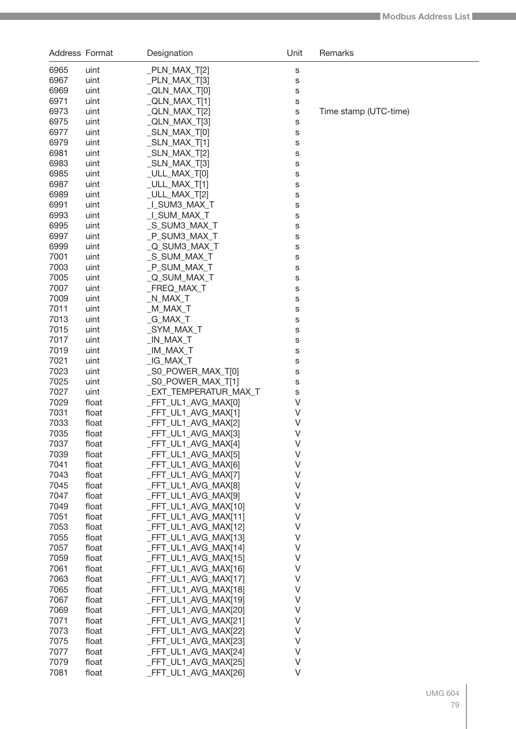| Address | Format | Designation | Unit | Remarks |
|---|---|---|---|---|
| 6965 | uint | _PLN_MAX_T[2] | s | |
| 6967 | uint | _PLN_MAX_T[3] | s | |
| 6969 | uint | _QLN_MAX_T[0] | s | |
| 6971 | uint | _QLN_MAX_T[1] | s | |
| 6973 | uint | _QLN_MAX_T[2] | s | Time stamp (UTC-time) |
| 6975 | uint | _QLN_MAX_T[3] | s | |
| 6977 | uint | _SLN_MAX_T[0] | s | |
| 6979 | uint | _SLN_MAX_T[1] | s | |
| 6981 | uint | _SLN_MAX_T[2] | s | |
| 6983 | uint | _SLN_MAX_T[3] | s | |
| 6985 | uint | _ULL_MAX_T[0] | s | |
| 6987 | uint | _ULL_MAX_T[1] | s | |
| 6989 | uint | _ULL_MAX_T[2] | s | |
| 6991 | uint | _I_SUM3_MAX_T | s | |
| 6993 | uint | _I_SUM_MAX_T | s | |
| 6995 | uint | _S_SUM3_MAX_T | s | |
| 6997 | uint | _P_SUM3_MAX_T | s | |
| 6999 | uint | _Q_SUM3_MAX_T | s | |
| 7001 | uint | _S_SUM_MAX_T | s | |
| 7003 | uint | _P_SUM_MAX_T | s | |
| 7005 | uint | _Q_SUM_MAX_T | s | |
| 7007 | uint | _FREQ_MAX_T | s | |
| 7009 | uint | _N_MAX_T | s | |
| 7011 | uint | _M_MAX_T | s | |
| 7013 | uint | _G_MAX_T | s | |
| 7015 | uint | _SYM_MAX_T | s | |
| 7017 | uint | _IN_MAX_T | s | |
| 7019 | uint | _IM_MAX_T | s | |
| 7021 | uint | _IG_MAX_T | s | |
| 7023 | uint | _S0_POWER_MAX_T[0] | s | |
| 7025 | uint | _S0_POWER_MAX_T[1] | s | |
| 7027 | uint | _EXT_TEMPERATUR_MAX_T | s | |
| 7029 | float | _FFT_UL1_AVG_MAX[0] | V | |
| 7031 | float | _FFT_UL1_AVG_MAX[1] | V | |
| 7033 | float | _FFT_UL1_AVG_MAX[2] | V | |
| 7035 | float | _FFT_UL1_AVG_MAX[3] | V | |
| 7037 | float | _FFT_UL1_AVG_MAX[4] | V | |
| 7039 | float | _FFT_UL1_AVG_MAX[5] | V | |
| 7041 | float | _FFT_UL1_AVG_MAX[6] | V | |
| 7043 | float | _FFT_UL1_AVG_MAX[7] | V | |
| 7045 | float | _FFT_UL1_AVG_MAX[8] | V | |
| 7047 | float | _FFT_UL1_AVG_MAX[9] | V | |
| 7049 | float | _FFT_UL1_AVG_MAX[10] | V | |
| 7051 | float | _FFT_UL1_AVG_MAX[11] | V | |
| 7053 | float | _FFT_UL1_AVG_MAX[12] | V | |
| 7055 | float | _FFT_UL1_AVG_MAX[13] | V | |
| 7057 | float | _FFT_UL1_AVG_MAX[14] | V | |
| 7059 | float | _FFT_UL1_AVG_MAX[15] | V | |
| 7061 | float | _FFT_UL1_AVG_MAX[16] | V | |
| 7063 | float | _FFT_UL1_AVG_MAX[17] | V | |
| 7065 | float | _FFT_UL1_AVG_MAX[18] | V | |
| 7067 | float | _FFT_UL1_AVG_MAX[19] | V | |
| 7069 | float | _FFT_UL1_AVG_MAX[20] | V | |
| 7071 | float | _FFT_UL1_AVG_MAX[21] | V | |
| 7073 | float | _FFT_UL1_AVG_MAX[22] | V | |
| 7075 | float | _FFT_UL1_AVG_MAX[23] | V | |
| 7077 | float | _FFT_UL1_AVG_MAX[24] | V | |
| 7079 | float | _FFT_UL1_AVG_MAX[25] | V | |
| 7081 | float | _FFT_UL1_AVG_MAX[26] | V | |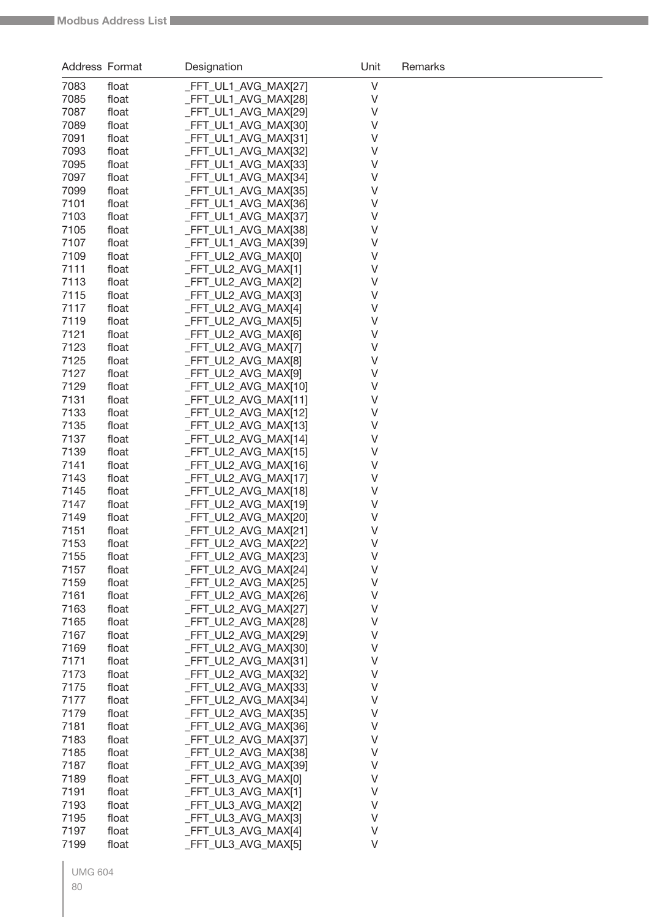| Address | Format | Designation | Unit | Remarks |
|---|---|---|---|---|
| 7083 | float | _FFT_UL1_AVG_MAX[27] | V | |
| 7085 | float | _FFT_UL1_AVG_MAX[28] | V | |
| 7087 | float | _FFT_UL1_AVG_MAX[29] | V | |
| 7089 | float | _FFT_UL1_AVG_MAX[30] | V | |
| 7091 | float | _FFT_UL1_AVG_MAX[31] | V | |
| 7093 | float | _FFT_UL1_AVG_MAX[32] | V | |
| 7095 | float | _FFT_UL1_AVG_MAX[33] | V | |
| 7097 | float | _FFT_UL1_AVG_MAX[34] | V | |
| 7099 | float | _FFT_UL1_AVG_MAX[35] | V | |
| 7101 | float | _FFT_UL1_AVG_MAX[36] | V | |
| 7103 | float | _FFT_UL1_AVG_MAX[37] | V | |
| 7105 | float | _FFT_UL1_AVG_MAX[38] | V | |
| 7107 | float | _FFT_UL1_AVG_MAX[39] | V | |
| 7109 | float | _FFT_UL2_AVG_MAX[0] | V | |
| 7111 | float | _FFT_UL2_AVG_MAX[1] | V | |
| 7113 | float | _FFT_UL2_AVG_MAX[2] | V | |
| 7115 | float | _FFT_UL2_AVG_MAX[3] | V | |
| 7117 | float | _FFT_UL2_AVG_MAX[4] | V | |
| 7119 | float | _FFT_UL2_AVG_MAX[5] | V | |
| 7121 | float | _FFT_UL2_AVG_MAX[6] | V | |
| 7123 | float | _FFT_UL2_AVG_MAX[7] | V | |
| 7125 | float | _FFT_UL2_AVG_MAX[8] | V | |
| 7127 | float | _FFT_UL2_AVG_MAX[9] | V | |
| 7129 | float | _FFT_UL2_AVG_MAX[10] | V | |
| 7131 | float | _FFT_UL2_AVG_MAX[11] | V | |
| 7133 | float | _FFT_UL2_AVG_MAX[12] | V | |
| 7135 | float | _FFT_UL2_AVG_MAX[13] | V | |
| 7137 | float | _FFT_UL2_AVG_MAX[14] | V | |
| 7139 | float | _FFT_UL2_AVG_MAX[15] | V | |
| 7141 | float | _FFT_UL2_AVG_MAX[16] | V | |
| 7143 | float | _FFT_UL2_AVG_MAX[17] | V | |
| 7145 | float | _FFT_UL2_AVG_MAX[18] | V | |
| 7147 | float | _FFT_UL2_AVG_MAX[19] | V | |
| 7149 | float | _FFT_UL2_AVG_MAX[20] | V | |
| 7151 | float | _FFT_UL2_AVG_MAX[21] | V | |
| 7153 | float | _FFT_UL2_AVG_MAX[22] | V | |
| 7155 | float | _FFT_UL2_AVG_MAX[23] | V | |
| 7157 | float | _FFT_UL2_AVG_MAX[24] | V | |
| 7159 | float | _FFT_UL2_AVG_MAX[25] | V | |
| 7161 | float | _FFT_UL2_AVG_MAX[26] | V | |
| 7163 | float | _FFT_UL2_AVG_MAX[27] | V | |
| 7165 | float | _FFT_UL2_AVG_MAX[28] | V | |
| 7167 | float | _FFT_UL2_AVG_MAX[29] | V | |
| 7169 | float | _FFT_UL2_AVG_MAX[30] | V | |
| 7171 | float | _FFT_UL2_AVG_MAX[31] | V | |
| 7173 | float | _FFT_UL2_AVG_MAX[32] | V | |
| 7175 | float | _FFT_UL2_AVG_MAX[33] | V | |
| 7177 | float | _FFT_UL2_AVG_MAX[34] | V | |
| 7179 | float | _FFT_UL2_AVG_MAX[35] | V | |
| 7181 | float | _FFT_UL2_AVG_MAX[36] | V | |
| 7183 | float | _FFT_UL2_AVG_MAX[37] | V | |
| 7185 | float | _FFT_UL2_AVG_MAX[38] | V | |
| 7187 | float | _FFT_UL2_AVG_MAX[39] | V | |
| 7189 | float | _FFT_UL3_AVG_MAX[0] | V | |
| 7191 | float | _FFT_UL3_AVG_MAX[1] | V | |
| 7193 | float | _FFT_UL3_AVG_MAX[2] | V | |
| 7195 | float | _FFT_UL3_AVG_MAX[3] | V | |
| 7197 | float | _FFT_UL3_AVG_MAX[4] | V | |
| 7199 | float | _FFT_UL3_AVG_MAX[5] | V | |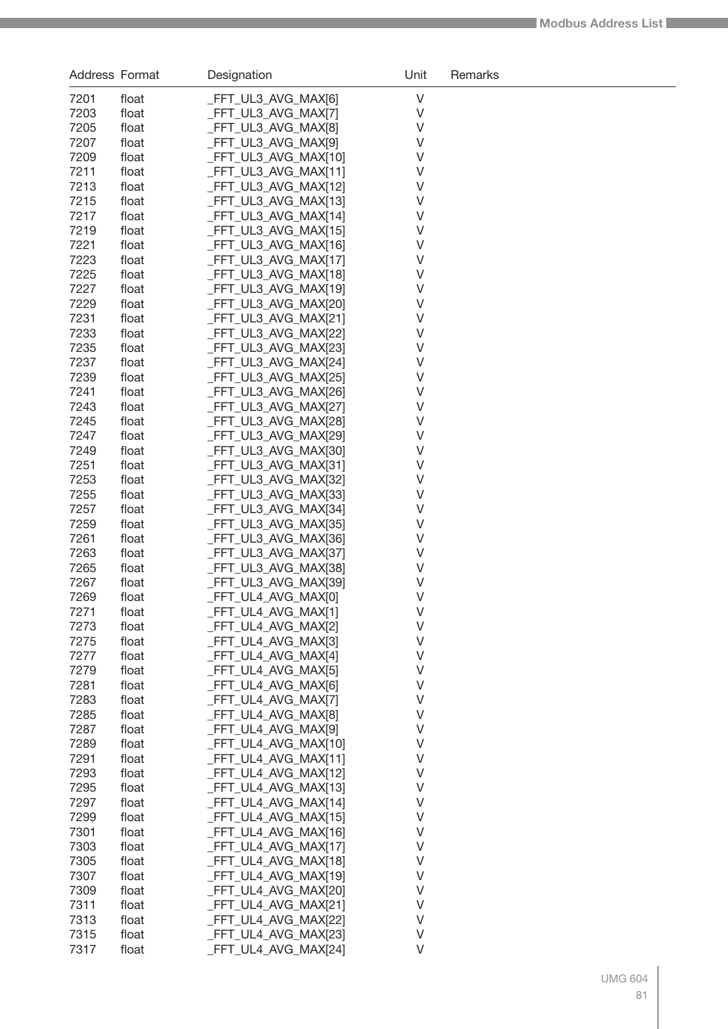| Address | Format | Designation | Unit | Remarks |
|---|---|---|---|---|
| 7201 | float | _FFT_UL3_AVG_MAX[6] | V | |
| 7203 | float | _FFT_UL3_AVG_MAX[7] | V | |
| 7205 | float | _FFT_UL3_AVG_MAX[8] | V | |
| 7207 | float | _FFT_UL3_AVG_MAX[9] | V | |
| 7209 | float | _FFT_UL3_AVG_MAX[10] | V | |
| 7211 | float | _FFT_UL3_AVG_MAX[11] | V | |
| 7213 | float | _FFT_UL3_AVG_MAX[12] | V | |
| 7215 | float | _FFT_UL3_AVG_MAX[13] | V | |
| 7217 | float | _FFT_UL3_AVG_MAX[14] | V | |
| 7219 | float | _FFT_UL3_AVG_MAX[15] | V | |
| 7221 | float | _FFT_UL3_AVG_MAX[16] | V | |
| 7223 | float | _FFT_UL3_AVG_MAX[17] | V | |
| 7225 | float | _FFT_UL3_AVG_MAX[18] | V | |
| 7227 | float | _FFT_UL3_AVG_MAX[19] | V | |
| 7229 | float | _FFT_UL3_AVG_MAX[20] | V | |
| 7231 | float | _FFT_UL3_AVG_MAX[21] | V | |
| 7233 | float | _FFT_UL3_AVG_MAX[22] | V | |
| 7235 | float | _FFT_UL3_AVG_MAX[23] | V | |
| 7237 | float | _FFT_UL3_AVG_MAX[24] | V | |
| 7239 | float | _FFT_UL3_AVG_MAX[25] | V | |
| 7241 | float | _FFT_UL3_AVG_MAX[26] | V | |
| 7243 | float | _FFT_UL3_AVG_MAX[27] | V | |
| 7245 | float | _FFT_UL3_AVG_MAX[28] | V | |
| 7247 | float | _FFT_UL3_AVG_MAX[29] | V | |
| 7249 | float | _FFT_UL3_AVG_MAX[30] | V | |
| 7251 | float | _FFT_UL3_AVG_MAX[31] | V | |
| 7253 | float | _FFT_UL3_AVG_MAX[32] | V | |
| 7255 | float | _FFT_UL3_AVG_MAX[33] | V | |
| 7257 | float | _FFT_UL3_AVG_MAX[34] | V | |
| 7259 | float | _FFT_UL3_AVG_MAX[35] | V | |
| 7261 | float | _FFT_UL3_AVG_MAX[36] | V | |
| 7263 | float | _FFT_UL3_AVG_MAX[37] | V | |
| 7265 | float | _FFT_UL3_AVG_MAX[38] | V | |
| 7267 | float | _FFT_UL3_AVG_MAX[39] | V | |
| 7269 | float | _FFT_UL4_AVG_MAX[0] | V | |
| 7271 | float | _FFT_UL4_AVG_MAX[1] | V | |
| 7273 | float | _FFT_UL4_AVG_MAX[2] | V | |
| 7275 | float | _FFT_UL4_AVG_MAX[3] | V | |
| 7277 | float | _FFT_UL4_AVG_MAX[4] | V | |
| 7279 | float | _FFT_UL4_AVG_MAX[5] | V | |
| 7281 | float | _FFT_UL4_AVG_MAX[6] | V | |
| 7283 | float | _FFT_UL4_AVG_MAX[7] | V | |
| 7285 | float | _FFT_UL4_AVG_MAX[8] | V | |
| 7287 | float | _FFT_UL4_AVG_MAX[9] | V | |
| 7289 | float | _FFT_UL4_AVG_MAX[10] | V | |
| 7291 | float | _FFT_UL4_AVG_MAX[11] | V | |
| 7293 | float | _FFT_UL4_AVG_MAX[12] | V | |
| 7295 | float | _FFT_UL4_AVG_MAX[13] | V | |
| 7297 | float | _FFT_UL4_AVG_MAX[14] | V | |
| 7299 | float | _FFT_UL4_AVG_MAX[15] | V | |
| 7301 | float | _FFT_UL4_AVG_MAX[16] | V | |
| 7303 | float | _FFT_UL4_AVG_MAX[17] | V | |
| 7305 | float | _FFT_UL4_AVG_MAX[18] | V | |
| 7307 | float | _FFT_UL4_AVG_MAX[19] | V | |
| 7309 | float | _FFT_UL4_AVG_MAX[20] | V | |
| 7311 | float | _FFT_UL4_AVG_MAX[21] | V | |
| 7313 | float | _FFT_UL4_AVG_MAX[22] | V | |
| 7315 | float | _FFT_UL4_AVG_MAX[23] | V | |
| 7317 | float | _FFT_UL4_AVG_MAX[24] | V | |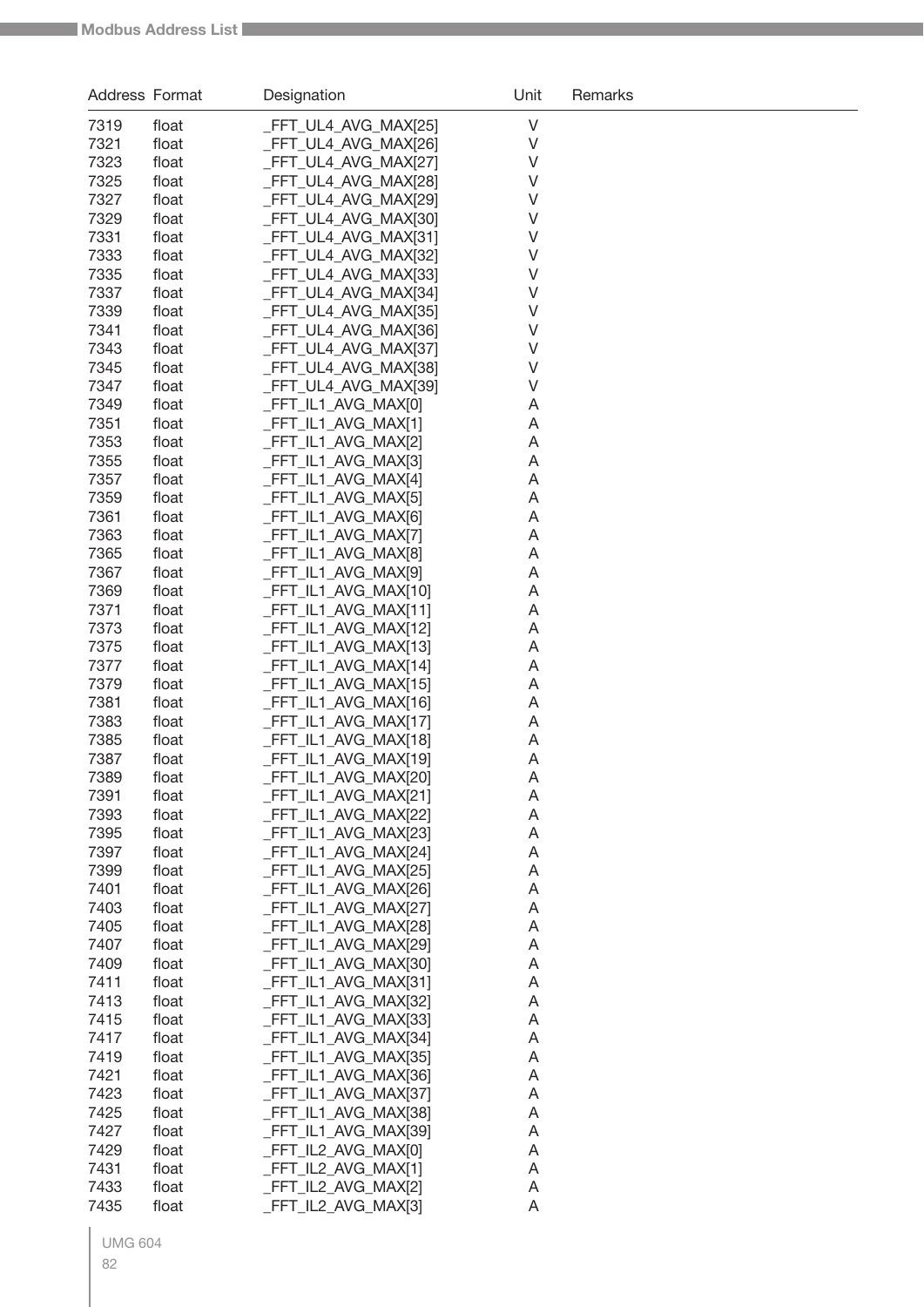| Address | Format | Designation | Unit | Remarks |
|---|---|---|---|---|
| 7319 | float | _FFT_UL4_AVG_MAX[25] | V | |
| 7321 | float | _FFT_UL4_AVG_MAX[26] | V | |
| 7323 | float | _FFT_UL4_AVG_MAX[27] | V | |
| 7325 | float | _FFT_UL4_AVG_MAX[28] | V | |
| 7327 | float | _FFT_UL4_AVG_MAX[29] | V | |
| 7329 | float | _FFT_UL4_AVG_MAX[30] | V | |
| 7331 | float | _FFT_UL4_AVG_MAX[31] | V | |
| 7333 | float | _FFT_UL4_AVG_MAX[32] | V | |
| 7335 | float | _FFT_UL4_AVG_MAX[33] | V | |
| 7337 | float | _FFT_UL4_AVG_MAX[34] | V | |
| 7339 | float | _FFT_UL4_AVG_MAX[35] | V | |
| 7341 | float | _FFT_UL4_AVG_MAX[36] | V | |
| 7343 | float | _FFT_UL4_AVG_MAX[37] | V | |
| 7345 | float | _FFT_UL4_AVG_MAX[38] | V | |
| 7347 | float | _FFT_UL4_AVG_MAX[39] | V | |
| 7349 | float | _FFT_IL1_AVG_MAX[0] | A | |
| 7351 | float | _FFT_IL1_AVG_MAX[1] | A | |
| 7353 | float | _FFT_IL1_AVG_MAX[2] | A | |
| 7355 | float | _FFT_IL1_AVG_MAX[3] | A | |
| 7357 | float | _FFT_IL1_AVG_MAX[4] | A | |
| 7359 | float | _FFT_IL1_AVG_MAX[5] | A | |
| 7361 | float | _FFT_IL1_AVG_MAX[6] | A | |
| 7363 | float | _FFT_IL1_AVG_MAX[7] | A | |
| 7365 | float | _FFT_IL1_AVG_MAX[8] | A | |
| 7367 | float | _FFT_IL1_AVG_MAX[9] | A | |
| 7369 | float | _FFT_IL1_AVG_MAX[10] | A | |
| 7371 | float | _FFT_IL1_AVG_MAX[11] | A | |
| 7373 | float | _FFT_IL1_AVG_MAX[12] | A | |
| 7375 | float | _FFT_IL1_AVG_MAX[13] | A | |
| 7377 | float | _FFT_IL1_AVG_MAX[14] | A | |
| 7379 | float | _FFT_IL1_AVG_MAX[15] | A | |
| 7381 | float | _FFT_IL1_AVG_MAX[16] | A | |
| 7383 | float | _FFT_IL1_AVG_MAX[17] | A | |
| 7385 | float | _FFT_IL1_AVG_MAX[18] | A | |
| 7387 | float | _FFT_IL1_AVG_MAX[19] | A | |
| 7389 | float | _FFT_IL1_AVG_MAX[20] | A | |
| 7391 | float | _FFT_IL1_AVG_MAX[21] | A | |
| 7393 | float | _FFT_IL1_AVG_MAX[22] | A | |
| 7395 | float | _FFT_IL1_AVG_MAX[23] | A | |
| 7397 | float | _FFT_IL1_AVG_MAX[24] | A | |
| 7399 | float | _FFT_IL1_AVG_MAX[25] | A | |
| 7401 | float | _FFT_IL1_AVG_MAX[26] | A | |
| 7403 | float | _FFT_IL1_AVG_MAX[27] | A | |
| 7405 | float | _FFT_IL1_AVG_MAX[28] | A | |
| 7407 | float | _FFT_IL1_AVG_MAX[29] | A | |
| 7409 | float | _FFT_IL1_AVG_MAX[30] | A | |
| 7411 | float | _FFT_IL1_AVG_MAX[31] | A | |
| 7413 | float | _FFT_IL1_AVG_MAX[32] | A | |
| 7415 | float | _FFT_IL1_AVG_MAX[33] | A | |
| 7417 | float | _FFT_IL1_AVG_MAX[34] | A | |
| 7419 | float | _FFT_IL1_AVG_MAX[35] | A | |
| 7421 | float | _FFT_IL1_AVG_MAX[36] | A | |
| 7423 | float | _FFT_IL1_AVG_MAX[37] | A | |
| 7425 | float | _FFT_IL1_AVG_MAX[38] | A | |
| 7427 | float | _FFT_IL1_AVG_MAX[39] | A | |
| 7429 | float | _FFT_IL2_AVG_MAX[0] | A | |
| 7431 | float | _FFT_IL2_AVG_MAX[1] | A | |
| 7433 | float | _FFT_IL2_AVG_MAX[2] | A | |
| 7435 | float | _FFT_IL2_AVG_MAX[3] | A | |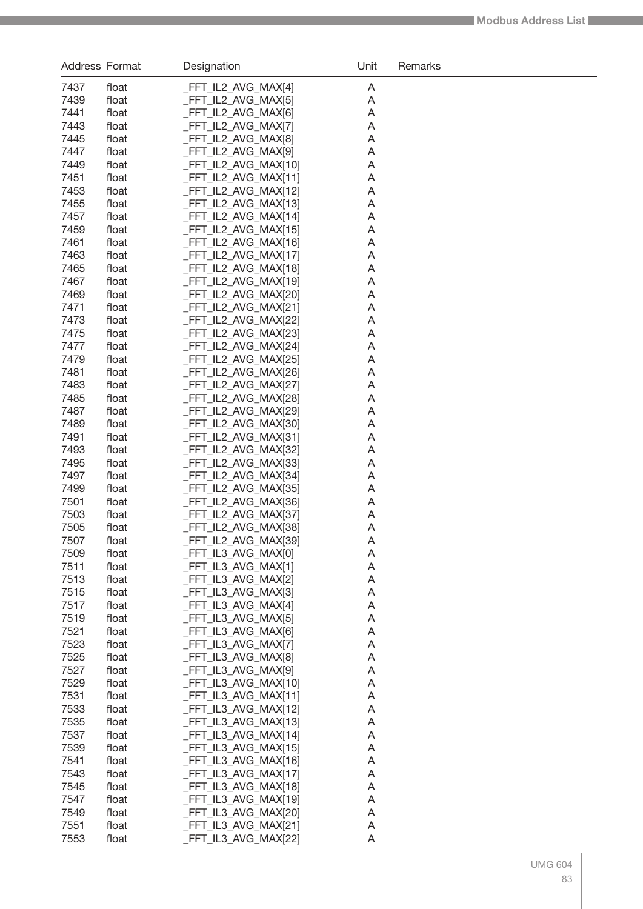| Address | Format | Designation | Unit | Remarks |
|---|---|---|---|---|
| 7437 | float | _FFT_IL2_AVG_MAX[4] | A | |
| 7439 | float | _FFT_IL2_AVG_MAX[5] | A | |
| 7441 | float | _FFT_IL2_AVG_MAX[6] | A | |
| 7443 | float | _FFT_IL2_AVG_MAX[7] | A | |
| 7445 | float | _FFT_IL2_AVG_MAX[8] | A | |
| 7447 | float | _FFT_IL2_AVG_MAX[9] | A | |
| 7449 | float | _FFT_IL2_AVG_MAX[10] | A | |
| 7451 | float | _FFT_IL2_AVG_MAX[11] | A | |
| 7453 | float | _FFT_IL2_AVG_MAX[12] | A | |
| 7455 | float | _FFT_IL2_AVG_MAX[13] | A | |
| 7457 | float | _FFT_IL2_AVG_MAX[14] | A | |
| 7459 | float | _FFT_IL2_AVG_MAX[15] | A | |
| 7461 | float | _FFT_IL2_AVG_MAX[16] | A | |
| 7463 | float | _FFT_IL2_AVG_MAX[17] | A | |
| 7465 | float | _FFT_IL2_AVG_MAX[18] | A | |
| 7467 | float | _FFT_IL2_AVG_MAX[19] | A | |
| 7469 | float | _FFT_IL2_AVG_MAX[20] | A | |
| 7471 | float | _FFT_IL2_AVG_MAX[21] | A | |
| 7473 | float | _FFT_IL2_AVG_MAX[22] | A | |
| 7475 | float | _FFT_IL2_AVG_MAX[23] | A | |
| 7477 | float | _FFT_IL2_AVG_MAX[24] | A | |
| 7479 | float | _FFT_IL2_AVG_MAX[25] | A | |
| 7481 | float | _FFT_IL2_AVG_MAX[26] | A | |
| 7483 | float | _FFT_IL2_AVG_MAX[27] | A | |
| 7485 | float | _FFT_IL2_AVG_MAX[28] | A | |
| 7487 | float | _FFT_IL2_AVG_MAX[29] | A | |
| 7489 | float | _FFT_IL2_AVG_MAX[30] | A | |
| 7491 | float | _FFT_IL2_AVG_MAX[31] | A | |
| 7493 | float | _FFT_IL2_AVG_MAX[32] | A | |
| 7495 | float | _FFT_IL2_AVG_MAX[33] | A | |
| 7497 | float | _FFT_IL2_AVG_MAX[34] | A | |
| 7499 | float | _FFT_IL2_AVG_MAX[35] | A | |
| 7501 | float | _FFT_IL2_AVG_MAX[36] | A | |
| 7503 | float | _FFT_IL2_AVG_MAX[37] | A | |
| 7505 | float | _FFT_IL2_AVG_MAX[38] | A | |
| 7507 | float | _FFT_IL2_AVG_MAX[39] | A | |
| 7509 | float | _FFT_IL3_AVG_MAX[0] | A | |
| 7511 | float | _FFT_IL3_AVG_MAX[1] | A | |
| 7513 | float | _FFT_IL3_AVG_MAX[2] | A | |
| 7515 | float | _FFT_IL3_AVG_MAX[3] | A | |
| 7517 | float | _FFT_IL3_AVG_MAX[4] | A | |
| 7519 | float | _FFT_IL3_AVG_MAX[5] | A | |
| 7521 | float | _FFT_IL3_AVG_MAX[6] | A | |
| 7523 | float | _FFT_IL3_AVG_MAX[7] | A | |
| 7525 | float | _FFT_IL3_AVG_MAX[8] | A | |
| 7527 | float | _FFT_IL3_AVG_MAX[9] | A | |
| 7529 | float | _FFT_IL3_AVG_MAX[10] | A | |
| 7531 | float | _FFT_IL3_AVG_MAX[11] | A | |
| 7533 | float | _FFT_IL3_AVG_MAX[12] | A | |
| 7535 | float | _FFT_IL3_AVG_MAX[13] | A | |
| 7537 | float | _FFT_IL3_AVG_MAX[14] | A | |
| 7539 | float | _FFT_IL3_AVG_MAX[15] | A | |
| 7541 | float | _FFT_IL3_AVG_MAX[16] | A | |
| 7543 | float | _FFT_IL3_AVG_MAX[17] | A | |
| 7545 | float | _FFT_IL3_AVG_MAX[18] | A | |
| 7547 | float | _FFT_IL3_AVG_MAX[19] | A | |
| 7549 | float | _FFT_IL3_AVG_MAX[20] | A | |
| 7551 | float | _FFT_IL3_AVG_MAX[21] | A | |
| 7553 | float | _FFT_IL3_AVG_MAX[22] | A | |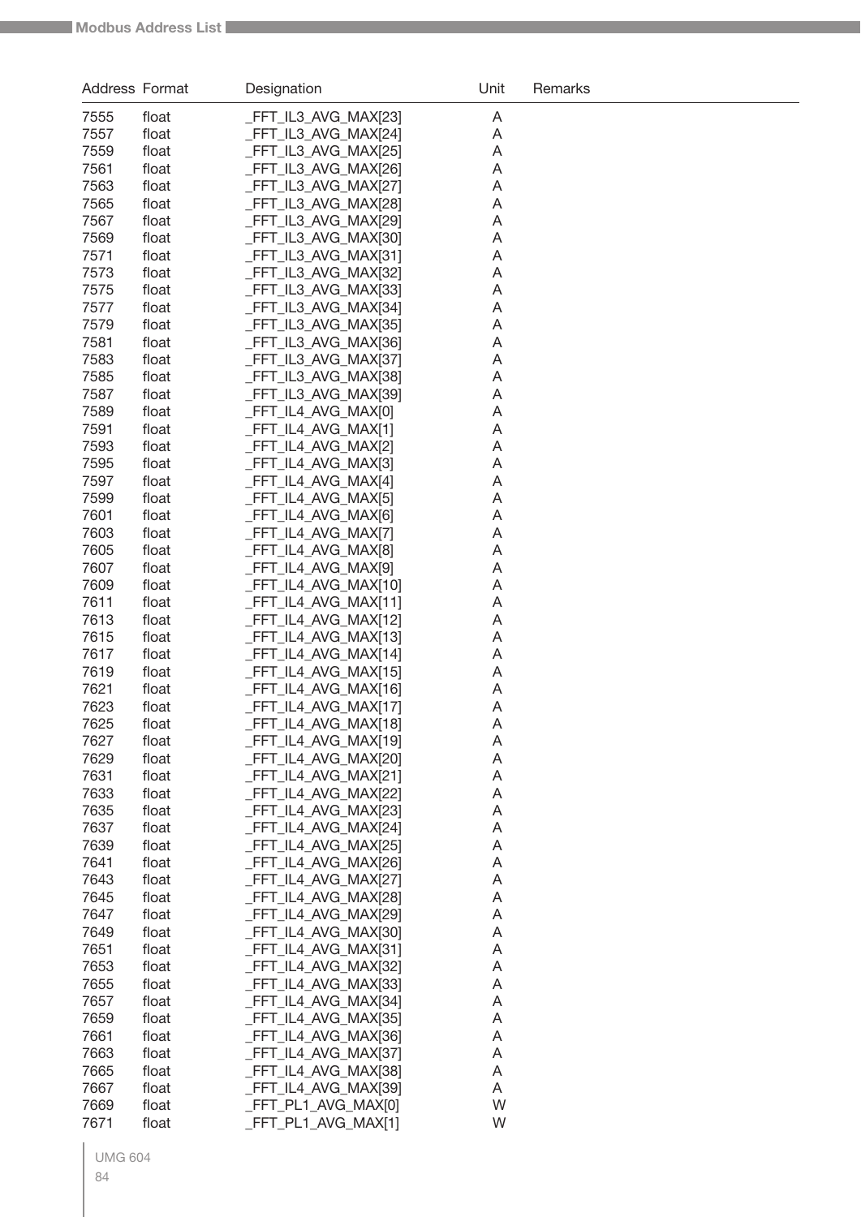| Address | Format | Designation | Unit | Remarks |
|---|---|---|---|---|
| 7555 | float | _FFT_IL3_AVG_MAX[23] | A | |
| 7557 | float | _FFT_IL3_AVG_MAX[24] | A | |
| 7559 | float | _FFT_IL3_AVG_MAX[25] | A | |
| 7561 | float | _FFT_IL3_AVG_MAX[26] | A | |
| 7563 | float | _FFT_IL3_AVG_MAX[27] | A | |
| 7565 | float | _FFT_IL3_AVG_MAX[28] | A | |
| 7567 | float | _FFT_IL3_AVG_MAX[29] | A | |
| 7569 | float | _FFT_IL3_AVG_MAX[30] | A | |
| 7571 | float | _FFT_IL3_AVG_MAX[31] | A | |
| 7573 | float | _FFT_IL3_AVG_MAX[32] | A | |
| 7575 | float | _FFT_IL3_AVG_MAX[33] | A | |
| 7577 | float | _FFT_IL3_AVG_MAX[34] | A | |
| 7579 | float | _FFT_IL3_AVG_MAX[35] | A | |
| 7581 | float | _FFT_IL3_AVG_MAX[36] | A | |
| 7583 | float | _FFT_IL3_AVG_MAX[37] | A | |
| 7585 | float | _FFT_IL3_AVG_MAX[38] | A | |
| 7587 | float | _FFT_IL3_AVG_MAX[39] | A | |
| 7589 | float | _FFT_IL4_AVG_MAX[0] | A | |
| 7591 | float | _FFT_IL4_AVG_MAX[1] | A | |
| 7593 | float | _FFT_IL4_AVG_MAX[2] | A | |
| 7595 | float | _FFT_IL4_AVG_MAX[3] | A | |
| 7597 | float | _FFT_IL4_AVG_MAX[4] | A | |
| 7599 | float | _FFT_IL4_AVG_MAX[5] | A | |
| 7601 | float | _FFT_IL4_AVG_MAX[6] | A | |
| 7603 | float | _FFT_IL4_AVG_MAX[7] | A | |
| 7605 | float | _FFT_IL4_AVG_MAX[8] | A | |
| 7607 | float | _FFT_IL4_AVG_MAX[9] | A | |
| 7609 | float | _FFT_IL4_AVG_MAX[10] | A | |
| 7611 | float | _FFT_IL4_AVG_MAX[11] | A | |
| 7613 | float | _FFT_IL4_AVG_MAX[12] | A | |
| 7615 | float | _FFT_IL4_AVG_MAX[13] | A | |
| 7617 | float | _FFT_IL4_AVG_MAX[14] | A | |
| 7619 | float | _FFT_IL4_AVG_MAX[15] | A | |
| 7621 | float | _FFT_IL4_AVG_MAX[16] | A | |
| 7623 | float | _FFT_IL4_AVG_MAX[17] | A | |
| 7625 | float | _FFT_IL4_AVG_MAX[18] | A | |
| 7627 | float | _FFT_IL4_AVG_MAX[19] | A | |
| 7629 | float | _FFT_IL4_AVG_MAX[20] | A | |
| 7631 | float | _FFT_IL4_AVG_MAX[21] | A | |
| 7633 | float | _FFT_IL4_AVG_MAX[22] | A | |
| 7635 | float | _FFT_IL4_AVG_MAX[23] | A | |
| 7637 | float | _FFT_IL4_AVG_MAX[24] | A | |
| 7639 | float | _FFT_IL4_AVG_MAX[25] | A | |
| 7641 | float | _FFT_IL4_AVG_MAX[26] | A | |
| 7643 | float | _FFT_IL4_AVG_MAX[27] | A | |
| 7645 | float | _FFT_IL4_AVG_MAX[28] | A | |
| 7647 | float | _FFT_IL4_AVG_MAX[29] | A | |
| 7649 | float | _FFT_IL4_AVG_MAX[30] | A | |
| 7651 | float | _FFT_IL4_AVG_MAX[31] | A | |
| 7653 | float | _FFT_IL4_AVG_MAX[32] | A | |
| 7655 | float | _FFT_IL4_AVG_MAX[33] | A | |
| 7657 | float | _FFT_IL4_AVG_MAX[34] | A | |
| 7659 | float | _FFT_IL4_AVG_MAX[35] | A | |
| 7661 | float | _FFT_IL4_AVG_MAX[36] | A | |
| 7663 | float | _FFT_IL4_AVG_MAX[37] | A | |
| 7665 | float | _FFT_IL4_AVG_MAX[38] | A | |
| 7667 | float | _FFT_IL4_AVG_MAX[39] | A | |
| 7669 | float | _FFT_PL1_AVG_MAX[0] | W | |
| 7671 | float | _FFT_PL1_AVG_MAX[1] | W | |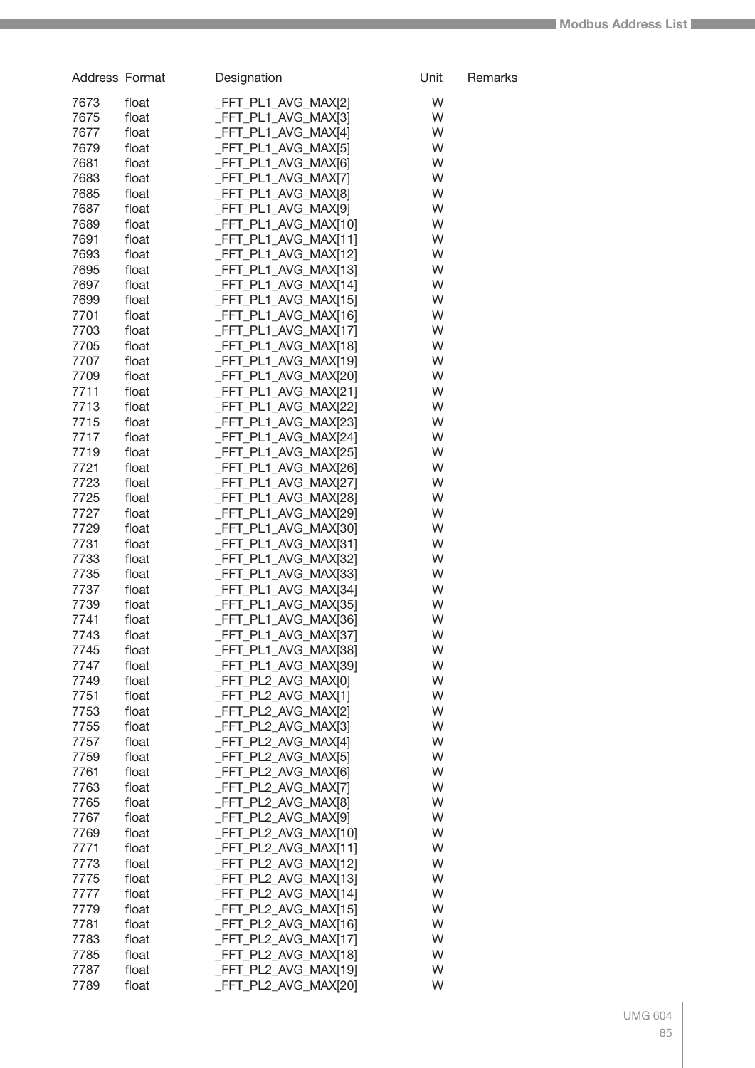| Address | Format | Designation | Unit | Remarks |
|---|---|---|---|---|
| 7673 | float | _FFT_PL1_AVG_MAX[2] | W | |
| 7675 | float | _FFT_PL1_AVG_MAX[3] | W | |
| 7677 | float | _FFT_PL1_AVG_MAX[4] | W | |
| 7679 | float | _FFT_PL1_AVG_MAX[5] | W | |
| 7681 | float | _FFT_PL1_AVG_MAX[6] | W | |
| 7683 | float | _FFT_PL1_AVG_MAX[7] | W | |
| 7685 | float | _FFT_PL1_AVG_MAX[8] | W | |
| 7687 | float | _FFT_PL1_AVG_MAX[9] | W | |
| 7689 | float | _FFT_PL1_AVG_MAX[10] | W | |
| 7691 | float | _FFT_PL1_AVG_MAX[11] | W | |
| 7693 | float | _FFT_PL1_AVG_MAX[12] | W | |
| 7695 | float | _FFT_PL1_AVG_MAX[13] | W | |
| 7697 | float | _FFT_PL1_AVG_MAX[14] | W | |
| 7699 | float | _FFT_PL1_AVG_MAX[15] | W | |
| 7701 | float | _FFT_PL1_AVG_MAX[16] | W | |
| 7703 | float | _FFT_PL1_AVG_MAX[17] | W | |
| 7705 | float | _FFT_PL1_AVG_MAX[18] | W | |
| 7707 | float | _FFT_PL1_AVG_MAX[19] | W | |
| 7709 | float | _FFT_PL1_AVG_MAX[20] | W | |
| 7711 | float | _FFT_PL1_AVG_MAX[21] | W | |
| 7713 | float | _FFT_PL1_AVG_MAX[22] | W | |
| 7715 | float | _FFT_PL1_AVG_MAX[23] | W | |
| 7717 | float | _FFT_PL1_AVG_MAX[24] | W | |
| 7719 | float | _FFT_PL1_AVG_MAX[25] | W | |
| 7721 | float | _FFT_PL1_AVG_MAX[26] | W | |
| 7723 | float | _FFT_PL1_AVG_MAX[27] | W | |
| 7725 | float | _FFT_PL1_AVG_MAX[28] | W | |
| 7727 | float | _FFT_PL1_AVG_MAX[29] | W | |
| 7729 | float | _FFT_PL1_AVG_MAX[30] | W | |
| 7731 | float | _FFT_PL1_AVG_MAX[31] | W | |
| 7733 | float | _FFT_PL1_AVG_MAX[32] | W | |
| 7735 | float | _FFT_PL1_AVG_MAX[33] | W | |
| 7737 | float | _FFT_PL1_AVG_MAX[34] | W | |
| 7739 | float | _FFT_PL1_AVG_MAX[35] | W | |
| 7741 | float | _FFT_PL1_AVG_MAX[36] | W | |
| 7743 | float | _FFT_PL1_AVG_MAX[37] | W | |
| 7745 | float | _FFT_PL1_AVG_MAX[38] | W | |
| 7747 | float | _FFT_PL1_AVG_MAX[39] | W | |
| 7749 | float | _FFT_PL2_AVG_MAX[0] | W | |
| 7751 | float | _FFT_PL2_AVG_MAX[1] | W | |
| 7753 | float | _FFT_PL2_AVG_MAX[2] | W | |
| 7755 | float | _FFT_PL2_AVG_MAX[3] | W | |
| 7757 | float | _FFT_PL2_AVG_MAX[4] | W | |
| 7759 | float | _FFT_PL2_AVG_MAX[5] | W | |
| 7761 | float | _FFT_PL2_AVG_MAX[6] | W | |
| 7763 | float | _FFT_PL2_AVG_MAX[7] | W | |
| 7765 | float | _FFT_PL2_AVG_MAX[8] | W | |
| 7767 | float | _FFT_PL2_AVG_MAX[9] | W | |
| 7769 | float | _FFT_PL2_AVG_MAX[10] | W | |
| 7771 | float | _FFT_PL2_AVG_MAX[11] | W | |
| 7773 | float | _FFT_PL2_AVG_MAX[12] | W | |
| 7775 | float | _FFT_PL2_AVG_MAX[13] | W | |
| 7777 | float | _FFT_PL2_AVG_MAX[14] | W | |
| 7779 | float | _FFT_PL2_AVG_MAX[15] | W | |
| 7781 | float | _FFT_PL2_AVG_MAX[16] | W | |
| 7783 | float | _FFT_PL2_AVG_MAX[17] | W | |
| 7785 | float | _FFT_PL2_AVG_MAX[18] | W | |
| 7787 | float | _FFT_PL2_AVG_MAX[19] | W | |
| 7789 | float | _FFT_PL2_AVG_MAX[20] | W | |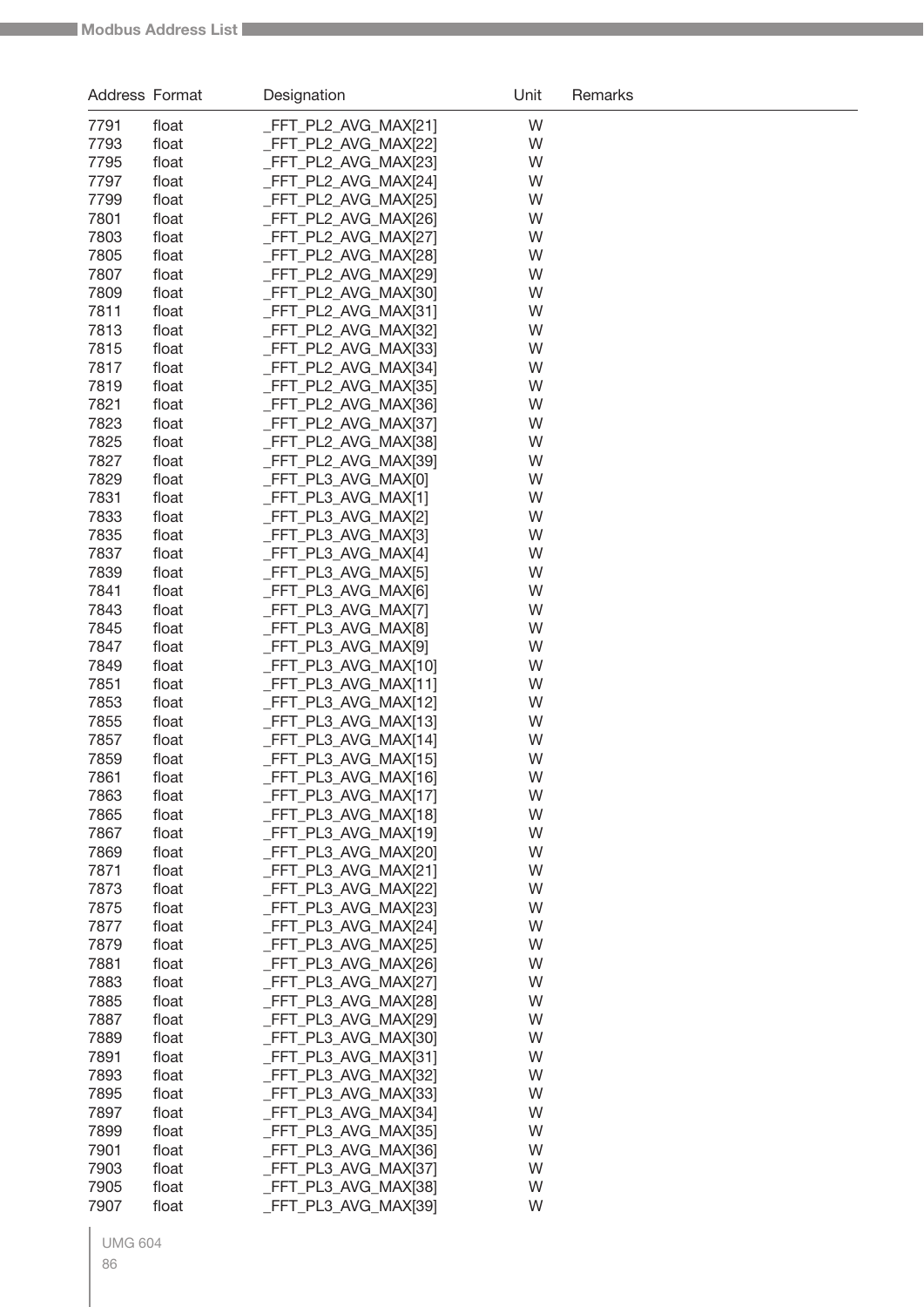| Address | Format | Designation | Unit | Remarks |
|---|---|---|---|---|
| 7791 | float | _FFT_PL2_AVG_MAX[21] | W | |
| 7793 | float | _FFT_PL2_AVG_MAX[22] | W | |
| 7795 | float | _FFT_PL2_AVG_MAX[23] | W | |
| 7797 | float | _FFT_PL2_AVG_MAX[24] | W | |
| 7799 | float | _FFT_PL2_AVG_MAX[25] | W | |
| 7801 | float | _FFT_PL2_AVG_MAX[26] | W | |
| 7803 | float | _FFT_PL2_AVG_MAX[27] | W | |
| 7805 | float | _FFT_PL2_AVG_MAX[28] | W | |
| 7807 | float | _FFT_PL2_AVG_MAX[29] | W | |
| 7809 | float | _FFT_PL2_AVG_MAX[30] | W | |
| 7811 | float | _FFT_PL2_AVG_MAX[31] | W | |
| 7813 | float | _FFT_PL2_AVG_MAX[32] | W | |
| 7815 | float | _FFT_PL2_AVG_MAX[33] | W | |
| 7817 | float | _FFT_PL2_AVG_MAX[34] | W | |
| 7819 | float | _FFT_PL2_AVG_MAX[35] | W | |
| 7821 | float | _FFT_PL2_AVG_MAX[36] | W | |
| 7823 | float | _FFT_PL2_AVG_MAX[37] | W | |
| 7825 | float | _FFT_PL2_AVG_MAX[38] | W | |
| 7827 | float | _FFT_PL2_AVG_MAX[39] | W | |
| 7829 | float | _FFT_PL3_AVG_MAX[0] | W | |
| 7831 | float | _FFT_PL3_AVG_MAX[1] | W | |
| 7833 | float | _FFT_PL3_AVG_MAX[2] | W | |
| 7835 | float | _FFT_PL3_AVG_MAX[3] | W | |
| 7837 | float | _FFT_PL3_AVG_MAX[4] | W | |
| 7839 | float | _FFT_PL3_AVG_MAX[5] | W | |
| 7841 | float | _FFT_PL3_AVG_MAX[6] | W | |
| 7843 | float | _FFT_PL3_AVG_MAX[7] | W | |
| 7845 | float | _FFT_PL3_AVG_MAX[8] | W | |
| 7847 | float | _FFT_PL3_AVG_MAX[9] | W | |
| 7849 | float | _FFT_PL3_AVG_MAX[10] | W | |
| 7851 | float | _FFT_PL3_AVG_MAX[11] | W | |
| 7853 | float | _FFT_PL3_AVG_MAX[12] | W | |
| 7855 | float | _FFT_PL3_AVG_MAX[13] | W | |
| 7857 | float | _FFT_PL3_AVG_MAX[14] | W | |
| 7859 | float | _FFT_PL3_AVG_MAX[15] | W | |
| 7861 | float | _FFT_PL3_AVG_MAX[16] | W | |
| 7863 | float | _FFT_PL3_AVG_MAX[17] | W | |
| 7865 | float | _FFT_PL3_AVG_MAX[18] | W | |
| 7867 | float | _FFT_PL3_AVG_MAX[19] | W | |
| 7869 | float | _FFT_PL3_AVG_MAX[20] | W | |
| 7871 | float | _FFT_PL3_AVG_MAX[21] | W | |
| 7873 | float | _FFT_PL3_AVG_MAX[22] | W | |
| 7875 | float | _FFT_PL3_AVG_MAX[23] | W | |
| 7877 | float | _FFT_PL3_AVG_MAX[24] | W | |
| 7879 | float | _FFT_PL3_AVG_MAX[25] | W | |
| 7881 | float | _FFT_PL3_AVG_MAX[26] | W | |
| 7883 | float | _FFT_PL3_AVG_MAX[27] | W | |
| 7885 | float | _FFT_PL3_AVG_MAX[28] | W | |
| 7887 | float | _FFT_PL3_AVG_MAX[29] | W | |
| 7889 | float | _FFT_PL3_AVG_MAX[30] | W | |
| 7891 | float | _FFT_PL3_AVG_MAX[31] | W | |
| 7893 | float | _FFT_PL3_AVG_MAX[32] | W | |
| 7895 | float | _FFT_PL3_AVG_MAX[33] | W | |
| 7897 | float | _FFT_PL3_AVG_MAX[34] | W | |
| 7899 | float | _FFT_PL3_AVG_MAX[35] | W | |
| 7901 | float | _FFT_PL3_AVG_MAX[36] | W | |
| 7903 | float | _FFT_PL3_AVG_MAX[37] | W | |
| 7905 | float | _FFT_PL3_AVG_MAX[38] | W | |
| 7907 | float | _FFT_PL3_AVG_MAX[39] | W | |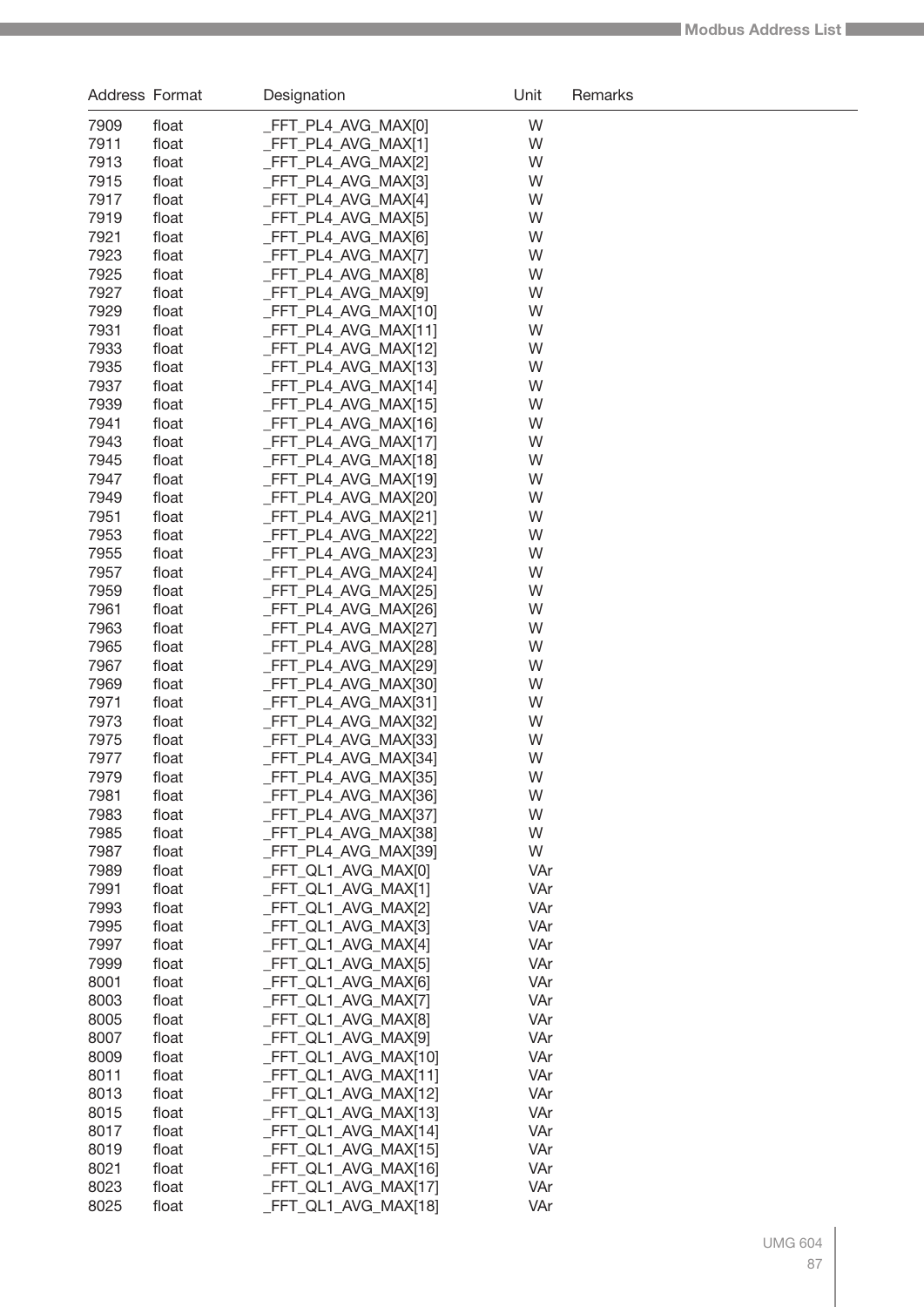| Address | Format | Designation | Unit | Remarks |
|---|---|---|---|---|
| 7909 | float | _FFT_PL4_AVG_MAX[0] | W | |
| 7911 | float | _FFT_PL4_AVG_MAX[1] | W | |
| 7913 | float | _FFT_PL4_AVG_MAX[2] | W | |
| 7915 | float | _FFT_PL4_AVG_MAX[3] | W | |
| 7917 | float | _FFT_PL4_AVG_MAX[4] | W | |
| 7919 | float | _FFT_PL4_AVG_MAX[5] | W | |
| 7921 | float | _FFT_PL4_AVG_MAX[6] | W | |
| 7923 | float | _FFT_PL4_AVG_MAX[7] | W | |
| 7925 | float | _FFT_PL4_AVG_MAX[8] | W | |
| 7927 | float | _FFT_PL4_AVG_MAX[9] | W | |
| 7929 | float | _FFT_PL4_AVG_MAX[10] | W | |
| 7931 | float | _FFT_PL4_AVG_MAX[11] | W | |
| 7933 | float | _FFT_PL4_AVG_MAX[12] | W | |
| 7935 | float | _FFT_PL4_AVG_MAX[13] | W | |
| 7937 | float | _FFT_PL4_AVG_MAX[14] | W | |
| 7939 | float | _FFT_PL4_AVG_MAX[15] | W | |
| 7941 | float | _FFT_PL4_AVG_MAX[16] | W | |
| 7943 | float | _FFT_PL4_AVG_MAX[17] | W | |
| 7945 | float | _FFT_PL4_AVG_MAX[18] | W | |
| 7947 | float | _FFT_PL4_AVG_MAX[19] | W | |
| 7949 | float | _FFT_PL4_AVG_MAX[20] | W | |
| 7951 | float | _FFT_PL4_AVG_MAX[21] | W | |
| 7953 | float | _FFT_PL4_AVG_MAX[22] | W | |
| 7955 | float | _FFT_PL4_AVG_MAX[23] | W | |
| 7957 | float | _FFT_PL4_AVG_MAX[24] | W | |
| 7959 | float | _FFT_PL4_AVG_MAX[25] | W | |
| 7961 | float | _FFT_PL4_AVG_MAX[26] | W | |
| 7963 | float | _FFT_PL4_AVG_MAX[27] | W | |
| 7965 | float | _FFT_PL4_AVG_MAX[28] | W | |
| 7967 | float | _FFT_PL4_AVG_MAX[29] | W | |
| 7969 | float | _FFT_PL4_AVG_MAX[30] | W | |
| 7971 | float | _FFT_PL4_AVG_MAX[31] | W | |
| 7973 | float | _FFT_PL4_AVG_MAX[32] | W | |
| 7975 | float | _FFT_PL4_AVG_MAX[33] | W | |
| 7977 | float | _FFT_PL4_AVG_MAX[34] | W | |
| 7979 | float | _FFT_PL4_AVG_MAX[35] | W | |
| 7981 | float | _FFT_PL4_AVG_MAX[36] | W | |
| 7983 | float | _FFT_PL4_AVG_MAX[37] | W | |
| 7985 | float | _FFT_PL4_AVG_MAX[38] | W | |
| 7987 | float | _FFT_PL4_AVG_MAX[39] | W | |
| 7989 | float | _FFT_QL1_AVG_MAX[0] | VAr | |
| 7991 | float | _FFT_QL1_AVG_MAX[1] | VAr | |
| 7993 | float | _FFT_QL1_AVG_MAX[2] | VAr | |
| 7995 | float | _FFT_QL1_AVG_MAX[3] | VAr | |
| 7997 | float | _FFT_QL1_AVG_MAX[4] | VAr | |
| 7999 | float | _FFT_QL1_AVG_MAX[5] | VAr | |
| 8001 | float | _FFT_QL1_AVG_MAX[6] | VAr | |
| 8003 | float | _FFT_QL1_AVG_MAX[7] | VAr | |
| 8005 | float | _FFT_QL1_AVG_MAX[8] | VAr | |
| 8007 | float | _FFT_QL1_AVG_MAX[9] | VAr | |
| 8009 | float | _FFT_QL1_AVG_MAX[10] | VAr | |
| 8011 | float | _FFT_QL1_AVG_MAX[11] | VAr | |
| 8013 | float | _FFT_QL1_AVG_MAX[12] | VAr | |
| 8015 | float | _FFT_QL1_AVG_MAX[13] | VAr | |
| 8017 | float | _FFT_QL1_AVG_MAX[14] | VAr | |
| 8019 | float | _FFT_QL1_AVG_MAX[15] | VAr | |
| 8021 | float | _FFT_QL1_AVG_MAX[16] | VAr | |
| 8023 | float | _FFT_QL1_AVG_MAX[17] | VAr | |
| 8025 | float | _FFT_QL1_AVG_MAX[18] | VAr | |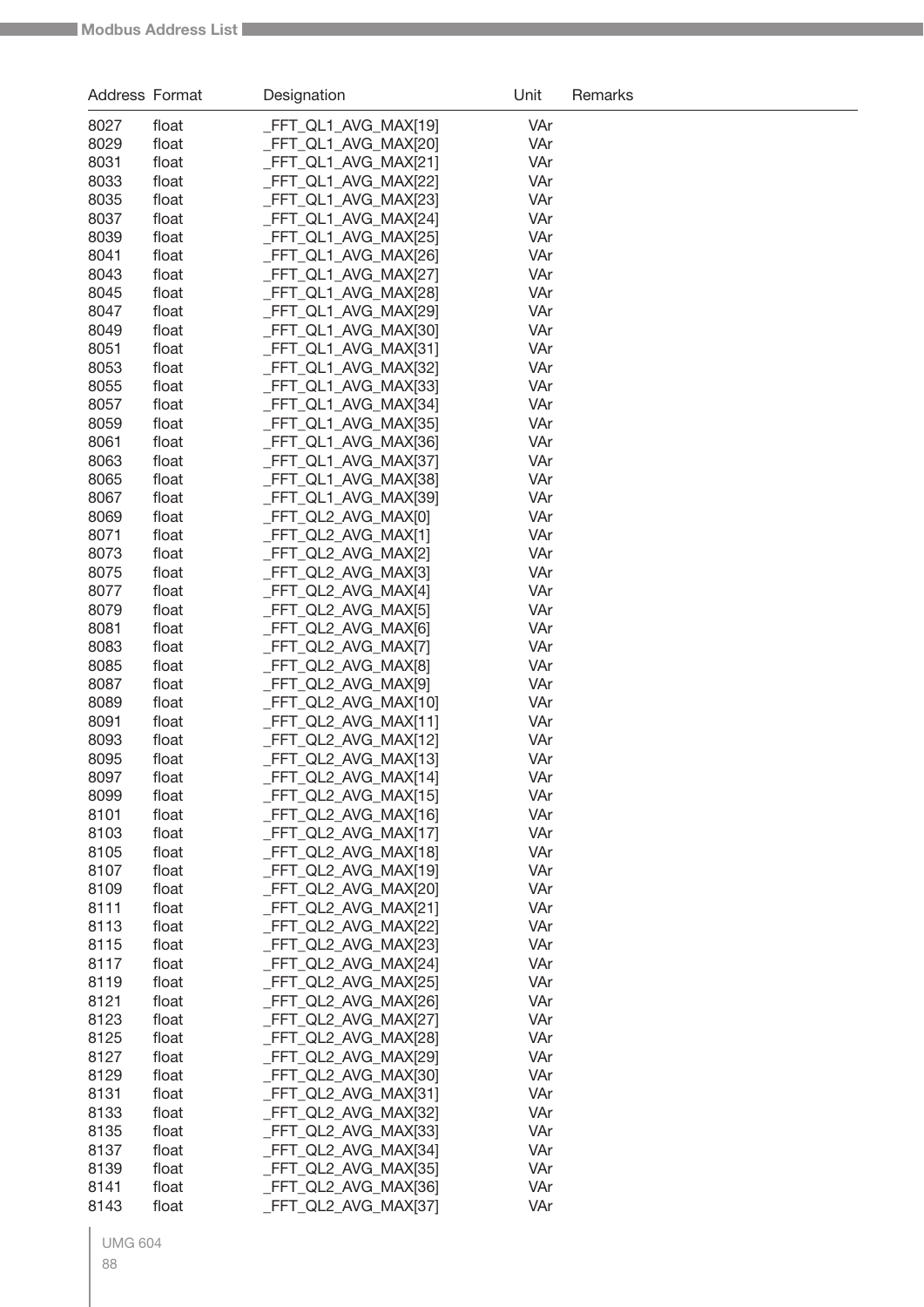| Address | Format | Designation | Unit | Remarks |
|---|---|---|---|---|
| 8027 | float | _FFT_QL1_AVG_MAX[19] | VAr | |
| 8029 | float | _FFT_QL1_AVG_MAX[20] | VAr | |
| 8031 | float | _FFT_QL1_AVG_MAX[21] | VAr | |
| 8033 | float | _FFT_QL1_AVG_MAX[22] | VAr | |
| 8035 | float | _FFT_QL1_AVG_MAX[23] | VAr | |
| 8037 | float | _FFT_QL1_AVG_MAX[24] | VAr | |
| 8039 | float | _FFT_QL1_AVG_MAX[25] | VAr | |
| 8041 | float | _FFT_QL1_AVG_MAX[26] | VAr | |
| 8043 | float | _FFT_QL1_AVG_MAX[27] | VAr | |
| 8045 | float | _FFT_QL1_AVG_MAX[28] | VAr | |
| 8047 | float | _FFT_QL1_AVG_MAX[29] | VAr | |
| 8049 | float | _FFT_QL1_AVG_MAX[30] | VAr | |
| 8051 | float | _FFT_QL1_AVG_MAX[31] | VAr | |
| 8053 | float | _FFT_QL1_AVG_MAX[32] | VAr | |
| 8055 | float | _FFT_QL1_AVG_MAX[33] | VAr | |
| 8057 | float | _FFT_QL1_AVG_MAX[34] | VAr | |
| 8059 | float | _FFT_QL1_AVG_MAX[35] | VAr | |
| 8061 | float | _FFT_QL1_AVG_MAX[36] | VAr | |
| 8063 | float | _FFT_QL1_AVG_MAX[37] | VAr | |
| 8065 | float | _FFT_QL1_AVG_MAX[38] | VAr | |
| 8067 | float | _FFT_QL1_AVG_MAX[39] | VAr | |
| 8069 | float | _FFT_QL2_AVG_MAX[0] | VAr | |
| 8071 | float | _FFT_QL2_AVG_MAX[1] | VAr | |
| 8073 | float | _FFT_QL2_AVG_MAX[2] | VAr | |
| 8075 | float | _FFT_QL2_AVG_MAX[3] | VAr | |
| 8077 | float | _FFT_QL2_AVG_MAX[4] | VAr | |
| 8079 | float | _FFT_QL2_AVG_MAX[5] | VAr | |
| 8081 | float | _FFT_QL2_AVG_MAX[6] | VAr | |
| 8083 | float | _FFT_QL2_AVG_MAX[7] | VAr | |
| 8085 | float | _FFT_QL2_AVG_MAX[8] | VAr | |
| 8087 | float | _FFT_QL2_AVG_MAX[9] | VAr | |
| 8089 | float | _FFT_QL2_AVG_MAX[10] | VAr | |
| 8091 | float | _FFT_QL2_AVG_MAX[11] | VAr | |
| 8093 | float | _FFT_QL2_AVG_MAX[12] | VAr | |
| 8095 | float | _FFT_QL2_AVG_MAX[13] | VAr | |
| 8097 | float | _FFT_QL2_AVG_MAX[14] | VAr | |
| 8099 | float | _FFT_QL2_AVG_MAX[15] | VAr | |
| 8101 | float | _FFT_QL2_AVG_MAX[16] | VAr | |
| 8103 | float | _FFT_QL2_AVG_MAX[17] | VAr | |
| 8105 | float | _FFT_QL2_AVG_MAX[18] | VAr | |
| 8107 | float | _FFT_QL2_AVG_MAX[19] | VAr | |
| 8109 | float | _FFT_QL2_AVG_MAX[20] | VAr | |
| 8111 | float | _FFT_QL2_AVG_MAX[21] | VAr | |
| 8113 | float | _FFT_QL2_AVG_MAX[22] | VAr | |
| 8115 | float | _FFT_QL2_AVG_MAX[23] | VAr | |
| 8117 | float | _FFT_QL2_AVG_MAX[24] | VAr | |
| 8119 | float | _FFT_QL2_AVG_MAX[25] | VAr | |
| 8121 | float | _FFT_QL2_AVG_MAX[26] | VAr | |
| 8123 | float | _FFT_QL2_AVG_MAX[27] | VAr | |
| 8125 | float | _FFT_QL2_AVG_MAX[28] | VAr | |
| 8127 | float | _FFT_QL2_AVG_MAX[29] | VAr | |
| 8129 | float | _FFT_QL2_AVG_MAX[30] | VAr | |
| 8131 | float | _FFT_QL2_AVG_MAX[31] | VAr | |
| 8133 | float | _FFT_QL2_AVG_MAX[32] | VAr | |
| 8135 | float | _FFT_QL2_AVG_MAX[33] | VAr | |
| 8137 | float | _FFT_QL2_AVG_MAX[34] | VAr | |
| 8139 | float | _FFT_QL2_AVG_MAX[35] | VAr | |
| 8141 | float | _FFT_QL2_AVG_MAX[36] | VAr | |
| 8143 | float | _FFT_QL2_AVG_MAX[37] | VAr | |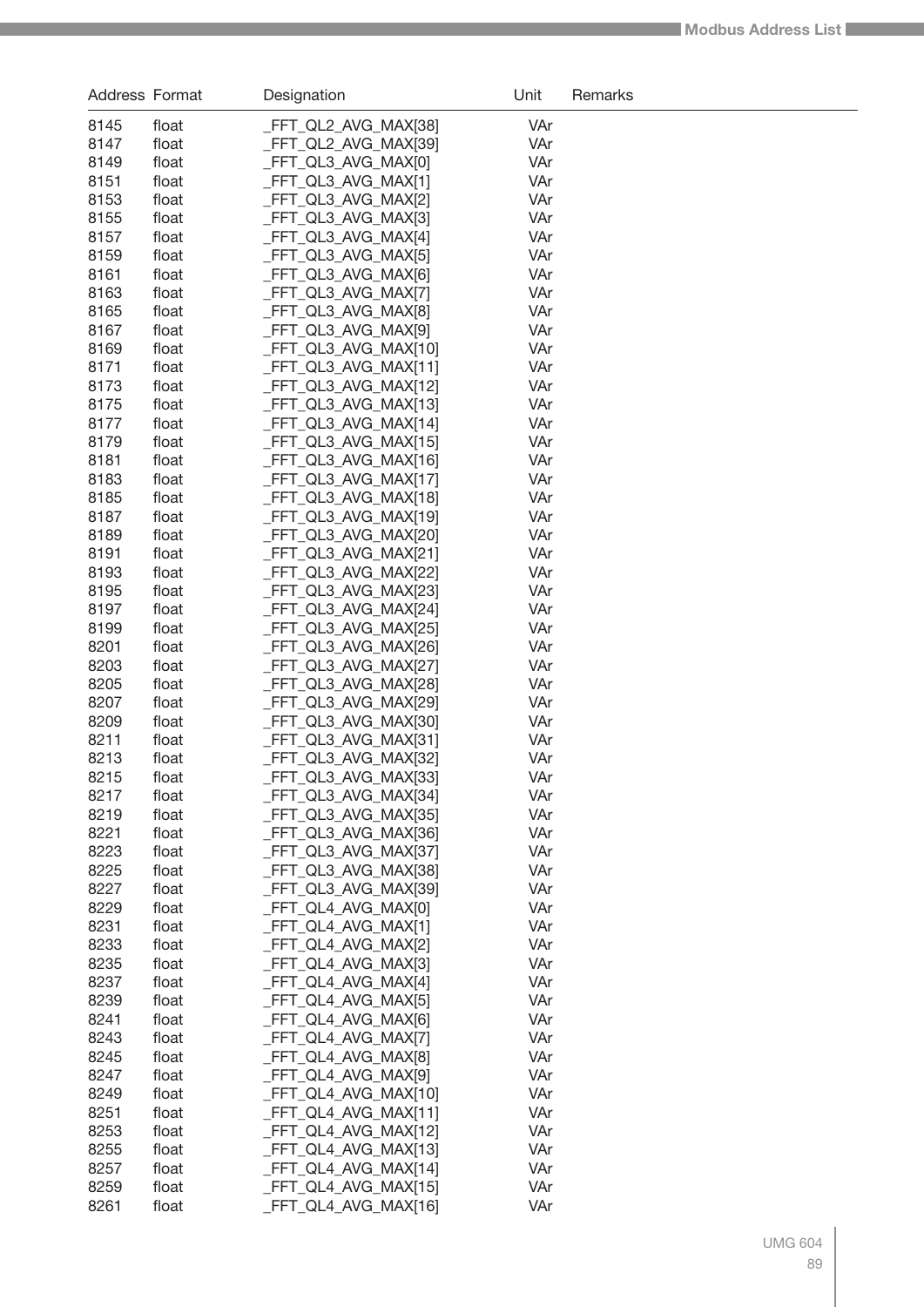| Address | Format | Designation | Unit | Remarks |
|---|---|---|---|---|
| 8145 | float | _FFT_QL2_AVG_MAX[38] | VAr | |
| 8147 | float | _FFT_QL2_AVG_MAX[39] | VAr | |
| 8149 | float | _FFT_QL3_AVG_MAX[0] | VAr | |
| 8151 | float | _FFT_QL3_AVG_MAX[1] | VAr | |
| 8153 | float | _FFT_QL3_AVG_MAX[2] | VAr | |
| 8155 | float | _FFT_QL3_AVG_MAX[3] | VAr | |
| 8157 | float | _FFT_QL3_AVG_MAX[4] | VAr | |
| 8159 | float | _FFT_QL3_AVG_MAX[5] | VAr | |
| 8161 | float | _FFT_QL3_AVG_MAX[6] | VAr | |
| 8163 | float | _FFT_QL3_AVG_MAX[7] | VAr | |
| 8165 | float | _FFT_QL3_AVG_MAX[8] | VAr | |
| 8167 | float | _FFT_QL3_AVG_MAX[9] | VAr | |
| 8169 | float | _FFT_QL3_AVG_MAX[10] | VAr | |
| 8171 | float | _FFT_QL3_AVG_MAX[11] | VAr | |
| 8173 | float | _FFT_QL3_AVG_MAX[12] | VAr | |
| 8175 | float | _FFT_QL3_AVG_MAX[13] | VAr | |
| 8177 | float | _FFT_QL3_AVG_MAX[14] | VAr | |
| 8179 | float | _FFT_QL3_AVG_MAX[15] | VAr | |
| 8181 | float | _FFT_QL3_AVG_MAX[16] | VAr | |
| 8183 | float | _FFT_QL3_AVG_MAX[17] | VAr | |
| 8185 | float | _FFT_QL3_AVG_MAX[18] | VAr | |
| 8187 | float | _FFT_QL3_AVG_MAX[19] | VAr | |
| 8189 | float | _FFT_QL3_AVG_MAX[20] | VAr | |
| 8191 | float | _FFT_QL3_AVG_MAX[21] | VAr | |
| 8193 | float | _FFT_QL3_AVG_MAX[22] | VAr | |
| 8195 | float | _FFT_QL3_AVG_MAX[23] | VAr | |
| 8197 | float | _FFT_QL3_AVG_MAX[24] | VAr | |
| 8199 | float | _FFT_QL3_AVG_MAX[25] | VAr | |
| 8201 | float | _FFT_QL3_AVG_MAX[26] | VAr | |
| 8203 | float | _FFT_QL3_AVG_MAX[27] | VAr | |
| 8205 | float | _FFT_QL3_AVG_MAX[28] | VAr | |
| 8207 | float | _FFT_QL3_AVG_MAX[29] | VAr | |
| 8209 | float | _FFT_QL3_AVG_MAX[30] | VAr | |
| 8211 | float | _FFT_QL3_AVG_MAX[31] | VAr | |
| 8213 | float | _FFT_QL3_AVG_MAX[32] | VAr | |
| 8215 | float | _FFT_QL3_AVG_MAX[33] | VAr | |
| 8217 | float | _FFT_QL3_AVG_MAX[34] | VAr | |
| 8219 | float | _FFT_QL3_AVG_MAX[35] | VAr | |
| 8221 | float | _FFT_QL3_AVG_MAX[36] | VAr | |
| 8223 | float | _FFT_QL3_AVG_MAX[37] | VAr | |
| 8225 | float | _FFT_QL3_AVG_MAX[38] | VAr | |
| 8227 | float | _FFT_QL3_AVG_MAX[39] | VAr | |
| 8229 | float | _FFT_QL4_AVG_MAX[0] | VAr | |
| 8231 | float | _FFT_QL4_AVG_MAX[1] | VAr | |
| 8233 | float | _FFT_QL4_AVG_MAX[2] | VAr | |
| 8235 | float | _FFT_QL4_AVG_MAX[3] | VAr | |
| 8237 | float | _FFT_QL4_AVG_MAX[4] | VAr | |
| 8239 | float | _FFT_QL4_AVG_MAX[5] | VAr | |
| 8241 | float | _FFT_QL4_AVG_MAX[6] | VAr | |
| 8243 | float | _FFT_QL4_AVG_MAX[7] | VAr | |
| 8245 | float | _FFT_QL4_AVG_MAX[8] | VAr | |
| 8247 | float | _FFT_QL4_AVG_MAX[9] | VAr | |
| 8249 | float | _FFT_QL4_AVG_MAX[10] | VAr | |
| 8251 | float | _FFT_QL4_AVG_MAX[11] | VAr | |
| 8253 | float | _FFT_QL4_AVG_MAX[12] | VAr | |
| 8255 | float | _FFT_QL4_AVG_MAX[13] | VAr | |
| 8257 | float | _FFT_QL4_AVG_MAX[14] | VAr | |
| 8259 | float | _FFT_QL4_AVG_MAX[15] | VAr | |
| 8261 | float | _FFT_QL4_AVG_MAX[16] | VAr | |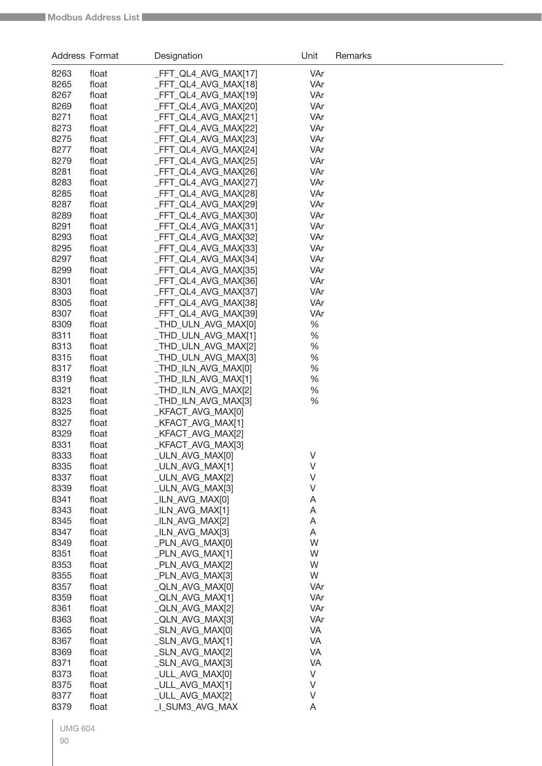| Address | Format | Designation | Unit | Remarks |
|---|---|---|---|---|
| 8263 | float | _FFT_QL4_AVG_MAX[17] | VAr | |
| 8265 | float | _FFT_QL4_AVG_MAX[18] | VAr | |
| 8267 | float | _FFT_QL4_AVG_MAX[19] | VAr | |
| 8269 | float | _FFT_QL4_AVG_MAX[20] | VAr | |
| 8271 | float | _FFT_QL4_AVG_MAX[21] | VAr | |
| 8273 | float | _FFT_QL4_AVG_MAX[22] | VAr | |
| 8275 | float | _FFT_QL4_AVG_MAX[23] | VAr | |
| 8277 | float | _FFT_QL4_AVG_MAX[24] | VAr | |
| 8279 | float | _FFT_QL4_AVG_MAX[25] | VAr | |
| 8281 | float | _FFT_QL4_AVG_MAX[26] | VAr | |
| 8283 | float | _FFT_QL4_AVG_MAX[27] | VAr | |
| 8285 | float | _FFT_QL4_AVG_MAX[28] | VAr | |
| 8287 | float | _FFT_QL4_AVG_MAX[29] | VAr | |
| 8289 | float | _FFT_QL4_AVG_MAX[30] | VAr | |
| 8291 | float | _FFT_QL4_AVG_MAX[31] | VAr | |
| 8293 | float | _FFT_QL4_AVG_MAX[32] | VAr | |
| 8295 | float | _FFT_QL4_AVG_MAX[33] | VAr | |
| 8297 | float | _FFT_QL4_AVG_MAX[34] | VAr | |
| 8299 | float | _FFT_QL4_AVG_MAX[35] | VAr | |
| 8301 | float | _FFT_QL4_AVG_MAX[36] | VAr | |
| 8303 | float | _FFT_QL4_AVG_MAX[37] | VAr | |
| 8305 | float | _FFT_QL4_AVG_MAX[38] | VAr | |
| 8307 | float | _FFT_QL4_AVG_MAX[39] | VAr | |
| 8309 | float | _THD_ULN_AVG_MAX[0] | % | |
| 8311 | float | _THD_ULN_AVG_MAX[1] | % | |
| 8313 | float | _THD_ULN_AVG_MAX[2] | % | |
| 8315 | float | _THD_ULN_AVG_MAX[3] | % | |
| 8317 | float | _THD_ILN_AVG_MAX[0] | % | |
| 8319 | float | _THD_ILN_AVG_MAX[1] | % | |
| 8321 | float | _THD_ILN_AVG_MAX[2] | % | |
| 8323 | float | _THD_ILN_AVG_MAX[3] | % | |
| 8325 | float | _KFACT_AVG_MAX[0] | | |
| 8327 | float | _KFACT_AVG_MAX[1] | | |
| 8329 | float | _KFACT_AVG_MAX[2] | | |
| 8331 | float | _KFACT_AVG_MAX[3] | | |
| 8333 | float | _ULN_AVG_MAX[0] | V | |
| 8335 | float | _ULN_AVG_MAX[1] | V | |
| 8337 | float | _ULN_AVG_MAX[2] | V | |
| 8339 | float | _ULN_AVG_MAX[3] | V | |
| 8341 | float | _ILN_AVG_MAX[0] | A | |
| 8343 | float | _ILN_AVG_MAX[1] | A | |
| 8345 | float | _ILN_AVG_MAX[2] | A | |
| 8347 | float | _ILN_AVG_MAX[3] | A | |
| 8349 | float | _PLN_AVG_MAX[0] | W | |
| 8351 | float | _PLN_AVG_MAX[1] | W | |
| 8353 | float | _PLN_AVG_MAX[2] | W | |
| 8355 | float | _PLN_AVG_MAX[3] | W | |
| 8357 | float | _QLN_AVG_MAX[0] | VAr | |
| 8359 | float | _QLN_AVG_MAX[1] | VAr | |
| 8361 | float | _QLN_AVG_MAX[2] | VAr | |
| 8363 | float | _QLN_AVG_MAX[3] | VAr | |
| 8365 | float | _SLN_AVG_MAX[0] | VA | |
| 8367 | float | _SLN_AVG_MAX[1] | VA | |
| 8369 | float | _SLN_AVG_MAX[2] | VA | |
| 8371 | float | _SLN_AVG_MAX[3] | VA | |
| 8373 | float | _ULL_AVG_MAX[0] | V | |
| 8375 | float | _ULL_AVG_MAX[1] | V | |
| 8377 | float | _ULL_AVG_MAX[2] | V | |
| 8379 | float | _I_SUM3_AVG_MAX | A | |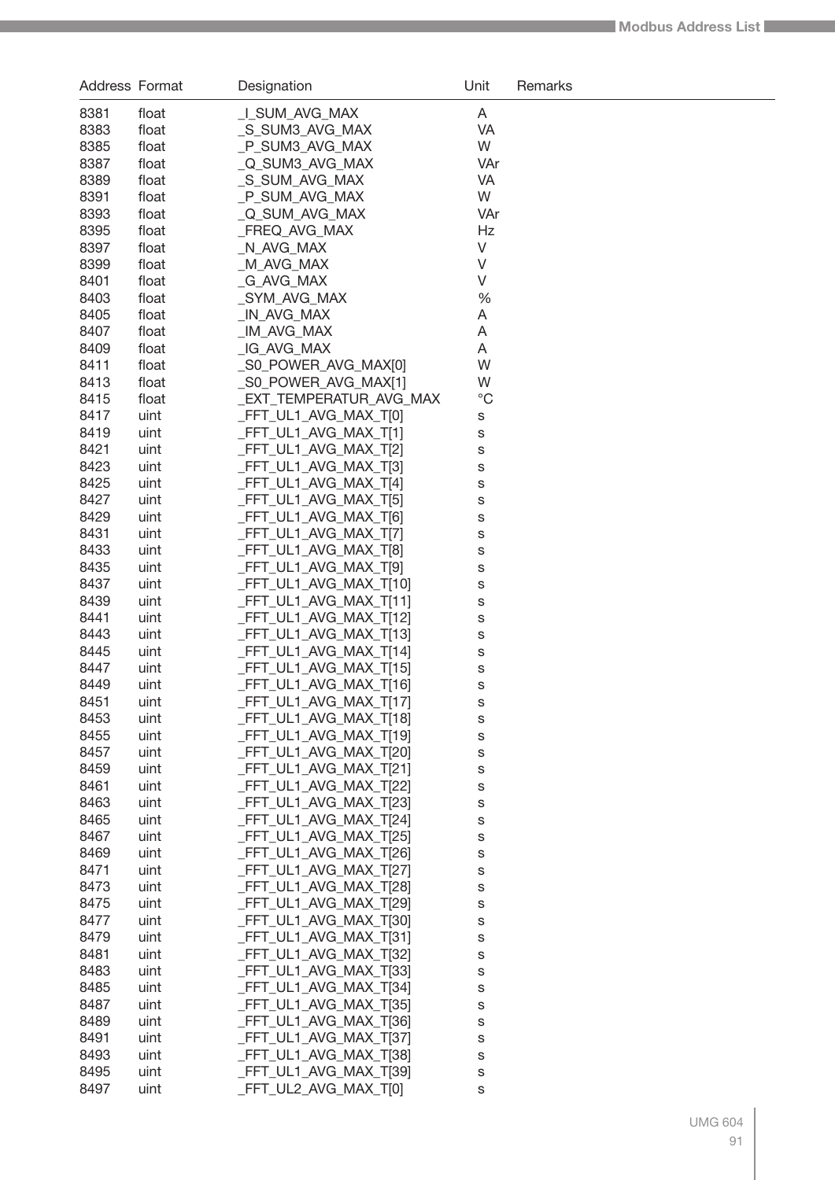| Address | Format | Designation | Unit | Remarks |
|---|---|---|---|---|
| 8381 | float | _I_SUM_AVG_MAX | A | |
| 8383 | float | _S_SUM3_AVG_MAX | VA | |
| 8385 | float | _P_SUM3_AVG_MAX | W | |
| 8387 | float | _Q_SUM3_AVG_MAX | VAr | |
| 8389 | float | _S_SUM_AVG_MAX | VA | |
| 8391 | float | _P_SUM_AVG_MAX | W | |
| 8393 | float | _Q_SUM_AVG_MAX | VAr | |
| 8395 | float | _FREQ_AVG_MAX | Hz | |
| 8397 | float | _N_AVG_MAX | V | |
| 8399 | float | _M_AVG_MAX | V | |
| 8401 | float | _G_AVG_MAX | V | |
| 8403 | float | _SYM_AVG_MAX | % | |
| 8405 | float | _IN_AVG_MAX | A | |
| 8407 | float | _IM_AVG_MAX | A | |
| 8409 | float | _IG_AVG_MAX | A | |
| 8411 | float | _S0_POWER_AVG_MAX[0] | W | |
| 8413 | float | _S0_POWER_AVG_MAX[1] | W | |
| 8415 | float | _EXT_TEMPERATUR_AVG_MAX | °C | |
| 8417 | uint | _FFT_UL1_AVG_MAX_T[0] | s | |
| 8419 | uint | _FFT_UL1_AVG_MAX_T[1] | s | |
| 8421 | uint | _FFT_UL1_AVG_MAX_T[2] | s | |
| 8423 | uint | _FFT_UL1_AVG_MAX_T[3] | s | |
| 8425 | uint | _FFT_UL1_AVG_MAX_T[4] | s | |
| 8427 | uint | _FFT_UL1_AVG_MAX_T[5] | s | |
| 8429 | uint | _FFT_UL1_AVG_MAX_T[6] | s | |
| 8431 | uint | _FFT_UL1_AVG_MAX_T[7] | s | |
| 8433 | uint | _FFT_UL1_AVG_MAX_T[8] | s | |
| 8435 | uint | _FFT_UL1_AVG_MAX_T[9] | s | |
| 8437 | uint | _FFT_UL1_AVG_MAX_T[10] | s | |
| 8439 | uint | _FFT_UL1_AVG_MAX_T[11] | s | |
| 8441 | uint | _FFT_UL1_AVG_MAX_T[12] | s | |
| 8443 | uint | _FFT_UL1_AVG_MAX_T[13] | s | |
| 8445 | uint | _FFT_UL1_AVG_MAX_T[14] | s | |
| 8447 | uint | _FFT_UL1_AVG_MAX_T[15] | s | |
| 8449 | uint | _FFT_UL1_AVG_MAX_T[16] | s | |
| 8451 | uint | _FFT_UL1_AVG_MAX_T[17] | s | |
| 8453 | uint | _FFT_UL1_AVG_MAX_T[18] | s | |
| 8455 | uint | _FFT_UL1_AVG_MAX_T[19] | s | |
| 8457 | uint | _FFT_UL1_AVG_MAX_T[20] | s | |
| 8459 | uint | _FFT_UL1_AVG_MAX_T[21] | s | |
| 8461 | uint | _FFT_UL1_AVG_MAX_T[22] | s | |
| 8463 | uint | _FFT_UL1_AVG_MAX_T[23] | s | |
| 8465 | uint | _FFT_UL1_AVG_MAX_T[24] | s | |
| 8467 | uint | _FFT_UL1_AVG_MAX_T[25] | s | |
| 8469 | uint | _FFT_UL1_AVG_MAX_T[26] | s | |
| 8471 | uint | _FFT_UL1_AVG_MAX_T[27] | s | |
| 8473 | uint | _FFT_UL1_AVG_MAX_T[28] | s | |
| 8475 | uint | _FFT_UL1_AVG_MAX_T[29] | s | |
| 8477 | uint | _FFT_UL1_AVG_MAX_T[30] | s | |
| 8479 | uint | _FFT_UL1_AVG_MAX_T[31] | s | |
| 8481 | uint | _FFT_UL1_AVG_MAX_T[32] | s | |
| 8483 | uint | _FFT_UL1_AVG_MAX_T[33] | s | |
| 8485 | uint | _FFT_UL1_AVG_MAX_T[34] | s | |
| 8487 | uint | _FFT_UL1_AVG_MAX_T[35] | s | |
| 8489 | uint | _FFT_UL1_AVG_MAX_T[36] | s | |
| 8491 | uint | _FFT_UL1_AVG_MAX_T[37] | s | |
| 8493 | uint | _FFT_UL1_AVG_MAX_T[38] | s | |
| 8495 | uint | _FFT_UL1_AVG_MAX_T[39] | s | |
| 8497 | uint | _FFT_UL2_AVG_MAX_T[0] | s | |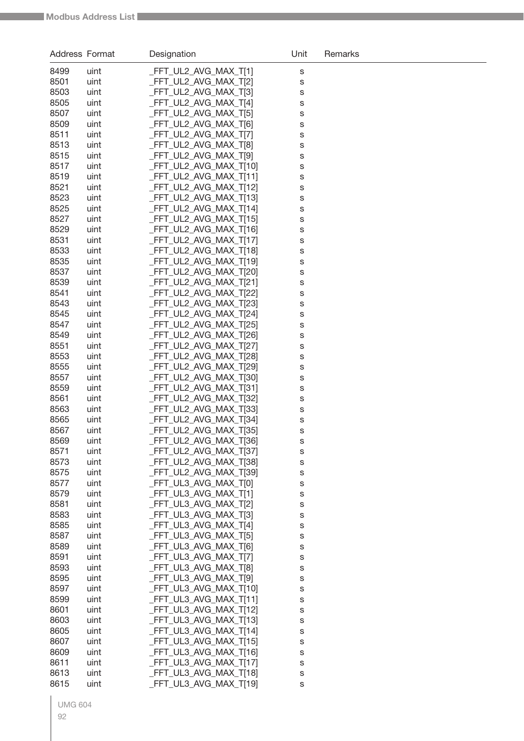| Address | Format | Designation | Unit | Remarks |
|---|---|---|---|---|
| 8499 | uint | _FFT_UL2_AVG_MAX_T[1] | s | |
| 8501 | uint | _FFT_UL2_AVG_MAX_T[2] | s | |
| 8503 | uint | _FFT_UL2_AVG_MAX_T[3] | s | |
| 8505 | uint | _FFT_UL2_AVG_MAX_T[4] | s | |
| 8507 | uint | _FFT_UL2_AVG_MAX_T[5] | s | |
| 8509 | uint | _FFT_UL2_AVG_MAX_T[6] | s | |
| 8511 | uint | _FFT_UL2_AVG_MAX_T[7] | s | |
| 8513 | uint | _FFT_UL2_AVG_MAX_T[8] | s | |
| 8515 | uint | _FFT_UL2_AVG_MAX_T[9] | s | |
| 8517 | uint | _FFT_UL2_AVG_MAX_T[10] | s | |
| 8519 | uint | _FFT_UL2_AVG_MAX_T[11] | s | |
| 8521 | uint | _FFT_UL2_AVG_MAX_T[12] | s | |
| 8523 | uint | _FFT_UL2_AVG_MAX_T[13] | s | |
| 8525 | uint | _FFT_UL2_AVG_MAX_T[14] | s | |
| 8527 | uint | _FFT_UL2_AVG_MAX_T[15] | s | |
| 8529 | uint | _FFT_UL2_AVG_MAX_T[16] | s | |
| 8531 | uint | _FFT_UL2_AVG_MAX_T[17] | s | |
| 8533 | uint | _FFT_UL2_AVG_MAX_T[18] | s | |
| 8535 | uint | _FFT_UL2_AVG_MAX_T[19] | s | |
| 8537 | uint | _FFT_UL2_AVG_MAX_T[20] | s | |
| 8539 | uint | _FFT_UL2_AVG_MAX_T[21] | s | |
| 8541 | uint | _FFT_UL2_AVG_MAX_T[22] | s | |
| 8543 | uint | _FFT_UL2_AVG_MAX_T[23] | s | |
| 8545 | uint | _FFT_UL2_AVG_MAX_T[24] | s | |
| 8547 | uint | _FFT_UL2_AVG_MAX_T[25] | s | |
| 8549 | uint | _FFT_UL2_AVG_MAX_T[26] | s | |
| 8551 | uint | _FFT_UL2_AVG_MAX_T[27] | s | |
| 8553 | uint | _FFT_UL2_AVG_MAX_T[28] | s | |
| 8555 | uint | _FFT_UL2_AVG_MAX_T[29] | s | |
| 8557 | uint | _FFT_UL2_AVG_MAX_T[30] | s | |
| 8559 | uint | _FFT_UL2_AVG_MAX_T[31] | s | |
| 8561 | uint | _FFT_UL2_AVG_MAX_T[32] | s | |
| 8563 | uint | _FFT_UL2_AVG_MAX_T[33] | s | |
| 8565 | uint | _FFT_UL2_AVG_MAX_T[34] | s | |
| 8567 | uint | _FFT_UL2_AVG_MAX_T[35] | s | |
| 8569 | uint | _FFT_UL2_AVG_MAX_T[36] | s | |
| 8571 | uint | _FFT_UL2_AVG_MAX_T[37] | s | |
| 8573 | uint | _FFT_UL2_AVG_MAX_T[38] | s | |
| 8575 | uint | _FFT_UL2_AVG_MAX_T[39] | s | |
| 8577 | uint | _FFT_UL3_AVG_MAX_T[0] | s | |
| 8579 | uint | _FFT_UL3_AVG_MAX_T[1] | s | |
| 8581 | uint | _FFT_UL3_AVG_MAX_T[2] | s | |
| 8583 | uint | _FFT_UL3_AVG_MAX_T[3] | s | |
| 8585 | uint | _FFT_UL3_AVG_MAX_T[4] | s | |
| 8587 | uint | _FFT_UL3_AVG_MAX_T[5] | s | |
| 8589 | uint | _FFT_UL3_AVG_MAX_T[6] | s | |
| 8591 | uint | _FFT_UL3_AVG_MAX_T[7] | s | |
| 8593 | uint | _FFT_UL3_AVG_MAX_T[8] | s | |
| 8595 | uint | _FFT_UL3_AVG_MAX_T[9] | s | |
| 8597 | uint | _FFT_UL3_AVG_MAX_T[10] | s | |
| 8599 | uint | _FFT_UL3_AVG_MAX_T[11] | s | |
| 8601 | uint | _FFT_UL3_AVG_MAX_T[12] | s | |
| 8603 | uint | _FFT_UL3_AVG_MAX_T[13] | s | |
| 8605 | uint | _FFT_UL3_AVG_MAX_T[14] | s | |
| 8607 | uint | _FFT_UL3_AVG_MAX_T[15] | s | |
| 8609 | uint | _FFT_UL3_AVG_MAX_T[16] | s | |
| 8611 | uint | _FFT_UL3_AVG_MAX_T[17] | s | |
| 8613 | uint | _FFT_UL3_AVG_MAX_T[18] | s | |
| 8615 | uint | _FFT_UL3_AVG_MAX_T[19] | s | |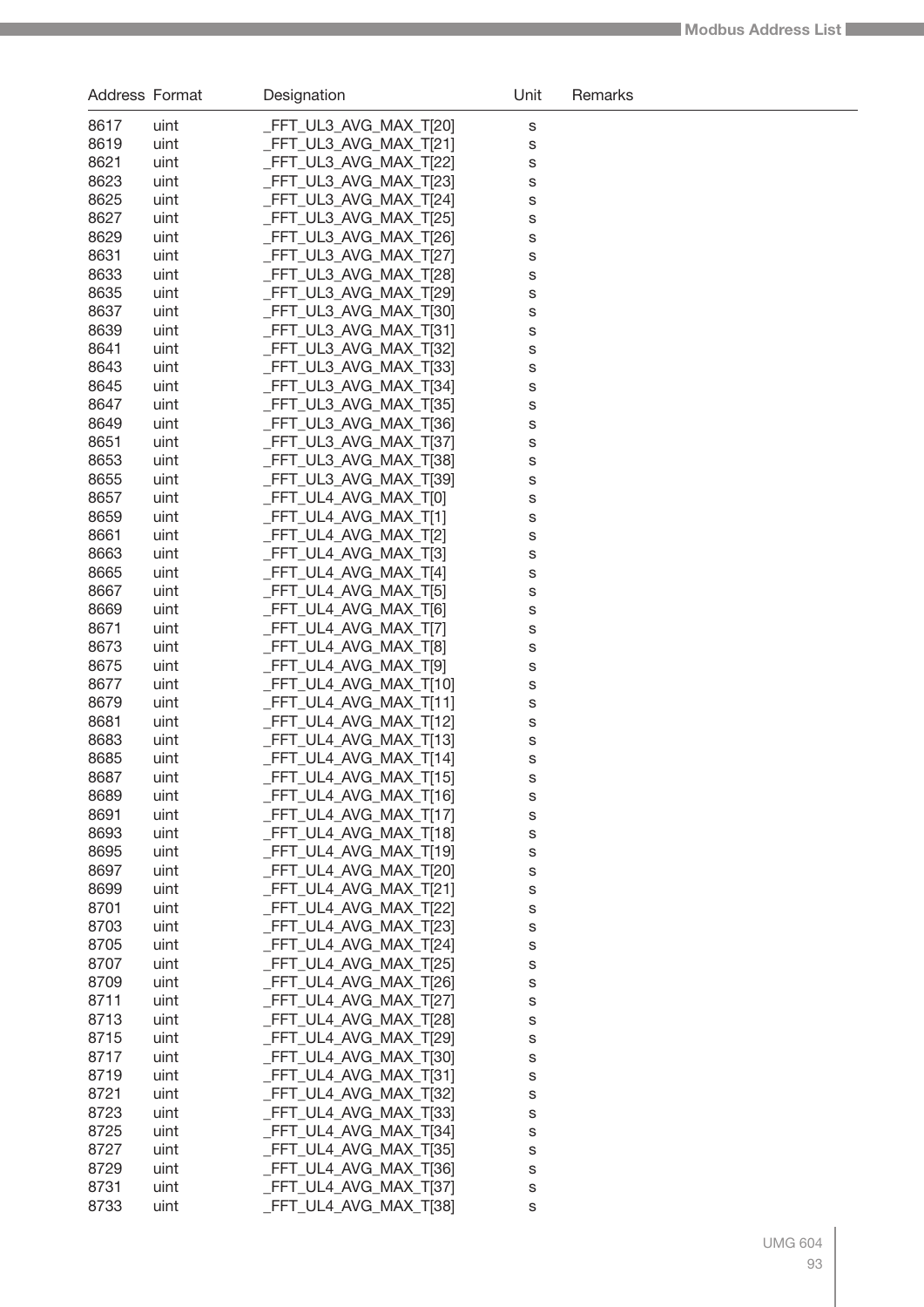| Address | Format | Designation | Unit | Remarks |
|---|---|---|---|---|
| 8617 | uint | _FFT_UL3_AVG_MAX_T[20] | s | |
| 8619 | uint | _FFT_UL3_AVG_MAX_T[21] | s | |
| 8621 | uint | _FFT_UL3_AVG_MAX_T[22] | s | |
| 8623 | uint | _FFT_UL3_AVG_MAX_T[23] | s | |
| 8625 | uint | _FFT_UL3_AVG_MAX_T[24] | s | |
| 8627 | uint | _FFT_UL3_AVG_MAX_T[25] | s | |
| 8629 | uint | _FFT_UL3_AVG_MAX_T[26] | s | |
| 8631 | uint | _FFT_UL3_AVG_MAX_T[27] | s | |
| 8633 | uint | _FFT_UL3_AVG_MAX_T[28] | s | |
| 8635 | uint | _FFT_UL3_AVG_MAX_T[29] | s | |
| 8637 | uint | _FFT_UL3_AVG_MAX_T[30] | s | |
| 8639 | uint | _FFT_UL3_AVG_MAX_T[31] | s | |
| 8641 | uint | _FFT_UL3_AVG_MAX_T[32] | s | |
| 8643 | uint | _FFT_UL3_AVG_MAX_T[33] | s | |
| 8645 | uint | _FFT_UL3_AVG_MAX_T[34] | s | |
| 8647 | uint | _FFT_UL3_AVG_MAX_T[35] | s | |
| 8649 | uint | _FFT_UL3_AVG_MAX_T[36] | s | |
| 8651 | uint | _FFT_UL3_AVG_MAX_T[37] | s | |
| 8653 | uint | _FFT_UL3_AVG_MAX_T[38] | s | |
| 8655 | uint | _FFT_UL3_AVG_MAX_T[39] | s | |
| 8657 | uint | _FFT_UL4_AVG_MAX_T[0] | s | |
| 8659 | uint | _FFT_UL4_AVG_MAX_T[1] | s | |
| 8661 | uint | _FFT_UL4_AVG_MAX_T[2] | s | |
| 8663 | uint | _FFT_UL4_AVG_MAX_T[3] | s | |
| 8665 | uint | _FFT_UL4_AVG_MAX_T[4] | s | |
| 8667 | uint | _FFT_UL4_AVG_MAX_T[5] | s | |
| 8669 | uint | _FFT_UL4_AVG_MAX_T[6] | s | |
| 8671 | uint | _FFT_UL4_AVG_MAX_T[7] | s | |
| 8673 | uint | _FFT_UL4_AVG_MAX_T[8] | s | |
| 8675 | uint | _FFT_UL4_AVG_MAX_T[9] | s | |
| 8677 | uint | _FFT_UL4_AVG_MAX_T[10] | s | |
| 8679 | uint | _FFT_UL4_AVG_MAX_T[11] | s | |
| 8681 | uint | _FFT_UL4_AVG_MAX_T[12] | s | |
| 8683 | uint | _FFT_UL4_AVG_MAX_T[13] | s | |
| 8685 | uint | _FFT_UL4_AVG_MAX_T[14] | s | |
| 8687 | uint | _FFT_UL4_AVG_MAX_T[15] | s | |
| 8689 | uint | _FFT_UL4_AVG_MAX_T[16] | s | |
| 8691 | uint | _FFT_UL4_AVG_MAX_T[17] | s | |
| 8693 | uint | _FFT_UL4_AVG_MAX_T[18] | s | |
| 8695 | uint | _FFT_UL4_AVG_MAX_T[19] | s | |
| 8697 | uint | _FFT_UL4_AVG_MAX_T[20] | s | |
| 8699 | uint | _FFT_UL4_AVG_MAX_T[21] | s | |
| 8701 | uint | _FFT_UL4_AVG_MAX_T[22] | s | |
| 8703 | uint | _FFT_UL4_AVG_MAX_T[23] | s | |
| 8705 | uint | _FFT_UL4_AVG_MAX_T[24] | s | |
| 8707 | uint | _FFT_UL4_AVG_MAX_T[25] | s | |
| 8709 | uint | _FFT_UL4_AVG_MAX_T[26] | s | |
| 8711 | uint | _FFT_UL4_AVG_MAX_T[27] | s | |
| 8713 | uint | _FFT_UL4_AVG_MAX_T[28] | s | |
| 8715 | uint | _FFT_UL4_AVG_MAX_T[29] | s | |
| 8717 | uint | _FFT_UL4_AVG_MAX_T[30] | s | |
| 8719 | uint | _FFT_UL4_AVG_MAX_T[31] | s | |
| 8721 | uint | _FFT_UL4_AVG_MAX_T[32] | s | |
| 8723 | uint | _FFT_UL4_AVG_MAX_T[33] | s | |
| 8725 | uint | _FFT_UL4_AVG_MAX_T[34] | s | |
| 8727 | uint | _FFT_UL4_AVG_MAX_T[35] | s | |
| 8729 | uint | _FFT_UL4_AVG_MAX_T[36] | s | |
| 8731 | uint | _FFT_UL4_AVG_MAX_T[37] | s | |
| 8733 | uint | _FFT_UL4_AVG_MAX_T[38] | s | |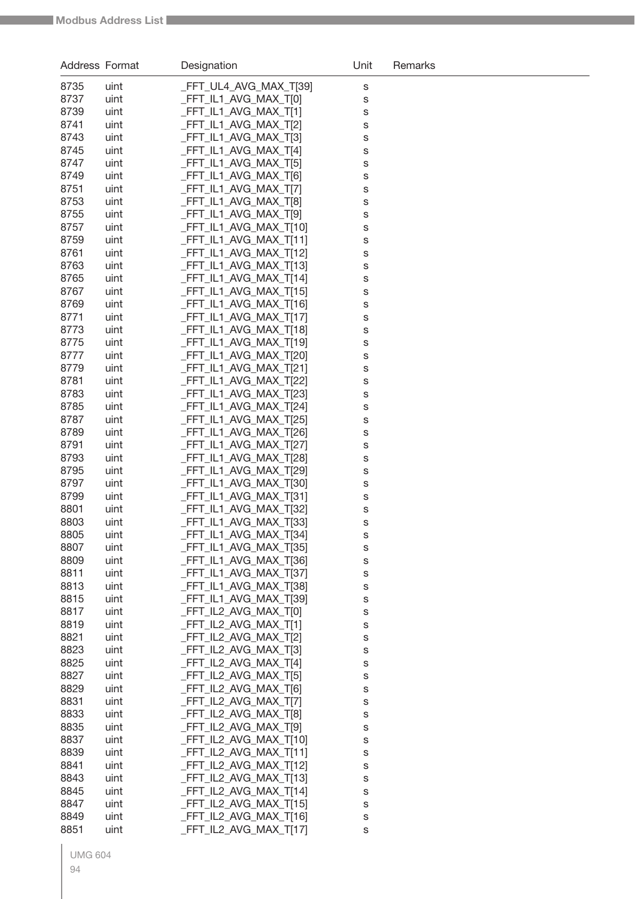| Address | Format | Designation | Unit | Remarks |
|---|---|---|---|---|
| 8735 | uint | _FFT_UL4_AVG_MAX_T[39] | s | |
| 8737 | uint | _FFT_IL1_AVG_MAX_T[0] | s | |
| 8739 | uint | _FFT_IL1_AVG_MAX_T[1] | s | |
| 8741 | uint | _FFT_IL1_AVG_MAX_T[2] | s | |
| 8743 | uint | _FFT_IL1_AVG_MAX_T[3] | s | |
| 8745 | uint | _FFT_IL1_AVG_MAX_T[4] | s | |
| 8747 | uint | _FFT_IL1_AVG_MAX_T[5] | s | |
| 8749 | uint | _FFT_IL1_AVG_MAX_T[6] | s | |
| 8751 | uint | _FFT_IL1_AVG_MAX_T[7] | s | |
| 8753 | uint | _FFT_IL1_AVG_MAX_T[8] | s | |
| 8755 | uint | _FFT_IL1_AVG_MAX_T[9] | s | |
| 8757 | uint | _FFT_IL1_AVG_MAX_T[10] | s | |
| 8759 | uint | _FFT_IL1_AVG_MAX_T[11] | s | |
| 8761 | uint | _FFT_IL1_AVG_MAX_T[12] | s | |
| 8763 | uint | _FFT_IL1_AVG_MAX_T[13] | s | |
| 8765 | uint | _FFT_IL1_AVG_MAX_T[14] | s | |
| 8767 | uint | _FFT_IL1_AVG_MAX_T[15] | s | |
| 8769 | uint | _FFT_IL1_AVG_MAX_T[16] | s | |
| 8771 | uint | _FFT_IL1_AVG_MAX_T[17] | s | |
| 8773 | uint | _FFT_IL1_AVG_MAX_T[18] | s | |
| 8775 | uint | _FFT_IL1_AVG_MAX_T[19] | s | |
| 8777 | uint | _FFT_IL1_AVG_MAX_T[20] | s | |
| 8779 | uint | _FFT_IL1_AVG_MAX_T[21] | s | |
| 8781 | uint | _FFT_IL1_AVG_MAX_T[22] | s | |
| 8783 | uint | _FFT_IL1_AVG_MAX_T[23] | s | |
| 8785 | uint | _FFT_IL1_AVG_MAX_T[24] | s | |
| 8787 | uint | _FFT_IL1_AVG_MAX_T[25] | s | |
| 8789 | uint | _FFT_IL1_AVG_MAX_T[26] | s | |
| 8791 | uint | _FFT_IL1_AVG_MAX_T[27] | s | |
| 8793 | uint | _FFT_IL1_AVG_MAX_T[28] | s | |
| 8795 | uint | _FFT_IL1_AVG_MAX_T[29] | s | |
| 8797 | uint | _FFT_IL1_AVG_MAX_T[30] | s | |
| 8799 | uint | _FFT_IL1_AVG_MAX_T[31] | s | |
| 8801 | uint | _FFT_IL1_AVG_MAX_T[32] | s | |
| 8803 | uint | _FFT_IL1_AVG_MAX_T[33] | s | |
| 8805 | uint | _FFT_IL1_AVG_MAX_T[34] | s | |
| 8807 | uint | _FFT_IL1_AVG_MAX_T[35] | s | |
| 8809 | uint | _FFT_IL1_AVG_MAX_T[36] | s | |
| 8811 | uint | _FFT_IL1_AVG_MAX_T[37] | s | |
| 8813 | uint | _FFT_IL1_AVG_MAX_T[38] | s | |
| 8815 | uint | _FFT_IL1_AVG_MAX_T[39] | s | |
| 8817 | uint | _FFT_IL2_AVG_MAX_T[0] | s | |
| 8819 | uint | _FFT_IL2_AVG_MAX_T[1] | s | |
| 8821 | uint | _FFT_IL2_AVG_MAX_T[2] | s | |
| 8823 | uint | _FFT_IL2_AVG_MAX_T[3] | s | |
| 8825 | uint | _FFT_IL2_AVG_MAX_T[4] | s | |
| 8827 | uint | _FFT_IL2_AVG_MAX_T[5] | s | |
| 8829 | uint | _FFT_IL2_AVG_MAX_T[6] | s | |
| 8831 | uint | _FFT_IL2_AVG_MAX_T[7] | s | |
| 8833 | uint | _FFT_IL2_AVG_MAX_T[8] | s | |
| 8835 | uint | _FFT_IL2_AVG_MAX_T[9] | s | |
| 8837 | uint | _FFT_IL2_AVG_MAX_T[10] | s | |
| 8839 | uint | _FFT_IL2_AVG_MAX_T[11] | s | |
| 8841 | uint | _FFT_IL2_AVG_MAX_T[12] | s | |
| 8843 | uint | _FFT_IL2_AVG_MAX_T[13] | s | |
| 8845 | uint | _FFT_IL2_AVG_MAX_T[14] | s | |
| 8847 | uint | _FFT_IL2_AVG_MAX_T[15] | s | |
| 8849 | uint | _FFT_IL2_AVG_MAX_T[16] | s | |
| 8851 | uint | _FFT_IL2_AVG_MAX_T[17] | s | |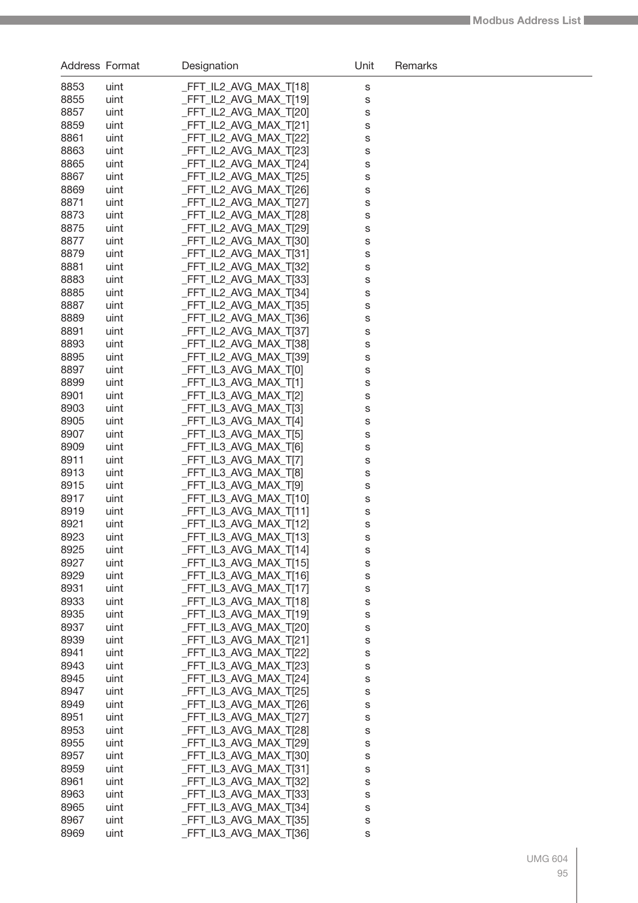| Address | Format | Designation | Unit | Remarks |
|---|---|---|---|---|
| 8853 | uint | _FFT_IL2_AVG_MAX_T[18] | s | |
| 8855 | uint | _FFT_IL2_AVG_MAX_T[19] | s | |
| 8857 | uint | _FFT_IL2_AVG_MAX_T[20] | s | |
| 8859 | uint | _FFT_IL2_AVG_MAX_T[21] | s | |
| 8861 | uint | _FFT_IL2_AVG_MAX_T[22] | s | |
| 8863 | uint | _FFT_IL2_AVG_MAX_T[23] | s | |
| 8865 | uint | _FFT_IL2_AVG_MAX_T[24] | s | |
| 8867 | uint | _FFT_IL2_AVG_MAX_T[25] | s | |
| 8869 | uint | _FFT_IL2_AVG_MAX_T[26] | s | |
| 8871 | uint | _FFT_IL2_AVG_MAX_T[27] | s | |
| 8873 | uint | _FFT_IL2_AVG_MAX_T[28] | s | |
| 8875 | uint | _FFT_IL2_AVG_MAX_T[29] | s | |
| 8877 | uint | _FFT_IL2_AVG_MAX_T[30] | s | |
| 8879 | uint | _FFT_IL2_AVG_MAX_T[31] | s | |
| 8881 | uint | _FFT_IL2_AVG_MAX_T[32] | s | |
| 8883 | uint | _FFT_IL2_AVG_MAX_T[33] | s | |
| 8885 | uint | _FFT_IL2_AVG_MAX_T[34] | s | |
| 8887 | uint | _FFT_IL2_AVG_MAX_T[35] | s | |
| 8889 | uint | _FFT_IL2_AVG_MAX_T[36] | s | |
| 8891 | uint | _FFT_IL2_AVG_MAX_T[37] | s | |
| 8893 | uint | _FFT_IL2_AVG_MAX_T[38] | s | |
| 8895 | uint | _FFT_IL2_AVG_MAX_T[39] | s | |
| 8897 | uint | _FFT_IL3_AVG_MAX_T[0] | s | |
| 8899 | uint | _FFT_IL3_AVG_MAX_T[1] | s | |
| 8901 | uint | _FFT_IL3_AVG_MAX_T[2] | s | |
| 8903 | uint | _FFT_IL3_AVG_MAX_T[3] | s | |
| 8905 | uint | _FFT_IL3_AVG_MAX_T[4] | s | |
| 8907 | uint | _FFT_IL3_AVG_MAX_T[5] | s | |
| 8909 | uint | _FFT_IL3_AVG_MAX_T[6] | s | |
| 8911 | uint | _FFT_IL3_AVG_MAX_T[7] | s | |
| 8913 | uint | _FFT_IL3_AVG_MAX_T[8] | s | |
| 8915 | uint | _FFT_IL3_AVG_MAX_T[9] | s | |
| 8917 | uint | _FFT_IL3_AVG_MAX_T[10] | s | |
| 8919 | uint | _FFT_IL3_AVG_MAX_T[11] | s | |
| 8921 | uint | _FFT_IL3_AVG_MAX_T[12] | s | |
| 8923 | uint | _FFT_IL3_AVG_MAX_T[13] | s | |
| 8925 | uint | _FFT_IL3_AVG_MAX_T[14] | s | |
| 8927 | uint | _FFT_IL3_AVG_MAX_T[15] | s | |
| 8929 | uint | _FFT_IL3_AVG_MAX_T[16] | s | |
| 8931 | uint | _FFT_IL3_AVG_MAX_T[17] | s | |
| 8933 | uint | _FFT_IL3_AVG_MAX_T[18] | s | |
| 8935 | uint | _FFT_IL3_AVG_MAX_T[19] | s | |
| 8937 | uint | _FFT_IL3_AVG_MAX_T[20] | s | |
| 8939 | uint | _FFT_IL3_AVG_MAX_T[21] | s | |
| 8941 | uint | _FFT_IL3_AVG_MAX_T[22] | s | |
| 8943 | uint | _FFT_IL3_AVG_MAX_T[23] | s | |
| 8945 | uint | _FFT_IL3_AVG_MAX_T[24] | s | |
| 8947 | uint | _FFT_IL3_AVG_MAX_T[25] | s | |
| 8949 | uint | _FFT_IL3_AVG_MAX_T[26] | s | |
| 8951 | uint | _FFT_IL3_AVG_MAX_T[27] | s | |
| 8953 | uint | _FFT_IL3_AVG_MAX_T[28] | s | |
| 8955 | uint | _FFT_IL3_AVG_MAX_T[29] | s | |
| 8957 | uint | _FFT_IL3_AVG_MAX_T[30] | s | |
| 8959 | uint | _FFT_IL3_AVG_MAX_T[31] | s | |
| 8961 | uint | _FFT_IL3_AVG_MAX_T[32] | s | |
| 8963 | uint | _FFT_IL3_AVG_MAX_T[33] | s | |
| 8965 | uint | _FFT_IL3_AVG_MAX_T[34] | s | |
| 8967 | uint | _FFT_IL3_AVG_MAX_T[35] | s | |
| 8969 | uint | _FFT_IL3_AVG_MAX_T[36] | s | |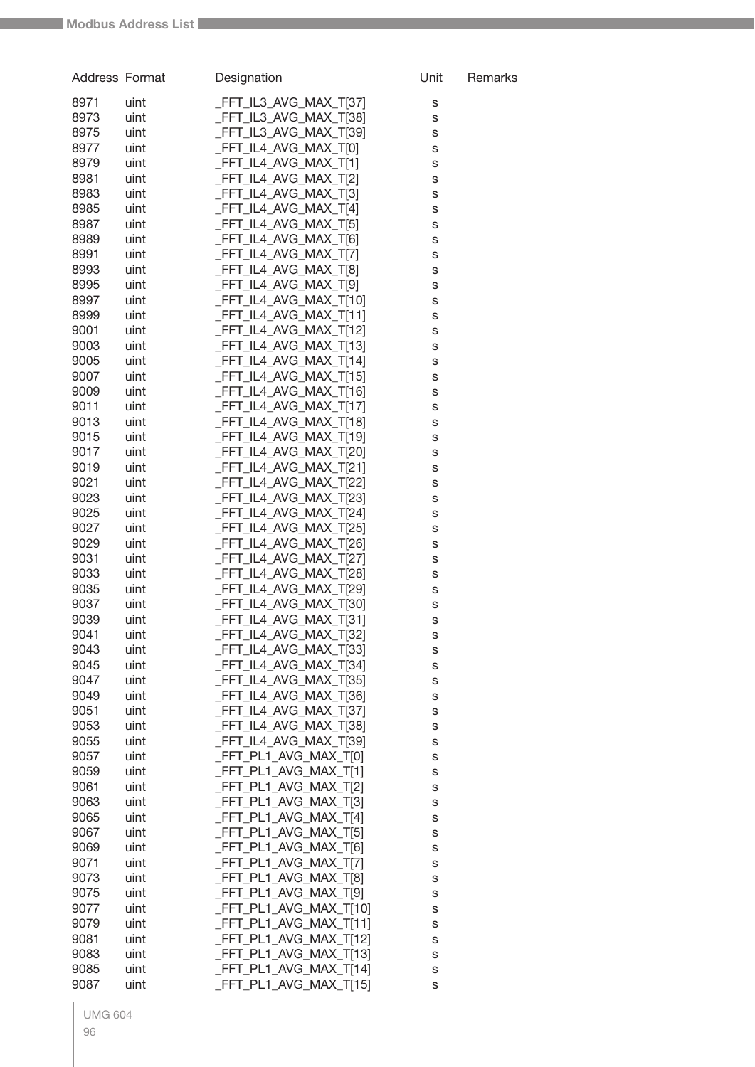| Address | Format | Designation | Unit | Remarks |
|---|---|---|---|---|
| 8971 | uint | _FFT_IL3_AVG_MAX_T[37] | s | |
| 8973 | uint | _FFT_IL3_AVG_MAX_T[38] | s | |
| 8975 | uint | _FFT_IL3_AVG_MAX_T[39] | s | |
| 8977 | uint | _FFT_IL4_AVG_MAX_T[0] | s | |
| 8979 | uint | _FFT_IL4_AVG_MAX_T[1] | s | |
| 8981 | uint | _FFT_IL4_AVG_MAX_T[2] | s | |
| 8983 | uint | _FFT_IL4_AVG_MAX_T[3] | s | |
| 8985 | uint | _FFT_IL4_AVG_MAX_T[4] | s | |
| 8987 | uint | _FFT_IL4_AVG_MAX_T[5] | s | |
| 8989 | uint | _FFT_IL4_AVG_MAX_T[6] | s | |
| 8991 | uint | _FFT_IL4_AVG_MAX_T[7] | s | |
| 8993 | uint | _FFT_IL4_AVG_MAX_T[8] | s | |
| 8995 | uint | _FFT_IL4_AVG_MAX_T[9] | s | |
| 8997 | uint | _FFT_IL4_AVG_MAX_T[10] | s | |
| 8999 | uint | _FFT_IL4_AVG_MAX_T[11] | s | |
| 9001 | uint | _FFT_IL4_AVG_MAX_T[12] | s | |
| 9003 | uint | _FFT_IL4_AVG_MAX_T[13] | s | |
| 9005 | uint | _FFT_IL4_AVG_MAX_T[14] | s | |
| 9007 | uint | _FFT_IL4_AVG_MAX_T[15] | s | |
| 9009 | uint | _FFT_IL4_AVG_MAX_T[16] | s | |
| 9011 | uint | _FFT_IL4_AVG_MAX_T[17] | s | |
| 9013 | uint | _FFT_IL4_AVG_MAX_T[18] | s | |
| 9015 | uint | _FFT_IL4_AVG_MAX_T[19] | s | |
| 9017 | uint | _FFT_IL4_AVG_MAX_T[20] | s | |
| 9019 | uint | _FFT_IL4_AVG_MAX_T[21] | s | |
| 9021 | uint | _FFT_IL4_AVG_MAX_T[22] | s | |
| 9023 | uint | _FFT_IL4_AVG_MAX_T[23] | s | |
| 9025 | uint | _FFT_IL4_AVG_MAX_T[24] | s | |
| 9027 | uint | _FFT_IL4_AVG_MAX_T[25] | s | |
| 9029 | uint | _FFT_IL4_AVG_MAX_T[26] | s | |
| 9031 | uint | _FFT_IL4_AVG_MAX_T[27] | s | |
| 9033 | uint | _FFT_IL4_AVG_MAX_T[28] | s | |
| 9035 | uint | _FFT_IL4_AVG_MAX_T[29] | s | |
| 9037 | uint | _FFT_IL4_AVG_MAX_T[30] | s | |
| 9039 | uint | _FFT_IL4_AVG_MAX_T[31] | s | |
| 9041 | uint | _FFT_IL4_AVG_MAX_T[32] | s | |
| 9043 | uint | _FFT_IL4_AVG_MAX_T[33] | s | |
| 9045 | uint | _FFT_IL4_AVG_MAX_T[34] | s | |
| 9047 | uint | _FFT_IL4_AVG_MAX_T[35] | s | |
| 9049 | uint | _FFT_IL4_AVG_MAX_T[36] | s | |
| 9051 | uint | _FFT_IL4_AVG_MAX_T[37] | s | |
| 9053 | uint | _FFT_IL4_AVG_MAX_T[38] | s | |
| 9055 | uint | _FFT_IL4_AVG_MAX_T[39] | s | |
| 9057 | uint | _FFT_PL1_AVG_MAX_T[0] | s | |
| 9059 | uint | _FFT_PL1_AVG_MAX_T[1] | s | |
| 9061 | uint | _FFT_PL1_AVG_MAX_T[2] | s | |
| 9063 | uint | _FFT_PL1_AVG_MAX_T[3] | s | |
| 9065 | uint | _FFT_PL1_AVG_MAX_T[4] | s | |
| 9067 | uint | _FFT_PL1_AVG_MAX_T[5] | s | |
| 9069 | uint | _FFT_PL1_AVG_MAX_T[6] | s | |
| 9071 | uint | _FFT_PL1_AVG_MAX_T[7] | s | |
| 9073 | uint | _FFT_PL1_AVG_MAX_T[8] | s | |
| 9075 | uint | _FFT_PL1_AVG_MAX_T[9] | s | |
| 9077 | uint | _FFT_PL1_AVG_MAX_T[10] | s | |
| 9079 | uint | _FFT_PL1_AVG_MAX_T[11] | s | |
| 9081 | uint | _FFT_PL1_AVG_MAX_T[12] | s | |
| 9083 | uint | _FFT_PL1_AVG_MAX_T[13] | s | |
| 9085 | uint | _FFT_PL1_AVG_MAX_T[14] | s | |
| 9087 | uint | _FFT_PL1_AVG_MAX_T[15] | s | |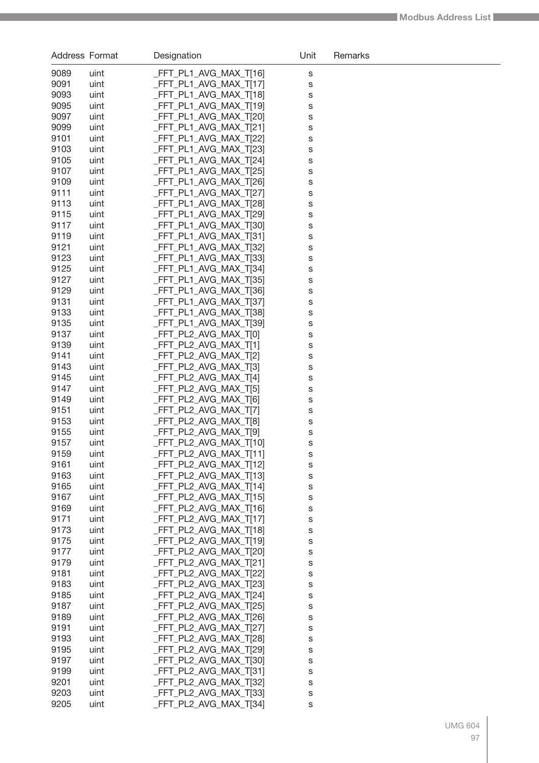| Address | Format | Designation | Unit | Remarks |
|---|---|---|---|---|
| 9089 | uint | _FFT_PL1_AVG_MAX_T[16] | s | |
| 9091 | uint | _FFT_PL1_AVG_MAX_T[17] | s | |
| 9093 | uint | _FFT_PL1_AVG_MAX_T[18] | s | |
| 9095 | uint | _FFT_PL1_AVG_MAX_T[19] | s | |
| 9097 | uint | _FFT_PL1_AVG_MAX_T[20] | s | |
| 9099 | uint | _FFT_PL1_AVG_MAX_T[21] | s | |
| 9101 | uint | _FFT_PL1_AVG_MAX_T[22] | s | |
| 9103 | uint | _FFT_PL1_AVG_MAX_T[23] | s | |
| 9105 | uint | _FFT_PL1_AVG_MAX_T[24] | s | |
| 9107 | uint | _FFT_PL1_AVG_MAX_T[25] | s | |
| 9109 | uint | _FFT_PL1_AVG_MAX_T[26] | s | |
| 9111 | uint | _FFT_PL1_AVG_MAX_T[27] | s | |
| 9113 | uint | _FFT_PL1_AVG_MAX_T[28] | s | |
| 9115 | uint | _FFT_PL1_AVG_MAX_T[29] | s | |
| 9117 | uint | _FFT_PL1_AVG_MAX_T[30] | s | |
| 9119 | uint | _FFT_PL1_AVG_MAX_T[31] | s | |
| 9121 | uint | _FFT_PL1_AVG_MAX_T[32] | s | |
| 9123 | uint | _FFT_PL1_AVG_MAX_T[33] | s | |
| 9125 | uint | _FFT_PL1_AVG_MAX_T[34] | s | |
| 9127 | uint | _FFT_PL1_AVG_MAX_T[35] | s | |
| 9129 | uint | _FFT_PL1_AVG_MAX_T[36] | s | |
| 9131 | uint | _FFT_PL1_AVG_MAX_T[37] | s | |
| 9133 | uint | _FFT_PL1_AVG_MAX_T[38] | s | |
| 9135 | uint | _FFT_PL1_AVG_MAX_T[39] | s | |
| 9137 | uint | _FFT_PL2_AVG_MAX_T[0] | s | |
| 9139 | uint | _FFT_PL2_AVG_MAX_T[1] | s | |
| 9141 | uint | _FFT_PL2_AVG_MAX_T[2] | s | |
| 9143 | uint | _FFT_PL2_AVG_MAX_T[3] | s | |
| 9145 | uint | _FFT_PL2_AVG_MAX_T[4] | s | |
| 9147 | uint | _FFT_PL2_AVG_MAX_T[5] | s | |
| 9149 | uint | _FFT_PL2_AVG_MAX_T[6] | s | |
| 9151 | uint | _FFT_PL2_AVG_MAX_T[7] | s | |
| 9153 | uint | _FFT_PL2_AVG_MAX_T[8] | s | |
| 9155 | uint | _FFT_PL2_AVG_MAX_T[9] | s | |
| 9157 | uint | _FFT_PL2_AVG_MAX_T[10] | s | |
| 9159 | uint | _FFT_PL2_AVG_MAX_T[11] | s | |
| 9161 | uint | _FFT_PL2_AVG_MAX_T[12] | s | |
| 9163 | uint | _FFT_PL2_AVG_MAX_T[13] | s | |
| 9165 | uint | _FFT_PL2_AVG_MAX_T[14] | s | |
| 9167 | uint | _FFT_PL2_AVG_MAX_T[15] | s | |
| 9169 | uint | _FFT_PL2_AVG_MAX_T[16] | s | |
| 9171 | uint | _FFT_PL2_AVG_MAX_T[17] | s | |
| 9173 | uint | _FFT_PL2_AVG_MAX_T[18] | s | |
| 9175 | uint | _FFT_PL2_AVG_MAX_T[19] | s | |
| 9177 | uint | _FFT_PL2_AVG_MAX_T[20] | s | |
| 9179 | uint | _FFT_PL2_AVG_MAX_T[21] | s | |
| 9181 | uint | _FFT_PL2_AVG_MAX_T[22] | s | |
| 9183 | uint | _FFT_PL2_AVG_MAX_T[23] | s | |
| 9185 | uint | _FFT_PL2_AVG_MAX_T[24] | s | |
| 9187 | uint | _FFT_PL2_AVG_MAX_T[25] | s | |
| 9189 | uint | _FFT_PL2_AVG_MAX_T[26] | s | |
| 9191 | uint | _FFT_PL2_AVG_MAX_T[27] | s | |
| 9193 | uint | _FFT_PL2_AVG_MAX_T[28] | s | |
| 9195 | uint | _FFT_PL2_AVG_MAX_T[29] | s | |
| 9197 | uint | _FFT_PL2_AVG_MAX_T[30] | s | |
| 9199 | uint | _FFT_PL2_AVG_MAX_T[31] | s | |
| 9201 | uint | _FFT_PL2_AVG_MAX_T[32] | s | |
| 9203 | uint | _FFT_PL2_AVG_MAX_T[33] | s | |
| 9205 | uint | _FFT_PL2_AVG_MAX_T[34] | s | |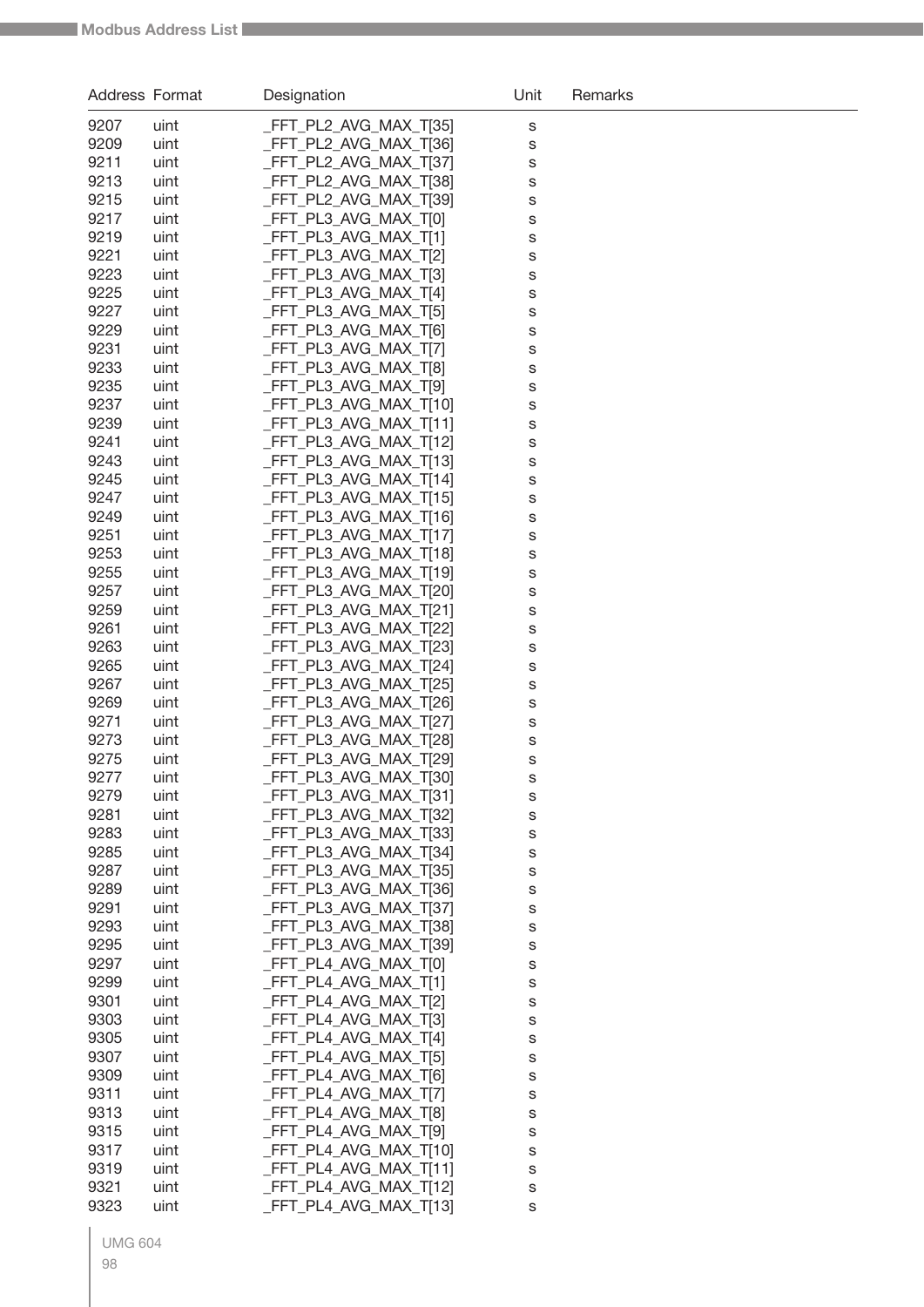| Address | Format | Designation | Unit | Remarks |
|---|---|---|---|---|
| 9207 | uint | _FFT_PL2_AVG_MAX_T[35] | s | |
| 9209 | uint | _FFT_PL2_AVG_MAX_T[36] | s | |
| 9211 | uint | _FFT_PL2_AVG_MAX_T[37] | s | |
| 9213 | uint | _FFT_PL2_AVG_MAX_T[38] | s | |
| 9215 | uint | _FFT_PL2_AVG_MAX_T[39] | s | |
| 9217 | uint | _FFT_PL3_AVG_MAX_T[0] | s | |
| 9219 | uint | _FFT_PL3_AVG_MAX_T[1] | s | |
| 9221 | uint | _FFT_PL3_AVG_MAX_T[2] | s | |
| 9223 | uint | _FFT_PL3_AVG_MAX_T[3] | s | |
| 9225 | uint | _FFT_PL3_AVG_MAX_T[4] | s | |
| 9227 | uint | _FFT_PL3_AVG_MAX_T[5] | s | |
| 9229 | uint | _FFT_PL3_AVG_MAX_T[6] | s | |
| 9231 | uint | _FFT_PL3_AVG_MAX_T[7] | s | |
| 9233 | uint | _FFT_PL3_AVG_MAX_T[8] | s | |
| 9235 | uint | _FFT_PL3_AVG_MAX_T[9] | s | |
| 9237 | uint | _FFT_PL3_AVG_MAX_T[10] | s | |
| 9239 | uint | _FFT_PL3_AVG_MAX_T[11] | s | |
| 9241 | uint | _FFT_PL3_AVG_MAX_T[12] | s | |
| 9243 | uint | _FFT_PL3_AVG_MAX_T[13] | s | |
| 9245 | uint | _FFT_PL3_AVG_MAX_T[14] | s | |
| 9247 | uint | _FFT_PL3_AVG_MAX_T[15] | s | |
| 9249 | uint | _FFT_PL3_AVG_MAX_T[16] | s | |
| 9251 | uint | _FFT_PL3_AVG_MAX_T[17] | s | |
| 9253 | uint | _FFT_PL3_AVG_MAX_T[18] | s | |
| 9255 | uint | _FFT_PL3_AVG_MAX_T[19] | s | |
| 9257 | uint | _FFT_PL3_AVG_MAX_T[20] | s | |
| 9259 | uint | _FFT_PL3_AVG_MAX_T[21] | s | |
| 9261 | uint | _FFT_PL3_AVG_MAX_T[22] | s | |
| 9263 | uint | _FFT_PL3_AVG_MAX_T[23] | s | |
| 9265 | uint | _FFT_PL3_AVG_MAX_T[24] | s | |
| 9267 | uint | _FFT_PL3_AVG_MAX_T[25] | s | |
| 9269 | uint | _FFT_PL3_AVG_MAX_T[26] | s | |
| 9271 | uint | _FFT_PL3_AVG_MAX_T[27] | s | |
| 9273 | uint | _FFT_PL3_AVG_MAX_T[28] | s | |
| 9275 | uint | _FFT_PL3_AVG_MAX_T[29] | s | |
| 9277 | uint | _FFT_PL3_AVG_MAX_T[30] | s | |
| 9279 | uint | _FFT_PL3_AVG_MAX_T[31] | s | |
| 9281 | uint | _FFT_PL3_AVG_MAX_T[32] | s | |
| 9283 | uint | _FFT_PL3_AVG_MAX_T[33] | s | |
| 9285 | uint | _FFT_PL3_AVG_MAX_T[34] | s | |
| 9287 | uint | _FFT_PL3_AVG_MAX_T[35] | s | |
| 9289 | uint | _FFT_PL3_AVG_MAX_T[36] | s | |
| 9291 | uint | _FFT_PL3_AVG_MAX_T[37] | s | |
| 9293 | uint | _FFT_PL3_AVG_MAX_T[38] | s | |
| 9295 | uint | _FFT_PL3_AVG_MAX_T[39] | s | |
| 9297 | uint | _FFT_PL4_AVG_MAX_T[0] | s | |
| 9299 | uint | _FFT_PL4_AVG_MAX_T[1] | s | |
| 9301 | uint | _FFT_PL4_AVG_MAX_T[2] | s | |
| 9303 | uint | _FFT_PL4_AVG_MAX_T[3] | s | |
| 9305 | uint | _FFT_PL4_AVG_MAX_T[4] | s | |
| 9307 | uint | _FFT_PL4_AVG_MAX_T[5] | s | |
| 9309 | uint | _FFT_PL4_AVG_MAX_T[6] | s | |
| 9311 | uint | _FFT_PL4_AVG_MAX_T[7] | s | |
| 9313 | uint | _FFT_PL4_AVG_MAX_T[8] | s | |
| 9315 | uint | _FFT_PL4_AVG_MAX_T[9] | s | |
| 9317 | uint | _FFT_PL4_AVG_MAX_T[10] | s | |
| 9319 | uint | _FFT_PL4_AVG_MAX_T[11] | s | |
| 9321 | uint | _FFT_PL4_AVG_MAX_T[12] | s | |
| 9323 | uint | _FFT_PL4_AVG_MAX_T[13] | s | |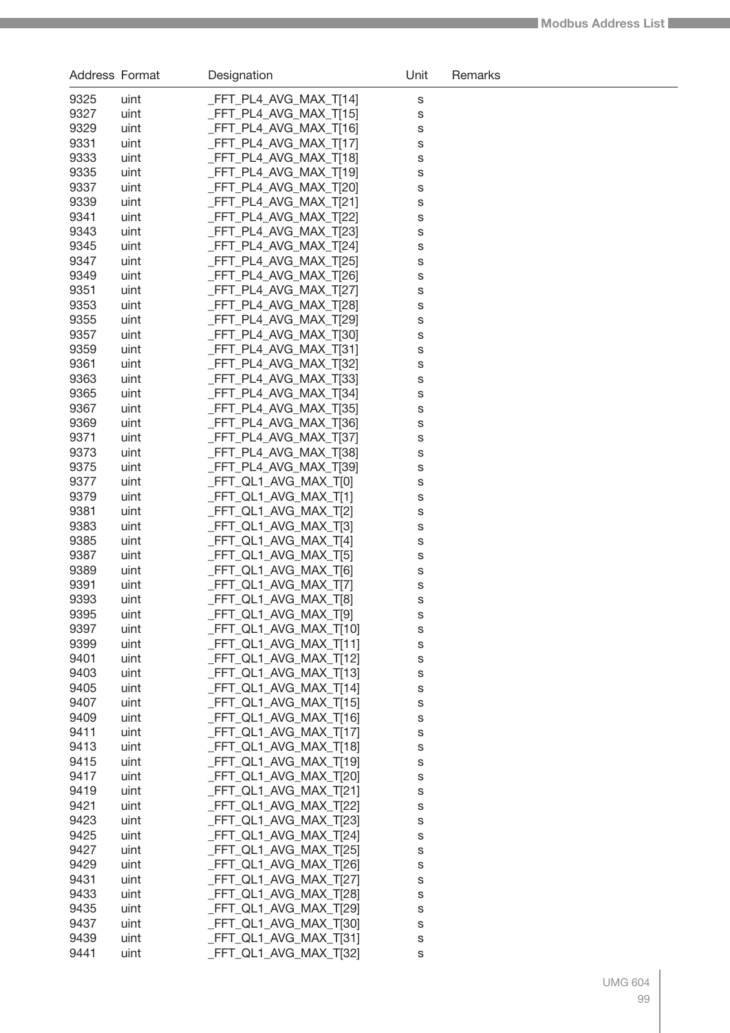| Address | Format | Designation | Unit | Remarks |
|---|---|---|---|---|
| 9325 | uint | _FFT_PL4_AVG_MAX_T[14] | s | |
| 9327 | uint | _FFT_PL4_AVG_MAX_T[15] | s | |
| 9329 | uint | _FFT_PL4_AVG_MAX_T[16] | s | |
| 9331 | uint | _FFT_PL4_AVG_MAX_T[17] | s | |
| 9333 | uint | _FFT_PL4_AVG_MAX_T[18] | s | |
| 9335 | uint | _FFT_PL4_AVG_MAX_T[19] | s | |
| 9337 | uint | _FFT_PL4_AVG_MAX_T[20] | s | |
| 9339 | uint | _FFT_PL4_AVG_MAX_T[21] | s | |
| 9341 | uint | _FFT_PL4_AVG_MAX_T[22] | s | |
| 9343 | uint | _FFT_PL4_AVG_MAX_T[23] | s | |
| 9345 | uint | _FFT_PL4_AVG_MAX_T[24] | s | |
| 9347 | uint | _FFT_PL4_AVG_MAX_T[25] | s | |
| 9349 | uint | _FFT_PL4_AVG_MAX_T[26] | s | |
| 9351 | uint | _FFT_PL4_AVG_MAX_T[27] | s | |
| 9353 | uint | _FFT_PL4_AVG_MAX_T[28] | s | |
| 9355 | uint | _FFT_PL4_AVG_MAX_T[29] | s | |
| 9357 | uint | _FFT_PL4_AVG_MAX_T[30] | s | |
| 9359 | uint | _FFT_PL4_AVG_MAX_T[31] | s | |
| 9361 | uint | _FFT_PL4_AVG_MAX_T[32] | s | |
| 9363 | uint | _FFT_PL4_AVG_MAX_T[33] | s | |
| 9365 | uint | _FFT_PL4_AVG_MAX_T[34] | s | |
| 9367 | uint | _FFT_PL4_AVG_MAX_T[35] | s | |
| 9369 | uint | _FFT_PL4_AVG_MAX_T[36] | s | |
| 9371 | uint | _FFT_PL4_AVG_MAX_T[37] | s | |
| 9373 | uint | _FFT_PL4_AVG_MAX_T[38] | s | |
| 9375 | uint | _FFT_PL4_AVG_MAX_T[39] | s | |
| 9377 | uint | _FFT_QL1_AVG_MAX_T[0] | s | |
| 9379 | uint | _FFT_QL1_AVG_MAX_T[1] | s | |
| 9381 | uint | _FFT_QL1_AVG_MAX_T[2] | s | |
| 9383 | uint | _FFT_QL1_AVG_MAX_T[3] | s | |
| 9385 | uint | _FFT_QL1_AVG_MAX_T[4] | s | |
| 9387 | uint | _FFT_QL1_AVG_MAX_T[5] | s | |
| 9389 | uint | _FFT_QL1_AVG_MAX_T[6] | s | |
| 9391 | uint | _FFT_QL1_AVG_MAX_T[7] | s | |
| 9393 | uint | _FFT_QL1_AVG_MAX_T[8] | s | |
| 9395 | uint | _FFT_QL1_AVG_MAX_T[9] | s | |
| 9397 | uint | _FFT_QL1_AVG_MAX_T[10] | s | |
| 9399 | uint | _FFT_QL1_AVG_MAX_T[11] | s | |
| 9401 | uint | _FFT_QL1_AVG_MAX_T[12] | s | |
| 9403 | uint | _FFT_QL1_AVG_MAX_T[13] | s | |
| 9405 | uint | _FFT_QL1_AVG_MAX_T[14] | s | |
| 9407 | uint | _FFT_QL1_AVG_MAX_T[15] | s | |
| 9409 | uint | _FFT_QL1_AVG_MAX_T[16] | s | |
| 9411 | uint | _FFT_QL1_AVG_MAX_T[17] | s | |
| 9413 | uint | _FFT_QL1_AVG_MAX_T[18] | s | |
| 9415 | uint | _FFT_QL1_AVG_MAX_T[19] | s | |
| 9417 | uint | _FFT_QL1_AVG_MAX_T[20] | s | |
| 9419 | uint | _FFT_QL1_AVG_MAX_T[21] | s | |
| 9421 | uint | _FFT_QL1_AVG_MAX_T[22] | s | |
| 9423 | uint | _FFT_QL1_AVG_MAX_T[23] | s | |
| 9425 | uint | _FFT_QL1_AVG_MAX_T[24] | s | |
| 9427 | uint | _FFT_QL1_AVG_MAX_T[25] | s | |
| 9429 | uint | _FFT_QL1_AVG_MAX_T[26] | s | |
| 9431 | uint | _FFT_QL1_AVG_MAX_T[27] | s | |
| 9433 | uint | _FFT_QL1_AVG_MAX_T[28] | s | |
| 9435 | uint | _FFT_QL1_AVG_MAX_T[29] | s | |
| 9437 | uint | _FFT_QL1_AVG_MAX_T[30] | s | |
| 9439 | uint | _FFT_QL1_AVG_MAX_T[31] | s | |
| 9441 | uint | _FFT_QL1_AVG_MAX_T[32] | s | |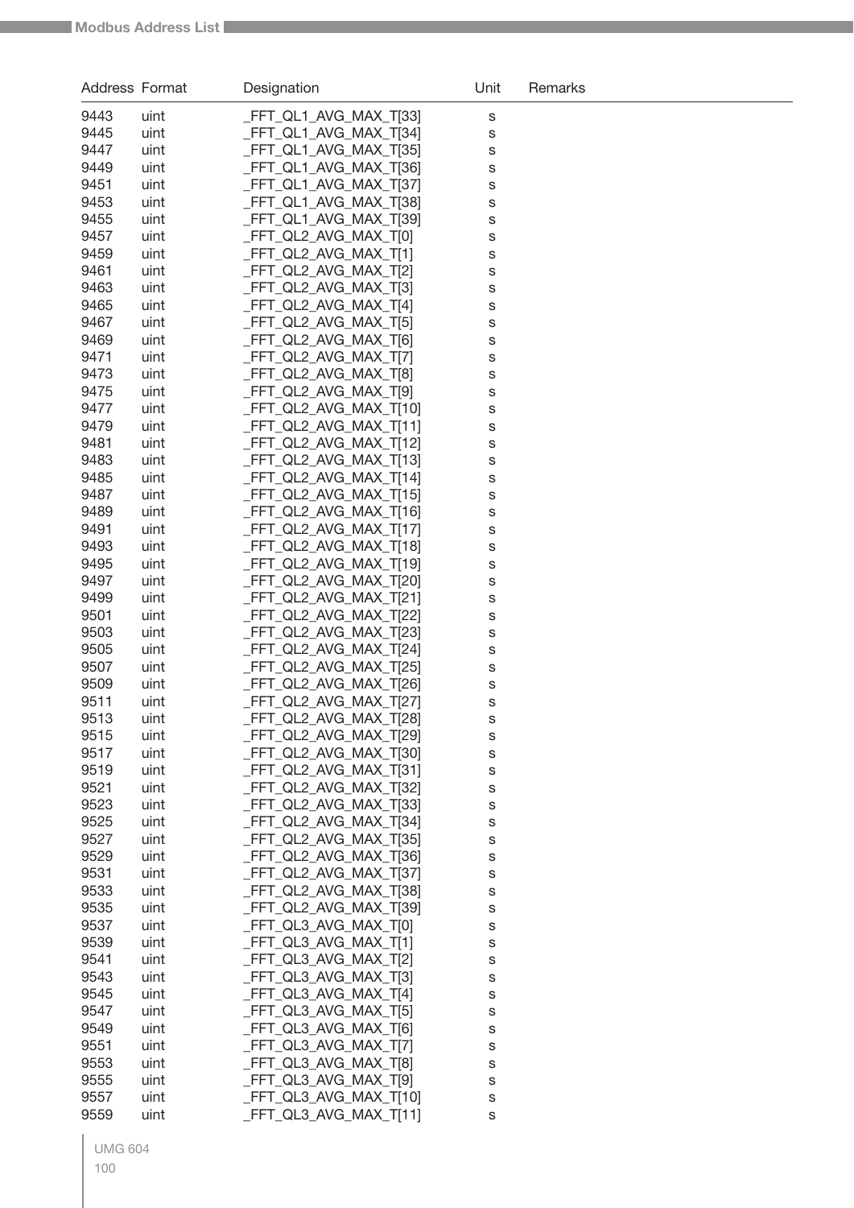| Address | Format | Designation | Unit | Remarks |
|---|---|---|---|---|
| 9443 | uint | _FFT_QL1_AVG_MAX_T[33] | s | |
| 9445 | uint | _FFT_QL1_AVG_MAX_T[34] | s | |
| 9447 | uint | _FFT_QL1_AVG_MAX_T[35] | s | |
| 9449 | uint | _FFT_QL1_AVG_MAX_T[36] | s | |
| 9451 | uint | _FFT_QL1_AVG_MAX_T[37] | s | |
| 9453 | uint | _FFT_QL1_AVG_MAX_T[38] | s | |
| 9455 | uint | _FFT_QL1_AVG_MAX_T[39] | s | |
| 9457 | uint | _FFT_QL2_AVG_MAX_T[0] | s | |
| 9459 | uint | _FFT_QL2_AVG_MAX_T[1] | s | |
| 9461 | uint | _FFT_QL2_AVG_MAX_T[2] | s | |
| 9463 | uint | _FFT_QL2_AVG_MAX_T[3] | s | |
| 9465 | uint | _FFT_QL2_AVG_MAX_T[4] | s | |
| 9467 | uint | _FFT_QL2_AVG_MAX_T[5] | s | |
| 9469 | uint | _FFT_QL2_AVG_MAX_T[6] | s | |
| 9471 | uint | _FFT_QL2_AVG_MAX_T[7] | s | |
| 9473 | uint | _FFT_QL2_AVG_MAX_T[8] | s | |
| 9475 | uint | _FFT_QL2_AVG_MAX_T[9] | s | |
| 9477 | uint | _FFT_QL2_AVG_MAX_T[10] | s | |
| 9479 | uint | _FFT_QL2_AVG_MAX_T[11] | s | |
| 9481 | uint | _FFT_QL2_AVG_MAX_T[12] | s | |
| 9483 | uint | _FFT_QL2_AVG_MAX_T[13] | s | |
| 9485 | uint | _FFT_QL2_AVG_MAX_T[14] | s | |
| 9487 | uint | _FFT_QL2_AVG_MAX_T[15] | s | |
| 9489 | uint | _FFT_QL2_AVG_MAX_T[16] | s | |
| 9491 | uint | _FFT_QL2_AVG_MAX_T[17] | s | |
| 9493 | uint | _FFT_QL2_AVG_MAX_T[18] | s | |
| 9495 | uint | _FFT_QL2_AVG_MAX_T[19] | s | |
| 9497 | uint | _FFT_QL2_AVG_MAX_T[20] | s | |
| 9499 | uint | _FFT_QL2_AVG_MAX_T[21] | s | |
| 9501 | uint | _FFT_QL2_AVG_MAX_T[22] | s | |
| 9503 | uint | _FFT_QL2_AVG_MAX_T[23] | s | |
| 9505 | uint | _FFT_QL2_AVG_MAX_T[24] | s | |
| 9507 | uint | _FFT_QL2_AVG_MAX_T[25] | s | |
| 9509 | uint | _FFT_QL2_AVG_MAX_T[26] | s | |
| 9511 | uint | _FFT_QL2_AVG_MAX_T[27] | s | |
| 9513 | uint | _FFT_QL2_AVG_MAX_T[28] | s | |
| 9515 | uint | _FFT_QL2_AVG_MAX_T[29] | s | |
| 9517 | uint | _FFT_QL2_AVG_MAX_T[30] | s | |
| 9519 | uint | _FFT_QL2_AVG_MAX_T[31] | s | |
| 9521 | uint | _FFT_QL2_AVG_MAX_T[32] | s | |
| 9523 | uint | _FFT_QL2_AVG_MAX_T[33] | s | |
| 9525 | uint | _FFT_QL2_AVG_MAX_T[34] | s | |
| 9527 | uint | _FFT_QL2_AVG_MAX_T[35] | s | |
| 9529 | uint | _FFT_QL2_AVG_MAX_T[36] | s | |
| 9531 | uint | _FFT_QL2_AVG_MAX_T[37] | s | |
| 9533 | uint | _FFT_QL2_AVG_MAX_T[38] | s | |
| 9535 | uint | _FFT_QL2_AVG_MAX_T[39] | s | |
| 9537 | uint | _FFT_QL3_AVG_MAX_T[0] | s | |
| 9539 | uint | _FFT_QL3_AVG_MAX_T[1] | s | |
| 9541 | uint | _FFT_QL3_AVG_MAX_T[2] | s | |
| 9543 | uint | _FFT_QL3_AVG_MAX_T[3] | s | |
| 9545 | uint | _FFT_QL3_AVG_MAX_T[4] | s | |
| 9547 | uint | _FFT_QL3_AVG_MAX_T[5] | s | |
| 9549 | uint | _FFT_QL3_AVG_MAX_T[6] | s | |
| 9551 | uint | _FFT_QL3_AVG_MAX_T[7] | s | |
| 9553 | uint | _FFT_QL3_AVG_MAX_T[8] | s | |
| 9555 | uint | _FFT_QL3_AVG_MAX_T[9] | s | |
| 9557 | uint | _FFT_QL3_AVG_MAX_T[10] | s | |
| 9559 | uint | _FFT_QL3_AVG_MAX_T[11] | s | |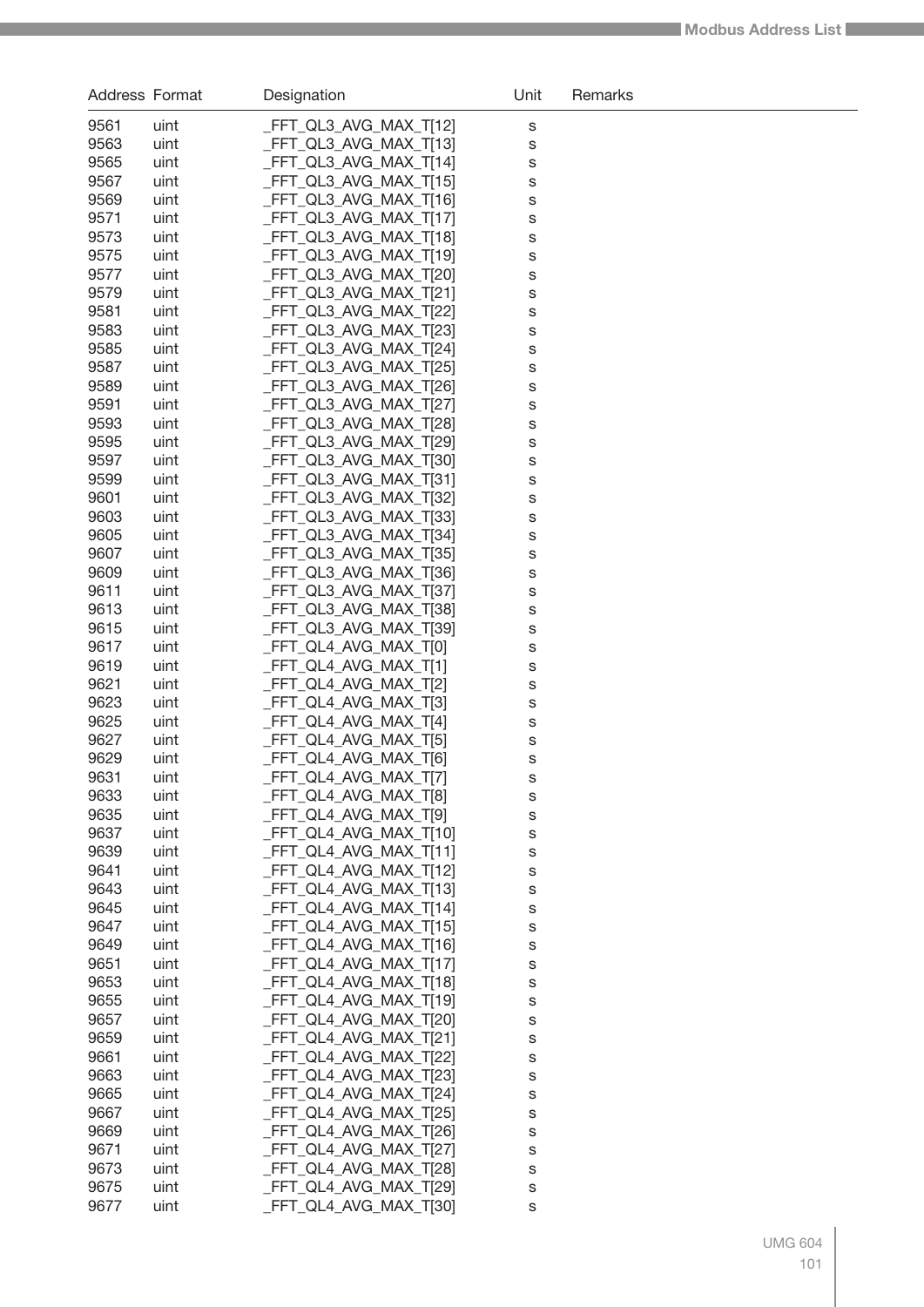| Address | Format | Designation | Unit | Remarks |
|---|---|---|---|---|
| 9561 | uint | _FFT_QL3_AVG_MAX_T[12] | s | |
| 9563 | uint | _FFT_QL3_AVG_MAX_T[13] | s | |
| 9565 | uint | _FFT_QL3_AVG_MAX_T[14] | s | |
| 9567 | uint | _FFT_QL3_AVG_MAX_T[15] | s | |
| 9569 | uint | _FFT_QL3_AVG_MAX_T[16] | s | |
| 9571 | uint | _FFT_QL3_AVG_MAX_T[17] | s | |
| 9573 | uint | _FFT_QL3_AVG_MAX_T[18] | s | |
| 9575 | uint | _FFT_QL3_AVG_MAX_T[19] | s | |
| 9577 | uint | _FFT_QL3_AVG_MAX_T[20] | s | |
| 9579 | uint | _FFT_QL3_AVG_MAX_T[21] | s | |
| 9581 | uint | _FFT_QL3_AVG_MAX_T[22] | s | |
| 9583 | uint | _FFT_QL3_AVG_MAX_T[23] | s | |
| 9585 | uint | _FFT_QL3_AVG_MAX_T[24] | s | |
| 9587 | uint | _FFT_QL3_AVG_MAX_T[25] | s | |
| 9589 | uint | _FFT_QL3_AVG_MAX_T[26] | s | |
| 9591 | uint | _FFT_QL3_AVG_MAX_T[27] | s | |
| 9593 | uint | _FFT_QL3_AVG_MAX_T[28] | s | |
| 9595 | uint | _FFT_QL3_AVG_MAX_T[29] | s | |
| 9597 | uint | _FFT_QL3_AVG_MAX_T[30] | s | |
| 9599 | uint | _FFT_QL3_AVG_MAX_T[31] | s | |
| 9601 | uint | _FFT_QL3_AVG_MAX_T[32] | s | |
| 9603 | uint | _FFT_QL3_AVG_MAX_T[33] | s | |
| 9605 | uint | _FFT_QL3_AVG_MAX_T[34] | s | |
| 9607 | uint | _FFT_QL3_AVG_MAX_T[35] | s | |
| 9609 | uint | _FFT_QL3_AVG_MAX_T[36] | s | |
| 9611 | uint | _FFT_QL3_AVG_MAX_T[37] | s | |
| 9613 | uint | _FFT_QL3_AVG_MAX_T[38] | s | |
| 9615 | uint | _FFT_QL3_AVG_MAX_T[39] | s | |
| 9617 | uint | _FFT_QL4_AVG_MAX_T[0] | s | |
| 9619 | uint | _FFT_QL4_AVG_MAX_T[1] | s | |
| 9621 | uint | _FFT_QL4_AVG_MAX_T[2] | s | |
| 9623 | uint | _FFT_QL4_AVG_MAX_T[3] | s | |
| 9625 | uint | _FFT_QL4_AVG_MAX_T[4] | s | |
| 9627 | uint | _FFT_QL4_AVG_MAX_T[5] | s | |
| 9629 | uint | _FFT_QL4_AVG_MAX_T[6] | s | |
| 9631 | uint | _FFT_QL4_AVG_MAX_T[7] | s | |
| 9633 | uint | _FFT_QL4_AVG_MAX_T[8] | s | |
| 9635 | uint | _FFT_QL4_AVG_MAX_T[9] | s | |
| 9637 | uint | _FFT_QL4_AVG_MAX_T[10] | s | |
| 9639 | uint | _FFT_QL4_AVG_MAX_T[11] | s | |
| 9641 | uint | _FFT_QL4_AVG_MAX_T[12] | s | |
| 9643 | uint | _FFT_QL4_AVG_MAX_T[13] | s | |
| 9645 | uint | _FFT_QL4_AVG_MAX_T[14] | s | |
| 9647 | uint | _FFT_QL4_AVG_MAX_T[15] | s | |
| 9649 | uint | _FFT_QL4_AVG_MAX_T[16] | s | |
| 9651 | uint | _FFT_QL4_AVG_MAX_T[17] | s | |
| 9653 | uint | _FFT_QL4_AVG_MAX_T[18] | s | |
| 9655 | uint | _FFT_QL4_AVG_MAX_T[19] | s | |
| 9657 | uint | _FFT_QL4_AVG_MAX_T[20] | s | |
| 9659 | uint | _FFT_QL4_AVG_MAX_T[21] | s | |
| 9661 | uint | _FFT_QL4_AVG_MAX_T[22] | s | |
| 9663 | uint | _FFT_QL4_AVG_MAX_T[23] | s | |
| 9665 | uint | _FFT_QL4_AVG_MAX_T[24] | s | |
| 9667 | uint | _FFT_QL4_AVG_MAX_T[25] | s | |
| 9669 | uint | _FFT_QL4_AVG_MAX_T[26] | s | |
| 9671 | uint | _FFT_QL4_AVG_MAX_T[27] | s | |
| 9673 | uint | _FFT_QL4_AVG_MAX_T[28] | s | |
| 9675 | uint | _FFT_QL4_AVG_MAX_T[29] | s | |
| 9677 | uint | _FFT_QL4_AVG_MAX_T[30] | s | |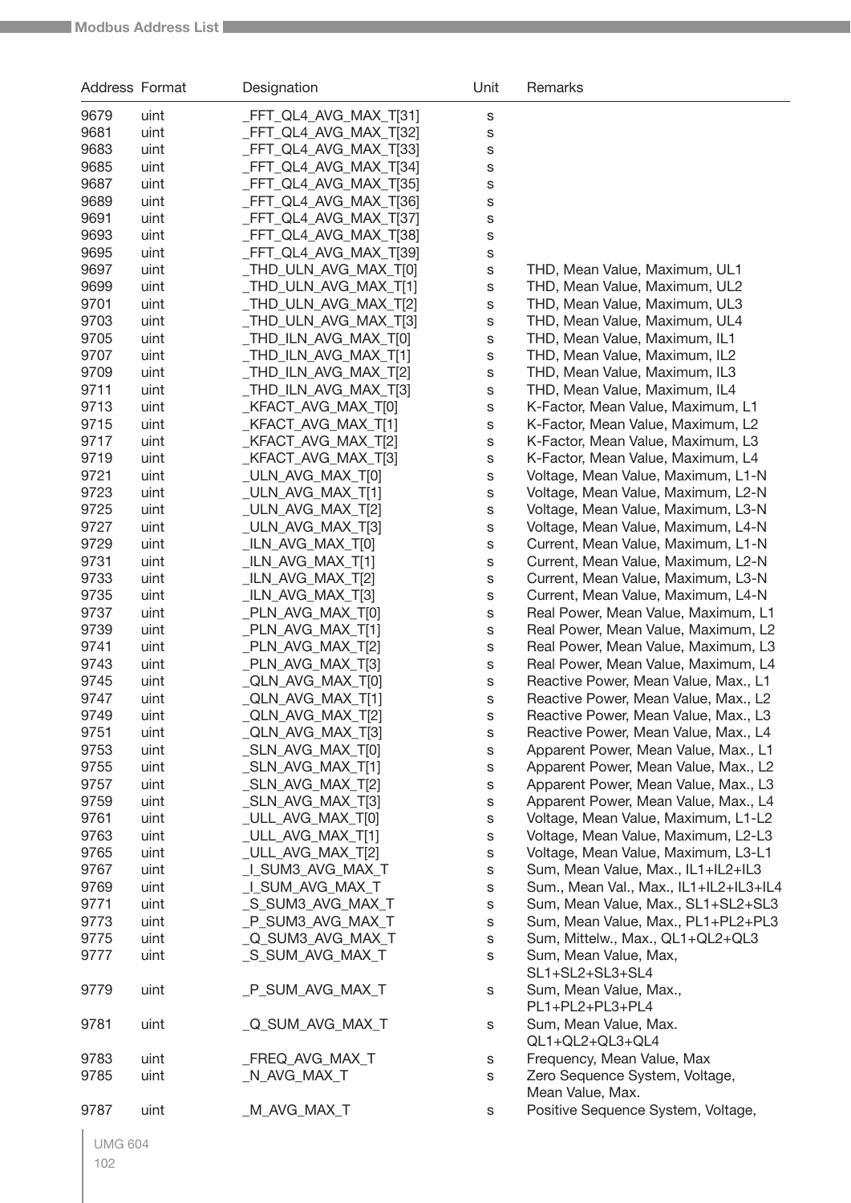| Address | Format | Designation | Unit | Remarks |
|---|---|---|---|---|
| 9679 | uint | _FFT_QL4_AVG_MAX_T[31] | s | |
| 9681 | uint | _FFT_QL4_AVG_MAX_T[32] | s | |
| 9683 | uint | _FFT_QL4_AVG_MAX_T[33] | s | |
| 9685 | uint | _FFT_QL4_AVG_MAX_T[34] | s | |
| 9687 | uint | _FFT_QL4_AVG_MAX_T[35] | s | |
| 9689 | uint | _FFT_QL4_AVG_MAX_T[36] | s | |
| 9691 | uint | _FFT_QL4_AVG_MAX_T[37] | s | |
| 9693 | uint | _FFT_QL4_AVG_MAX_T[38] | s | |
| 9695 | uint | _FFT_QL4_AVG_MAX_T[39] | s | |
| 9697 | uint | _THD_ULN_AVG_MAX_T[0] | s | THD, Mean Value, Maximum, UL1 |
| 9699 | uint | _THD_ULN_AVG_MAX_T[1] | s | THD, Mean Value, Maximum, UL2 |
| 9701 | uint | _THD_ULN_AVG_MAX_T[2] | s | THD, Mean Value, Maximum, UL3 |
| 9703 | uint | _THD_ULN_AVG_MAX_T[3] | s | THD, Mean Value, Maximum, UL4 |
| 9705 | uint | _THD_ILN_AVG_MAX_T[0] | s | THD, Mean Value, Maximum, IL1 |
| 9707 | uint | _THD_ILN_AVG_MAX_T[1] | s | THD, Mean Value, Maximum, IL2 |
| 9709 | uint | _THD_ILN_AVG_MAX_T[2] | s | THD, Mean Value, Maximum, IL3 |
| 9711 | uint | _THD_ILN_AVG_MAX_T[3] | s | THD, Mean Value, Maximum, IL4 |
| 9713 | uint | _KFACT_AVG_MAX_T[0] | s | K-Factor, Mean Value, Maximum, L1 |
| 9715 | uint | _KFACT_AVG_MAX_T[1] | s | K-Factor, Mean Value, Maximum, L2 |
| 9717 | uint | _KFACT_AVG_MAX_T[2] | s | K-Factor, Mean Value, Maximum, L3 |
| 9719 | uint | _KFACT_AVG_MAX_T[3] | s | K-Factor, Mean Value, Maximum, L4 |
| 9721 | uint | _ULN_AVG_MAX_T[0] | s | Voltage, Mean Value, Maximum, L1-N |
| 9723 | uint | _ULN_AVG_MAX_T[1] | s | Voltage, Mean Value, Maximum, L2-N |
| 9725 | uint | _ULN_AVG_MAX_T[2] | s | Voltage, Mean Value, Maximum, L3-N |
| 9727 | uint | _ULN_AVG_MAX_T[3] | s | Voltage, Mean Value, Maximum, L4-N |
| 9729 | uint | _ILN_AVG_MAX_T[0] | s | Current, Mean Value, Maximum, L1-N |
| 9731 | uint | _ILN_AVG_MAX_T[1] | s | Current, Mean Value, Maximum, L2-N |
| 9733 | uint | _ILN_AVG_MAX_T[2] | s | Current, Mean Value, Maximum, L3-N |
| 9735 | uint | _ILN_AVG_MAX_T[3] | s | Current, Mean Value, Maximum, L4-N |
| 9737 | uint | _PLN_AVG_MAX_T[0] | s | Real Power, Mean Value, Maximum, L1 |
| 9739 | uint | _PLN_AVG_MAX_T[1] | s | Real Power, Mean Value, Maximum, L2 |
| 9741 | uint | _PLN_AVG_MAX_T[2] | s | Real Power, Mean Value, Maximum, L3 |
| 9743 | uint | _PLN_AVG_MAX_T[3] | s | Real Power, Mean Value, Maximum, L4 |
| 9745 | uint | _QLN_AVG_MAX_T[0] | s | Reactive Power, Mean Value, Max., L1 |
| 9747 | uint | _QLN_AVG_MAX_T[1] | s | Reactive Power, Mean Value, Max., L2 |
| 9749 | uint | _QLN_AVG_MAX_T[2] | s | Reactive Power, Mean Value, Max., L3 |
| 9751 | uint | _QLN_AVG_MAX_T[3] | s | Reactive Power, Mean Value, Max., L4 |
| 9753 | uint | _SLN_AVG_MAX_T[0] | s | Apparent Power, Mean Value, Max., L1 |
| 9755 | uint | _SLN_AVG_MAX_T[1] | s | Apparent Power, Mean Value, Max., L2 |
| 9757 | uint | _SLN_AVG_MAX_T[2] | s | Apparent Power, Mean Value, Max., L3 |
| 9759 | uint | _SLN_AVG_MAX_T[3] | s | Apparent Power, Mean Value, Max., L4 |
| 9761 | uint | _ULL_AVG_MAX_T[0] | s | Voltage, Mean Value, Maximum, L1-L2 |
| 9763 | uint | _ULL_AVG_MAX_T[1] | s | Voltage, Mean Value, Maximum, L2-L3 |
| 9765 | uint | _ULL_AVG_MAX_T[2] | s | Voltage, Mean Value, Maximum, L3-L1 |
| 9767 | uint | _I_SUM3_AVG_MAX_T | s | Sum, Mean Value, Max., IL1+IL2+IL3 |
| 9769 | uint | _I_SUM_AVG_MAX_T | s | Sum., Mean Val., Max., IL1+IL2+IL3+IL4 |
| 9771 | uint | _S_SUM3_AVG_MAX_T | s | Sum, Mean Value, Max., SL1+SL2+SL3 |
| 9773 | uint | _P_SUM3_AVG_MAX_T | s | Sum, Mean Value, Max., PL1+PL2+PL3 |
| 9775 | uint | _Q_SUM3_AVG_MAX_T | s | Sum, Mittelw., Max., QL1+QL2+QL3 |
| 9777 | uint | _S_SUM_AVG_MAX_T | s | Sum, Mean Value, Max, SL1+SL2+SL3+SL4 |
| 9779 | uint | _P_SUM_AVG_MAX_T | s | Sum, Mean Value, Max., PL1+PL2+PL3+PL4 |
| 9781 | uint | _Q_SUM_AVG_MAX_T | s | Sum, Mean Value, Max. QL1+QL2+QL3+QL4 |
| 9783 | uint | _FREQ_AVG_MAX_T | s | Frequency, Mean Value, Max |
| 9785 | uint | _N_AVG_MAX_T | s | Zero Sequence System, Voltage, Mean Value, Max. |
| 9787 | uint | _M_AVG_MAX_T | s | Positive Sequence System, Voltage, |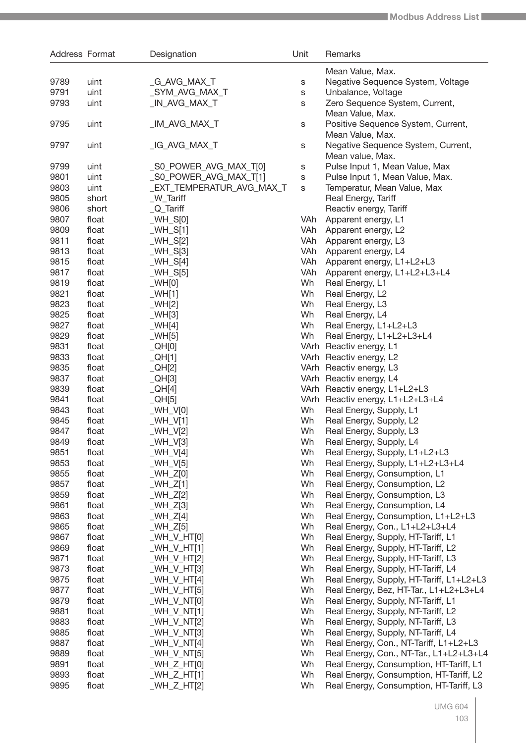| Address | Format | Designation | Unit | Remarks |
|---|---|---|---|---|
| | | | | Mean Value, Max. |
| 9789 | uint | _G_AVG_MAX_T | s | Negative Sequence System, Voltage |
| 9791 | uint | _SYM_AVG_MAX_T | s | Unbalance, Voltage |
| 9793 | uint | _IN_AVG_MAX_T | s | Zero Sequence System, Current, Mean Value, Max. |
| 9795 | uint | _IM_AVG_MAX_T | s | Positive Sequence System, Current, Mean Value, Max. |
| 9797 | uint | _IG_AVG_MAX_T | s | Negative Sequence System, Current, Mean value, Max. |
| 9799 | uint | _S0_POWER_AVG_MAX_T[0] | s | Pulse Input 1, Mean Value, Max |
| 9801 | uint | _S0_POWER_AVG_MAX_T[1] | s | Pulse Input 1, Mean Value, Max. |
| 9803 | uint | _EXT_TEMPERATUR_AVG_MAX_T | s | Temperatur, Mean Value, Max |
| 9805 | short | _W_Tariff | | Real Energy, Tariff |
| 9806 | short | _Q_Tariff | | Reactiv energy, Tariff |
| 9807 | float | _WH_S[0] | VAh | Apparent energy, L1 |
| 9809 | float | _WH_S[1] | VAh | Apparent energy, L2 |
| 9811 | float | _WH_S[2] | VAh | Apparent energy, L3 |
| 9813 | float | _WH_S[3] | VAh | Apparent energy, L4 |
| 9815 | float | _WH_S[4] | VAh | Apparent energy, L1+L2+L3 |
| 9817 | float | _WH_S[5] | VAh | Apparent energy, L1+L2+L3+L4 |
| 9819 | float | _WH[0] | Wh | Real Energy, L1 |
| 9821 | float | _WH[1] | Wh | Real Energy, L2 |
| 9823 | float | _WH[2] | Wh | Real Energy, L3 |
| 9825 | float | _WH[3] | Wh | Real Energy, L4 |
| 9827 | float | _WH[4] | Wh | Real Energy, L1+L2+L3 |
| 9829 | float | _WH[5] | Wh | Real Energy, L1+L2+L3+L4 |
| 9831 | float | _QH[0] | VArh | Reactiv energy, L1 |
| 9833 | float | _QH[1] | VArh | Reactiv energy, L2 |
| 9835 | float | _QH[2] | VArh | Reactiv energy, L3 |
| 9837 | float | _QH[3] | VArh | Reactiv energy, L4 |
| 9839 | float | _QH[4] | VArh | Reactiv energy, L1+L2+L3 |
| 9841 | float | _QH[5] | VArh | Reactiv energy, L1+L2+L3+L4 |
| 9843 | float | _WH_V[0] | Wh | Real Energy, Supply, L1 |
| 9845 | float | _WH_V[1] | Wh | Real Energy, Supply, L2 |
| 9847 | float | _WH_V[2] | Wh | Real Energy, Supply, L3 |
| 9849 | float | _WH_V[3] | Wh | Real Energy, Supply, L4 |
| 9851 | float | _WH_V[4] | Wh | Real Energy, Supply, L1+L2+L3 |
| 9853 | float | _WH_V[5] | Wh | Real Energy, Supply, L1+L2+L3+L4 |
| 9855 | float | _WH_Z[0] | Wh | Real Energy, Consumption, L1 |
| 9857 | float | _WH_Z[1] | Wh | Real Energy, Consumption, L2 |
| 9859 | float | _WH_Z[2] | Wh | Real Energy, Consumption, L3 |
| 9861 | float | _WH_Z[3] | Wh | Real Energy, Consumption, L4 |
| 9863 | float | _WH_Z[4] | Wh | Real Energy, Consumption, L1+L2+L3 |
| 9865 | float | _WH_Z[5] | Wh | Real Energy, Con., L1+L2+L3+L4 |
| 9867 | float | _WH_V_HT[0] | Wh | Real Energy, Supply, HT-Tariff, L1 |
| 9869 | float | _WH_V_HT[1] | Wh | Real Energy, Supply, HT-Tariff, L2 |
| 9871 | float | _WH_V_HT[2] | Wh | Real Energy, Supply, HT-Tariff, L3 |
| 9873 | float | _WH_V_HT[3] | Wh | Real Energy, Supply, HT-Tariff, L4 |
| 9875 | float | _WH_V_HT[4] | Wh | Real Energy, Supply, HT-Tariff, L1+L2+L3 |
| 9877 | float | _WH_V_HT[5] | Wh | Real Energy, Bez, HT-Tar., L1+L2+L3+L4 |
| 9879 | float | _WH_V_NT[0] | Wh | Real Energy, Supply, NT-Tariff, L1 |
| 9881 | float | _WH_V_NT[1] | Wh | Real Energy, Supply, NT-Tariff, L2 |
| 9883 | float | _WH_V_NT[2] | Wh | Real Energy, Supply, NT-Tariff, L3 |
| 9885 | float | _WH_V_NT[3] | Wh | Real Energy, Supply, NT-Tariff, L4 |
| 9887 | float | _WH_V_NT[4] | Wh | Real Energy, Con., NT-Tariff, L1+L2+L3 |
| 9889 | float | _WH_V_NT[5] | Wh | Real Energy, Con., NT-Tar., L1+L2+L3+L4 |
| 9891 | float | _WH_Z_HT[0] | Wh | Real Energy, Consumption, HT-Tariff, L1 |
| 9893 | float | _WH_Z_HT[1] | Wh | Real Energy, Consumption, HT-Tariff, L2 |
| 9895 | float | _WH_Z_HT[2] | Wh | Real Energy, Consumption, HT-Tariff, L3 |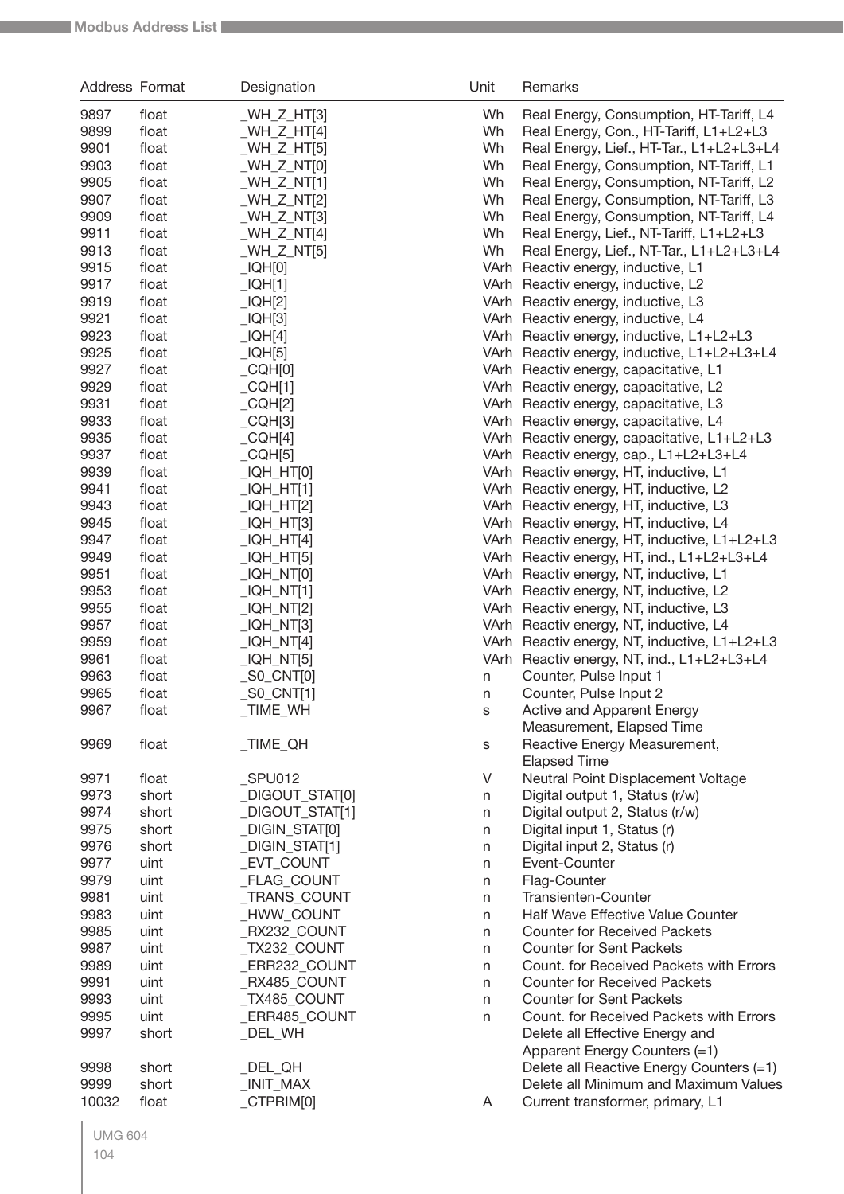| Address | Format | Designation | Unit | Remarks |
|---|---|---|---|---|
| 9897 | float | _WH_Z_HT[3] | Wh | Real Energy, Consumption, HT-Tariff, L4 |
| 9899 | float | _WH_Z_HT[4] | Wh | Real Energy, Con., HT-Tariff, L1+L2+L3 |
| 9901 | float | _WH_Z_HT[5] | Wh | Real Energy, Lief., HT-Tar., L1+L2+L3+L4 |
| 9903 | float | _WH_Z_NT[0] | Wh | Real Energy, Consumption, NT-Tariff, L1 |
| 9905 | float | _WH_Z_NT[1] | Wh | Real Energy, Consumption, NT-Tariff, L2 |
| 9907 | float | _WH_Z_NT[2] | Wh | Real Energy, Consumption, NT-Tariff, L3 |
| 9909 | float | _WH_Z_NT[3] | Wh | Real Energy, Consumption, NT-Tariff, L4 |
| 9911 | float | _WH_Z_NT[4] | Wh | Real Energy, Lief., NT-Tariff, L1+L2+L3 |
| 9913 | float | _WH_Z_NT[5] | Wh | Real Energy, Lief., NT-Tar., L1+L2+L3+L4 |
| 9915 | float | _IQH[0] | VArh | Reactiv energy, inductive, L1 |
| 9917 | float | _IQH[1] | VArh | Reactiv energy, inductive, L2 |
| 9919 | float | _IQH[2] | VArh | Reactiv energy, inductive, L3 |
| 9921 | float | _IQH[3] | VArh | Reactiv energy, inductive, L4 |
| 9923 | float | _IQH[4] | VArh | Reactiv energy, inductive, L1+L2+L3 |
| 9925 | float | _IQH[5] | VArh | Reactiv energy, inductive, L1+L2+L3+L4 |
| 9927 | float | _CQH[0] | VArh | Reactiv energy, capacitative, L1 |
| 9929 | float | _CQH[1] | VArh | Reactiv energy, capacitative, L2 |
| 9931 | float | _CQH[2] | VArh | Reactiv energy, capacitative, L3 |
| 9933 | float | _CQH[3] | VArh | Reactiv energy, capacitative, L4 |
| 9935 | float | _CQH[4] | VArh | Reactiv energy, capacitative, L1+L2+L3 |
| 9937 | float | _CQH[5] | VArh | Reactiv energy, cap., L1+L2+L3+L4 |
| 9939 | float | _IQH_HT[0] | VArh | Reactiv energy, HT, inductive, L1 |
| 9941 | float | _IQH_HT[1] | VArh | Reactiv energy, HT, inductive, L2 |
| 9943 | float | _IQH_HT[2] | VArh | Reactiv energy, HT, inductive, L3 |
| 9945 | float | _IQH_HT[3] | VArh | Reactiv energy, HT, inductive, L4 |
| 9947 | float | _IQH_HT[4] | VArh | Reactiv energy, HT, inductive, L1+L2+L3 |
| 9949 | float | _IQH_HT[5] | VArh | Reactiv energy, HT, ind., L1+L2+L3+L4 |
| 9951 | float | _IQH_NT[0] | VArh | Reactiv energy, NT, inductive, L1 |
| 9953 | float | _IQH_NT[1] | VArh | Reactiv energy, NT, inductive, L2 |
| 9955 | float | _IQH_NT[2] | VArh | Reactiv energy, NT, inductive, L3 |
| 9957 | float | _IQH_NT[3] | VArh | Reactiv energy, NT, inductive, L4 |
| 9959 | float | _IQH_NT[4] | VArh | Reactiv energy, NT, inductive, L1+L2+L3 |
| 9961 | float | _IQH_NT[5] | VArh | Reactiv energy, NT, ind., L1+L2+L3+L4 |
| 9963 | float | _S0_CNT[0] | n | Counter, Pulse Input 1 |
| 9965 | float | _S0_CNT[1] | n | Counter, Pulse Input 2 |
| 9967 | float | _TIME_WH | s | Active and Apparent Energy Measurement, Elapsed Time |
| 9969 | float | _TIME_QH | s | Reactive Energy Measurement, Elapsed Time |
| 9971 | float | _SPU012 | V | Neutral Point Displacement Voltage |
| 9973 | short | _DIGOUT_STAT[0] | n | Digital output 1, Status (r/w) |
| 9974 | short | _DIGOUT_STAT[1] | n | Digital output 2, Status (r/w) |
| 9975 | short | _DIGIN_STAT[0] | n | Digital input 1, Status (r) |
| 9976 | short | _DIGIN_STAT[1] | n | Digital input 2, Status (r) |
| 9977 | uint | _EVT_COUNT | n | Event-Counter |
| 9979 | uint | _FLAG_COUNT | n | Flag-Counter |
| 9981 | uint | _TRANS_COUNT | n | Transienten-Counter |
| 9983 | uint | _HWW_COUNT | n | Half Wave Effective Value Counter |
| 9985 | uint | _RX232_COUNT | n | Counter for Received Packets |
| 9987 | uint | _TX232_COUNT | n | Counter for Sent Packets |
| 9989 | uint | _ERR232_COUNT | n | Count. for Received Packets with Errors |
| 9991 | uint | _RX485_COUNT | n | Counter for Received Packets |
| 9993 | uint | _TX485_COUNT | n | Counter for Sent Packets |
| 9995 | uint | _ERR485_COUNT | n | Count. for Received Packets with Errors |
| 9997 | short | _DEL_WH | | Delete all Effective Energy and Apparent Energy Counters (=1) |
| 9998 | short | _DEL_QH | | Delete all Reactive Energy Counters (=1) |
| 9999 | short | _INIT_MAX | | Delete all Minimum and Maximum Values |
| 10032 | float | _CTPRIM[0] | A | Current transformer, primary, L1 |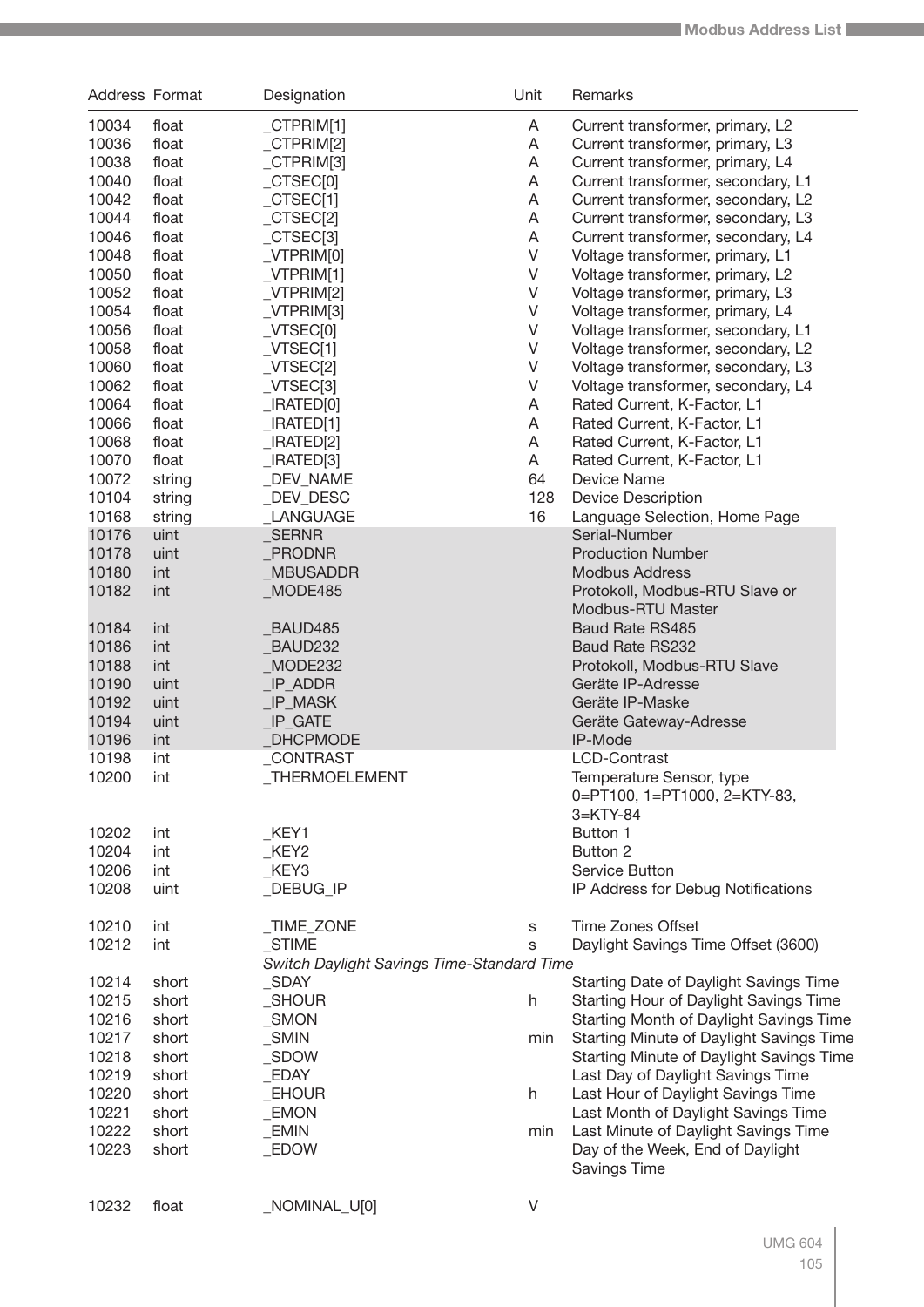| Address | Format | Designation | Unit | Remarks |
|---|---|---|---|---|
| 10034 | float | _CTPRIM[1] | A | Current transformer, primary, L2 |
| 10036 | float | _CTPRIM[2] | A | Current transformer, primary, L3 |
| 10038 | float | _CTPRIM[3] | A | Current transformer, primary, L4 |
| 10040 | float | _CTSEC[0] | A | Current transformer, secondary, L1 |
| 10042 | float | _CTSEC[1] | A | Current transformer, secondary, L2 |
| 10044 | float | _CTSEC[2] | A | Current transformer, secondary, L3 |
| 10046 | float | _CTSEC[3] | A | Current transformer, secondary, L4 |
| 10048 | float | _VTPRIM[0] | V | Voltage transformer, primary, L1 |
| 10050 | float | _VTPRIM[1] | V | Voltage transformer, primary, L2 |
| 10052 | float | _VTPRIM[2] | V | Voltage transformer, primary, L3 |
| 10054 | float | _VTPRIM[3] | V | Voltage transformer, primary, L4 |
| 10056 | float | _VTSEC[0] | V | Voltage transformer, secondary, L1 |
| 10058 | float | _VTSEC[1] | V | Voltage transformer, secondary, L2 |
| 10060 | float | _VTSEC[2] | V | Voltage transformer, secondary, L3 |
| 10062 | float | _VTSEC[3] | V | Voltage transformer, secondary, L4 |
| 10064 | float | _IRATED[0] | A | Rated Current, K-Factor, L1 |
| 10066 | float | _IRATED[1] | A | Rated Current, K-Factor, L1 |
| 10068 | float | _IRATED[2] | A | Rated Current, K-Factor, L1 |
| 10070 | float | _IRATED[3] | A | Rated Current, K-Factor, L1 |
| 10072 | string | _DEV_NAME | 64 | Device Name |
| 10104 | string | _DEV_DESC | 128 | Device Description |
| 10168 | string | _LANGUAGE | 16 | Language Selection, Home Page |
| 10176 | uint | _SERNR | | Serial-Number |
| 10178 | uint | _PRODNR | | Production Number |
| 10180 | int | _MBUSADDR | | Modbus Address |
| 10182 | int | _MODE485 | | Protokoll, Modbus-RTU Slave or Modbus-RTU Master |
| 10184 | int | _BAUD485 | | Baud Rate RS485 |
| 10186 | int | _BAUD232 | | Baud Rate RS232 |
| 10188 | int | _MODE232 | | Protokoll, Modbus-RTU Slave |
| 10190 | uint | _IP_ADDR | | Geräte IP-Adresse |
| 10192 | uint | _IP_MASK | | Geräte IP-Maske |
| 10194 | uint | _IP_GATE | | Geräte Gateway-Adresse |
| 10196 | int | _DHCPMODE | | IP-Mode |
| 10198 | int | _CONTRAST | | LCD-Contrast |
| 10200 | int | _THERMOELEMENT | | Temperature Sensor, type 0=PT100, 1=PT1000, 2=KTY-83, 3=KTY-84 |
| 10202 | int | _KEY1 | | Button 1 |
| 10204 | int | _KEY2 | | Button 2 |
| 10206 | int | _KEY3 | | Service Button |
| 10208 | uint | _DEBUG_IP | | IP Address for Debug Notifications |
| 10210 | int | _TIME_ZONE | s | Time Zones Offset |
| 10212 | int | _STIME | s | Daylight Savings Time Offset (3600) |
| | | *Switch Daylight Savings Time-Standard Time* | | |
| 10214 | short | _SDAY | | Starting Date of Daylight Savings Time |
| 10215 | short | _SHOUR | h | Starting Hour of Daylight Savings Time |
| 10216 | short | _SMON | | Starting Month of Daylight Savings Time |
| 10217 | short | _SMIN | min | Starting Minute of Daylight Savings Time |
| 10218 | short | _SDOW | | Starting Minute of Daylight Savings Time |
| 10219 | short | _EDAY | | Last Day of Daylight Savings Time |
| 10220 | short | _EHOUR | h | Last Hour of Daylight Savings Time |
| 10221 | short | _EMON | | Last Month of Daylight Savings Time |
| 10222 | short | _EMIN | min | Last Minute of Daylight Savings Time |
| 10223 | short | _EDOW | | Day of the Week, End of Daylight Savings Time |
| 10232 | float | _NOMINAL_U[0] | V | |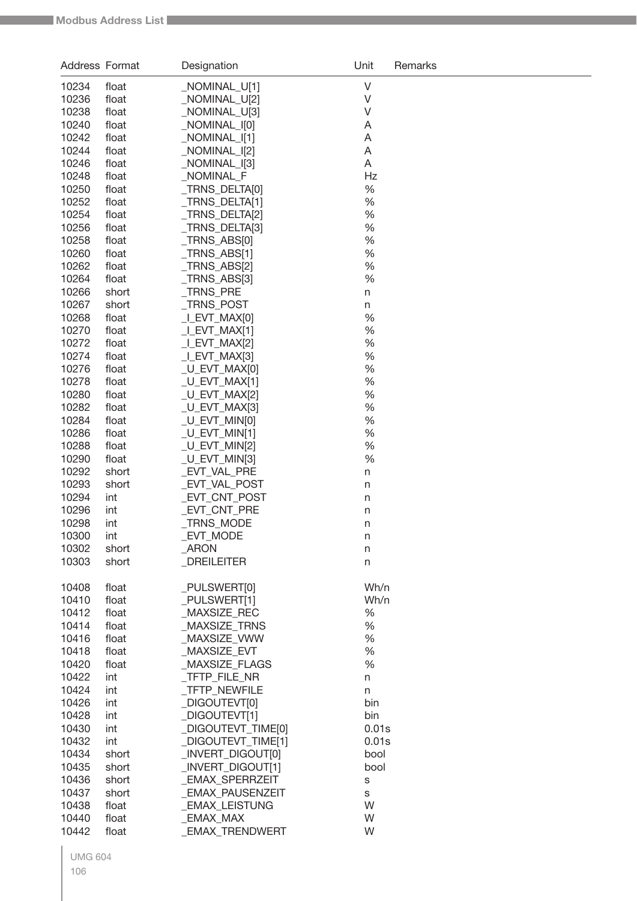| Address | Format | Designation | Unit | Remarks |
|---|---|---|---|---|
| 10234 | float | _NOMINAL_U[1] | V | |
| 10236 | float | _NOMINAL_U[2] | V | |
| 10238 | float | _NOMINAL_U[3] | V | |
| 10240 | float | _NOMINAL_I[0] | A | |
| 10242 | float | _NOMINAL_I[1] | A | |
| 10244 | float | _NOMINAL_I[2] | A | |
| 10246 | float | _NOMINAL_I[3] | A | |
| 10248 | float | _NOMINAL_F | Hz | |
| 10250 | float | _TRNS_DELTA[0] | % | |
| 10252 | float | _TRNS_DELTA[1] | % | |
| 10254 | float | _TRNS_DELTA[2] | % | |
| 10256 | float | _TRNS_DELTA[3] | % | |
| 10258 | float | _TRNS_ABS[0] | % | |
| 10260 | float | _TRNS_ABS[1] | % | |
| 10262 | float | _TRNS_ABS[2] | % | |
| 10264 | float | _TRNS_ABS[3] | % | |
| 10266 | short | _TRNS_PRE | n | |
| 10267 | short | _TRNS_POST | n | |
| 10268 | float | _I_EVT_MAX[0] | % | |
| 10270 | float | _I_EVT_MAX[1] | % | |
| 10272 | float | _I_EVT_MAX[2] | % | |
| 10274 | float | _I_EVT_MAX[3] | % | |
| 10276 | float | _U_EVT_MAX[0] | % | |
| 10278 | float | _U_EVT_MAX[1] | % | |
| 10280 | float | _U_EVT_MAX[2] | % | |
| 10282 | float | _U_EVT_MAX[3] | % | |
| 10284 | float | _U_EVT_MIN[0] | % | |
| 10286 | float | _U_EVT_MIN[1] | % | |
| 10288 | float | _U_EVT_MIN[2] | % | |
| 10290 | float | _U_EVT_MIN[3] | % | |
| 10292 | short | _EVT_VAL_PRE | n | |
| 10293 | short | _EVT_VAL_POST | n | |
| 10294 | int | _EVT_CNT_POST | n | |
| 10296 | int | _EVT_CNT_PRE | n | |
| 10298 | int | _TRNS_MODE | n | |
| 10300 | int | _EVT_MODE | n | |
| 10302 | short | _ARON | n | |
| 10303 | short | _DREILEITER | n | |
| | | | | |
| 10408 | float | _PULSWERT[0] | Wh/n | |
| 10410 | float | _PULSWERT[1] | Wh/n | |
| 10412 | float | _MAXSIZE_REC | % | |
| 10414 | float | _MAXSIZE_TRNS | % | |
| 10416 | float | _MAXSIZE_VWW | % | |
| 10418 | float | _MAXSIZE_EVT | % | |
| 10420 | float | _MAXSIZE_FLAGS | % | |
| 10422 | int | _TFTP_FILE_NR | n | |
| 10424 | int | _TFTP_NEWFILE | n | |
| 10426 | int | _DIGOUTEVT[0] | bin | |
| 10428 | int | _DIGOUTEVT[1] | bin | |
| 10430 | int | _DIGOUTEVT_TIME[0] | 0.01s | |
| 10432 | int | _DIGOUTEVT_TIME[1] | 0.01s | |
| 10434 | short | _INVERT_DIGOUT[0] | bool | |
| 10435 | short | _INVERT_DIGOUT[1] | bool | |
| 10436 | short | _EMAX_SPERRZEIT | s | |
| 10437 | short | _EMAX_PAUSENZEIT | s | |
| 10438 | float | _EMAX_LEISTUNG | W | |
| 10440 | float | _EMAX_MAX | W | |
| 10442 | float | _EMAX_TRENDWERT | W | |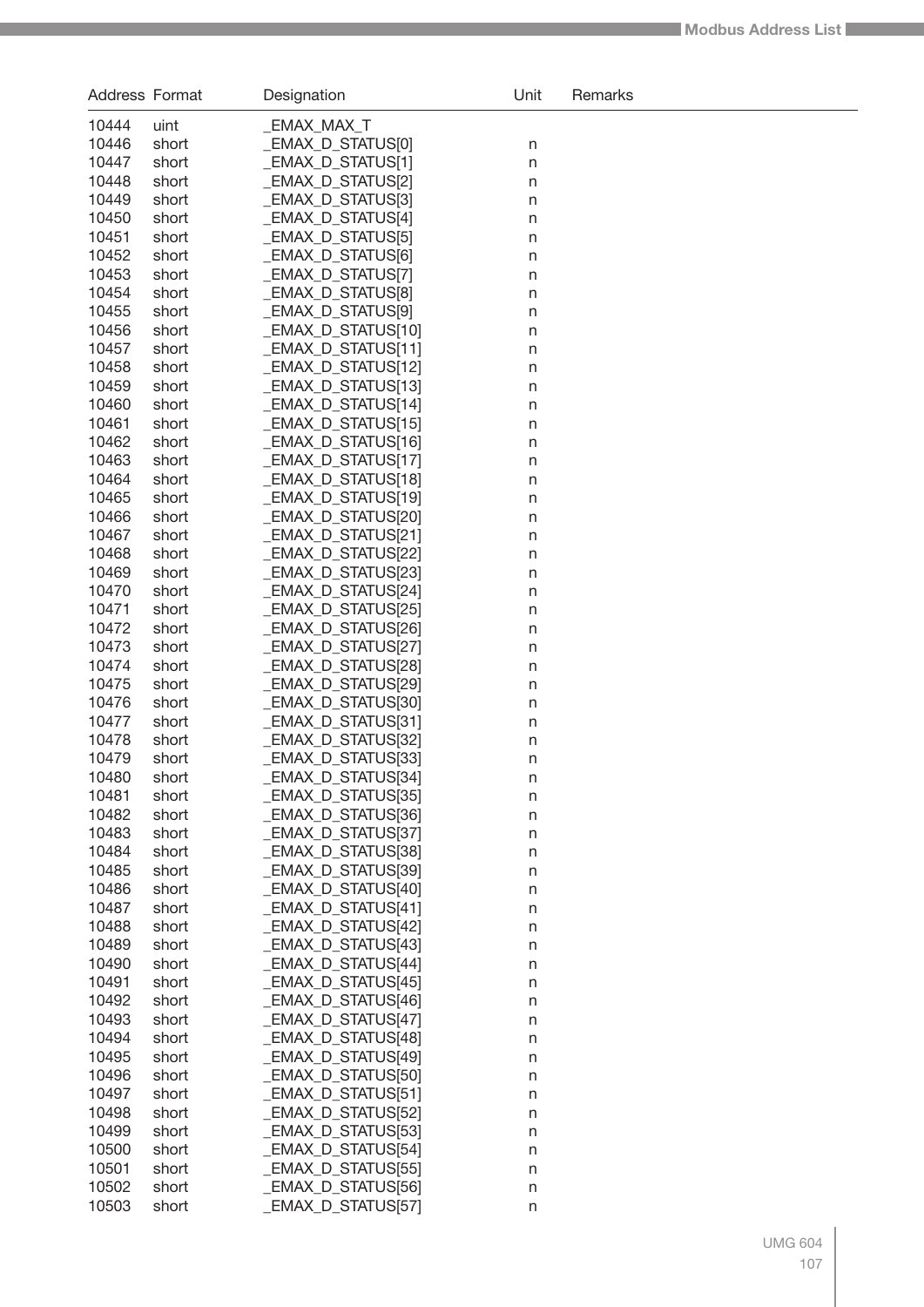| Address | Format | Designation | Unit | Remarks |
|---|---|---|---|---|
| 10444 | uint | _EMAX_MAX_T | | |
| 10446 | short | _EMAX_D_STATUS[0] | n | |
| 10447 | short | _EMAX_D_STATUS[1] | n | |
| 10448 | short | _EMAX_D_STATUS[2] | n | |
| 10449 | short | _EMAX_D_STATUS[3] | n | |
| 10450 | short | _EMAX_D_STATUS[4] | n | |
| 10451 | short | _EMAX_D_STATUS[5] | n | |
| 10452 | short | _EMAX_D_STATUS[6] | n | |
| 10453 | short | _EMAX_D_STATUS[7] | n | |
| 10454 | short | _EMAX_D_STATUS[8] | n | |
| 10455 | short | _EMAX_D_STATUS[9] | n | |
| 10456 | short | _EMAX_D_STATUS[10] | n | |
| 10457 | short | _EMAX_D_STATUS[11] | n | |
| 10458 | short | _EMAX_D_STATUS[12] | n | |
| 10459 | short | _EMAX_D_STATUS[13] | n | |
| 10460 | short | _EMAX_D_STATUS[14] | n | |
| 10461 | short | _EMAX_D_STATUS[15] | n | |
| 10462 | short | _EMAX_D_STATUS[16] | n | |
| 10463 | short | _EMAX_D_STATUS[17] | n | |
| 10464 | short | _EMAX_D_STATUS[18] | n | |
| 10465 | short | _EMAX_D_STATUS[19] | n | |
| 10466 | short | _EMAX_D_STATUS[20] | n | |
| 10467 | short | _EMAX_D_STATUS[21] | n | |
| 10468 | short | _EMAX_D_STATUS[22] | n | |
| 10469 | short | _EMAX_D_STATUS[23] | n | |
| 10470 | short | _EMAX_D_STATUS[24] | n | |
| 10471 | short | _EMAX_D_STATUS[25] | n | |
| 10472 | short | _EMAX_D_STATUS[26] | n | |
| 10473 | short | _EMAX_D_STATUS[27] | n | |
| 10474 | short | _EMAX_D_STATUS[28] | n | |
| 10475 | short | _EMAX_D_STATUS[29] | n | |
| 10476 | short | _EMAX_D_STATUS[30] | n | |
| 10477 | short | _EMAX_D_STATUS[31] | n | |
| 10478 | short | _EMAX_D_STATUS[32] | n | |
| 10479 | short | _EMAX_D_STATUS[33] | n | |
| 10480 | short | _EMAX_D_STATUS[34] | n | |
| 10481 | short | _EMAX_D_STATUS[35] | n | |
| 10482 | short | _EMAX_D_STATUS[36] | n | |
| 10483 | short | _EMAX_D_STATUS[37] | n | |
| 10484 | short | _EMAX_D_STATUS[38] | n | |
| 10485 | short | _EMAX_D_STATUS[39] | n | |
| 10486 | short | _EMAX_D_STATUS[40] | n | |
| 10487 | short | _EMAX_D_STATUS[41] | n | |
| 10488 | short | _EMAX_D_STATUS[42] | n | |
| 10489 | short | _EMAX_D_STATUS[43] | n | |
| 10490 | short | _EMAX_D_STATUS[44] | n | |
| 10491 | short | _EMAX_D_STATUS[45] | n | |
| 10492 | short | _EMAX_D_STATUS[46] | n | |
| 10493 | short | _EMAX_D_STATUS[47] | n | |
| 10494 | short | _EMAX_D_STATUS[48] | n | |
| 10495 | short | _EMAX_D_STATUS[49] | n | |
| 10496 | short | _EMAX_D_STATUS[50] | n | |
| 10497 | short | _EMAX_D_STATUS[51] | n | |
| 10498 | short | _EMAX_D_STATUS[52] | n | |
| 10499 | short | _EMAX_D_STATUS[53] | n | |
| 10500 | short | _EMAX_D_STATUS[54] | n | |
| 10501 | short | _EMAX_D_STATUS[55] | n | |
| 10502 | short | _EMAX_D_STATUS[56] | n | |
| 10503 | short | _EMAX_D_STATUS[57] | n | |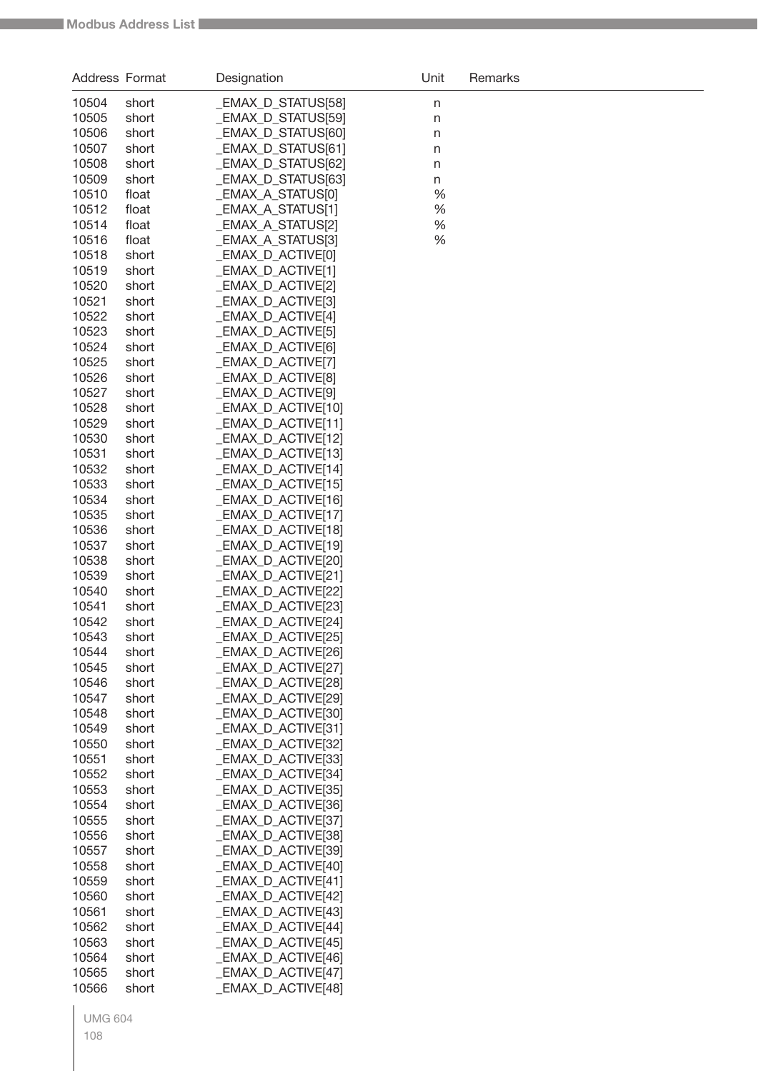| Address | Format | Designation | Unit | Remarks |
|---|---|---|---|---|
| 10504 | short | _EMAX_D_STATUS[58] | n | |
| 10505 | short | _EMAX_D_STATUS[59] | n | |
| 10506 | short | _EMAX_D_STATUS[60] | n | |
| 10507 | short | _EMAX_D_STATUS[61] | n | |
| 10508 | short | _EMAX_D_STATUS[62] | n | |
| 10509 | short | _EMAX_D_STATUS[63] | n | |
| 10510 | float | _EMAX_A_STATUS[0] | % | |
| 10512 | float | _EMAX_A_STATUS[1] | % | |
| 10514 | float | _EMAX_A_STATUS[2] | % | |
| 10516 | float | _EMAX_A_STATUS[3] | % | |
| 10518 | short | _EMAX_D_ACTIVE[0] | | |
| 10519 | short | _EMAX_D_ACTIVE[1] | | |
| 10520 | short | _EMAX_D_ACTIVE[2] | | |
| 10521 | short | _EMAX_D_ACTIVE[3] | | |
| 10522 | short | _EMAX_D_ACTIVE[4] | | |
| 10523 | short | _EMAX_D_ACTIVE[5] | | |
| 10524 | short | _EMAX_D_ACTIVE[6] | | |
| 10525 | short | _EMAX_D_ACTIVE[7] | | |
| 10526 | short | _EMAX_D_ACTIVE[8] | | |
| 10527 | short | _EMAX_D_ACTIVE[9] | | |
| 10528 | short | _EMAX_D_ACTIVE[10] | | |
| 10529 | short | _EMAX_D_ACTIVE[11] | | |
| 10530 | short | _EMAX_D_ACTIVE[12] | | |
| 10531 | short | _EMAX_D_ACTIVE[13] | | |
| 10532 | short | _EMAX_D_ACTIVE[14] | | |
| 10533 | short | _EMAX_D_ACTIVE[15] | | |
| 10534 | short | _EMAX_D_ACTIVE[16] | | |
| 10535 | short | _EMAX_D_ACTIVE[17] | | |
| 10536 | short | _EMAX_D_ACTIVE[18] | | |
| 10537 | short | _EMAX_D_ACTIVE[19] | | |
| 10538 | short | _EMAX_D_ACTIVE[20] | | |
| 10539 | short | _EMAX_D_ACTIVE[21] | | |
| 10540 | short | _EMAX_D_ACTIVE[22] | | |
| 10541 | short | _EMAX_D_ACTIVE[23] | | |
| 10542 | short | _EMAX_D_ACTIVE[24] | | |
| 10543 | short | _EMAX_D_ACTIVE[25] | | |
| 10544 | short | _EMAX_D_ACTIVE[26] | | |
| 10545 | short | _EMAX_D_ACTIVE[27] | | |
| 10546 | short | _EMAX_D_ACTIVE[28] | | |
| 10547 | short | _EMAX_D_ACTIVE[29] | | |
| 10548 | short | _EMAX_D_ACTIVE[30] | | |
| 10549 | short | _EMAX_D_ACTIVE[31] | | |
| 10550 | short | _EMAX_D_ACTIVE[32] | | |
| 10551 | short | _EMAX_D_ACTIVE[33] | | |
| 10552 | short | _EMAX_D_ACTIVE[34] | | |
| 10553 | short | _EMAX_D_ACTIVE[35] | | |
| 10554 | short | _EMAX_D_ACTIVE[36] | | |
| 10555 | short | _EMAX_D_ACTIVE[37] | | |
| 10556 | short | _EMAX_D_ACTIVE[38] | | |
| 10557 | short | _EMAX_D_ACTIVE[39] | | |
| 10558 | short | _EMAX_D_ACTIVE[40] | | |
| 10559 | short | _EMAX_D_ACTIVE[41] | | |
| 10560 | short | _EMAX_D_ACTIVE[42] | | |
| 10561 | short | _EMAX_D_ACTIVE[43] | | |
| 10562 | short | _EMAX_D_ACTIVE[44] | | |
| 10563 | short | _EMAX_D_ACTIVE[45] | | |
| 10564 | short | _EMAX_D_ACTIVE[46] | | |
| 10565 | short | _EMAX_D_ACTIVE[47] | | |
| 10566 | short | _EMAX_D_ACTIVE[48] | | |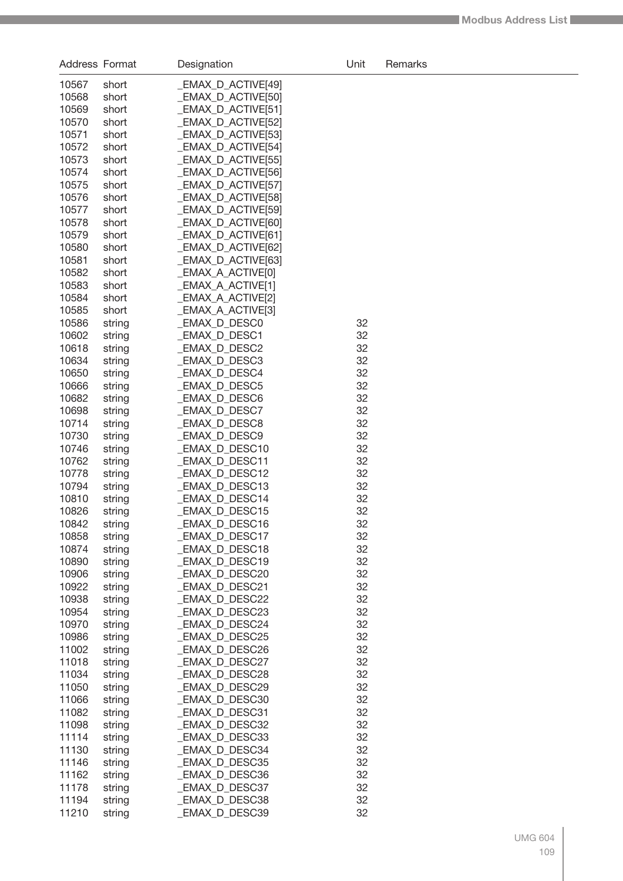| Address | Format | Designation | Unit | Remarks |
|---|---|---|---|---|
| 10567 | short | _EMAX_D_ACTIVE[49] | | |
| 10568 | short | _EMAX_D_ACTIVE[50] | | |
| 10569 | short | _EMAX_D_ACTIVE[51] | | |
| 10570 | short | _EMAX_D_ACTIVE[52] | | |
| 10571 | short | _EMAX_D_ACTIVE[53] | | |
| 10572 | short | _EMAX_D_ACTIVE[54] | | |
| 10573 | short | _EMAX_D_ACTIVE[55] | | |
| 10574 | short | _EMAX_D_ACTIVE[56] | | |
| 10575 | short | _EMAX_D_ACTIVE[57] | | |
| 10576 | short | _EMAX_D_ACTIVE[58] | | |
| 10577 | short | _EMAX_D_ACTIVE[59] | | |
| 10578 | short | _EMAX_D_ACTIVE[60] | | |
| 10579 | short | _EMAX_D_ACTIVE[61] | | |
| 10580 | short | _EMAX_D_ACTIVE[62] | | |
| 10581 | short | _EMAX_D_ACTIVE[63] | | |
| 10582 | short | _EMAX_A_ACTIVE[0] | | |
| 10583 | short | _EMAX_A_ACTIVE[1] | | |
| 10584 | short | _EMAX_A_ACTIVE[2] | | |
| 10585 | short | _EMAX_A_ACTIVE[3] | | |
| 10586 | string | _EMAX_D_DESC0 | 32 | |
| 10602 | string | _EMAX_D_DESC1 | 32 | |
| 10618 | string | _EMAX_D_DESC2 | 32 | |
| 10634 | string | _EMAX_D_DESC3 | 32 | |
| 10650 | string | _EMAX_D_DESC4 | 32 | |
| 10666 | string | _EMAX_D_DESC5 | 32 | |
| 10682 | string | _EMAX_D_DESC6 | 32 | |
| 10698 | string | _EMAX_D_DESC7 | 32 | |
| 10714 | string | _EMAX_D_DESC8 | 32 | |
| 10730 | string | _EMAX_D_DESC9 | 32 | |
| 10746 | string | _EMAX_D_DESC10 | 32 | |
| 10762 | string | _EMAX_D_DESC11 | 32 | |
| 10778 | string | _EMAX_D_DESC12 | 32 | |
| 10794 | string | _EMAX_D_DESC13 | 32 | |
| 10810 | string | _EMAX_D_DESC14 | 32 | |
| 10826 | string | _EMAX_D_DESC15 | 32 | |
| 10842 | string | _EMAX_D_DESC16 | 32 | |
| 10858 | string | _EMAX_D_DESC17 | 32 | |
| 10874 | string | _EMAX_D_DESC18 | 32 | |
| 10890 | string | _EMAX_D_DESC19 | 32 | |
| 10906 | string | _EMAX_D_DESC20 | 32 | |
| 10922 | string | _EMAX_D_DESC21 | 32 | |
| 10938 | string | _EMAX_D_DESC22 | 32 | |
| 10954 | string | _EMAX_D_DESC23 | 32 | |
| 10970 | string | _EMAX_D_DESC24 | 32 | |
| 10986 | string | _EMAX_D_DESC25 | 32 | |
| 11002 | string | _EMAX_D_DESC26 | 32 | |
| 11018 | string | _EMAX_D_DESC27 | 32 | |
| 11034 | string | _EMAX_D_DESC28 | 32 | |
| 11050 | string | _EMAX_D_DESC29 | 32 | |
| 11066 | string | _EMAX_D_DESC30 | 32 | |
| 11082 | string | _EMAX_D_DESC31 | 32 | |
| 11098 | string | _EMAX_D_DESC32 | 32 | |
| 11114 | string | _EMAX_D_DESC33 | 32 | |
| 11130 | string | _EMAX_D_DESC34 | 32 | |
| 11146 | string | _EMAX_D_DESC35 | 32 | |
| 11162 | string | _EMAX_D_DESC36 | 32 | |
| 11178 | string | _EMAX_D_DESC37 | 32 | |
| 11194 | string | _EMAX_D_DESC38 | 32 | |
| 11210 | string | _EMAX_D_DESC39 | 32 | |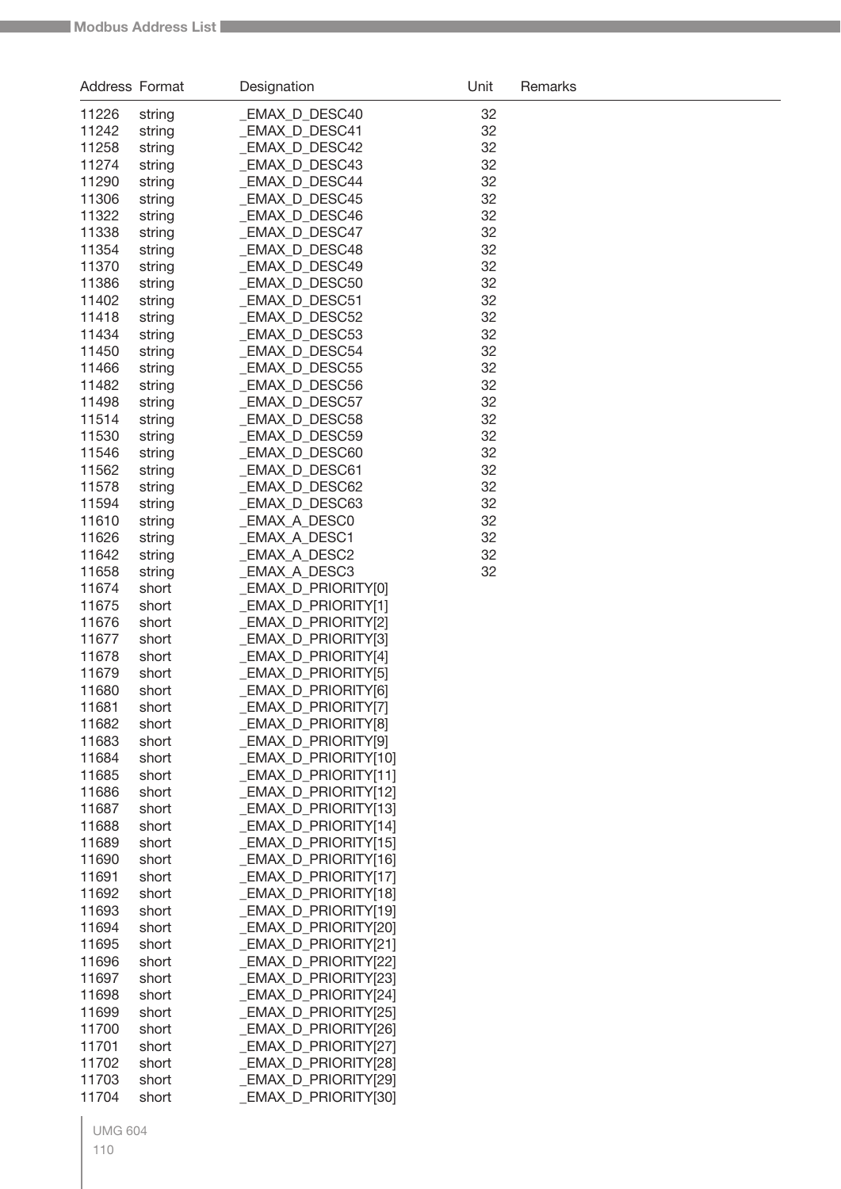| Address | Format | Designation | Unit | Remarks |
|---|---|---|---|---|
| 11226 | string | _EMAX_D_DESC40 | 32 | |
| 11242 | string | _EMAX_D_DESC41 | 32 | |
| 11258 | string | _EMAX_D_DESC42 | 32 | |
| 11274 | string | _EMAX_D_DESC43 | 32 | |
| 11290 | string | _EMAX_D_DESC44 | 32 | |
| 11306 | string | _EMAX_D_DESC45 | 32 | |
| 11322 | string | _EMAX_D_DESC46 | 32 | |
| 11338 | string | _EMAX_D_DESC47 | 32 | |
| 11354 | string | _EMAX_D_DESC48 | 32 | |
| 11370 | string | _EMAX_D_DESC49 | 32 | |
| 11386 | string | _EMAX_D_DESC50 | 32 | |
| 11402 | string | _EMAX_D_DESC51 | 32 | |
| 11418 | string | _EMAX_D_DESC52 | 32 | |
| 11434 | string | _EMAX_D_DESC53 | 32 | |
| 11450 | string | _EMAX_D_DESC54 | 32 | |
| 11466 | string | _EMAX_D_DESC55 | 32 | |
| 11482 | string | _EMAX_D_DESC56 | 32 | |
| 11498 | string | _EMAX_D_DESC57 | 32 | |
| 11514 | string | _EMAX_D_DESC58 | 32 | |
| 11530 | string | _EMAX_D_DESC59 | 32 | |
| 11546 | string | _EMAX_D_DESC60 | 32 | |
| 11562 | string | _EMAX_D_DESC61 | 32 | |
| 11578 | string | _EMAX_D_DESC62 | 32 | |
| 11594 | string | _EMAX_D_DESC63 | 32 | |
| 11610 | string | _EMAX_A_DESC0 | 32 | |
| 11626 | string | _EMAX_A_DESC1 | 32 | |
| 11642 | string | _EMAX_A_DESC2 | 32 | |
| 11658 | string | _EMAX_A_DESC3 | 32 | |
| 11674 | short | _EMAX_D_PRIORITY[0] | | |
| 11675 | short | _EMAX_D_PRIORITY[1] | | |
| 11676 | short | _EMAX_D_PRIORITY[2] | | |
| 11677 | short | _EMAX_D_PRIORITY[3] | | |
| 11678 | short | _EMAX_D_PRIORITY[4] | | |
| 11679 | short | _EMAX_D_PRIORITY[5] | | |
| 11680 | short | _EMAX_D_PRIORITY[6] | | |
| 11681 | short | _EMAX_D_PRIORITY[7] | | |
| 11682 | short | _EMAX_D_PRIORITY[8] | | |
| 11683 | short | _EMAX_D_PRIORITY[9] | | |
| 11684 | short | _EMAX_D_PRIORITY[10] | | |
| 11685 | short | _EMAX_D_PRIORITY[11] | | |
| 11686 | short | _EMAX_D_PRIORITY[12] | | |
| 11687 | short | _EMAX_D_PRIORITY[13] | | |
| 11688 | short | _EMAX_D_PRIORITY[14] | | |
| 11689 | short | _EMAX_D_PRIORITY[15] | | |
| 11690 | short | _EMAX_D_PRIORITY[16] | | |
| 11691 | short | _EMAX_D_PRIORITY[17] | | |
| 11692 | short | _EMAX_D_PRIORITY[18] | | |
| 11693 | short | _EMAX_D_PRIORITY[19] | | |
| 11694 | short | _EMAX_D_PRIORITY[20] | | |
| 11695 | short | _EMAX_D_PRIORITY[21] | | |
| 11696 | short | _EMAX_D_PRIORITY[22] | | |
| 11697 | short | _EMAX_D_PRIORITY[23] | | |
| 11698 | short | _EMAX_D_PRIORITY[24] | | |
| 11699 | short | _EMAX_D_PRIORITY[25] | | |
| 11700 | short | _EMAX_D_PRIORITY[26] | | |
| 11701 | short | _EMAX_D_PRIORITY[27] | | |
| 11702 | short | _EMAX_D_PRIORITY[28] | | |
| 11703 | short | _EMAX_D_PRIORITY[29] | | |
| 11704 | short | _EMAX_D_PRIORITY[30] | | |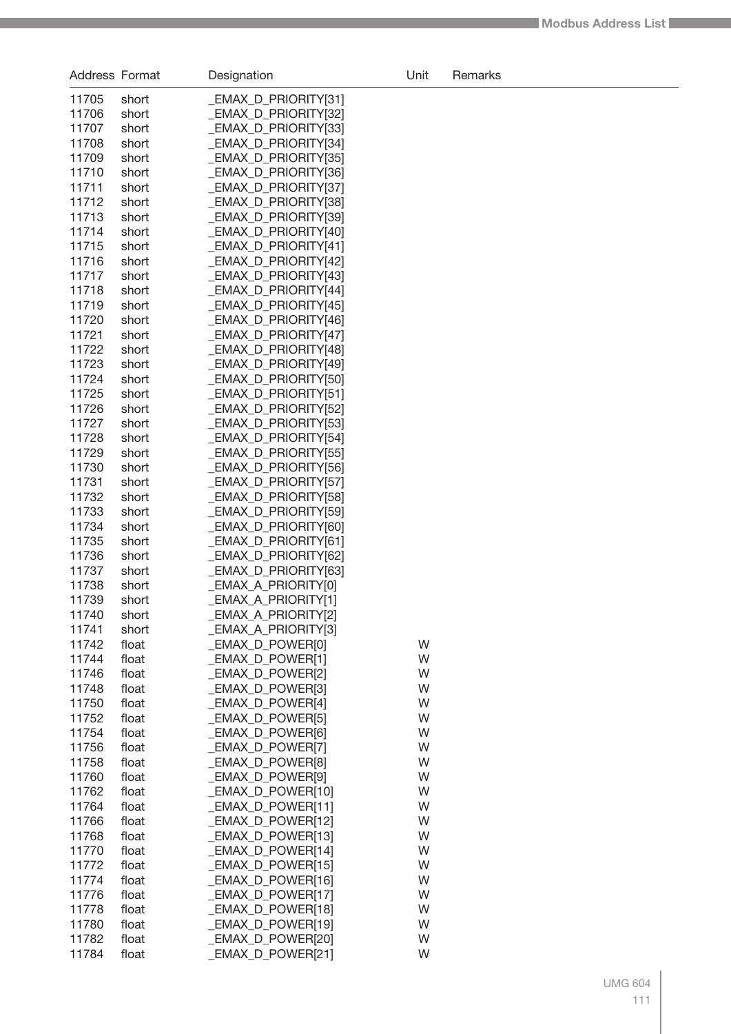| Address | Format | Designation | Unit | Remarks |
|---|---|---|---|---|
| 11705 | short | _EMAX_D_PRIORITY[31] | | |
| 11706 | short | _EMAX_D_PRIORITY[32] | | |
| 11707 | short | _EMAX_D_PRIORITY[33] | | |
| 11708 | short | _EMAX_D_PRIORITY[34] | | |
| 11709 | short | _EMAX_D_PRIORITY[35] | | |
| 11710 | short | _EMAX_D_PRIORITY[36] | | |
| 11711 | short | _EMAX_D_PRIORITY[37] | | |
| 11712 | short | _EMAX_D_PRIORITY[38] | | |
| 11713 | short | _EMAX_D_PRIORITY[39] | | |
| 11714 | short | _EMAX_D_PRIORITY[40] | | |
| 11715 | short | _EMAX_D_PRIORITY[41] | | |
| 11716 | short | _EMAX_D_PRIORITY[42] | | |
| 11717 | short | _EMAX_D_PRIORITY[43] | | |
| 11718 | short | _EMAX_D_PRIORITY[44] | | |
| 11719 | short | _EMAX_D_PRIORITY[45] | | |
| 11720 | short | _EMAX_D_PRIORITY[46] | | |
| 11721 | short | _EMAX_D_PRIORITY[47] | | |
| 11722 | short | _EMAX_D_PRIORITY[48] | | |
| 11723 | short | _EMAX_D_PRIORITY[49] | | |
| 11724 | short | _EMAX_D_PRIORITY[50] | | |
| 11725 | short | _EMAX_D_PRIORITY[51] | | |
| 11726 | short | _EMAX_D_PRIORITY[52] | | |
| 11727 | short | _EMAX_D_PRIORITY[53] | | |
| 11728 | short | _EMAX_D_PRIORITY[54] | | |
| 11729 | short | _EMAX_D_PRIORITY[55] | | |
| 11730 | short | _EMAX_D_PRIORITY[56] | | |
| 11731 | short | _EMAX_D_PRIORITY[57] | | |
| 11732 | short | _EMAX_D_PRIORITY[58] | | |
| 11733 | short | _EMAX_D_PRIORITY[59] | | |
| 11734 | short | _EMAX_D_PRIORITY[60] | | |
| 11735 | short | _EMAX_D_PRIORITY[61] | | |
| 11736 | short | _EMAX_D_PRIORITY[62] | | |
| 11737 | short | _EMAX_D_PRIORITY[63] | | |
| 11738 | short | _EMAX_A_PRIORITY[0] | | |
| 11739 | short | _EMAX_A_PRIORITY[1] | | |
| 11740 | short | _EMAX_A_PRIORITY[2] | | |
| 11741 | short | _EMAX_A_PRIORITY[3] | | |
| 11742 | float | _EMAX_D_POWER[0] | W | |
| 11744 | float | _EMAX_D_POWER[1] | W | |
| 11746 | float | _EMAX_D_POWER[2] | W | |
| 11748 | float | _EMAX_D_POWER[3] | W | |
| 11750 | float | _EMAX_D_POWER[4] | W | |
| 11752 | float | _EMAX_D_POWER[5] | W | |
| 11754 | float | _EMAX_D_POWER[6] | W | |
| 11756 | float | _EMAX_D_POWER[7] | W | |
| 11758 | float | _EMAX_D_POWER[8] | W | |
| 11760 | float | _EMAX_D_POWER[9] | W | |
| 11762 | float | _EMAX_D_POWER[10] | W | |
| 11764 | float | _EMAX_D_POWER[11] | W | |
| 11766 | float | _EMAX_D_POWER[12] | W | |
| 11768 | float | _EMAX_D_POWER[13] | W | |
| 11770 | float | _EMAX_D_POWER[14] | W | |
| 11772 | float | _EMAX_D_POWER[15] | W | |
| 11774 | float | _EMAX_D_POWER[16] | W | |
| 11776 | float | _EMAX_D_POWER[17] | W | |
| 11778 | float | _EMAX_D_POWER[18] | W | |
| 11780 | float | _EMAX_D_POWER[19] | W | |
| 11782 | float | _EMAX_D_POWER[20] | W | |
| 11784 | float | _EMAX_D_POWER[21] | W | |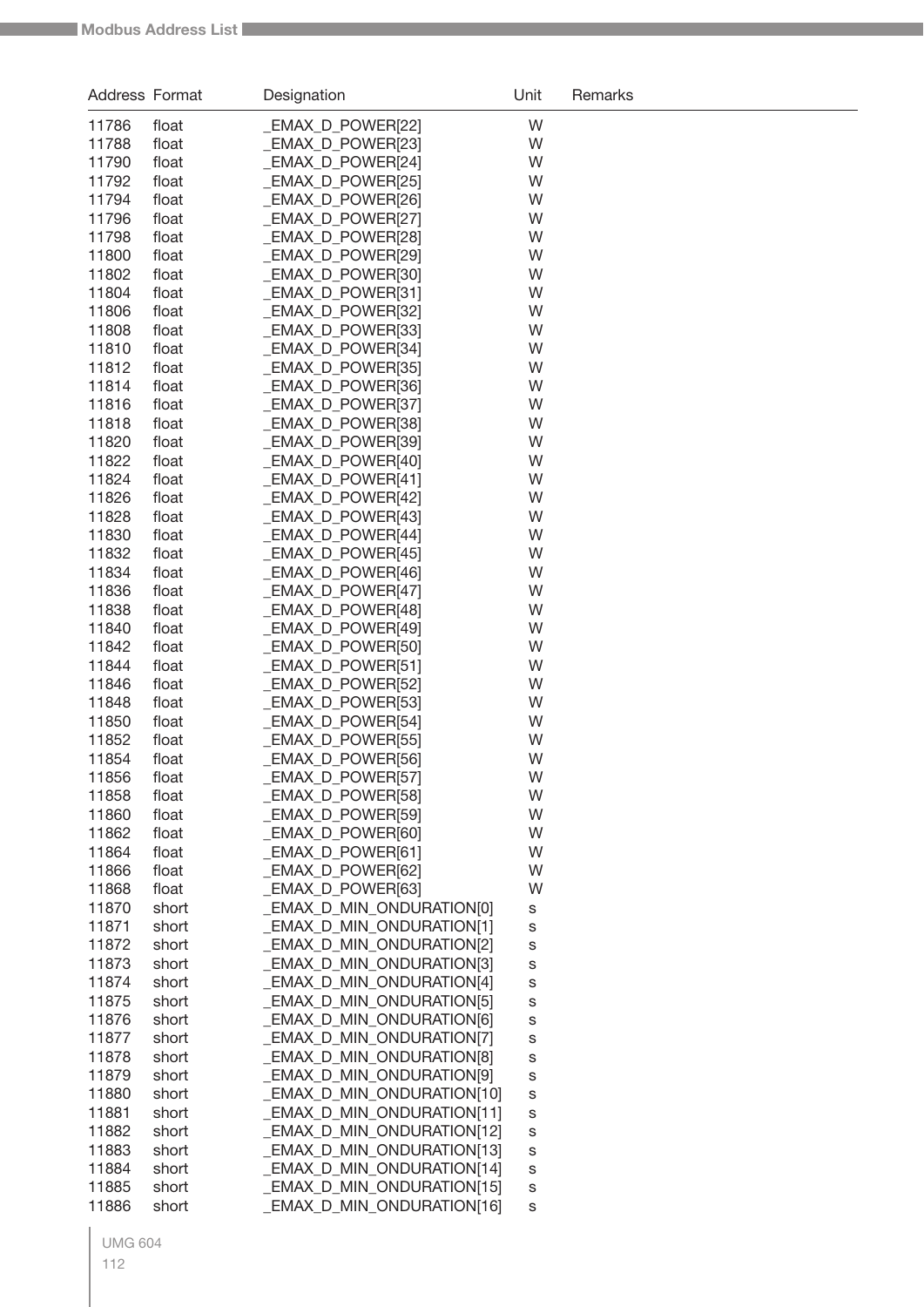| Address | Format | Designation | Unit | Remarks |
|---|---|---|---|---|
| 11786 | float | _EMAX_D_POWER[22] | W | |
| 11788 | float | _EMAX_D_POWER[23] | W | |
| 11790 | float | _EMAX_D_POWER[24] | W | |
| 11792 | float | _EMAX_D_POWER[25] | W | |
| 11794 | float | _EMAX_D_POWER[26] | W | |
| 11796 | float | _EMAX_D_POWER[27] | W | |
| 11798 | float | _EMAX_D_POWER[28] | W | |
| 11800 | float | _EMAX_D_POWER[29] | W | |
| 11802 | float | _EMAX_D_POWER[30] | W | |
| 11804 | float | _EMAX_D_POWER[31] | W | |
| 11806 | float | _EMAX_D_POWER[32] | W | |
| 11808 | float | _EMAX_D_POWER[33] | W | |
| 11810 | float | _EMAX_D_POWER[34] | W | |
| 11812 | float | _EMAX_D_POWER[35] | W | |
| 11814 | float | _EMAX_D_POWER[36] | W | |
| 11816 | float | _EMAX_D_POWER[37] | W | |
| 11818 | float | _EMAX_D_POWER[38] | W | |
| 11820 | float | _EMAX_D_POWER[39] | W | |
| 11822 | float | _EMAX_D_POWER[40] | W | |
| 11824 | float | _EMAX_D_POWER[41] | W | |
| 11826 | float | _EMAX_D_POWER[42] | W | |
| 11828 | float | _EMAX_D_POWER[43] | W | |
| 11830 | float | _EMAX_D_POWER[44] | W | |
| 11832 | float | _EMAX_D_POWER[45] | W | |
| 11834 | float | _EMAX_D_POWER[46] | W | |
| 11836 | float | _EMAX_D_POWER[47] | W | |
| 11838 | float | _EMAX_D_POWER[48] | W | |
| 11840 | float | _EMAX_D_POWER[49] | W | |
| 11842 | float | _EMAX_D_POWER[50] | W | |
| 11844 | float | _EMAX_D_POWER[51] | W | |
| 11846 | float | _EMAX_D_POWER[52] | W | |
| 11848 | float | _EMAX_D_POWER[53] | W | |
| 11850 | float | _EMAX_D_POWER[54] | W | |
| 11852 | float | _EMAX_D_POWER[55] | W | |
| 11854 | float | _EMAX_D_POWER[56] | W | |
| 11856 | float | _EMAX_D_POWER[57] | W | |
| 11858 | float | _EMAX_D_POWER[58] | W | |
| 11860 | float | _EMAX_D_POWER[59] | W | |
| 11862 | float | _EMAX_D_POWER[60] | W | |
| 11864 | float | _EMAX_D_POWER[61] | W | |
| 11866 | float | _EMAX_D_POWER[62] | W | |
| 11868 | float | _EMAX_D_POWER[63] | W | |
| 11870 | short | _EMAX_D_MIN_ONDURATION[0] | s | |
| 11871 | short | _EMAX_D_MIN_ONDURATION[1] | s | |
| 11872 | short | _EMAX_D_MIN_ONDURATION[2] | s | |
| 11873 | short | _EMAX_D_MIN_ONDURATION[3] | s | |
| 11874 | short | _EMAX_D_MIN_ONDURATION[4] | s | |
| 11875 | short | _EMAX_D_MIN_ONDURATION[5] | s | |
| 11876 | short | _EMAX_D_MIN_ONDURATION[6] | s | |
| 11877 | short | _EMAX_D_MIN_ONDURATION[7] | s | |
| 11878 | short | _EMAX_D_MIN_ONDURATION[8] | s | |
| 11879 | short | _EMAX_D_MIN_ONDURATION[9] | s | |
| 11880 | short | _EMAX_D_MIN_ONDURATION[10] | s | |
| 11881 | short | _EMAX_D_MIN_ONDURATION[11] | s | |
| 11882 | short | _EMAX_D_MIN_ONDURATION[12] | s | |
| 11883 | short | _EMAX_D_MIN_ONDURATION[13] | s | |
| 11884 | short | _EMAX_D_MIN_ONDURATION[14] | s | |
| 11885 | short | _EMAX_D_MIN_ONDURATION[15] | s | |
| 11886 | short | _EMAX_D_MIN_ONDURATION[16] | s | |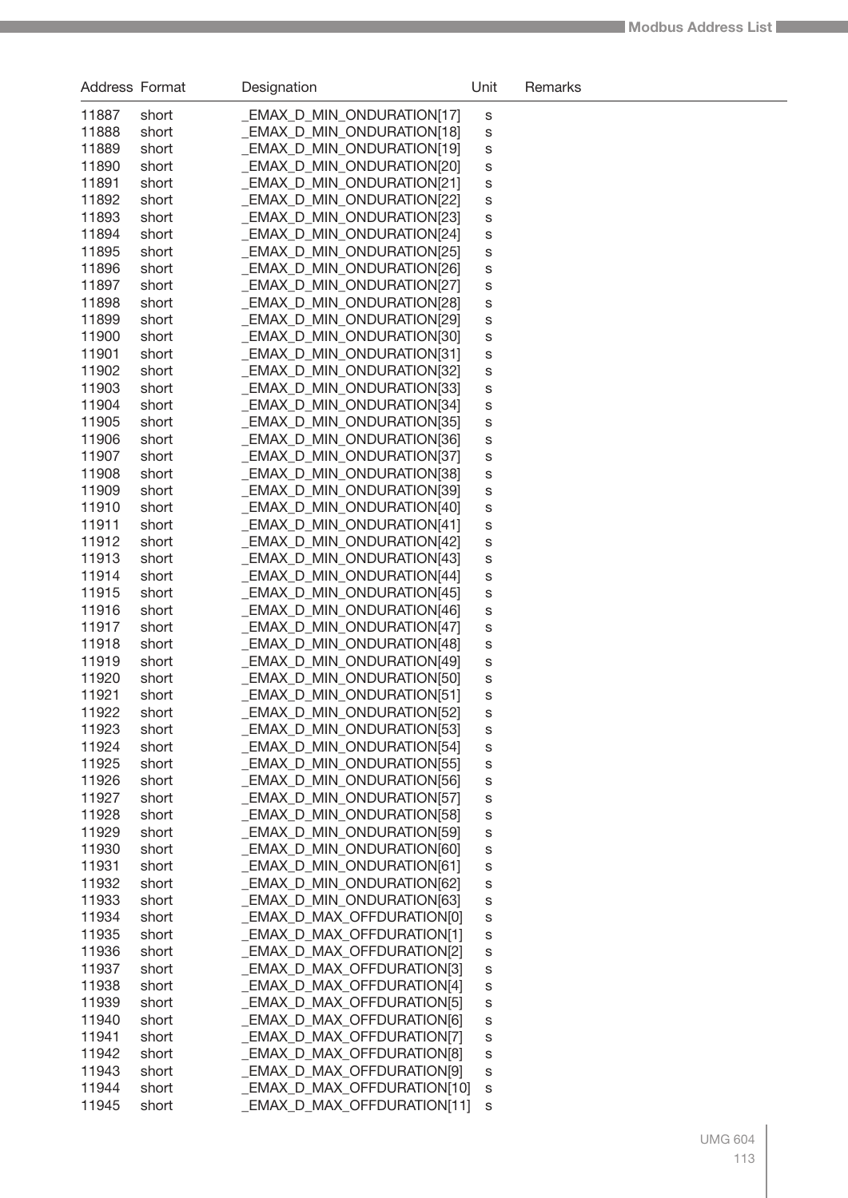| Address | Format | Designation | Unit | Remarks |
|---|---|---|---|---|
| 11887 | short | _EMAX_D_MIN_ONDURATION[17] | s | |
| 11888 | short | _EMAX_D_MIN_ONDURATION[18] | s | |
| 11889 | short | _EMAX_D_MIN_ONDURATION[19] | s | |
| 11890 | short | _EMAX_D_MIN_ONDURATION[20] | s | |
| 11891 | short | _EMAX_D_MIN_ONDURATION[21] | s | |
| 11892 | short | _EMAX_D_MIN_ONDURATION[22] | s | |
| 11893 | short | _EMAX_D_MIN_ONDURATION[23] | s | |
| 11894 | short | _EMAX_D_MIN_ONDURATION[24] | s | |
| 11895 | short | _EMAX_D_MIN_ONDURATION[25] | s | |
| 11896 | short | _EMAX_D_MIN_ONDURATION[26] | s | |
| 11897 | short | _EMAX_D_MIN_ONDURATION[27] | s | |
| 11898 | short | _EMAX_D_MIN_ONDURATION[28] | s | |
| 11899 | short | _EMAX_D_MIN_ONDURATION[29] | s | |
| 11900 | short | _EMAX_D_MIN_ONDURATION[30] | s | |
| 11901 | short | _EMAX_D_MIN_ONDURATION[31] | s | |
| 11902 | short | _EMAX_D_MIN_ONDURATION[32] | s | |
| 11903 | short | _EMAX_D_MIN_ONDURATION[33] | s | |
| 11904 | short | _EMAX_D_MIN_ONDURATION[34] | s | |
| 11905 | short | _EMAX_D_MIN_ONDURATION[35] | s | |
| 11906 | short | _EMAX_D_MIN_ONDURATION[36] | s | |
| 11907 | short | _EMAX_D_MIN_ONDURATION[37] | s | |
| 11908 | short | _EMAX_D_MIN_ONDURATION[38] | s | |
| 11909 | short | _EMAX_D_MIN_ONDURATION[39] | s | |
| 11910 | short | _EMAX_D_MIN_ONDURATION[40] | s | |
| 11911 | short | _EMAX_D_MIN_ONDURATION[41] | s | |
| 11912 | short | _EMAX_D_MIN_ONDURATION[42] | s | |
| 11913 | short | _EMAX_D_MIN_ONDURATION[43] | s | |
| 11914 | short | _EMAX_D_MIN_ONDURATION[44] | s | |
| 11915 | short | _EMAX_D_MIN_ONDURATION[45] | s | |
| 11916 | short | _EMAX_D_MIN_ONDURATION[46] | s | |
| 11917 | short | _EMAX_D_MIN_ONDURATION[47] | s | |
| 11918 | short | _EMAX_D_MIN_ONDURATION[48] | s | |
| 11919 | short | _EMAX_D_MIN_ONDURATION[49] | s | |
| 11920 | short | _EMAX_D_MIN_ONDURATION[50] | s | |
| 11921 | short | _EMAX_D_MIN_ONDURATION[51] | s | |
| 11922 | short | _EMAX_D_MIN_ONDURATION[52] | s | |
| 11923 | short | _EMAX_D_MIN_ONDURATION[53] | s | |
| 11924 | short | _EMAX_D_MIN_ONDURATION[54] | s | |
| 11925 | short | _EMAX_D_MIN_ONDURATION[55] | s | |
| 11926 | short | _EMAX_D_MIN_ONDURATION[56] | s | |
| 11927 | short | _EMAX_D_MIN_ONDURATION[57] | s | |
| 11928 | short | _EMAX_D_MIN_ONDURATION[58] | s | |
| 11929 | short | _EMAX_D_MIN_ONDURATION[59] | s | |
| 11930 | short | _EMAX_D_MIN_ONDURATION[60] | s | |
| 11931 | short | _EMAX_D_MIN_ONDURATION[61] | s | |
| 11932 | short | _EMAX_D_MIN_ONDURATION[62] | s | |
| 11933 | short | _EMAX_D_MIN_ONDURATION[63] | s | |
| 11934 | short | _EMAX_D_MAX_OFFDURATION[0] | s | |
| 11935 | short | _EMAX_D_MAX_OFFDURATION[1] | s | |
| 11936 | short | _EMAX_D_MAX_OFFDURATION[2] | s | |
| 11937 | short | _EMAX_D_MAX_OFFDURATION[3] | s | |
| 11938 | short | _EMAX_D_MAX_OFFDURATION[4] | s | |
| 11939 | short | _EMAX_D_MAX_OFFDURATION[5] | s | |
| 11940 | short | _EMAX_D_MAX_OFFDURATION[6] | s | |
| 11941 | short | _EMAX_D_MAX_OFFDURATION[7] | s | |
| 11942 | short | _EMAX_D_MAX_OFFDURATION[8] | s | |
| 11943 | short | _EMAX_D_MAX_OFFDURATION[9] | s | |
| 11944 | short | _EMAX_D_MAX_OFFDURATION[10] | s | |
| 11945 | short | _EMAX_D_MAX_OFFDURATION[11] | s | |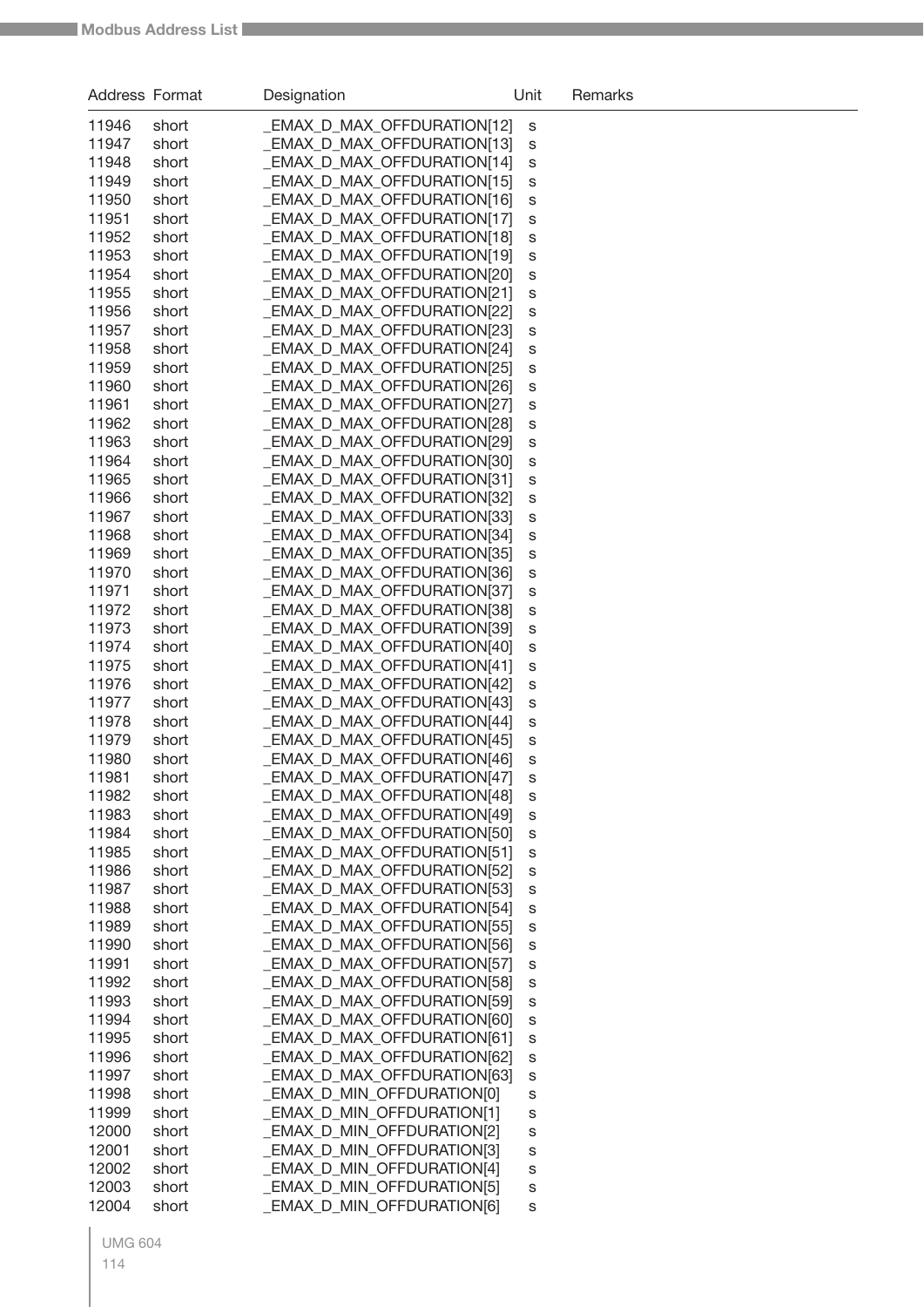| Address | Format | Designation | Unit | Remarks |
|---|---|---|---|---|
| 11946 | short | _EMAX_D_MAX_OFFDURATION[12] | s | |
| 11947 | short | _EMAX_D_MAX_OFFDURATION[13] | s | |
| 11948 | short | _EMAX_D_MAX_OFFDURATION[14] | s | |
| 11949 | short | _EMAX_D_MAX_OFFDURATION[15] | s | |
| 11950 | short | _EMAX_D_MAX_OFFDURATION[16] | s | |
| 11951 | short | _EMAX_D_MAX_OFFDURATION[17] | s | |
| 11952 | short | _EMAX_D_MAX_OFFDURATION[18] | s | |
| 11953 | short | _EMAX_D_MAX_OFFDURATION[19] | s | |
| 11954 | short | _EMAX_D_MAX_OFFDURATION[20] | s | |
| 11955 | short | _EMAX_D_MAX_OFFDURATION[21] | s | |
| 11956 | short | _EMAX_D_MAX_OFFDURATION[22] | s | |
| 11957 | short | _EMAX_D_MAX_OFFDURATION[23] | s | |
| 11958 | short | _EMAX_D_MAX_OFFDURATION[24] | s | |
| 11959 | short | _EMAX_D_MAX_OFFDURATION[25] | s | |
| 11960 | short | _EMAX_D_MAX_OFFDURATION[26] | s | |
| 11961 | short | _EMAX_D_MAX_OFFDURATION[27] | s | |
| 11962 | short | _EMAX_D_MAX_OFFDURATION[28] | s | |
| 11963 | short | _EMAX_D_MAX_OFFDURATION[29] | s | |
| 11964 | short | _EMAX_D_MAX_OFFDURATION[30] | s | |
| 11965 | short | _EMAX_D_MAX_OFFDURATION[31] | s | |
| 11966 | short | _EMAX_D_MAX_OFFDURATION[32] | s | |
| 11967 | short | _EMAX_D_MAX_OFFDURATION[33] | s | |
| 11968 | short | _EMAX_D_MAX_OFFDURATION[34] | s | |
| 11969 | short | _EMAX_D_MAX_OFFDURATION[35] | s | |
| 11970 | short | _EMAX_D_MAX_OFFDURATION[36] | s | |
| 11971 | short | _EMAX_D_MAX_OFFDURATION[37] | s | |
| 11972 | short | _EMAX_D_MAX_OFFDURATION[38] | s | |
| 11973 | short | _EMAX_D_MAX_OFFDURATION[39] | s | |
| 11974 | short | _EMAX_D_MAX_OFFDURATION[40] | s | |
| 11975 | short | _EMAX_D_MAX_OFFDURATION[41] | s | |
| 11976 | short | _EMAX_D_MAX_OFFDURATION[42] | s | |
| 11977 | short | _EMAX_D_MAX_OFFDURATION[43] | s | |
| 11978 | short | _EMAX_D_MAX_OFFDURATION[44] | s | |
| 11979 | short | _EMAX_D_MAX_OFFDURATION[45] | s | |
| 11980 | short | _EMAX_D_MAX_OFFDURATION[46] | s | |
| 11981 | short | _EMAX_D_MAX_OFFDURATION[47] | s | |
| 11982 | short | _EMAX_D_MAX_OFFDURATION[48] | s | |
| 11983 | short | _EMAX_D_MAX_OFFDURATION[49] | s | |
| 11984 | short | _EMAX_D_MAX_OFFDURATION[50] | s | |
| 11985 | short | _EMAX_D_MAX_OFFDURATION[51] | s | |
| 11986 | short | _EMAX_D_MAX_OFFDURATION[52] | s | |
| 11987 | short | _EMAX_D_MAX_OFFDURATION[53] | s | |
| 11988 | short | _EMAX_D_MAX_OFFDURATION[54] | s | |
| 11989 | short | _EMAX_D_MAX_OFFDURATION[55] | s | |
| 11990 | short | _EMAX_D_MAX_OFFDURATION[56] | s | |
| 11991 | short | _EMAX_D_MAX_OFFDURATION[57] | s | |
| 11992 | short | _EMAX_D_MAX_OFFDURATION[58] | s | |
| 11993 | short | _EMAX_D_MAX_OFFDURATION[59] | s | |
| 11994 | short | _EMAX_D_MAX_OFFDURATION[60] | s | |
| 11995 | short | _EMAX_D_MAX_OFFDURATION[61] | s | |
| 11996 | short | _EMAX_D_MAX_OFFDURATION[62] | s | |
| 11997 | short | _EMAX_D_MAX_OFFDURATION[63] | s | |
| 11998 | short | _EMAX_D_MIN_OFFDURATION[0] | s | |
| 11999 | short | _EMAX_D_MIN_OFFDURATION[1] | s | |
| 12000 | short | _EMAX_D_MIN_OFFDURATION[2] | s | |
| 12001 | short | _EMAX_D_MIN_OFFDURATION[3] | s | |
| 12002 | short | _EMAX_D_MIN_OFFDURATION[4] | s | |
| 12003 | short | _EMAX_D_MIN_OFFDURATION[5] | s | |
| 12004 | short | _EMAX_D_MIN_OFFDURATION[6] | s | |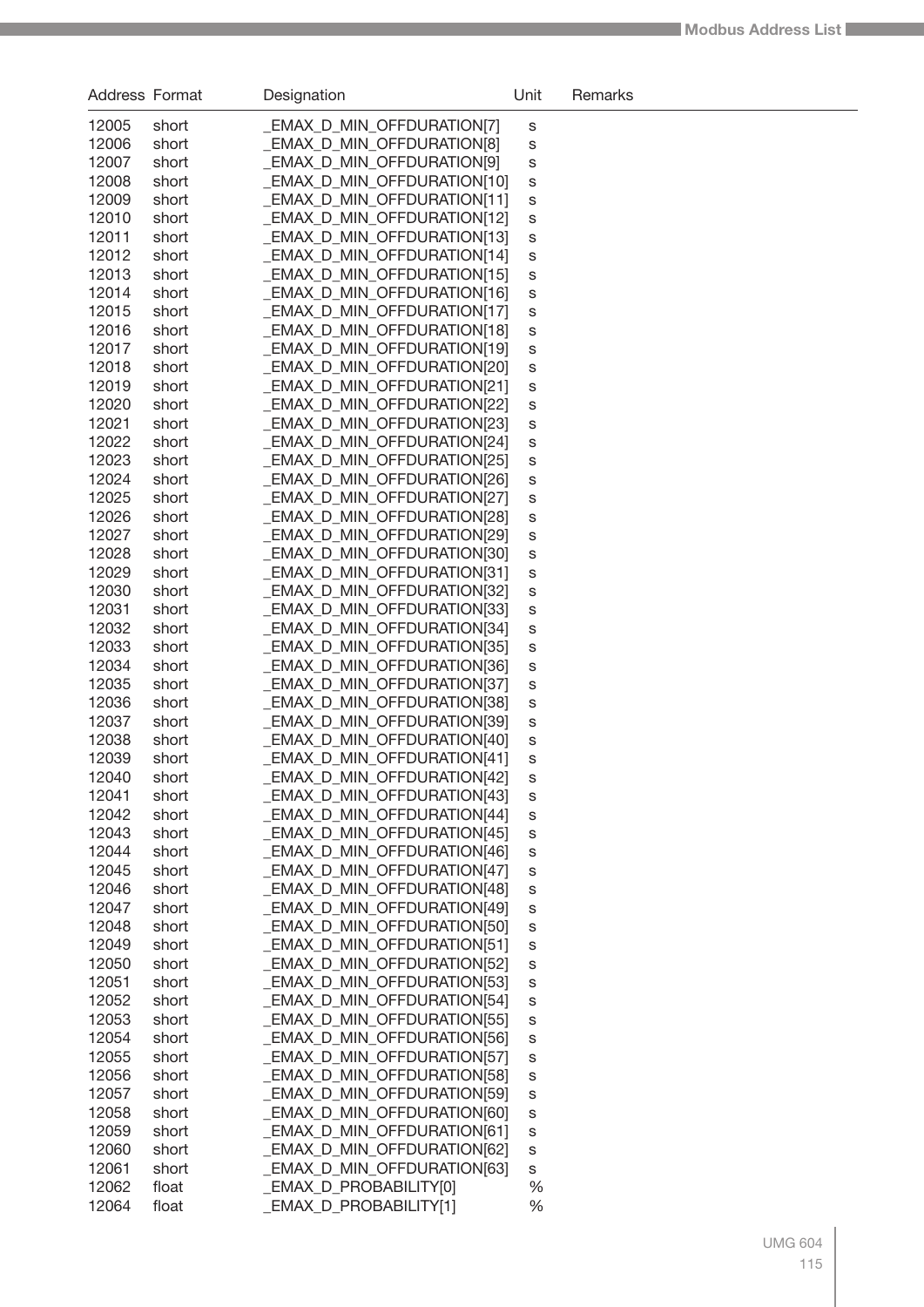| Address | Format | Designation | Unit | Remarks |
|---|---|---|---|---|
| 12005 | short | _EMAX_D_MIN_OFFDURATION[7] | s | |
| 12006 | short | _EMAX_D_MIN_OFFDURATION[8] | s | |
| 12007 | short | _EMAX_D_MIN_OFFDURATION[9] | s | |
| 12008 | short | _EMAX_D_MIN_OFFDURATION[10] | s | |
| 12009 | short | _EMAX_D_MIN_OFFDURATION[11] | s | |
| 12010 | short | _EMAX_D_MIN_OFFDURATION[12] | s | |
| 12011 | short | _EMAX_D_MIN_OFFDURATION[13] | s | |
| 12012 | short | _EMAX_D_MIN_OFFDURATION[14] | s | |
| 12013 | short | _EMAX_D_MIN_OFFDURATION[15] | s | |
| 12014 | short | _EMAX_D_MIN_OFFDURATION[16] | s | |
| 12015 | short | _EMAX_D_MIN_OFFDURATION[17] | s | |
| 12016 | short | _EMAX_D_MIN_OFFDURATION[18] | s | |
| 12017 | short | _EMAX_D_MIN_OFFDURATION[19] | s | |
| 12018 | short | _EMAX_D_MIN_OFFDURATION[20] | s | |
| 12019 | short | _EMAX_D_MIN_OFFDURATION[21] | s | |
| 12020 | short | _EMAX_D_MIN_OFFDURATION[22] | s | |
| 12021 | short | _EMAX_D_MIN_OFFDURATION[23] | s | |
| 12022 | short | _EMAX_D_MIN_OFFDURATION[24] | s | |
| 12023 | short | _EMAX_D_MIN_OFFDURATION[25] | s | |
| 12024 | short | _EMAX_D_MIN_OFFDURATION[26] | s | |
| 12025 | short | _EMAX_D_MIN_OFFDURATION[27] | s | |
| 12026 | short | _EMAX_D_MIN_OFFDURATION[28] | s | |
| 12027 | short | _EMAX_D_MIN_OFFDURATION[29] | s | |
| 12028 | short | _EMAX_D_MIN_OFFDURATION[30] | s | |
| 12029 | short | _EMAX_D_MIN_OFFDURATION[31] | s | |
| 12030 | short | _EMAX_D_MIN_OFFDURATION[32] | s | |
| 12031 | short | _EMAX_D_MIN_OFFDURATION[33] | s | |
| 12032 | short | _EMAX_D_MIN_OFFDURATION[34] | s | |
| 12033 | short | _EMAX_D_MIN_OFFDURATION[35] | s | |
| 12034 | short | _EMAX_D_MIN_OFFDURATION[36] | s | |
| 12035 | short | _EMAX_D_MIN_OFFDURATION[37] | s | |
| 12036 | short | _EMAX_D_MIN_OFFDURATION[38] | s | |
| 12037 | short | _EMAX_D_MIN_OFFDURATION[39] | s | |
| 12038 | short | _EMAX_D_MIN_OFFDURATION[40] | s | |
| 12039 | short | _EMAX_D_MIN_OFFDURATION[41] | s | |
| 12040 | short | _EMAX_D_MIN_OFFDURATION[42] | s | |
| 12041 | short | _EMAX_D_MIN_OFFDURATION[43] | s | |
| 12042 | short | _EMAX_D_MIN_OFFDURATION[44] | s | |
| 12043 | short | _EMAX_D_MIN_OFFDURATION[45] | s | |
| 12044 | short | _EMAX_D_MIN_OFFDURATION[46] | s | |
| 12045 | short | _EMAX_D_MIN_OFFDURATION[47] | s | |
| 12046 | short | _EMAX_D_MIN_OFFDURATION[48] | s | |
| 12047 | short | _EMAX_D_MIN_OFFDURATION[49] | s | |
| 12048 | short | _EMAX_D_MIN_OFFDURATION[50] | s | |
| 12049 | short | _EMAX_D_MIN_OFFDURATION[51] | s | |
| 12050 | short | _EMAX_D_MIN_OFFDURATION[52] | s | |
| 12051 | short | _EMAX_D_MIN_OFFDURATION[53] | s | |
| 12052 | short | _EMAX_D_MIN_OFFDURATION[54] | s | |
| 12053 | short | _EMAX_D_MIN_OFFDURATION[55] | s | |
| 12054 | short | _EMAX_D_MIN_OFFDURATION[56] | s | |
| 12055 | short | _EMAX_D_MIN_OFFDURATION[57] | s | |
| 12056 | short | _EMAX_D_MIN_OFFDURATION[58] | s | |
| 12057 | short | _EMAX_D_MIN_OFFDURATION[59] | s | |
| 12058 | short | _EMAX_D_MIN_OFFDURATION[60] | s | |
| 12059 | short | _EMAX_D_MIN_OFFDURATION[61] | s | |
| 12060 | short | _EMAX_D_MIN_OFFDURATION[62] | s | |
| 12061 | short | _EMAX_D_MIN_OFFDURATION[63] | s | |
| 12062 | float | _EMAX_D_PROBABILITY[0] | % | |
| 12064 | float | _EMAX_D_PROBABILITY[1] | % | |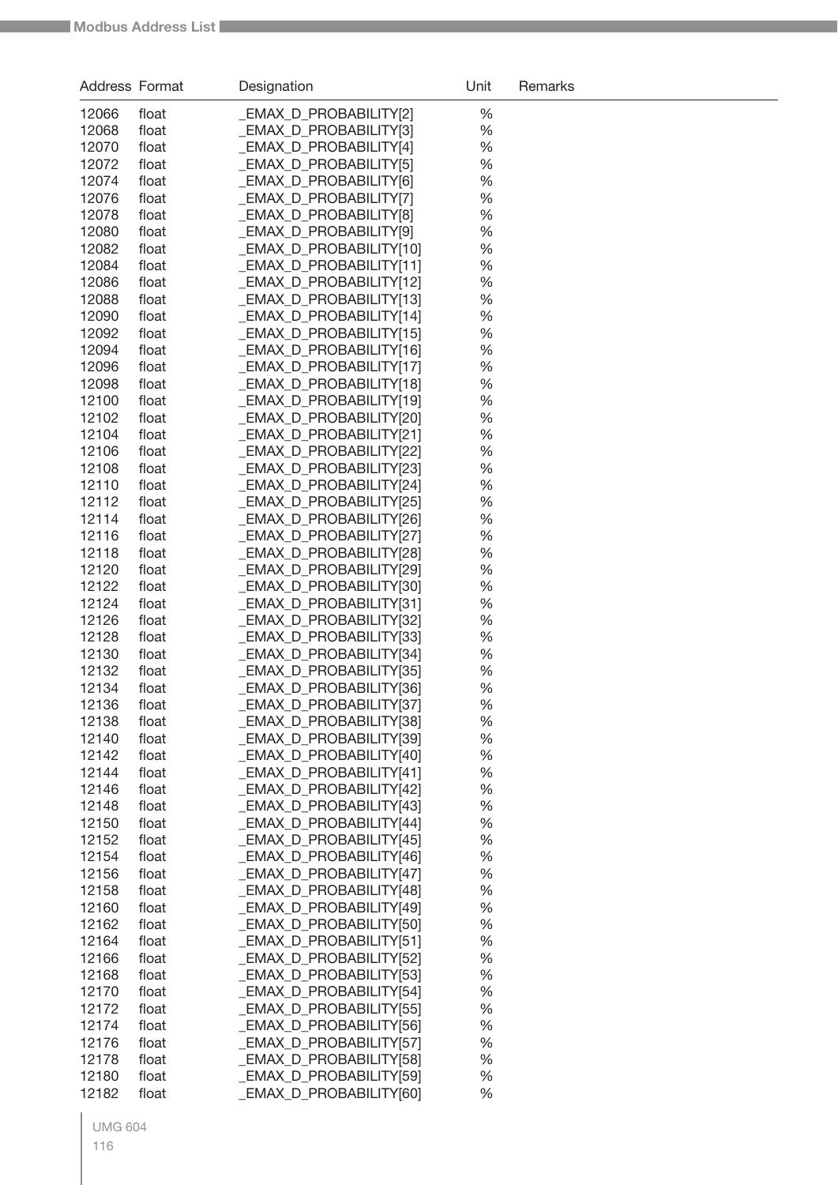| Address | Format | Designation | Unit | Remarks |
|---|---|---|---|---|
| 12066 | float | _EMAX_D_PROBABILITY[2] | % | |
| 12068 | float | _EMAX_D_PROBABILITY[3] | % | |
| 12070 | float | _EMAX_D_PROBABILITY[4] | % | |
| 12072 | float | _EMAX_D_PROBABILITY[5] | % | |
| 12074 | float | _EMAX_D_PROBABILITY[6] | % | |
| 12076 | float | _EMAX_D_PROBABILITY[7] | % | |
| 12078 | float | _EMAX_D_PROBABILITY[8] | % | |
| 12080 | float | _EMAX_D_PROBABILITY[9] | % | |
| 12082 | float | _EMAX_D_PROBABILITY[10] | % | |
| 12084 | float | _EMAX_D_PROBABILITY[11] | % | |
| 12086 | float | _EMAX_D_PROBABILITY[12] | % | |
| 12088 | float | _EMAX_D_PROBABILITY[13] | % | |
| 12090 | float | _EMAX_D_PROBABILITY[14] | % | |
| 12092 | float | _EMAX_D_PROBABILITY[15] | % | |
| 12094 | float | _EMAX_D_PROBABILITY[16] | % | |
| 12096 | float | _EMAX_D_PROBABILITY[17] | % | |
| 12098 | float | _EMAX_D_PROBABILITY[18] | % | |
| 12100 | float | _EMAX_D_PROBABILITY[19] | % | |
| 12102 | float | _EMAX_D_PROBABILITY[20] | % | |
| 12104 | float | _EMAX_D_PROBABILITY[21] | % | |
| 12106 | float | _EMAX_D_PROBABILITY[22] | % | |
| 12108 | float | _EMAX_D_PROBABILITY[23] | % | |
| 12110 | float | _EMAX_D_PROBABILITY[24] | % | |
| 12112 | float | _EMAX_D_PROBABILITY[25] | % | |
| 12114 | float | _EMAX_D_PROBABILITY[26] | % | |
| 12116 | float | _EMAX_D_PROBABILITY[27] | % | |
| 12118 | float | _EMAX_D_PROBABILITY[28] | % | |
| 12120 | float | _EMAX_D_PROBABILITY[29] | % | |
| 12122 | float | _EMAX_D_PROBABILITY[30] | % | |
| 12124 | float | _EMAX_D_PROBABILITY[31] | % | |
| 12126 | float | _EMAX_D_PROBABILITY[32] | % | |
| 12128 | float | _EMAX_D_PROBABILITY[33] | % | |
| 12130 | float | _EMAX_D_PROBABILITY[34] | % | |
| 12132 | float | _EMAX_D_PROBABILITY[35] | % | |
| 12134 | float | _EMAX_D_PROBABILITY[36] | % | |
| 12136 | float | _EMAX_D_PROBABILITY[37] | % | |
| 12138 | float | _EMAX_D_PROBABILITY[38] | % | |
| 12140 | float | _EMAX_D_PROBABILITY[39] | % | |
| 12142 | float | _EMAX_D_PROBABILITY[40] | % | |
| 12144 | float | _EMAX_D_PROBABILITY[41] | % | |
| 12146 | float | _EMAX_D_PROBABILITY[42] | % | |
| 12148 | float | _EMAX_D_PROBABILITY[43] | % | |
| 12150 | float | _EMAX_D_PROBABILITY[44] | % | |
| 12152 | float | _EMAX_D_PROBABILITY[45] | % | |
| 12154 | float | _EMAX_D_PROBABILITY[46] | % | |
| 12156 | float | _EMAX_D_PROBABILITY[47] | % | |
| 12158 | float | _EMAX_D_PROBABILITY[48] | % | |
| 12160 | float | _EMAX_D_PROBABILITY[49] | % | |
| 12162 | float | _EMAX_D_PROBABILITY[50] | % | |
| 12164 | float | _EMAX_D_PROBABILITY[51] | % | |
| 12166 | float | _EMAX_D_PROBABILITY[52] | % | |
| 12168 | float | _EMAX_D_PROBABILITY[53] | % | |
| 12170 | float | _EMAX_D_PROBABILITY[54] | % | |
| 12172 | float | _EMAX_D_PROBABILITY[55] | % | |
| 12174 | float | _EMAX_D_PROBABILITY[56] | % | |
| 12176 | float | _EMAX_D_PROBABILITY[57] | % | |
| 12178 | float | _EMAX_D_PROBABILITY[58] | % | |
| 12180 | float | _EMAX_D_PROBABILITY[59] | % | |
| 12182 | float | _EMAX_D_PROBABILITY[60] | % | |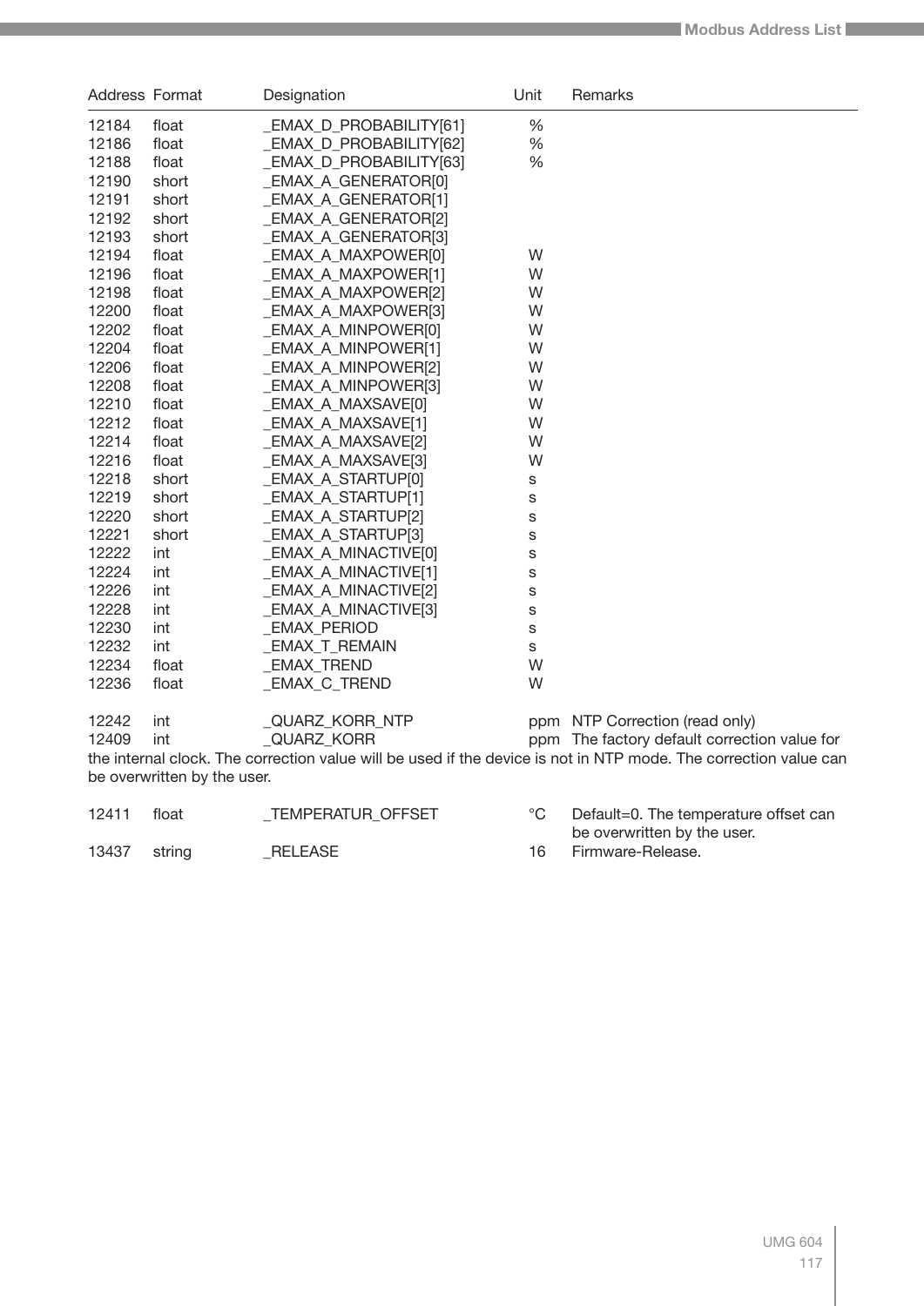| Address | Format | Designation | Unit | Remarks |
|---|---|---|---|---|
| 12184 | float | _EMAX_D_PROBABILITY[61] | % | |
| 12186 | float | _EMAX_D_PROBABILITY[62] | % | |
| 12188 | float | _EMAX_D_PROBABILITY[63] | % | |
| 12190 | short | _EMAX_A_GENERATOR[0] | | |
| 12191 | short | _EMAX_A_GENERATOR[1] | | |
| 12192 | short | _EMAX_A_GENERATOR[2] | | |
| 12193 | short | _EMAX_A_GENERATOR[3] | | |
| 12194 | float | _EMAX_A_MAXPOWER[0] | W | |
| 12196 | float | _EMAX_A_MAXPOWER[1] | W | |
| 12198 | float | _EMAX_A_MAXPOWER[2] | W | |
| 12200 | float | _EMAX_A_MAXPOWER[3] | W | |
| 12202 | float | _EMAX_A_MINPOWER[0] | W | |
| 12204 | float | _EMAX_A_MINPOWER[1] | W | |
| 12206 | float | _EMAX_A_MINPOWER[2] | W | |
| 12208 | float | _EMAX_A_MINPOWER[3] | W | |
| 12210 | float | _EMAX_A_MAXSAVE[0] | W | |
| 12212 | float | _EMAX_A_MAXSAVE[1] | W | |
| 12214 | float | _EMAX_A_MAXSAVE[2] | W | |
| 12216 | float | _EMAX_A_MAXSAVE[3] | W | |
| 12218 | short | _EMAX_A_STARTUP[0] | s | |
| 12219 | short | _EMAX_A_STARTUP[1] | s | |
| 12220 | short | _EMAX_A_STARTUP[2] | s | |
| 12221 | short | _EMAX_A_STARTUP[3] | s | |
| 12222 | int | _EMAX_A_MINACTIVE[0] | s | |
| 12224 | int | _EMAX_A_MINACTIVE[1] | s | |
| 12226 | int | _EMAX_A_MINACTIVE[2] | s | |
| 12228 | int | _EMAX_A_MINACTIVE[3] | s | |
| 12230 | int | _EMAX_PERIOD | s | |
| 12232 | int | _EMAX_T_REMAIN | s | |
| 12234 | float | _EMAX_TREND | W | |
| 12236 | float | _EMAX_C_TREND | W | |
| 12242 | int | _QUARZ_KORR_NTP | ppm | NTP Correction (read only) |
| 12409 | int | _QUARZ_KORR | ppm | The factory default correction value for the internal clock. The correction value will be used if the device is not in NTP mode. The correction value can be overwritten by the user. |
| 12411 | float | _TEMPERATUR_OFFSET | °C | Default=0. The temperature offset can be overwritten by the user. |
| 13437 | string | _RELEASE | 16 | Firmware-Release. |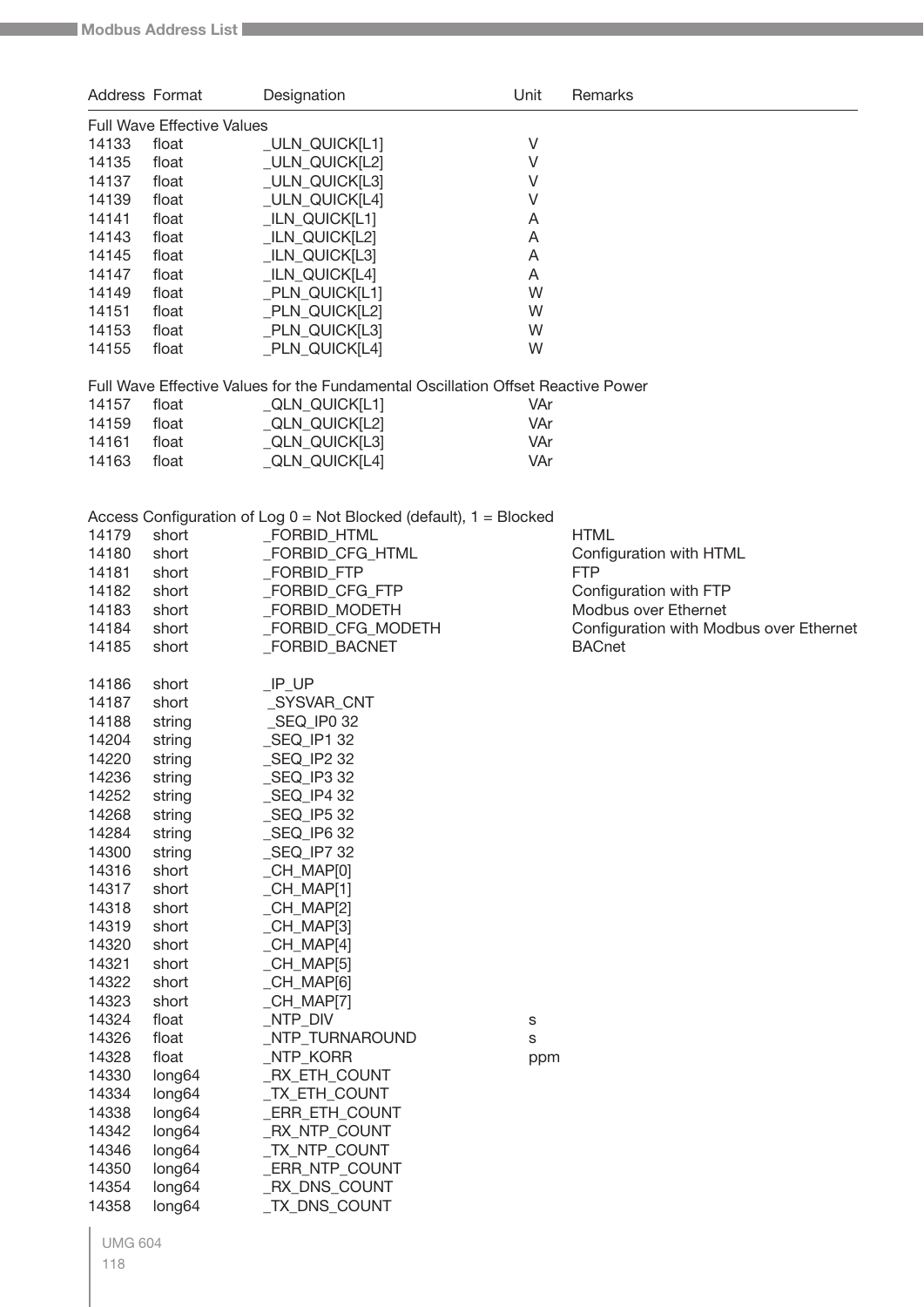| Address | Format | Designation | Unit | Remarks |
|---|---|---|---|---|
| Full Wave Effective Values | | | | |
| 14133 | float | _ULN_QUICK[L1] | V | |
| 14135 | float | _ULN_QUICK[L2] | V | |
| 14137 | float | _ULN_QUICK[L3] | V | |
| 14139 | float | _ULN_QUICK[L4] | V | |
| 14141 | float | _ILN_QUICK[L1] | A | |
| 14143 | float | _ILN_QUICK[L2] | A | |
| 14145 | float | _ILN_QUICK[L3] | A | |
| 14147 | float | _ILN_QUICK[L4] | A | |
| 14149 | float | _PLN_QUICK[L1] | W | |
| 14151 | float | _PLN_QUICK[L2] | W | |
| 14153 | float | _PLN_QUICK[L3] | W | |
| 14155 | float | _PLN_QUICK[L4] | W | |
| Full Wave Effective Values for the Fundamental Oscillation Offset Reactive Power | | | | |
| 14157 | float | _QLN_QUICK[L1] | VAr | |
| 14159 | float | _QLN_QUICK[L2] | VAr | |
| 14161 | float | _QLN_QUICK[L3] | VAr | |
| 14163 | float | _QLN_QUICK[L4] | VAr | |
| Access Configuration of Log 0 = Not Blocked (default), 1 = Blocked | | | | |
| 14179 | short | _FORBID_HTML | | HTML |
| 14180 | short | _FORBID_CFG_HTML | | Configuration with HTML |
| 14181 | short | _FORBID_FTP | | FTP |
| 14182 | short | _FORBID_CFG_FTP | | Configuration with FTP |
| 14183 | short | _FORBID_MODETH | | Modbus over Ethernet |
| 14184 | short | _FORBID_CFG_MODETH | | Configuration with Modbus over Ethernet |
| 14185 | short | _FORBID_BACNET | | BACnet |
| 14186 | short | _IP_UP | | |
| 14187 | short | _SYSVAR_CNT | | |
| 14188 | string | _SEQ_IP0 32 | | |
| 14204 | string | _SEQ_IP1 32 | | |
| 14220 | string | _SEQ_IP2 32 | | |
| 14236 | string | _SEQ_IP3 32 | | |
| 14252 | string | _SEQ_IP4 32 | | |
| 14268 | string | _SEQ_IP5 32 | | |
| 14284 | string | _SEQ_IP6 32 | | |
| 14300 | string | _SEQ_IP7 32 | | |
| 14316 | short | _CH_MAP[0] | | |
| 14317 | short | _CH_MAP[1] | | |
| 14318 | short | _CH_MAP[2] | | |
| 14319 | short | _CH_MAP[3] | | |
| 14320 | short | _CH_MAP[4] | | |
| 14321 | short | _CH_MAP[5] | | |
| 14322 | short | _CH_MAP[6] | | |
| 14323 | short | _CH_MAP[7] | | |
| 14324 | float | _NTP_DIV | s | |
| 14326 | float | _NTP_TURNAROUND | s | |
| 14328 | float | _NTP_KORR | ppm | |
| 14330 | long64 | _RX_ETH_COUNT | | |
| 14334 | long64 | _TX_ETH_COUNT | | |
| 14338 | long64 | _ERR_ETH_COUNT | | |
| 14342 | long64 | _RX_NTP_COUNT | | |
| 14346 | long64 | _TX_NTP_COUNT | | |
| 14350 | long64 | _ERR_NTP_COUNT | | |
| 14354 | long64 | _RX_DNS_COUNT | | |
| 14358 | long64 | _TX_DNS_COUNT | | |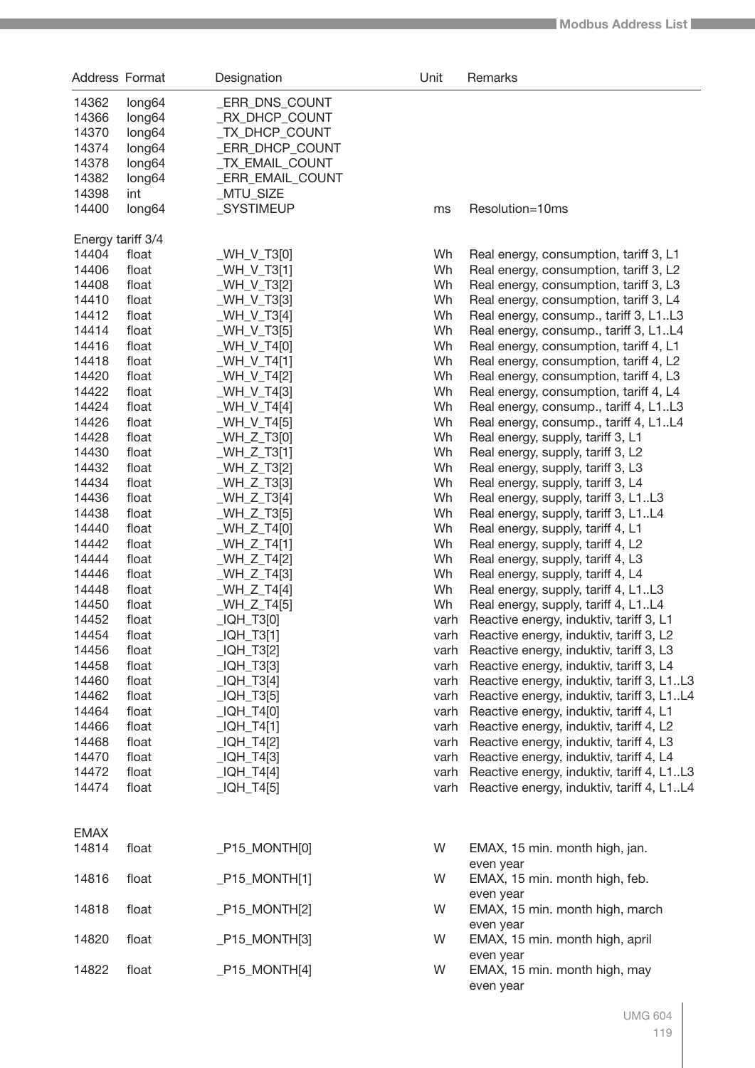| Address | Format | Designation | Unit | Remarks |
|---|---|---|---|---|
| 14362 | long64 | _ERR_DNS_COUNT | | |
| 14366 | long64 | _RX_DHCP_COUNT | | |
| 14370 | long64 | _TX_DHCP_COUNT | | |
| 14374 | long64 | _ERR_DHCP_COUNT | | |
| 14378 | long64 | _TX_EMAIL_COUNT | | |
| 14382 | long64 | _ERR_EMAIL_COUNT | | |
| 14398 | int | _MTU_SIZE | | |
| 14400 | long64 | _SYSTIMEUP | ms | Resolution=10ms |
| Energy tariff 3/4 | | | | |
| 14404 | float | _WH_V_T3[0] | Wh | Real energy, consumption, tariff 3, L1 |
| 14406 | float | _WH_V_T3[1] | Wh | Real energy, consumption, tariff 3, L2 |
| 14408 | float | _WH_V_T3[2] | Wh | Real energy, consumption, tariff 3, L3 |
| 14410 | float | _WH_V_T3[3] | Wh | Real energy, consumption, tariff 3, L4 |
| 14412 | float | _WH_V_T3[4] | Wh | Real energy, consump., tariff 3, L1..L3 |
| 14414 | float | _WH_V_T3[5] | Wh | Real energy, consump., tariff 3, L1..L4 |
| 14416 | float | _WH_V_T4[0] | Wh | Real energy, consumption, tariff 4, L1 |
| 14418 | float | _WH_V_T4[1] | Wh | Real energy, consumption, tariff 4, L2 |
| 14420 | float | _WH_V_T4[2] | Wh | Real energy, consumption, tariff 4, L3 |
| 14422 | float | _WH_V_T4[3] | Wh | Real energy, consumption, tariff 4, L4 |
| 14424 | float | _WH_V_T4[4] | Wh | Real energy, consump., tariff 4, L1..L3 |
| 14426 | float | _WH_V_T4[5] | Wh | Real energy, consump., tariff 4, L1..L4 |
| 14428 | float | _WH_Z_T3[0] | Wh | Real energy, supply, tariff 3, L1 |
| 14430 | float | _WH_Z_T3[1] | Wh | Real energy, supply, tariff 3, L2 |
| 14432 | float | _WH_Z_T3[2] | Wh | Real energy, supply, tariff 3, L3 |
| 14434 | float | _WH_Z_T3[3] | Wh | Real energy, supply, tariff 3, L4 |
| 14436 | float | _WH_Z_T3[4] | Wh | Real energy, supply, tariff 3, L1..L3 |
| 14438 | float | _WH_Z_T3[5] | Wh | Real energy, supply, tariff 3, L1..L4 |
| 14440 | float | _WH_Z_T4[0] | Wh | Real energy, supply, tariff 4, L1 |
| 14442 | float | _WH_Z_T4[1] | Wh | Real energy, supply, tariff 4, L2 |
| 14444 | float | _WH_Z_T4[2] | Wh | Real energy, supply, tariff 4, L3 |
| 14446 | float | _WH_Z_T4[3] | Wh | Real energy, supply, tariff 4, L4 |
| 14448 | float | _WH_Z_T4[4] | Wh | Real energy, supply, tariff 4, L1..L3 |
| 14450 | float | _WH_Z_T4[5] | Wh | Real energy, supply, tariff 4, L1..L4 |
| 14452 | float | _IQH_T3[0] | varh | Reactive energy, induktiv, tariff 3, L1 |
| 14454 | float | _IQH_T3[1] | varh | Reactive energy, induktiv, tariff 3, L2 |
| 14456 | float | _IQH_T3[2] | varh | Reactive energy, induktiv, tariff 3, L3 |
| 14458 | float | _IQH_T3[3] | varh | Reactive energy, induktiv, tariff 3, L4 |
| 14460 | float | _IQH_T3[4] | varh | Reactive energy, induktiv, tariff 3, L1..L3 |
| 14462 | float | _IQH_T3[5] | varh | Reactive energy, induktiv, tariff 3, L1..L4 |
| 14464 | float | _IQH_T4[0] | varh | Reactive energy, induktiv, tariff 4, L1 |
| 14466 | float | _IQH_T4[1] | varh | Reactive energy, induktiv, tariff 4, L2 |
| 14468 | float | _IQH_T4[2] | varh | Reactive energy, induktiv, tariff 4, L3 |
| 14470 | float | _IQH_T4[3] | varh | Reactive energy, induktiv, tariff 4, L4 |
| 14472 | float | _IQH_T4[4] | varh | Reactive energy, induktiv, tariff 4, L1..L3 |
| 14474 | float | _IQH_T4[5] | varh | Reactive energy, induktiv, tariff 4, L1..L4 |
| EMAX | | | | |
| 14814 | float | _P15_MONTH[0] | W | EMAX, 15 min. month high, jan. even year |
| 14816 | float | _P15_MONTH[1] | W | EMAX, 15 min. month high, feb. even year |
| 14818 | float | _P15_MONTH[2] | W | EMAX, 15 min. month high, march even year |
| 14820 | float | _P15_MONTH[3] | W | EMAX, 15 min. month high, april even year |
| 14822 | float | _P15_MONTH[4] | W | EMAX, 15 min. month high, may even year |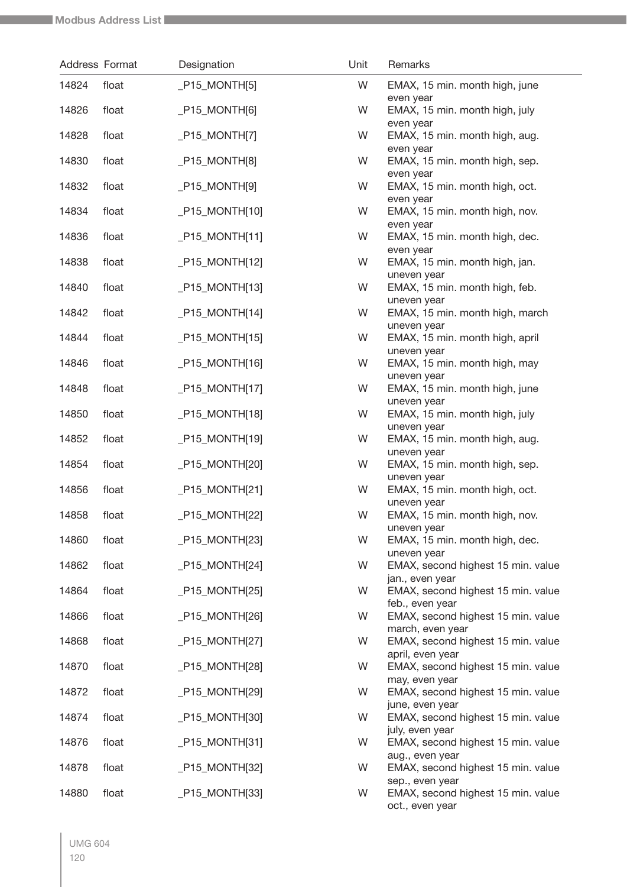| Address | Format | Designation | Unit | Remarks |
|---|---|---|---|---|
| 14824 | float | _P15_MONTH[5] | W | EMAX, 15 min. month high, june even year |
| 14826 | float | _P15_MONTH[6] | W | EMAX, 15 min. month high, july even year |
| 14828 | float | _P15_MONTH[7] | W | EMAX, 15 min. month high, aug. even year |
| 14830 | float | _P15_MONTH[8] | W | EMAX, 15 min. month high, sep. even year |
| 14832 | float | _P15_MONTH[9] | W | EMAX, 15 min. month high, oct. even year |
| 14834 | float | _P15_MONTH[10] | W | EMAX, 15 min. month high, nov. even year |
| 14836 | float | _P15_MONTH[11] | W | EMAX, 15 min. month high, dec. even year |
| 14838 | float | _P15_MONTH[12] | W | EMAX, 15 min. month high, jan. uneven year |
| 14840 | float | _P15_MONTH[13] | W | EMAX, 15 min. month high, feb. uneven year |
| 14842 | float | _P15_MONTH[14] | W | EMAX, 15 min. month high, march uneven year |
| 14844 | float | _P15_MONTH[15] | W | EMAX, 15 min. month high, april uneven year |
| 14846 | float | _P15_MONTH[16] | W | EMAX, 15 min. month high, may uneven year |
| 14848 | float | _P15_MONTH[17] | W | EMAX, 15 min. month high, june uneven year |
| 14850 | float | _P15_MONTH[18] | W | EMAX, 15 min. month high, july uneven year |
| 14852 | float | _P15_MONTH[19] | W | EMAX, 15 min. month high, aug. uneven year |
| 14854 | float | _P15_MONTH[20] | W | EMAX, 15 min. month high, sep. uneven year |
| 14856 | float | _P15_MONTH[21] | W | EMAX, 15 min. month high, oct. uneven year |
| 14858 | float | _P15_MONTH[22] | W | EMAX, 15 min. month high, nov. uneven year |
| 14860 | float | _P15_MONTH[23] | W | EMAX, 15 min. month high, dec. uneven year |
| 14862 | float | _P15_MONTH[24] | W | EMAX, second highest 15 min. value jan., even year |
| 14864 | float | _P15_MONTH[25] | W | EMAX, second highest 15 min. value feb., even year |
| 14866 | float | _P15_MONTH[26] | W | EMAX, second highest 15 min. value march, even year |
| 14868 | float | _P15_MONTH[27] | W | EMAX, second highest 15 min. value april, even year |
| 14870 | float | _P15_MONTH[28] | W | EMAX, second highest 15 min. value may, even year |
| 14872 | float | _P15_MONTH[29] | W | EMAX, second highest 15 min. value june, even year |
| 14874 | float | _P15_MONTH[30] | W | EMAX, second highest 15 min. value july, even year |
| 14876 | float | _P15_MONTH[31] | W | EMAX, second highest 15 min. value aug., even year |
| 14878 | float | _P15_MONTH[32] | W | EMAX, second highest 15 min. value sep., even year |
| 14880 | float | _P15_MONTH[33] | W | EMAX, second highest 15 min. value oct., even year |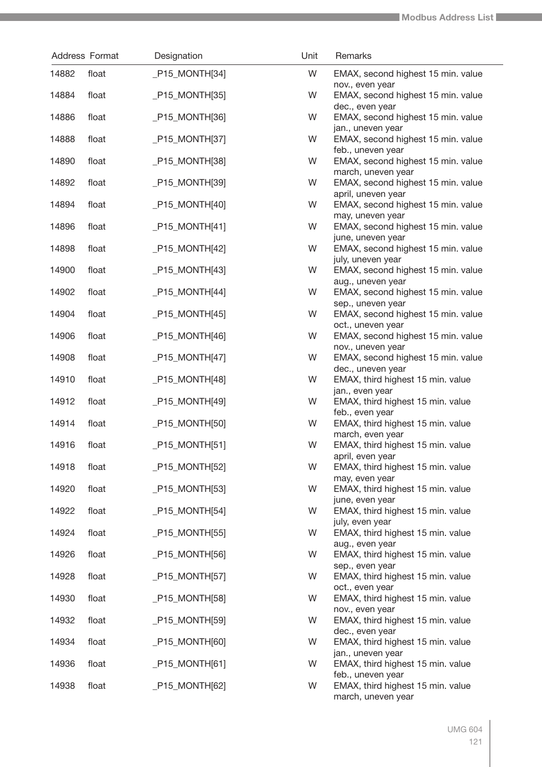| Address | Format | Designation | Unit | Remarks |
|---|---|---|---|---|
| 14882 | float | _P15_MONTH[34] | W | EMAX, second highest 15 min. value nov., even year |
| 14884 | float | _P15_MONTH[35] | W | EMAX, second highest 15 min. value dec., even year |
| 14886 | float | _P15_MONTH[36] | W | EMAX, second highest 15 min. value jan., uneven year |
| 14888 | float | _P15_MONTH[37] | W | EMAX, second highest 15 min. value feb., uneven year |
| 14890 | float | _P15_MONTH[38] | W | EMAX, second highest 15 min. value march, uneven year |
| 14892 | float | _P15_MONTH[39] | W | EMAX, second highest 15 min. value april, uneven year |
| 14894 | float | _P15_MONTH[40] | W | EMAX, second highest 15 min. value may, uneven year |
| 14896 | float | _P15_MONTH[41] | W | EMAX, second highest 15 min. value june, uneven year |
| 14898 | float | _P15_MONTH[42] | W | EMAX, second highest 15 min. value july, uneven year |
| 14900 | float | _P15_MONTH[43] | W | EMAX, second highest 15 min. value aug., uneven year |
| 14902 | float | _P15_MONTH[44] | W | EMAX, second highest 15 min. value sep., uneven year |
| 14904 | float | _P15_MONTH[45] | W | EMAX, second highest 15 min. value oct., uneven year |
| 14906 | float | _P15_MONTH[46] | W | EMAX, second highest 15 min. value nov., uneven year |
| 14908 | float | _P15_MONTH[47] | W | EMAX, second highest 15 min. value dec., uneven year |
| 14910 | float | _P15_MONTH[48] | W | EMAX, third highest 15 min. value jan., even year |
| 14912 | float | _P15_MONTH[49] | W | EMAX, third highest 15 min. value feb., even year |
| 14914 | float | _P15_MONTH[50] | W | EMAX, third highest 15 min. value march, even year |
| 14916 | float | _P15_MONTH[51] | W | EMAX, third highest 15 min. value april, even year |
| 14918 | float | _P15_MONTH[52] | W | EMAX, third highest 15 min. value may, even year |
| 14920 | float | _P15_MONTH[53] | W | EMAX, third highest 15 min. value june, even year |
| 14922 | float | _P15_MONTH[54] | W | EMAX, third highest 15 min. value july, even year |
| 14924 | float | _P15_MONTH[55] | W | EMAX, third highest 15 min. value aug., even year |
| 14926 | float | _P15_MONTH[56] | W | EMAX, third highest 15 min. value sep., even year |
| 14928 | float | _P15_MONTH[57] | W | EMAX, third highest 15 min. value oct., even year |
| 14930 | float | _P15_MONTH[58] | W | EMAX, third highest 15 min. value nov., even year |
| 14932 | float | _P15_MONTH[59] | W | EMAX, third highest 15 min. value dec., even year |
| 14934 | float | _P15_MONTH[60] | W | EMAX, third highest 15 min. value jan., uneven year |
| 14936 | float | _P15_MONTH[61] | W | EMAX, third highest 15 min. value feb., uneven year |
| 14938 | float | _P15_MONTH[62] | W | EMAX, third highest 15 min. value march, uneven year |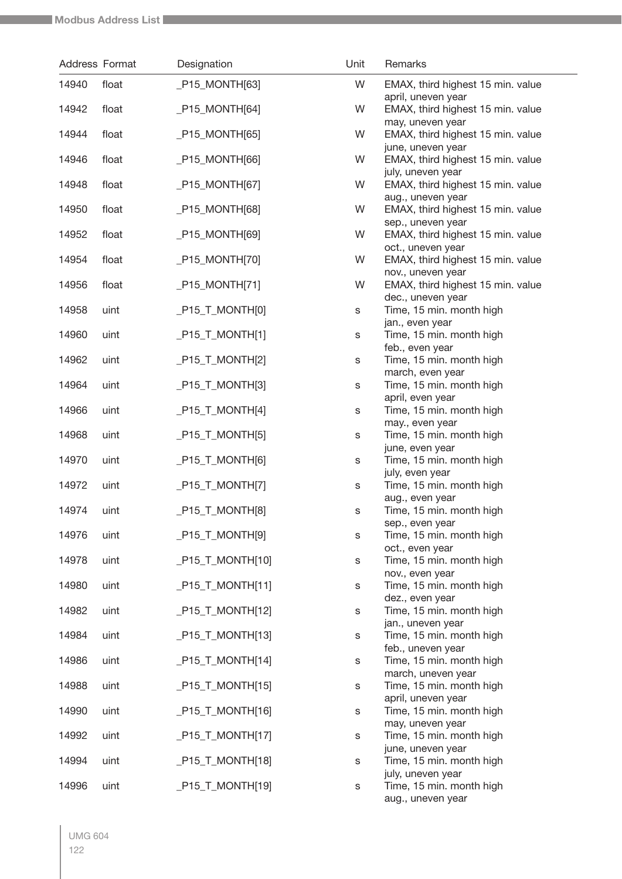| Address | Format | Designation | Unit | Remarks |
|---|---|---|---|---|
| 14940 | float | _P15_MONTH[63] | W | EMAX, third highest 15 min. value april, uneven year |
| 14942 | float | _P15_MONTH[64] | W | EMAX, third highest 15 min. value may, uneven year |
| 14944 | float | _P15_MONTH[65] | W | EMAX, third highest 15 min. value june, uneven year |
| 14946 | float | _P15_MONTH[66] | W | EMAX, third highest 15 min. value july, uneven year |
| 14948 | float | _P15_MONTH[67] | W | EMAX, third highest 15 min. value aug., uneven year |
| 14950 | float | _P15_MONTH[68] | W | EMAX, third highest 15 min. value sep., uneven year |
| 14952 | float | _P15_MONTH[69] | W | EMAX, third highest 15 min. value oct., uneven year |
| 14954 | float | _P15_MONTH[70] | W | EMAX, third highest 15 min. value nov., uneven year |
| 14956 | float | _P15_MONTH[71] | W | EMAX, third highest 15 min. value dec., uneven year |
| 14958 | uint | _P15_T_MONTH[0] | s | Time, 15 min. month high jan., even year |
| 14960 | uint | _P15_T_MONTH[1] | s | Time, 15 min. month high feb., even year |
| 14962 | uint | _P15_T_MONTH[2] | s | Time, 15 min. month high march, even year |
| 14964 | uint | _P15_T_MONTH[3] | s | Time, 15 min. month high april, even year |
| 14966 | uint | _P15_T_MONTH[4] | s | Time, 15 min. month high may., even year |
| 14968 | uint | _P15_T_MONTH[5] | s | Time, 15 min. month high june, even year |
| 14970 | uint | _P15_T_MONTH[6] | s | Time, 15 min. month high july, even year |
| 14972 | uint | _P15_T_MONTH[7] | s | Time, 15 min. month high aug., even year |
| 14974 | uint | _P15_T_MONTH[8] | s | Time, 15 min. month high sep., even year |
| 14976 | uint | _P15_T_MONTH[9] | s | Time, 15 min. month high oct., even year |
| 14978 | uint | _P15_T_MONTH[10] | s | Time, 15 min. month high nov., even year |
| 14980 | uint | _P15_T_MONTH[11] | s | Time, 15 min. month high dez., even year |
| 14982 | uint | _P15_T_MONTH[12] | s | Time, 15 min. month high jan., uneven year |
| 14984 | uint | _P15_T_MONTH[13] | s | Time, 15 min. month high feb., uneven year |
| 14986 | uint | _P15_T_MONTH[14] | s | Time, 15 min. month high march, uneven year |
| 14988 | uint | _P15_T_MONTH[15] | s | Time, 15 min. month high april, uneven year |
| 14990 | uint | _P15_T_MONTH[16] | s | Time, 15 min. month high may, uneven year |
| 14992 | uint | _P15_T_MONTH[17] | s | Time, 15 min. month high june, uneven year |
| 14994 | uint | _P15_T_MONTH[18] | s | Time, 15 min. month high july, uneven year |
| 14996 | uint | _P15_T_MONTH[19] | s | Time, 15 min. month high aug., uneven year |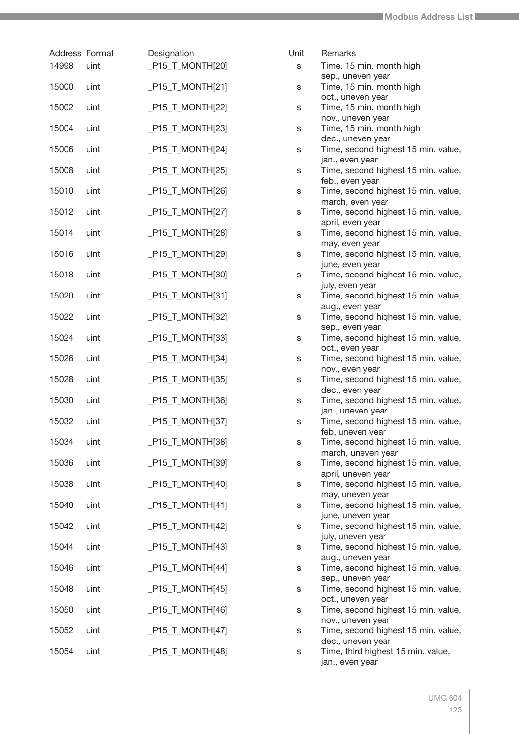| Address | Format | Designation | Unit | Remarks |
|---|---|---|---|---|
| 14998 | uint | _P15_T_MONTH[20] | s | Time, 15 min. month high sep., uneven year |
| 15000 | uint | _P15_T_MONTH[21] | s | Time, 15 min. month high oct., uneven year |
| 15002 | uint | _P15_T_MONTH[22] | s | Time, 15 min. month high nov., uneven year |
| 15004 | uint | _P15_T_MONTH[23] | s | Time, 15 min. month high dec., uneven year |
| 15006 | uint | _P15_T_MONTH[24] | s | Time, second highest 15 min. value, jan., even year |
| 15008 | uint | _P15_T_MONTH[25] | s | Time, second highest 15 min. value, feb., even year |
| 15010 | uint | _P15_T_MONTH[26] | s | Time, second highest 15 min. value, march, even year |
| 15012 | uint | _P15_T_MONTH[27] | s | Time, second highest 15 min. value, april, even year |
| 15014 | uint | _P15_T_MONTH[28] | s | Time, second highest 15 min. value, may, even year |
| 15016 | uint | _P15_T_MONTH[29] | s | Time, second highest 15 min. value, june, even year |
| 15018 | uint | _P15_T_MONTH[30] | s | Time, second highest 15 min. value, july, even year |
| 15020 | uint | _P15_T_MONTH[31] | s | Time, second highest 15 min. value, aug., even year |
| 15022 | uint | _P15_T_MONTH[32] | s | Time, second highest 15 min. value, sep., even year |
| 15024 | uint | _P15_T_MONTH[33] | s | Time, second highest 15 min. value, oct., even year |
| 15026 | uint | _P15_T_MONTH[34] | s | Time, second highest 15 min. value, nov., even year |
| 15028 | uint | _P15_T_MONTH[35] | s | Time, second highest 15 min. value, dec., even year |
| 15030 | uint | _P15_T_MONTH[36] | s | Time, second highest 15 min. value, jan., uneven year |
| 15032 | uint | _P15_T_MONTH[37] | s | Time, second highest 15 min. value, feb, uneven year |
| 15034 | uint | _P15_T_MONTH[38] | s | Time, second highest 15 min. value, march, uneven year |
| 15036 | uint | _P15_T_MONTH[39] | s | Time, second highest 15 min. value, april, uneven year |
| 15038 | uint | _P15_T_MONTH[40] | s | Time, second highest 15 min. value, may, uneven year |
| 15040 | uint | _P15_T_MONTH[41] | s | Time, second highest 15 min. value, june, uneven year |
| 15042 | uint | _P15_T_MONTH[42] | s | Time, second highest 15 min. value, july, uneven year |
| 15044 | uint | _P15_T_MONTH[43] | s | Time, second highest 15 min. value, aug., uneven year |
| 15046 | uint | _P15_T_MONTH[44] | s | Time, second highest 15 min. value, sep., uneven year |
| 15048 | uint | _P15_T_MONTH[45] | s | Time, second highest 15 min. value, oct., uneven year |
| 15050 | uint | _P15_T_MONTH[46] | s | Time, second highest 15 min. value, nov., uneven year |
| 15052 | uint | _P15_T_MONTH[47] | s | Time, second highest 15 min. value, dec., uneven year |
| 15054 | uint | _P15_T_MONTH[48] | s | Time, third highest 15 min. value, jan., even year |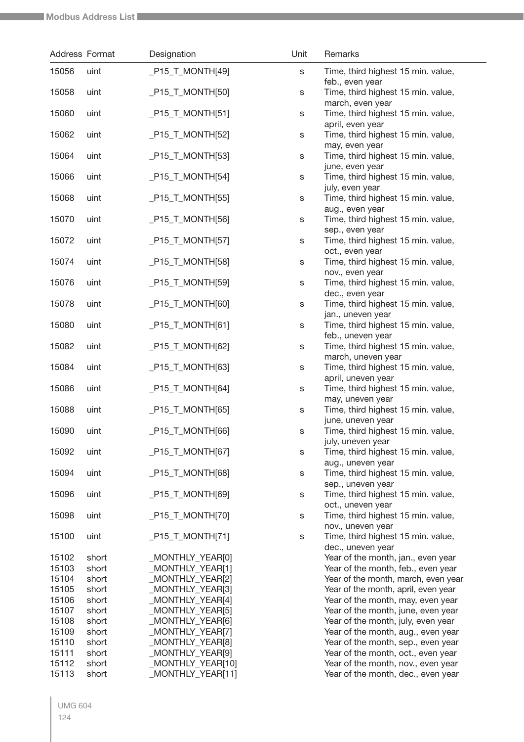| Address | Format | Designation | Unit | Remarks |
|---|---|---|---|---|
| 15056 | uint | _P15_T_MONTH[49] | s | Time, third highest 15 min. value, feb., even year |
| 15058 | uint | _P15_T_MONTH[50] | s | Time, third highest 15 min. value, march, even year |
| 15060 | uint | _P15_T_MONTH[51] | s | Time, third highest 15 min. value, april, even year |
| 15062 | uint | _P15_T_MONTH[52] | s | Time, third highest 15 min. value, may, even year |
| 15064 | uint | _P15_T_MONTH[53] | s | Time, third highest 15 min. value, june, even year |
| 15066 | uint | _P15_T_MONTH[54] | s | Time, third highest 15 min. value, july, even year |
| 15068 | uint | _P15_T_MONTH[55] | s | Time, third highest 15 min. value, aug., even year |
| 15070 | uint | _P15_T_MONTH[56] | s | Time, third highest 15 min. value, sep., even year |
| 15072 | uint | _P15_T_MONTH[57] | s | Time, third highest 15 min. value, oct., even year |
| 15074 | uint | _P15_T_MONTH[58] | s | Time, third highest 15 min. value, nov., even year |
| 15076 | uint | _P15_T_MONTH[59] | s | Time, third highest 15 min. value, dec., even year |
| 15078 | uint | _P15_T_MONTH[60] | s | Time, third highest 15 min. value, jan., uneven year |
| 15080 | uint | _P15_T_MONTH[61] | s | Time, third highest 15 min. value, feb., uneven year |
| 15082 | uint | _P15_T_MONTH[62] | s | Time, third highest 15 min. value, march, uneven year |
| 15084 | uint | _P15_T_MONTH[63] | s | Time, third highest 15 min. value, april, uneven year |
| 15086 | uint | _P15_T_MONTH[64] | s | Time, third highest 15 min. value, may, uneven year |
| 15088 | uint | _P15_T_MONTH[65] | s | Time, third highest 15 min. value, june, uneven year |
| 15090 | uint | _P15_T_MONTH[66] | s | Time, third highest 15 min. value, july, uneven year |
| 15092 | uint | _P15_T_MONTH[67] | s | Time, third highest 15 min. value, aug., uneven year |
| 15094 | uint | _P15_T_MONTH[68] | s | Time, third highest 15 min. value, sep., uneven year |
| 15096 | uint | _P15_T_MONTH[69] | s | Time, third highest 15 min. value, oct., uneven year |
| 15098 | uint | _P15_T_MONTH[70] | s | Time, third highest 15 min. value, nov., uneven year |
| 15100 | uint | _P15_T_MONTH[71] | s | Time, third highest 15 min. value, dec., uneven year |
| 15102 | short | _MONTHLY_YEAR[0] | | Year of the month, jan., even year |
| 15103 | short | _MONTHLY_YEAR[1] | | Year of the month, feb., even year |
| 15104 | short | _MONTHLY_YEAR[2] | | Year of the month, march, even year |
| 15105 | short | _MONTHLY_YEAR[3] | | Year of the month, april, even year |
| 15106 | short | _MONTHLY_YEAR[4] | | Year of the month, may, even year |
| 15107 | short | _MONTHLY_YEAR[5] | | Year of the month, june, even year |
| 15108 | short | _MONTHLY_YEAR[6] | | Year of the month, july, even year |
| 15109 | short | _MONTHLY_YEAR[7] | | Year of the month, aug., even year |
| 15110 | short | _MONTHLY_YEAR[8] | | Year of the month, sep., even year |
| 15111 | short | _MONTHLY_YEAR[9] | | Year of the month, oct., even year |
| 15112 | short | _MONTHLY_YEAR[10] | | Year of the month, nov., even year |
| 15113 | short | _MONTHLY_YEAR[11] | | Year of the month, dec., even year |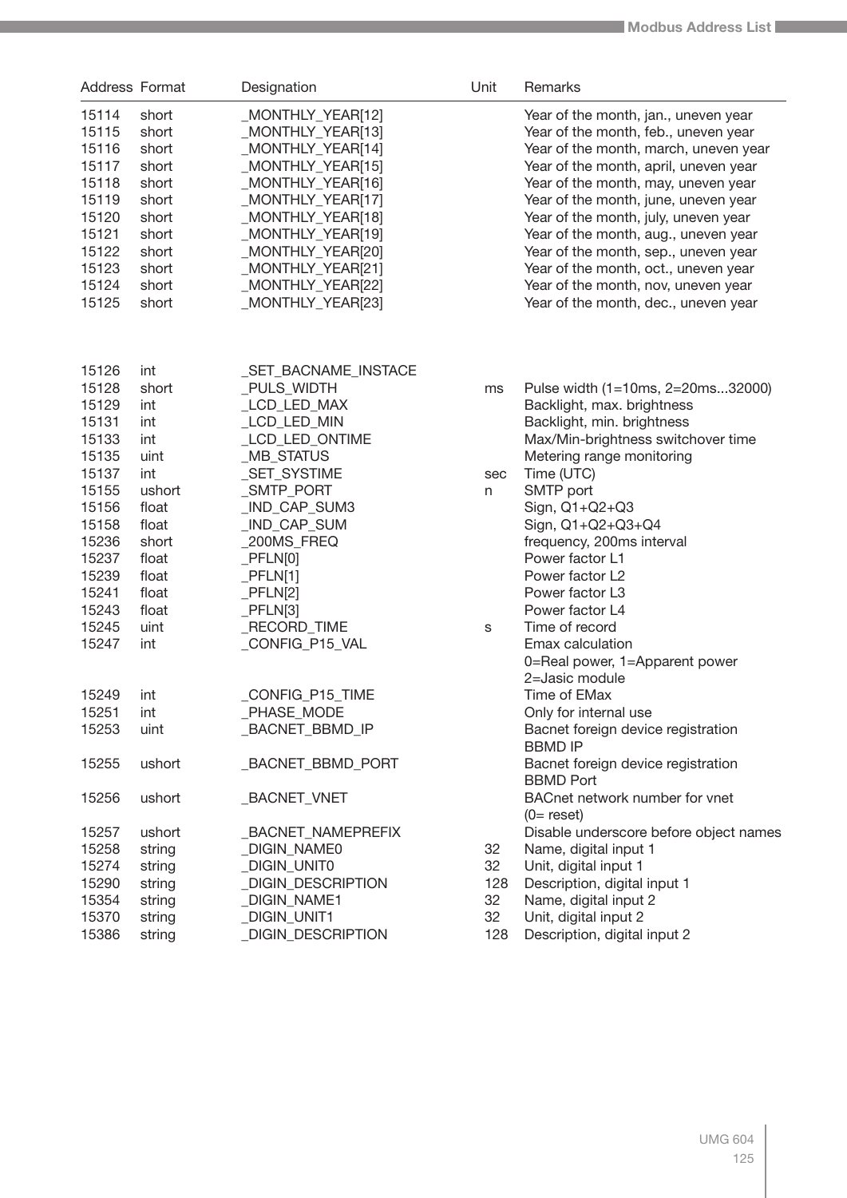| Address | Format | Designation | Unit | Remarks |
|---|---|---|---|---|
| 15114 | short | _MONTHLY_YEAR[12] | | Year of the month, jan., uneven year |
| 15115 | short | _MONTHLY_YEAR[13] | | Year of the month, feb., uneven year |
| 15116 | short | _MONTHLY_YEAR[14] | | Year of the month, march, uneven year |
| 15117 | short | _MONTHLY_YEAR[15] | | Year of the month, april, uneven year |
| 15118 | short | _MONTHLY_YEAR[16] | | Year of the month, may, uneven year |
| 15119 | short | _MONTHLY_YEAR[17] | | Year of the month, june, uneven year |
| 15120 | short | _MONTHLY_YEAR[18] | | Year of the month, july, uneven year |
| 15121 | short | _MONTHLY_YEAR[19] | | Year of the month, aug., uneven year |
| 15122 | short | _MONTHLY_YEAR[20] | | Year of the month, sep., uneven year |
| 15123 | short | _MONTHLY_YEAR[21] | | Year of the month, oct., uneven year |
| 15124 | short | _MONTHLY_YEAR[22] | | Year of the month, nov, uneven year |
| 15125 | short | _MONTHLY_YEAR[23] | | Year of the month, dec., uneven year |
| 15126 | int | _SET_BACNAME_INSTACE | | |
| 15128 | short | _PULS_WIDTH | ms | Pulse width (1=10ms, 2=20ms...32000) |
| 15129 | int | _LCD_LED_MAX | | Backlight, max. brightness |
| 15131 | int | _LCD_LED_MIN | | Backlight, min. brightness |
| 15133 | int | _LCD_LED_ONTIME | | Max/Min-brightness switchover time |
| 15135 | uint | _MB_STATUS | | Metering range monitoring |
| 15137 | int | _SET_SYSTIME | sec | Time (UTC) |
| 15155 | ushort | _SMTP_PORT | n | SMTP port |
| 15156 | float | _IND_CAP_SUM3 | | Sign, Q1+Q2+Q3 |
| 15158 | float | _IND_CAP_SUM | | Sign, Q1+Q2+Q3+Q4 |
| 15236 | short | _200MS_FREQ | | frequency, 200ms interval |
| 15237 | float | _PFLN[0] | | Power factor L1 |
| 15239 | float | _PFLN[1] | | Power factor L2 |
| 15241 | float | _PFLN[2] | | Power factor L3 |
| 15243 | float | _PFLN[3] | | Power factor L4 |
| 15245 | uint | _RECORD_TIME | s | Time of record |
| 15247 | int | _CONFIG_P15_VAL | | Emax calculation 0=Real power, 1=Apparent power 2=Jasic module |
| 15249 | int | _CONFIG_P15_TIME | | Time of EMax |
| 15251 | int | _PHASE_MODE | | Only for internal use |
| 15253 | uint | _BACNET_BBMD_IP | | Bacnet foreign device registration BBMD IP |
| 15255 | ushort | _BACNET_BBMD_PORT | | Bacnet foreign device registration BBMD Port |
| 15256 | ushort | _BACNET_VNET | | BACnet network number for vnet (0= reset) |
| 15257 | ushort | _BACNET_NAMEPREFIX | | Disable underscore before object names |
| 15258 | string | _DIGIN_NAME0 | 32 | Name, digital input 1 |
| 15274 | string | _DIGIN_UNIT0 | 32 | Unit, digital input 1 |
| 15290 | string | _DIGIN_DESCRIPTION | 128 | Description, digital input 1 |
| 15354 | string | _DIGIN_NAME1 | 32 | Name, digital input 2 |
| 15370 | string | _DIGIN_UNIT1 | 32 | Unit, digital input 2 |
| 15386 | string | _DIGIN_DESCRIPTION | 128 | Description, digital input 2 |